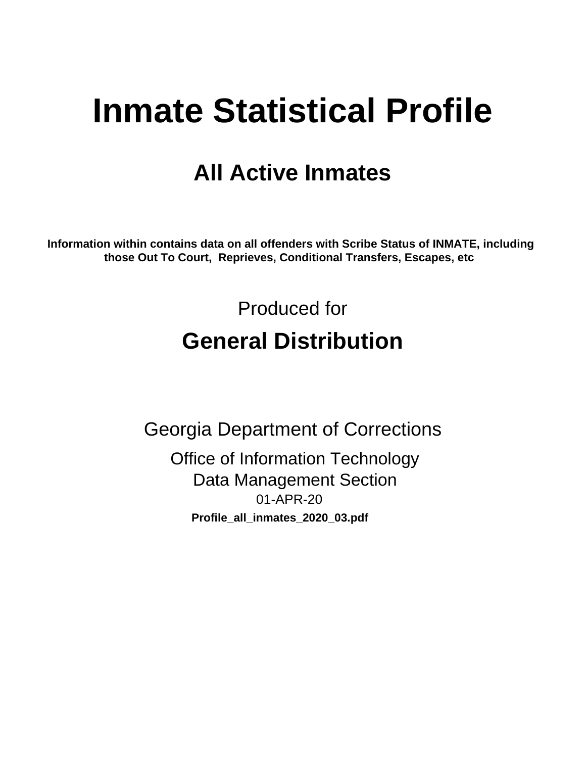# Inmate Statistical Profile

## All Active Inmates

**Information within contains data on all offenders with Scribe Status of INMATE, including those Out To Court, Reprieves, Conditional Transfers, Escapes, etc**

Produced for

## General Distribution

Georgia Department of Corrections

Office of Information Technology

Data Management Section

01-APR-20

**Profile_all_inmates_2020_03.pdf**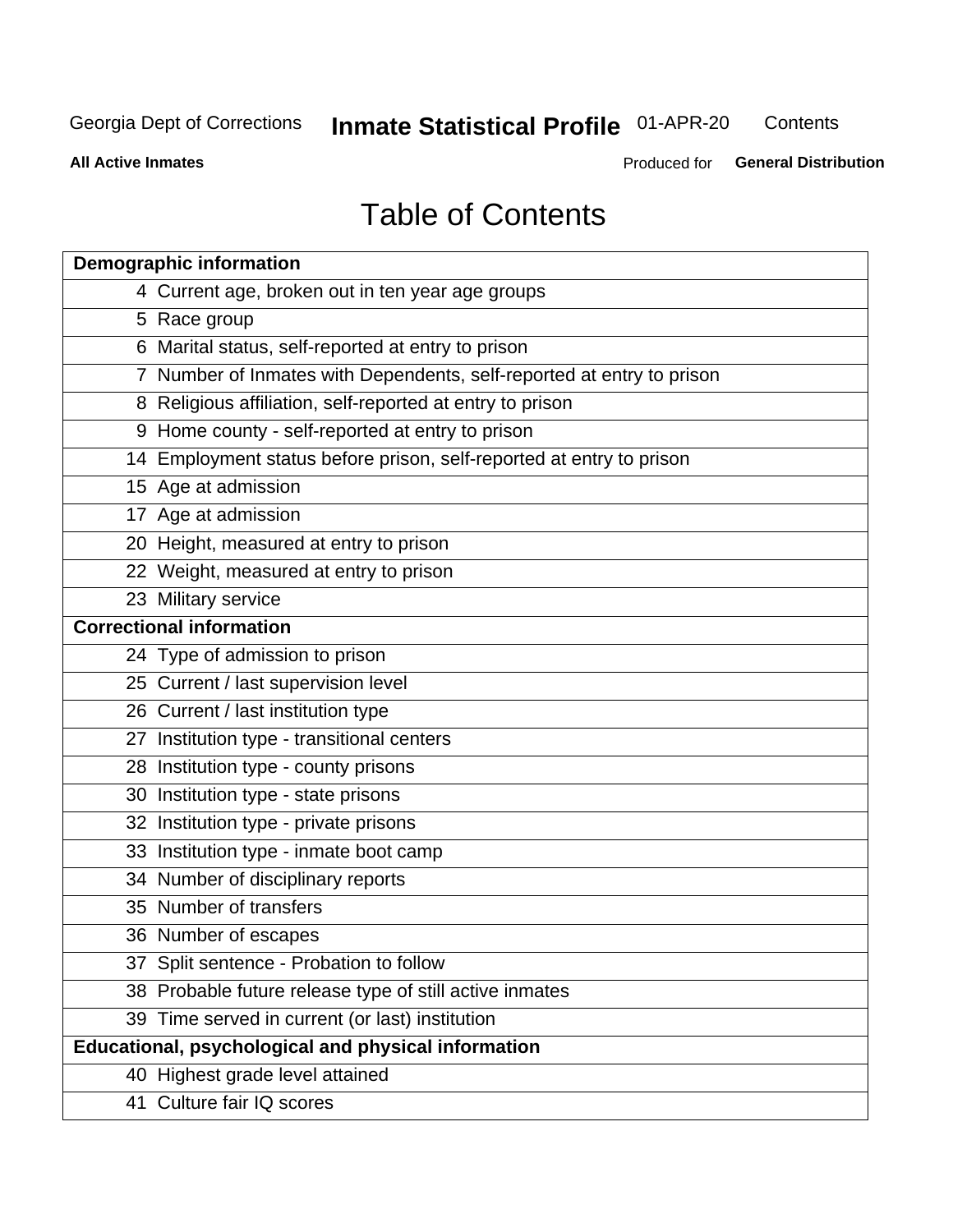# Table of Contents

| Page | Section |
|---|---|
| **Demographic information** | |
| 4 | Current age, broken out in ten year age groups |
| 5 | Race group |
| 6 | Marital status, self-reported at entry to prison |
| 7 | Number of Inmates with Dependents, self-reported at entry to prison |
| 8 | Religious affiliation, self-reported at entry to prison |
| 9 | Home county - self-reported at entry to prison |
| 14 | Employment status before prison, self-reported at entry to prison |
| 15 | Age at admission |
| 17 | Age at admission |
| 20 | Height, measured at entry to prison |
| 22 | Weight, measured at entry to prison |
| 23 | Military service |
| **Correctional information** | |
| 24 | Type of admission to prison |
| 25 | Current / last supervision level |
| 26 | Current / last institution type |
| 27 | Institution type - transitional centers |
| 28 | Institution type - county prisons |
| 30 | Institution type - state prisons |
| 32 | Institution type - private prisons |
| 33 | Institution type - inmate boot camp |
| 34 | Number of disciplinary reports |
| 35 | Number of transfers |
| 36 | Number of escapes |
| 37 | Split sentence - Probation to follow |
| 38 | Probable future release type of still active inmates |
| 39 | Time served in current (or last) institution |
| **Educational, psychological and physical information** | |
| 40 | Highest grade level attained |
| 41 | Culture fair IQ scores |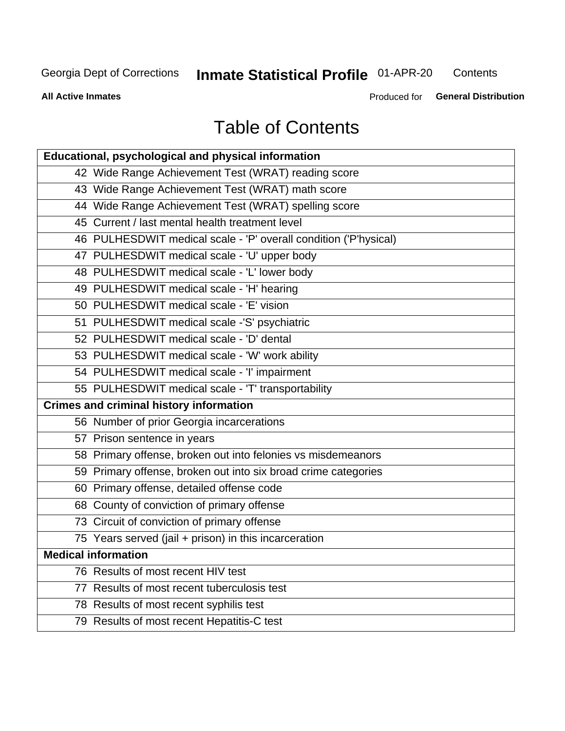# Table of Contents

| Educational, psychological and physical information |
|---|
| 42 Wide Range Achievement Test (WRAT) reading score |
| 43 Wide Range Achievement Test (WRAT) math score |
| 44 Wide Range Achievement Test (WRAT) spelling score |
| 45 Current / last mental health treatment level |
| 46 PULHESDWIT medical scale - 'P' overall condition ('P'hysical) |
| 47 PULHESDWIT medical scale - 'U' upper body |
| 48 PULHESDWIT medical scale - 'L' lower body |
| 49 PULHESDWIT medical scale - 'H' hearing |
| 50 PULHESDWIT medical scale - 'E' vision |
| 51 PULHESDWIT medical scale -'S' psychiatric |
| 52 PULHESDWIT medical scale - 'D' dental |
| 53 PULHESDWIT medical scale - 'W' work ability |
| 54 PULHESDWIT medical scale - 'I' impairment |
| 55 PULHESDWIT medical scale - 'T' transportability |
| **Crimes and criminal history information** |
| 56 Number of prior Georgia incarcerations |
| 57 Prison sentence in years |
| 58 Primary offense, broken out into felonies vs misdemeanors |
| 59 Primary offense, broken out into six broad crime categories |
| 60 Primary offense, detailed offense code |
| 68 County of conviction of primary offense |
| 73 Circuit of conviction of primary offense |
| 75 Years served (jail + prison) in this incarceration |
| **Medical information** |
| 76 Results of most recent HIV test |
| 77 Results of most recent tuberculosis test |
| 78 Results of most recent syphilis test |
| 79 Results of most recent Hepatitis-C test |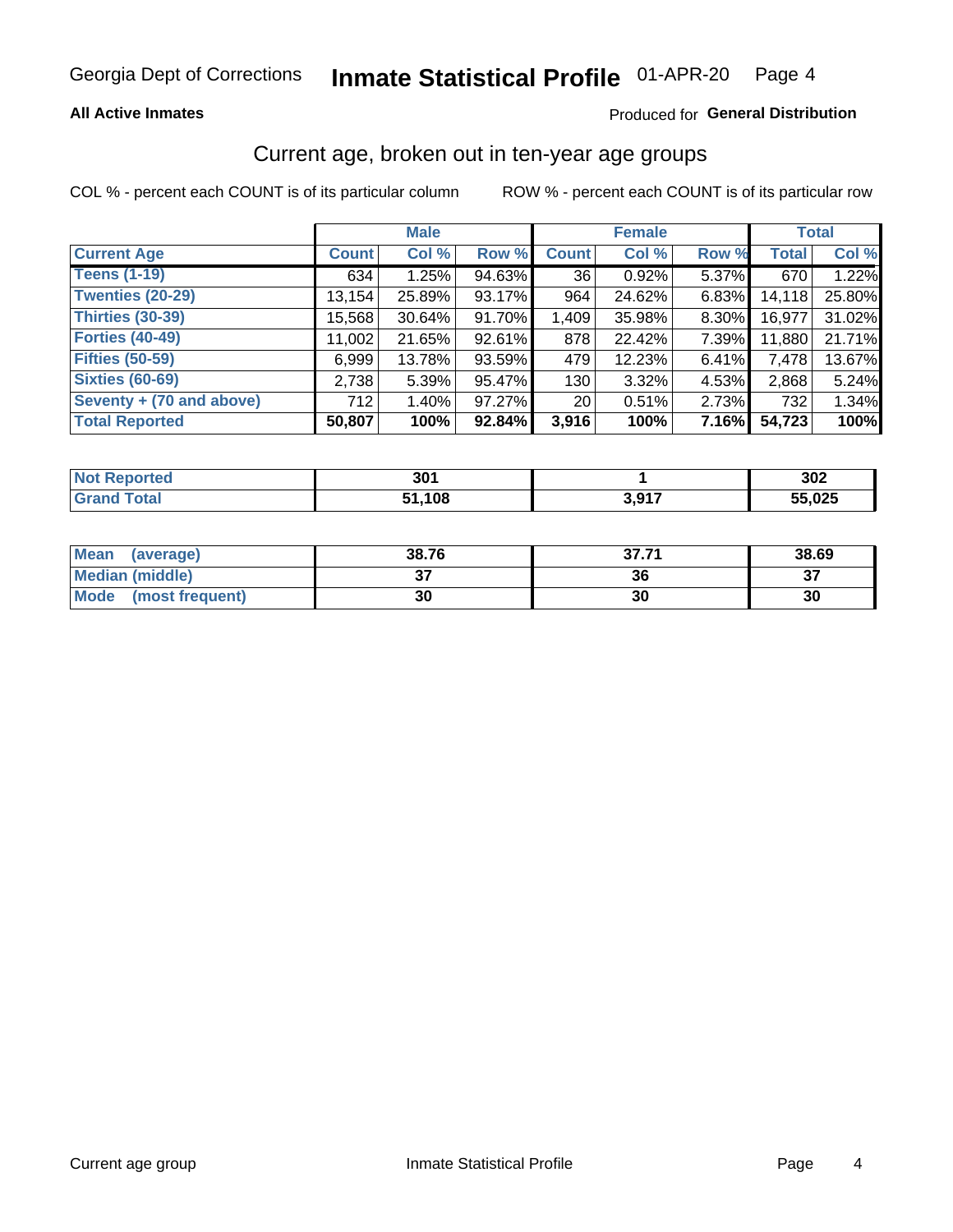Georgia Dept of Corrections **Inmate Statistical Profile** 01-APR-20

**All Active Inmates**

Produced for **General Distribution**

## Current age, broken out in ten-year age groups

COL % - percent each COUNT is of its particular column

ROW % - percent each COUNT is of its particular row

| | Male | | | Female | | | Total | |
|---|---|---|---|---|---|---|---|---|
| **Current Age** | **Count** | **Col %** | **Row %** | **Count** | **Col %** | **Row %** | **Total** | **Col %** |
| **Teens (1-19)** | 634 | 1.25% | 94.63% | 36 | 0.92% | 5.37% | 670 | 1.22% |
| **Twenties (20-29)** | 13,154 | 25.89% | 93.17% | 964 | 24.62% | 6.83% | 14,118 | 25.80% |
| **Thirties (30-39)** | 15,568 | 30.64% | 91.70% | 1,409 | 35.98% | 8.30% | 16,977 | 31.02% |
| **Forties (40-49)** | 11,002 | 21.65% | 92.61% | 878 | 22.42% | 7.39% | 11,880 | 21.71% |
| **Fifties (50-59)** | 6,999 | 13.78% | 93.59% | 479 | 12.23% | 6.41% | 7,478 | 13.67% |
| **Sixties (60-69)** | 2,738 | 5.39% | 95.47% | 130 | 3.32% | 4.53% | 2,868 | 5.24% |
| **Seventy + (70 and above)** | 712 | 1.40% | 97.27% | 20 | 0.51% | 2.73% | 732 | 1.34% |
| **Total Reported** | **50,807** | **100%** | **92.84%** | **3,916** | **100%** | **7.16%** | **54,723** | **100%** |

| | Male | Female | Total |
|---|---|---|---|
| **Not Reported** | **301** | **1** | **302** |
| **Grand Total** | **51,108** | **3,917** | **55,025** |

| | Male | Female | Total |
|---|---|---|---|
| **Mean (average)** | **38.76** | **37.71** | **38.69** |
| **Median (middle)** | **37** | **36** | **37** |
| **Mode (most frequent)** | **30** | **30** | **30** |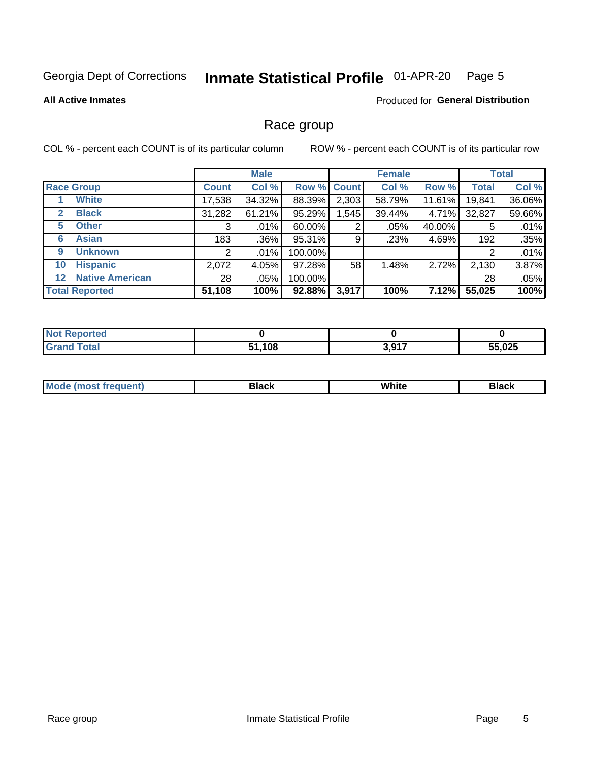Georgia Dept of Corrections **Inmate Statistical Profile** 01-APR-20 Page 5

**All Active Inmates**

Produced for **General Distribution**

## Race group

COL % - percent each COUNT is of its particular column

ROW % - percent each COUNT is of its particular row

| | Male | | | Female | | | Total | |
|---|---|---|---|---|---|---|---|---|
| **Race Group** | **Count** | **Col %** | **Row %** | **Count** | **Col %** | **Row %** | **Total** | **Col %** |
| 1 White | 17,538 | 34.32% | 88.39% | 2,303 | 58.79% | 11.61% | 19,841 | 36.06% |
| 2 Black | 31,282 | 61.21% | 95.29% | 1,545 | 39.44% | 4.71% | 32,827 | 59.66% |
| 5 Other | 3 | .01% | 60.00% | 2 | .05% | 40.00% | 5 | .01% |
| 6 Asian | 183 | .36% | 95.31% | 9 | .23% | 4.69% | 192 | .35% |
| 9 Unknown | 2 | .01% | 100.00% | | | | 2 | .01% |
| 10 Hispanic | 2,072 | 4.05% | 97.28% | 58 | 1.48% | 2.72% | 2,130 | 3.87% |
| 12 Native American | 28 | .05% | 100.00% | | | | 28 | .05% |
| **Total Reported** | **51,108** | **100%** | **92.88%** | **3,917** | **100%** | **7.12%** | **55,025** | **100%** |

| | Male | Female | Total |
|---|---|---|---|
| **Not Reported** | **0** | **0** | **0** |
| **Grand Total** | **51,108** | **3,917** | **55,025** |

| | Male | Female | Total |
|---|---|---|---|
| **Mode (most frequent)** | **Black** | **White** | **Black** |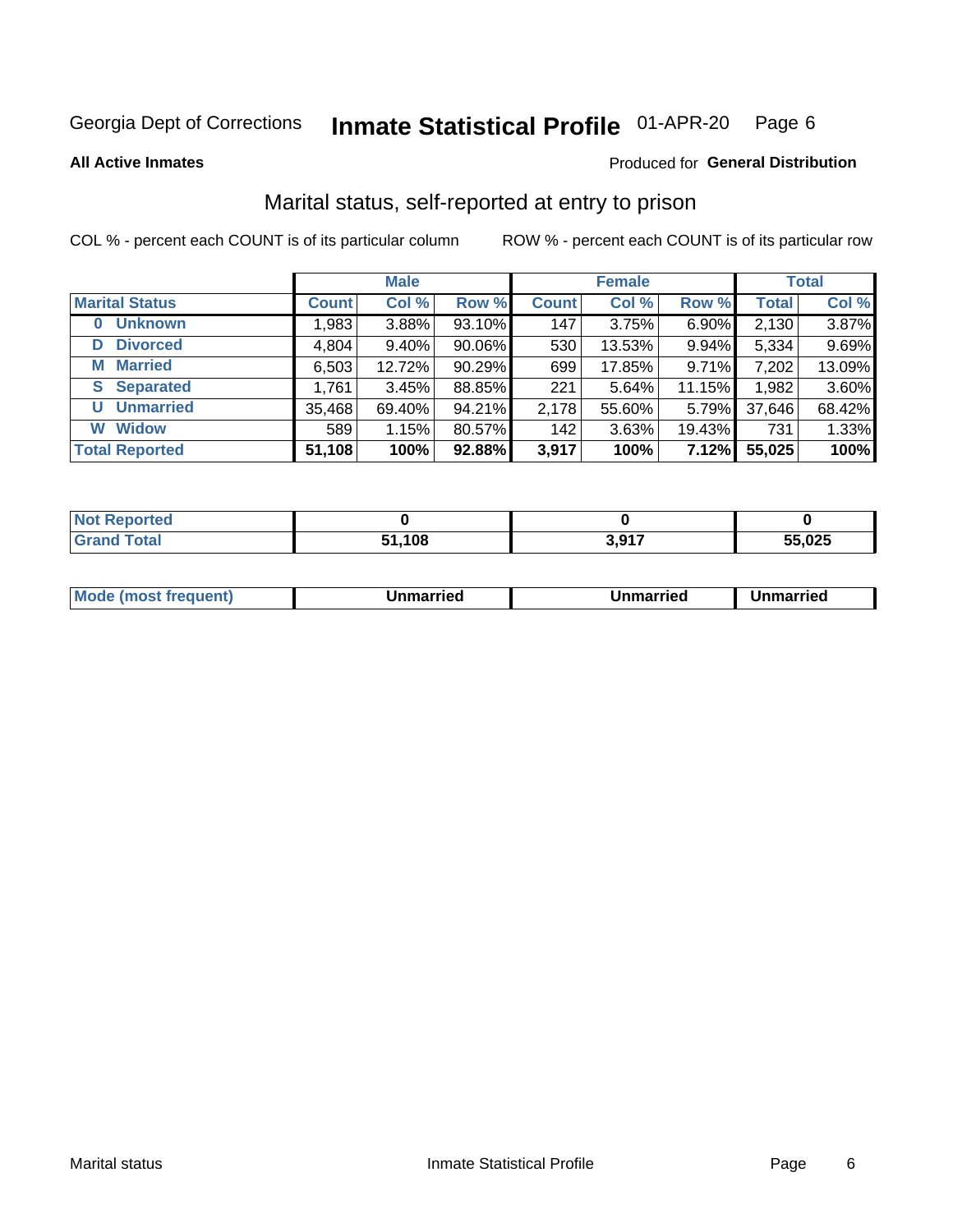Georgia Dept of Corrections **Inmate Statistical Profile** 01-APR-20

**All Active Inmates**

Produced for **General Distribution**

## Marital status, self-reported at entry to prison

COL % - percent each COUNT is of its particular column

ROW % - percent each COUNT is of its particular row

| | Male | | | Female | | | Total | |
|---|---|---|---|---|---|---|---|---|
| **Marital Status** | **Count** | **Col %** | **Row %** | **Count** | **Col %** | **Row %** | **Total** | **Col %** |
| **0 Unknown** | 1,983 | 3.88% | 93.10% | 147 | 3.75% | 6.90% | 2,130 | 3.87% |
| **D Divorced** | 4,804 | 9.40% | 90.06% | 530 | 13.53% | 9.94% | 5,334 | 9.69% |
| **M Married** | 6,503 | 12.72% | 90.29% | 699 | 17.85% | 9.71% | 7,202 | 13.09% |
| **S Separated** | 1,761 | 3.45% | 88.85% | 221 | 5.64% | 11.15% | 1,982 | 3.60% |
| **U Unmarried** | 35,468 | 69.40% | 94.21% | 2,178 | 55.60% | 5.79% | 37,646 | 68.42% |
| **W Widow** | 589 | 1.15% | 80.57% | 142 | 3.63% | 19.43% | 731 | 1.33% |
| **Total Reported** | **51,108** | **100%** | **92.88%** | **3,917** | **100%** | **7.12%** | **55,025** | **100%** |

| | Male | Female | Total |
|---|---|---|---|
| **Not Reported** | **0** | **0** | **0** |
| **Grand Total** | **51,108** | **3,917** | **55,025** |

| | Male | Female | Total |
|---|---|---|---|
| **Mode (most frequent)** | **Unmarried** | **Unmarried** | **Unmarried** |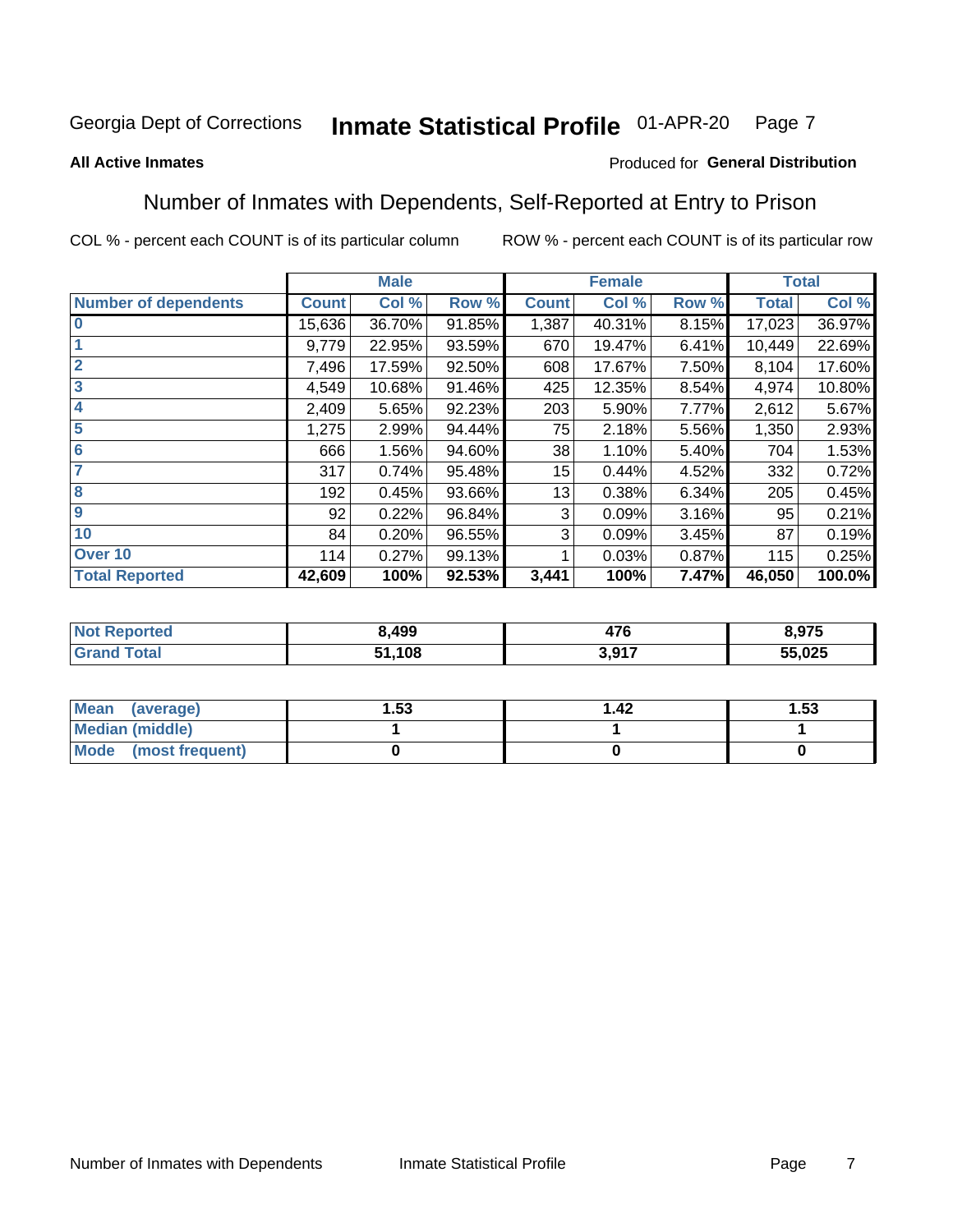Georgia Dept of Corrections **Inmate Statistical Profile** 01-APR-20

**All Active Inmates**

Produced for **General Distribution**

## Number of Inmates with Dependents, Self-Reported at Entry to Prison

COL % - percent each COUNT is of its particular column ROW % - percent each COUNT is of its particular row

| | Male | | | Female | | | Total | |
|---|---|---|---|---|---|---|---|---|
| Number of dependents | Count | Col % | Row % | Count | Col % | Row % | Total | Col % |
| 0 | 15,636 | 36.70% | 91.85% | 1,387 | 40.31% | 8.15% | 17,023 | 36.97% |
| 1 | 9,779 | 22.95% | 93.59% | 670 | 19.47% | 6.41% | 10,449 | 22.69% |
| 2 | 7,496 | 17.59% | 92.50% | 608 | 17.67% | 7.50% | 8,104 | 17.60% |
| 3 | 4,549 | 10.68% | 91.46% | 425 | 12.35% | 8.54% | 4,974 | 10.80% |
| 4 | 2,409 | 5.65% | 92.23% | 203 | 5.90% | 7.77% | 2,612 | 5.67% |
| 5 | 1,275 | 2.99% | 94.44% | 75 | 2.18% | 5.56% | 1,350 | 2.93% |
| 6 | 666 | 1.56% | 94.60% | 38 | 1.10% | 5.40% | 704 | 1.53% |
| 7 | 317 | 0.74% | 95.48% | 15 | 0.44% | 4.52% | 332 | 0.72% |
| 8 | 192 | 0.45% | 93.66% | 13 | 0.38% | 6.34% | 205 | 0.45% |
| 9 | 92 | 0.22% | 96.84% | 3 | 0.09% | 3.16% | 95 | 0.21% |
| 10 | 84 | 0.20% | 96.55% | 3 | 0.09% | 3.45% | 87 | 0.19% |
| Over 10 | 114 | 0.27% | 99.13% | 1 | 0.03% | 0.87% | 115 | 0.25% |
| **Total Reported** | **42,609** | **100%** | **92.53%** | **3,441** | **100%** | **7.47%** | **46,050** | **100.0%** |

| | Male | Female | Total |
|---|---|---|---|
| Not Reported | **8,499** | **476** | **8,975** |
| Grand Total | **51,108** | **3,917** | **55,025** |

| | Male | Female | Total |
|---|---|---|---|
| Mean (average) | **1.53** | **1.42** | **1.53** |
| Median (middle) | **1** | **1** | **1** |
| Mode (most frequent) | **0** | **0** | **0** |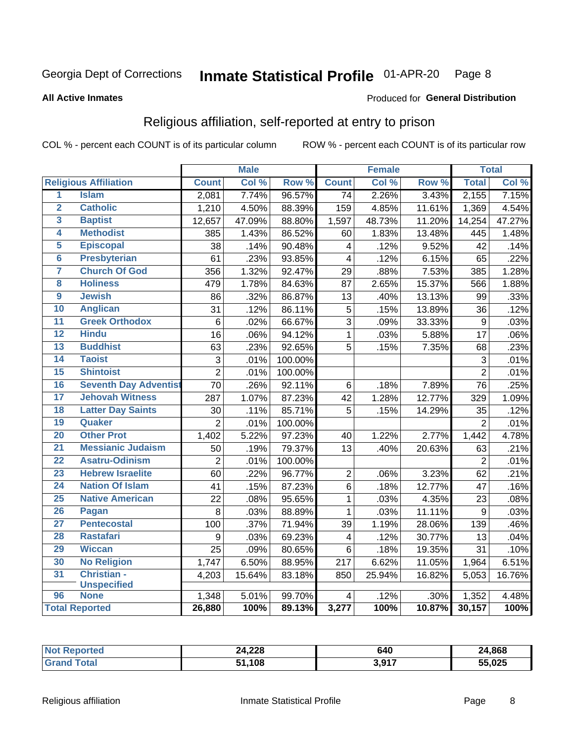Georgia Dept of Corrections **Inmate Statistical Profile** 01-APR-20

**All Active Inmates** Produced for **General Distribution**

## Religious affiliation, self-reported at entry to prison

COL % - percent each COUNT is of its particular column ROW % - percent each COUNT is of its particular row

| | | Male | | | Female | | | Total | |
|---|---|---|---|---|---|---|---|---|---|
| **Religious Affiliation** | | **Count** | **Col %** | **Row %** | **Count** | **Col %** | **Row %** | **Total** | **Col %** |
| 1 | Islam | 2,081 | 7.74% | 96.57% | 74 | 2.26% | 3.43% | 2,155 | 7.15% |
| 2 | Catholic | 1,210 | 4.50% | 88.39% | 159 | 4.85% | 11.61% | 1,369 | 4.54% |
| 3 | Baptist | 12,657 | 47.09% | 88.80% | 1,597 | 48.73% | 11.20% | 14,254 | 47.27% |
| 4 | Methodist | 385 | 1.43% | 86.52% | 60 | 1.83% | 13.48% | 445 | 1.48% |
| 5 | Episcopal | 38 | .14% | 90.48% | 4 | .12% | 9.52% | 42 | .14% |
| 6 | Presbyterian | 61 | .23% | 93.85% | 4 | .12% | 6.15% | 65 | .22% |
| 7 | Church Of God | 356 | 1.32% | 92.47% | 29 | .88% | 7.53% | 385 | 1.28% |
| 8 | Holiness | 479 | 1.78% | 84.63% | 87 | 2.65% | 15.37% | 566 | 1.88% |
| 9 | Jewish | 86 | .32% | 86.87% | 13 | .40% | 13.13% | 99 | .33% |
| 10 | Anglican | 31 | .12% | 86.11% | 5 | .15% | 13.89% | 36 | .12% |
| 11 | Greek Orthodox | 6 | .02% | 66.67% | 3 | .09% | 33.33% | 9 | .03% |
| 12 | Hindu | 16 | .06% | 94.12% | 1 | .03% | 5.88% | 17 | .06% |
| 13 | Buddhist | 63 | .23% | 92.65% | 5 | .15% | 7.35% | 68 | .23% |
| 14 | Taoist | 3 | .01% | 100.00% | | | | 3 | .01% |
| 15 | Shintoist | 2 | .01% | 100.00% | | | | 2 | .01% |
| 16 | Seventh Day Adventist | 70 | .26% | 92.11% | 6 | .18% | 7.89% | 76 | .25% |
| 17 | Jehovah Witness | 287 | 1.07% | 87.23% | 42 | 1.28% | 12.77% | 329 | 1.09% |
| 18 | Latter Day Saints | 30 | .11% | 85.71% | 5 | .15% | 14.29% | 35 | .12% |
| 19 | Quaker | 2 | .01% | 100.00% | | | | 2 | .01% |
| 20 | Other Prot | 1,402 | 5.22% | 97.23% | 40 | 1.22% | 2.77% | 1,442 | 4.78% |
| 21 | Messianic Judaism | 50 | .19% | 79.37% | 13 | .40% | 20.63% | 63 | .21% |
| 22 | Asatru-Odinism | 2 | .01% | 100.00% | | | | 2 | .01% |
| 23 | Hebrew Israelite | 60 | .22% | 96.77% | 2 | .06% | 3.23% | 62 | .21% |
| 24 | Nation Of Islam | 41 | .15% | 87.23% | 6 | .18% | 12.77% | 47 | .16% |
| 25 | Native American | 22 | .08% | 95.65% | 1 | .03% | 4.35% | 23 | .08% |
| 26 | Pagan | 8 | .03% | 88.89% | 1 | .03% | 11.11% | 9 | .03% |
| 27 | Pentecostal | 100 | .37% | 71.94% | 39 | 1.19% | 28.06% | 139 | .46% |
| 28 | Rastafari | 9 | .03% | 69.23% | 4 | .12% | 30.77% | 13 | .04% |
| 29 | Wiccan | 25 | .09% | 80.65% | 6 | .18% | 19.35% | 31 | .10% |
| 30 | No Religion | 1,747 | 6.50% | 88.95% | 217 | 6.62% | 11.05% | 1,964 | 6.51% |
| 31 | Christian - Unspecified | 4,203 | 15.64% | 83.18% | 850 | 25.94% | 16.82% | 5,053 | 16.76% |
| 96 | None | 1,348 | 5.01% | 99.70% | 4 | .12% | .30% | 1,352 | 4.48% |
| **Total Reported** | | **26,880** | **100%** | **89.13%** | **3,277** | **100%** | **10.87%** | **30,157** | **100%** |

| | Male | Female | Total |
|---|---|---|---|
| **Not Reported** | **24,228** | **640** | **24,868** |
| **Grand Total** | **51,108** | **3,917** | **55,025** |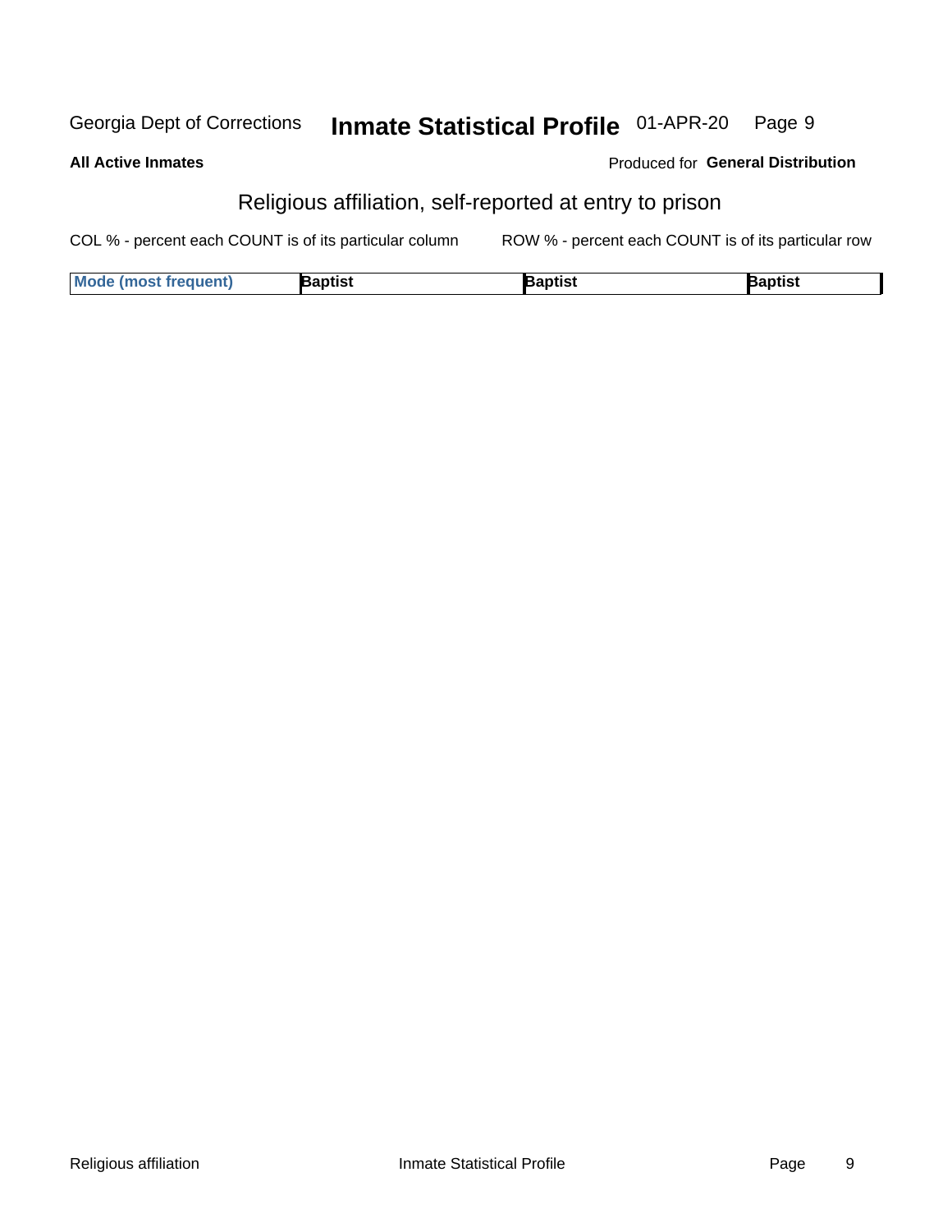Georgia Dept of Corrections **Inmate Statistical Profile** 01-APR-20

**All Active Inmates** Produced for **General Distribution**

## Religious affiliation, self-reported at entry to prison

COL % - percent each COUNT is of its particular column ROW % - percent each COUNT is of its particular row

| Mode (most frequent) | Baptist | Baptist | Baptist |
|---|---|---|---|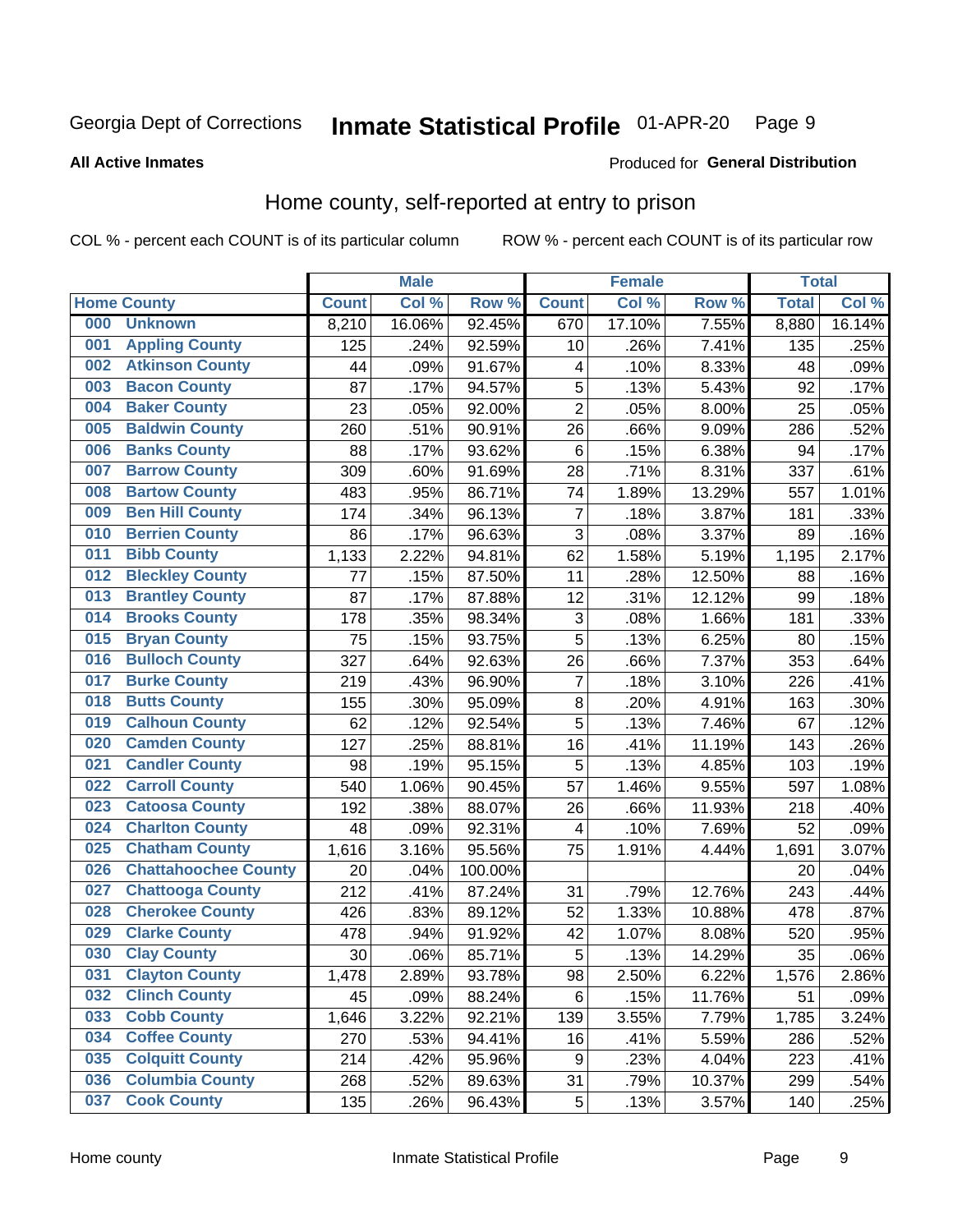Georgia Dept of Corrections **Inmate Statistical Profile** 01-APR-20

**All Active Inmates**

Produced for **General Distribution**

## Home county, self-reported at entry to prison

COL % - percent each COUNT is of its particular column ROW % - percent each COUNT is of its particular row

| Home County | | Male | | | Female | | | Total | |
|---|---|---|---|---|---|---|---|---|---|
| | | Count | Col % | Row % | Count | Col % | Row % | Total | Col % |
| 000 | Unknown | 8,210 | 16.06% | 92.45% | 670 | 17.10% | 7.55% | 8,880 | 16.14% |
| 001 | Appling County | 125 | .24% | 92.59% | 10 | .26% | 7.41% | 135 | .25% |
| 002 | Atkinson County | 44 | .09% | 91.67% | 4 | .10% | 8.33% | 48 | .09% |
| 003 | Bacon County | 87 | .17% | 94.57% | 5 | .13% | 5.43% | 92 | .17% |
| 004 | Baker County | 23 | .05% | 92.00% | 2 | .05% | 8.00% | 25 | .05% |
| 005 | Baldwin County | 260 | .51% | 90.91% | 26 | .66% | 9.09% | 286 | .52% |
| 006 | Banks County | 88 | .17% | 93.62% | 6 | .15% | 6.38% | 94 | .17% |
| 007 | Barrow County | 309 | .60% | 91.69% | 28 | .71% | 8.31% | 337 | .61% |
| 008 | Bartow County | 483 | .95% | 86.71% | 74 | 1.89% | 13.29% | 557 | 1.01% |
| 009 | Ben Hill County | 174 | .34% | 96.13% | 7 | .18% | 3.87% | 181 | .33% |
| 010 | Berrien County | 86 | .17% | 96.63% | 3 | .08% | 3.37% | 89 | .16% |
| 011 | Bibb County | 1,133 | 2.22% | 94.81% | 62 | 1.58% | 5.19% | 1,195 | 2.17% |
| 012 | Bleckley County | 77 | .15% | 87.50% | 11 | .28% | 12.50% | 88 | .16% |
| 013 | Brantley County | 87 | .17% | 87.88% | 12 | .31% | 12.12% | 99 | .18% |
| 014 | Brooks County | 178 | .35% | 98.34% | 3 | .08% | 1.66% | 181 | .33% |
| 015 | Bryan County | 75 | .15% | 93.75% | 5 | .13% | 6.25% | 80 | .15% |
| 016 | Bulloch County | 327 | .64% | 92.63% | 26 | .66% | 7.37% | 353 | .64% |
| 017 | Burke County | 219 | .43% | 96.90% | 7 | .18% | 3.10% | 226 | .41% |
| 018 | Butts County | 155 | .30% | 95.09% | 8 | .20% | 4.91% | 163 | .30% |
| 019 | Calhoun County | 62 | .12% | 92.54% | 5 | .13% | 7.46% | 67 | .12% |
| 020 | Camden County | 127 | .25% | 88.81% | 16 | .41% | 11.19% | 143 | .26% |
| 021 | Candler County | 98 | .19% | 95.15% | 5 | .13% | 4.85% | 103 | .19% |
| 022 | Carroll County | 540 | 1.06% | 90.45% | 57 | 1.46% | 9.55% | 597 | 1.08% |
| 023 | Catoosa County | 192 | .38% | 88.07% | 26 | .66% | 11.93% | 218 | .40% |
| 024 | Charlton County | 48 | .09% | 92.31% | 4 | .10% | 7.69% | 52 | .09% |
| 025 | Chatham County | 1,616 | 3.16% | 95.56% | 75 | 1.91% | 4.44% | 1,691 | 3.07% |
| 026 | Chattahoochee County | 20 | .04% | 100.00% | | | | 20 | .04% |
| 027 | Chattooga County | 212 | .41% | 87.24% | 31 | .79% | 12.76% | 243 | .44% |
| 028 | Cherokee County | 426 | .83% | 89.12% | 52 | 1.33% | 10.88% | 478 | .87% |
| 029 | Clarke County | 478 | .94% | 91.92% | 42 | 1.07% | 8.08% | 520 | .95% |
| 030 | Clay County | 30 | .06% | 85.71% | 5 | .13% | 14.29% | 35 | .06% |
| 031 | Clayton County | 1,478 | 2.89% | 93.78% | 98 | 2.50% | 6.22% | 1,576 | 2.86% |
| 032 | Clinch County | 45 | .09% | 88.24% | 6 | .15% | 11.76% | 51 | .09% |
| 033 | Cobb County | 1,646 | 3.22% | 92.21% | 139 | 3.55% | 7.79% | 1,785 | 3.24% |
| 034 | Coffee County | 270 | .53% | 94.41% | 16 | .41% | 5.59% | 286 | .52% |
| 035 | Colquitt County | 214 | .42% | 95.96% | 9 | .23% | 4.04% | 223 | .41% |
| 036 | Columbia County | 268 | .52% | 89.63% | 31 | .79% | 10.37% | 299 | .54% |
| 037 | Cook County | 135 | .26% | 96.43% | 5 | .13% | 3.57% | 140 | .25% |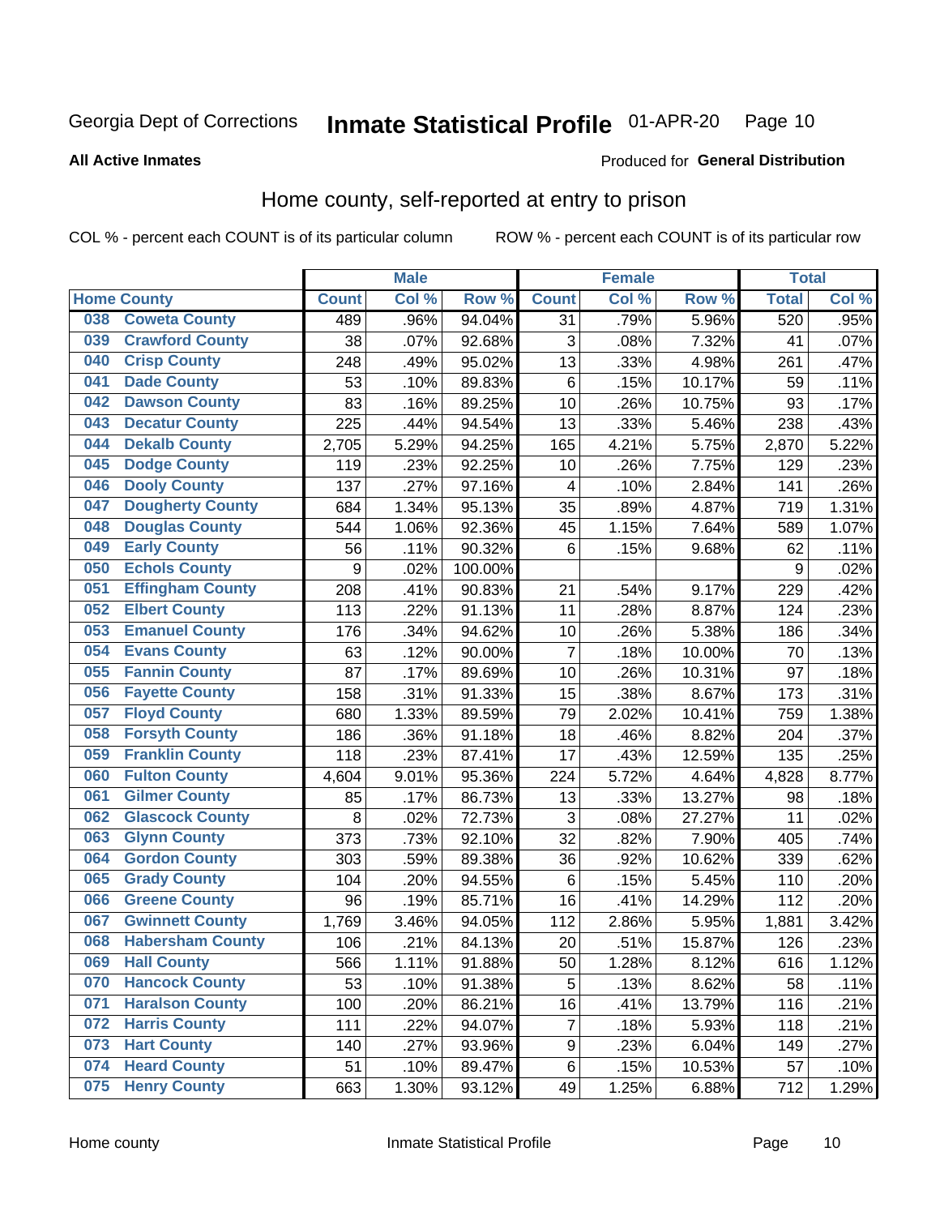Georgia Dept of Corrections **Inmate Statistical Profile** 01-APR-20

**All Active Inmates**

Produced for **General Distribution**

## Home county, self-reported at entry to prison

COL % - percent each COUNT is of its particular column ROW % - percent each COUNT is of its particular row

| Home County | | Male | | | Female | | | Total | |
|---|---|---|---|---|---|---|---|---|---|
| | | Count | Col % | Row % | Count | Col % | Row % | Total | Col % |
| 038 | Coweta County | 489 | .96% | 94.04% | 31 | .79% | 5.96% | 520 | .95% |
| 039 | Crawford County | 38 | .07% | 92.68% | 3 | .08% | 7.32% | 41 | .07% |
| 040 | Crisp County | 248 | .49% | 95.02% | 13 | .33% | 4.98% | 261 | .47% |
| 041 | Dade County | 53 | .10% | 89.83% | 6 | .15% | 10.17% | 59 | .11% |
| 042 | Dawson County | 83 | .16% | 89.25% | 10 | .26% | 10.75% | 93 | .17% |
| 043 | Decatur County | 225 | .44% | 94.54% | 13 | .33% | 5.46% | 238 | .43% |
| 044 | Dekalb County | 2,705 | 5.29% | 94.25% | 165 | 4.21% | 5.75% | 2,870 | 5.22% |
| 045 | Dodge County | 119 | .23% | 92.25% | 10 | .26% | 7.75% | 129 | .23% |
| 046 | Dooly County | 137 | .27% | 97.16% | 4 | .10% | 2.84% | 141 | .26% |
| 047 | Dougherty County | 684 | 1.34% | 95.13% | 35 | .89% | 4.87% | 719 | 1.31% |
| 048 | Douglas County | 544 | 1.06% | 92.36% | 45 | 1.15% | 7.64% | 589 | 1.07% |
| 049 | Early County | 56 | .11% | 90.32% | 6 | .15% | 9.68% | 62 | .11% |
| 050 | Echols County | 9 | .02% | 100.00% | | | | 9 | .02% |
| 051 | Effingham County | 208 | .41% | 90.83% | 21 | .54% | 9.17% | 229 | .42% |
| 052 | Elbert County | 113 | .22% | 91.13% | 11 | .28% | 8.87% | 124 | .23% |
| 053 | Emanuel County | 176 | .34% | 94.62% | 10 | .26% | 5.38% | 186 | .34% |
| 054 | Evans County | 63 | .12% | 90.00% | 7 | .18% | 10.00% | 70 | .13% |
| 055 | Fannin County | 87 | .17% | 89.69% | 10 | .26% | 10.31% | 97 | .18% |
| 056 | Fayette County | 158 | .31% | 91.33% | 15 | .38% | 8.67% | 173 | .31% |
| 057 | Floyd County | 680 | 1.33% | 89.59% | 79 | 2.02% | 10.41% | 759 | 1.38% |
| 058 | Forsyth County | 186 | .36% | 91.18% | 18 | .46% | 8.82% | 204 | .37% |
| 059 | Franklin County | 118 | .23% | 87.41% | 17 | .43% | 12.59% | 135 | .25% |
| 060 | Fulton County | 4,604 | 9.01% | 95.36% | 224 | 5.72% | 4.64% | 4,828 | 8.77% |
| 061 | Gilmer County | 85 | .17% | 86.73% | 13 | .33% | 13.27% | 98 | .18% |
| 062 | Glascock County | 8 | .02% | 72.73% | 3 | .08% | 27.27% | 11 | .02% |
| 063 | Glynn County | 373 | .73% | 92.10% | 32 | .82% | 7.90% | 405 | .74% |
| 064 | Gordon County | 303 | .59% | 89.38% | 36 | .92% | 10.62% | 339 | .62% |
| 065 | Grady County | 104 | .20% | 94.55% | 6 | .15% | 5.45% | 110 | .20% |
| 066 | Greene County | 96 | .19% | 85.71% | 16 | .41% | 14.29% | 112 | .20% |
| 067 | Gwinnett County | 1,769 | 3.46% | 94.05% | 112 | 2.86% | 5.95% | 1,881 | 3.42% |
| 068 | Habersham County | 106 | .21% | 84.13% | 20 | .51% | 15.87% | 126 | .23% |
| 069 | Hall County | 566 | 1.11% | 91.88% | 50 | 1.28% | 8.12% | 616 | 1.12% |
| 070 | Hancock County | 53 | .10% | 91.38% | 5 | .13% | 8.62% | 58 | .11% |
| 071 | Haralson County | 100 | .20% | 86.21% | 16 | .41% | 13.79% | 116 | .21% |
| 072 | Harris County | 111 | .22% | 94.07% | 7 | .18% | 5.93% | 118 | .21% |
| 073 | Hart County | 140 | .27% | 93.96% | 9 | .23% | 6.04% | 149 | .27% |
| 074 | Heard County | 51 | .10% | 89.47% | 6 | .15% | 10.53% | 57 | .10% |
| 075 | Henry County | 663 | 1.30% | 93.12% | 49 | 1.25% | 6.88% | 712 | 1.29% |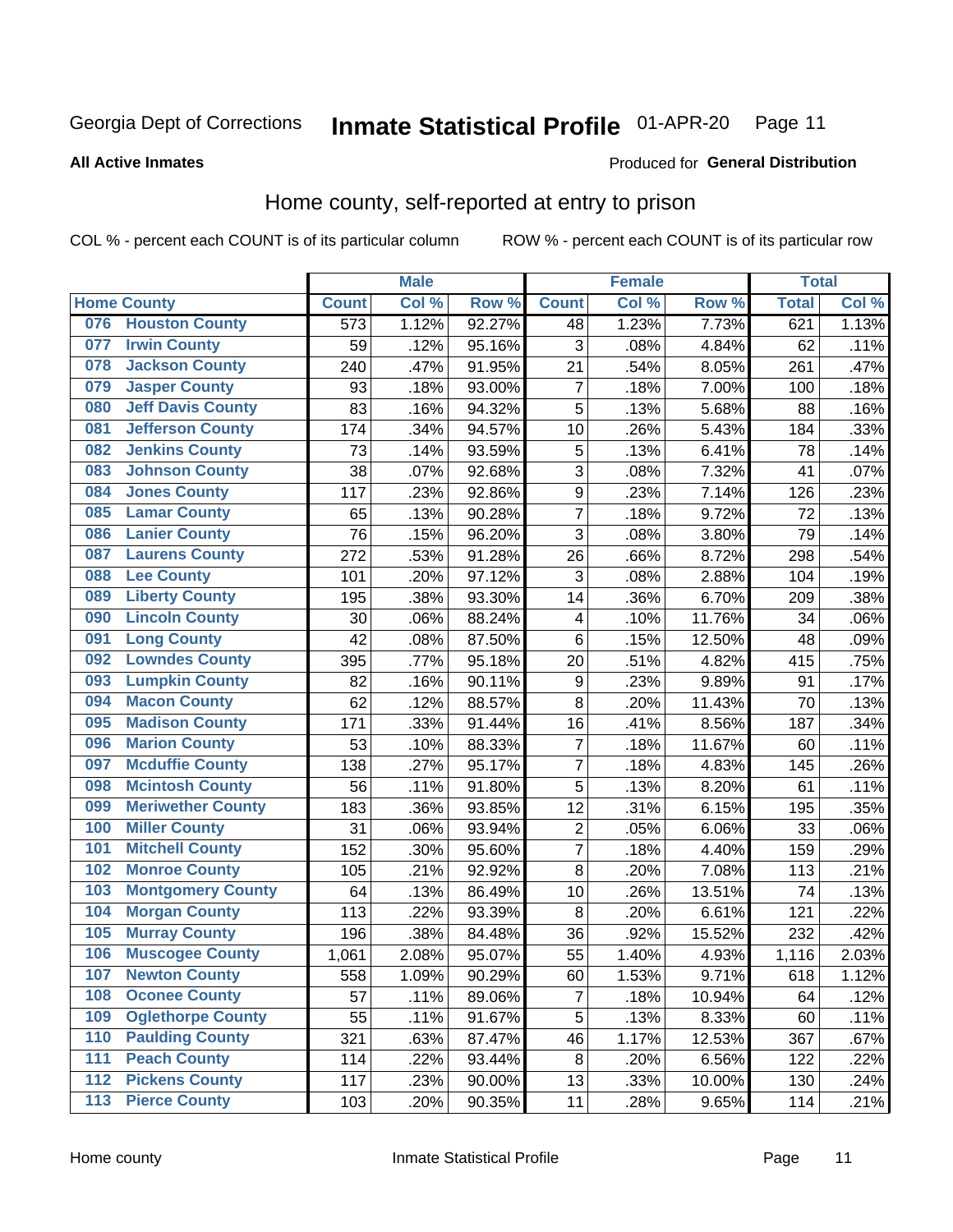Georgia Dept of Corrections **Inmate Statistical Profile** 01-APR-20

**All Active Inmates**

Produced for **General Distribution**

## Home county, self-reported at entry to prison

COL % - percent each COUNT is of its particular column ROW % - percent each COUNT is of its particular row

| Home County | | Male | | | Female | | | Total | |
|---|---|---|---|---|---|---|---|---|---|
| | | Count | Col % | Row % | Count | Col % | Row % | Total | Col % |
| 076 | Houston County | 573 | 1.12% | 92.27% | 48 | 1.23% | 7.73% | 621 | 1.13% |
| 077 | Irwin County | 59 | .12% | 95.16% | 3 | .08% | 4.84% | 62 | .11% |
| 078 | Jackson County | 240 | .47% | 91.95% | 21 | .54% | 8.05% | 261 | .47% |
| 079 | Jasper County | 93 | .18% | 93.00% | 7 | .18% | 7.00% | 100 | .18% |
| 080 | Jeff Davis County | 83 | .16% | 94.32% | 5 | .13% | 5.68% | 88 | .16% |
| 081 | Jefferson County | 174 | .34% | 94.57% | 10 | .26% | 5.43% | 184 | .33% |
| 082 | Jenkins County | 73 | .14% | 93.59% | 5 | .13% | 6.41% | 78 | .14% |
| 083 | Johnson County | 38 | .07% | 92.68% | 3 | .08% | 7.32% | 41 | .07% |
| 084 | Jones County | 117 | .23% | 92.86% | 9 | .23% | 7.14% | 126 | .23% |
| 085 | Lamar County | 65 | .13% | 90.28% | 7 | .18% | 9.72% | 72 | .13% |
| 086 | Lanier County | 76 | .15% | 96.20% | 3 | .08% | 3.80% | 79 | .14% |
| 087 | Laurens County | 272 | .53% | 91.28% | 26 | .66% | 8.72% | 298 | .54% |
| 088 | Lee County | 101 | .20% | 97.12% | 3 | .08% | 2.88% | 104 | .19% |
| 089 | Liberty County | 195 | .38% | 93.30% | 14 | .36% | 6.70% | 209 | .38% |
| 090 | Lincoln County | 30 | .06% | 88.24% | 4 | .10% | 11.76% | 34 | .06% |
| 091 | Long County | 42 | .08% | 87.50% | 6 | .15% | 12.50% | 48 | .09% |
| 092 | Lowndes County | 395 | .77% | 95.18% | 20 | .51% | 4.82% | 415 | .75% |
| 093 | Lumpkin County | 82 | .16% | 90.11% | 9 | .23% | 9.89% | 91 | .17% |
| 094 | Macon County | 62 | .12% | 88.57% | 8 | .20% | 11.43% | 70 | .13% |
| 095 | Madison County | 171 | .33% | 91.44% | 16 | .41% | 8.56% | 187 | .34% |
| 096 | Marion County | 53 | .10% | 88.33% | 7 | .18% | 11.67% | 60 | .11% |
| 097 | Mcduffie County | 138 | .27% | 95.17% | 7 | .18% | 4.83% | 145 | .26% |
| 098 | Mcintosh County | 56 | .11% | 91.80% | 5 | .13% | 8.20% | 61 | .11% |
| 099 | Meriwether County | 183 | .36% | 93.85% | 12 | .31% | 6.15% | 195 | .35% |
| 100 | Miller County | 31 | .06% | 93.94% | 2 | .05% | 6.06% | 33 | .06% |
| 101 | Mitchell County | 152 | .30% | 95.60% | 7 | .18% | 4.40% | 159 | .29% |
| 102 | Monroe County | 105 | .21% | 92.92% | 8 | .20% | 7.08% | 113 | .21% |
| 103 | Montgomery County | 64 | .13% | 86.49% | 10 | .26% | 13.51% | 74 | .13% |
| 104 | Morgan County | 113 | .22% | 93.39% | 8 | .20% | 6.61% | 121 | .22% |
| 105 | Murray County | 196 | .38% | 84.48% | 36 | .92% | 15.52% | 232 | .42% |
| 106 | Muscogee County | 1,061 | 2.08% | 95.07% | 55 | 1.40% | 4.93% | 1,116 | 2.03% |
| 107 | Newton County | 558 | 1.09% | 90.29% | 60 | 1.53% | 9.71% | 618 | 1.12% |
| 108 | Oconee County | 57 | .11% | 89.06% | 7 | .18% | 10.94% | 64 | .12% |
| 109 | Oglethorpe County | 55 | .11% | 91.67% | 5 | .13% | 8.33% | 60 | .11% |
| 110 | Paulding County | 321 | .63% | 87.47% | 46 | 1.17% | 12.53% | 367 | .67% |
| 111 | Peach County | 114 | .22% | 93.44% | 8 | .20% | 6.56% | 122 | .22% |
| 112 | Pickens County | 117 | .23% | 90.00% | 13 | .33% | 10.00% | 130 | .24% |
| 113 | Pierce County | 103 | .20% | 90.35% | 11 | .28% | 9.65% | 114 | .21% |

Home county Inmate Statistical Profile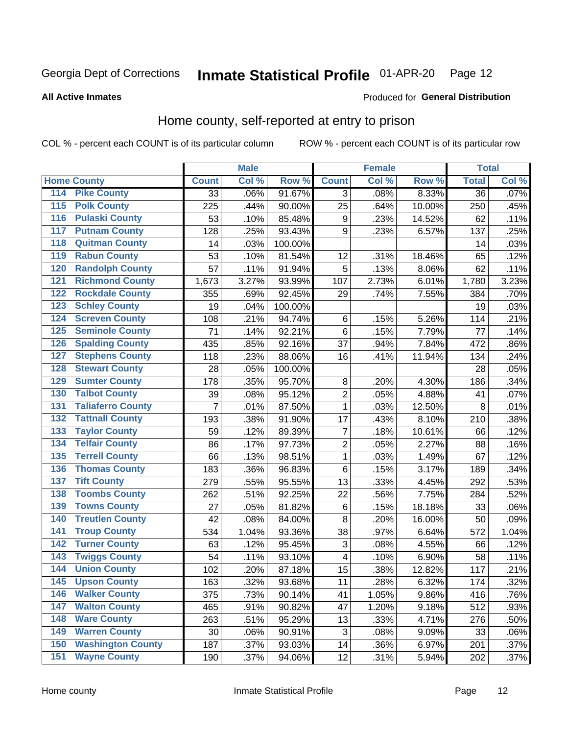Georgia Dept of Corrections **Inmate Statistical Profile** 01-APR-20 Page 12

**All Active Inmates**

Produced for **General Distribution**

## Home county, self-reported at entry to prison

COL % - percent each COUNT is of its particular column ROW % - percent each COUNT is of its particular row

| Home County | | Male | | | Female | | | Total | |
|---|---|---|---|---|---|---|---|---|---|
| | | Count | Col % | Row % | Count | Col % | Row % | Total | Col % |
| 114 | Pike County | 33 | .06% | 91.67% | 3 | .08% | 8.33% | 36 | .07% |
| 115 | Polk County | 225 | .44% | 90.00% | 25 | .64% | 10.00% | 250 | .45% |
| 116 | Pulaski County | 53 | .10% | 85.48% | 9 | .23% | 14.52% | 62 | .11% |
| 117 | Putnam County | 128 | .25% | 93.43% | 9 | .23% | 6.57% | 137 | .25% |
| 118 | Quitman County | 14 | .03% | 100.00% | | | | 14 | .03% |
| 119 | Rabun County | 53 | .10% | 81.54% | 12 | .31% | 18.46% | 65 | .12% |
| 120 | Randolph County | 57 | .11% | 91.94% | 5 | .13% | 8.06% | 62 | .11% |
| 121 | Richmond County | 1,673 | 3.27% | 93.99% | 107 | 2.73% | 6.01% | 1,780 | 3.23% |
| 122 | Rockdale County | 355 | .69% | 92.45% | 29 | .74% | 7.55% | 384 | .70% |
| 123 | Schley County | 19 | .04% | 100.00% | | | | 19 | .03% |
| 124 | Screven County | 108 | .21% | 94.74% | 6 | .15% | 5.26% | 114 | .21% |
| 125 | Seminole County | 71 | .14% | 92.21% | 6 | .15% | 7.79% | 77 | .14% |
| 126 | Spalding County | 435 | .85% | 92.16% | 37 | .94% | 7.84% | 472 | .86% |
| 127 | Stephens County | 118 | .23% | 88.06% | 16 | .41% | 11.94% | 134 | .24% |
| 128 | Stewart County | 28 | .05% | 100.00% | | | | 28 | .05% |
| 129 | Sumter County | 178 | .35% | 95.70% | 8 | .20% | 4.30% | 186 | .34% |
| 130 | Talbot County | 39 | .08% | 95.12% | 2 | .05% | 4.88% | 41 | .07% |
| 131 | Taliaferro County | 7 | .01% | 87.50% | 1 | .03% | 12.50% | 8 | .01% |
| 132 | Tattnall County | 193 | .38% | 91.90% | 17 | .43% | 8.10% | 210 | .38% |
| 133 | Taylor County | 59 | .12% | 89.39% | 7 | .18% | 10.61% | 66 | .12% |
| 134 | Telfair County | 86 | .17% | 97.73% | 2 | .05% | 2.27% | 88 | .16% |
| 135 | Terrell County | 66 | .13% | 98.51% | 1 | .03% | 1.49% | 67 | .12% |
| 136 | Thomas County | 183 | .36% | 96.83% | 6 | .15% | 3.17% | 189 | .34% |
| 137 | Tift County | 279 | .55% | 95.55% | 13 | .33% | 4.45% | 292 | .53% |
| 138 | Toombs County | 262 | .51% | 92.25% | 22 | .56% | 7.75% | 284 | .52% |
| 139 | Towns County | 27 | .05% | 81.82% | 6 | .15% | 18.18% | 33 | .06% |
| 140 | Treutlen County | 42 | .08% | 84.00% | 8 | .20% | 16.00% | 50 | .09% |
| 141 | Troup County | 534 | 1.04% | 93.36% | 38 | .97% | 6.64% | 572 | 1.04% |
| 142 | Turner County | 63 | .12% | 95.45% | 3 | .08% | 4.55% | 66 | .12% |
| 143 | Twiggs County | 54 | .11% | 93.10% | 4 | .10% | 6.90% | 58 | .11% |
| 144 | Union County | 102 | .20% | 87.18% | 15 | .38% | 12.82% | 117 | .21% |
| 145 | Upson County | 163 | .32% | 93.68% | 11 | .28% | 6.32% | 174 | .32% |
| 146 | Walker County | 375 | .73% | 90.14% | 41 | 1.05% | 9.86% | 416 | .76% |
| 147 | Walton County | 465 | .91% | 90.82% | 47 | 1.20% | 9.18% | 512 | .93% |
| 148 | Ware County | 263 | .51% | 95.29% | 13 | .33% | 4.71% | 276 | .50% |
| 149 | Warren County | 30 | .06% | 90.91% | 3 | .08% | 9.09% | 33 | .06% |
| 150 | Washington County | 187 | .37% | 93.03% | 14 | .36% | 6.97% | 201 | .37% |
| 151 | Wayne County | 190 | .37% | 94.06% | 12 | .31% | 5.94% | 202 | .37% |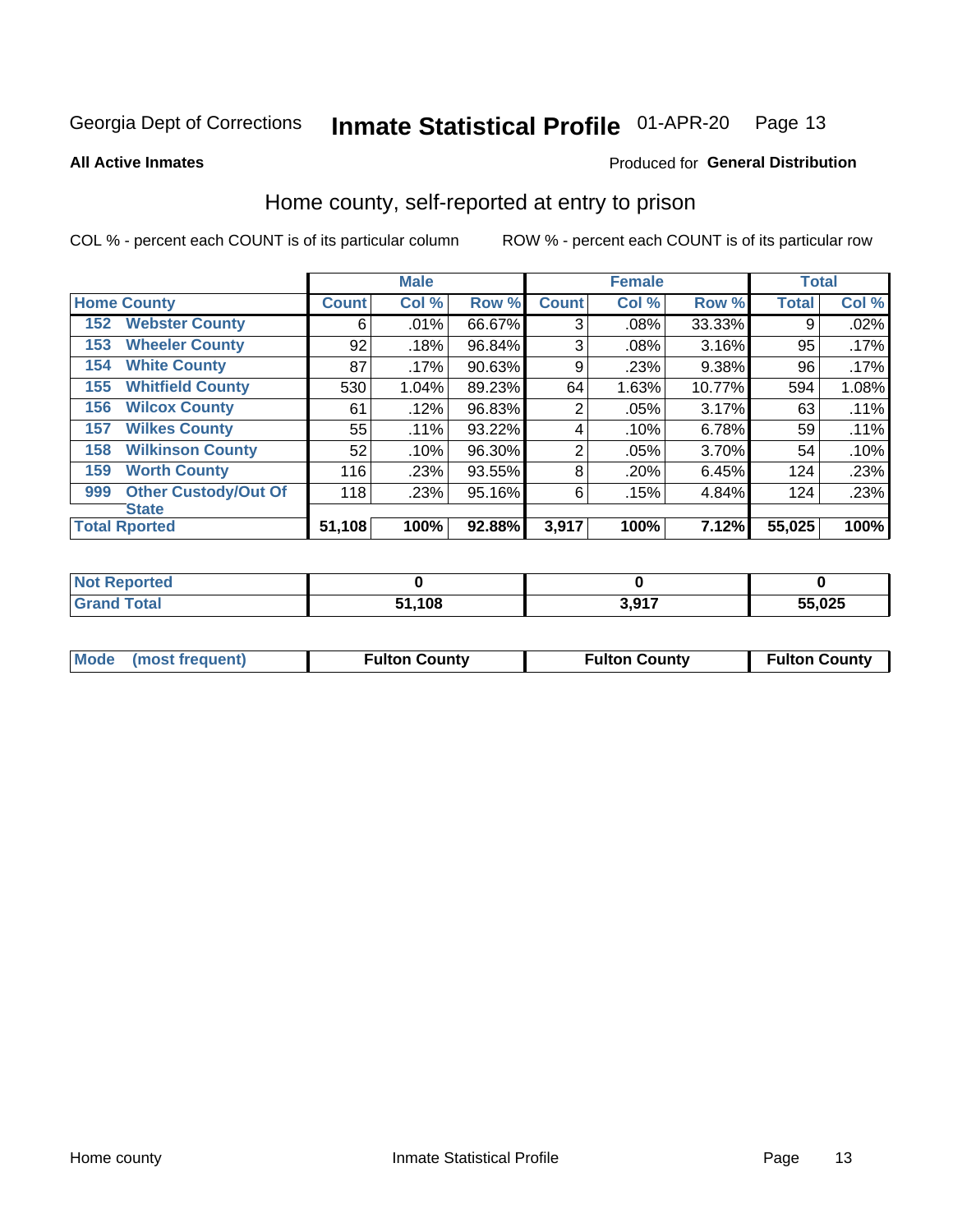Georgia Dept of Corrections **Inmate Statistical Profile** 01-APR-20

**All Active Inmates**

Produced for **General Distribution**

## Home county, self-reported at entry to prison

COL % - percent each COUNT is of its particular column ROW % - percent each COUNT is of its particular row

| Home County | | Male | | | Female | | | Total | |
|---|---|---|---|---|---|---|---|---|---|
| | | Count | Col % | Row % | Count | Col % | Row % | Total | Col % |
| 152 | Webster County | 6 | .01% | 66.67% | 3 | .08% | 33.33% | 9 | .02% |
| 153 | Wheeler County | 92 | .18% | 96.84% | 3 | .08% | 3.16% | 95 | .17% |
| 154 | White County | 87 | .17% | 90.63% | 9 | .23% | 9.38% | 96 | .17% |
| 155 | Whitfield County | 530 | 1.04% | 89.23% | 64 | 1.63% | 10.77% | 594 | 1.08% |
| 156 | Wilcox County | 61 | .12% | 96.83% | 2 | .05% | 3.17% | 63 | .11% |
| 157 | Wilkes County | 55 | .11% | 93.22% | 4 | .10% | 6.78% | 59 | .11% |
| 158 | Wilkinson County | 52 | .10% | 96.30% | 2 | .05% | 3.70% | 54 | .10% |
| 159 | Worth County | 116 | .23% | 93.55% | 8 | .20% | 6.45% | 124 | .23% |
| 999 | Other Custody/Out Of State | 118 | .23% | 95.16% | 6 | .15% | 4.84% | 124 | .23% |
| **Total Rported** | | **51,108** | **100%** | **92.88%** | **3,917** | **100%** | **7.12%** | **55,025** | **100%** |

| | Male | Female | Total |
|---|---|---|---|
| Not Reported | 0 | 0 | 0 |
| Grand Total | 51,108 | 3,917 | 55,025 |

| | Male | Female | Total |
|---|---|---|---|
| Mode (most frequent) | Fulton County | Fulton County | Fulton County |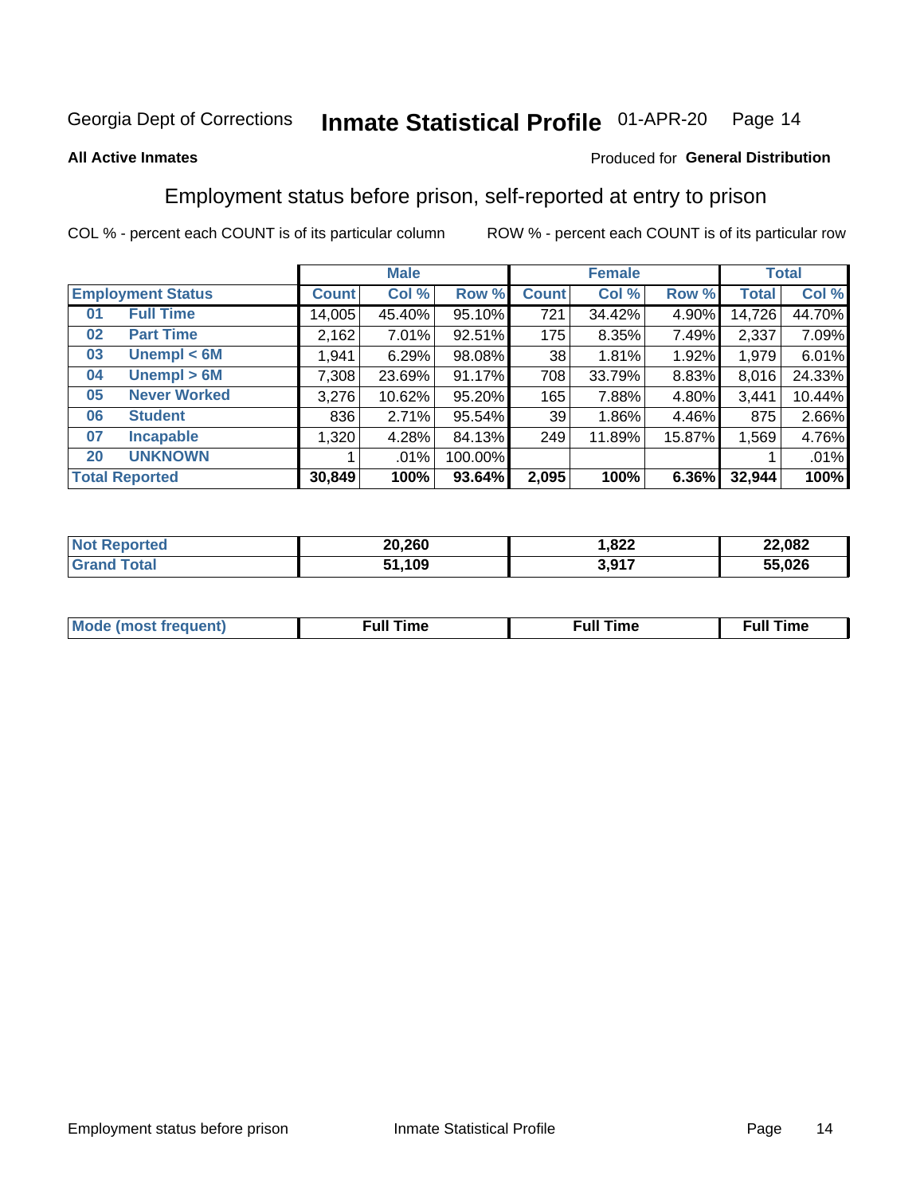Georgia Dept of Corrections **Inmate Statistical Profile** 01-APR-20

**All Active Inmates**

Produced for **General Distribution**

## Employment status before prison, self-reported at entry to prison

COL % - percent each COUNT is of its particular column    ROW % - percent each COUNT is of its particular row

| Employment Status | | Male | | | Female | | | Total | |
|---|---|---|---|---|---|---|---|---|---|
| | | Count | Col % | Row % | Count | Col % | Row % | Total | Col % |
| 01 | Full Time | 14,005 | 45.40% | 95.10% | 721 | 34.42% | 4.90% | 14,726 | 44.70% |
| 02 | Part Time | 2,162 | 7.01% | 92.51% | 175 | 8.35% | 7.49% | 2,337 | 7.09% |
| 03 | Unempl < 6M | 1,941 | 6.29% | 98.08% | 38 | 1.81% | 1.92% | 1,979 | 6.01% |
| 04 | Unempl > 6M | 7,308 | 23.69% | 91.17% | 708 | 33.79% | 8.83% | 8,016 | 24.33% |
| 05 | Never Worked | 3,276 | 10.62% | 95.20% | 165 | 7.88% | 4.80% | 3,441 | 10.44% |
| 06 | Student | 836 | 2.71% | 95.54% | 39 | 1.86% | 4.46% | 875 | 2.66% |
| 07 | Incapable | 1,320 | 4.28% | 84.13% | 249 | 11.89% | 15.87% | 1,569 | 4.76% |
| 20 | UNKNOWN | 1 | .01% | 100.00% | | | | 1 | .01% |
| **Total Reported** | | **30,849** | **100%** | **93.64%** | **2,095** | **100%** | **6.36%** | **32,944** | **100%** |

| | Male | Female | Total |
|---|---|---|---|
| Not Reported | **20,260** | **1,822** | **22,082** |
| Grand Total | **51,109** | **3,917** | **55,026** |

| | Male | Female | Total |
|---|---|---|---|
| Mode (most frequent) | **Full Time** | **Full Time** | **Full Time** |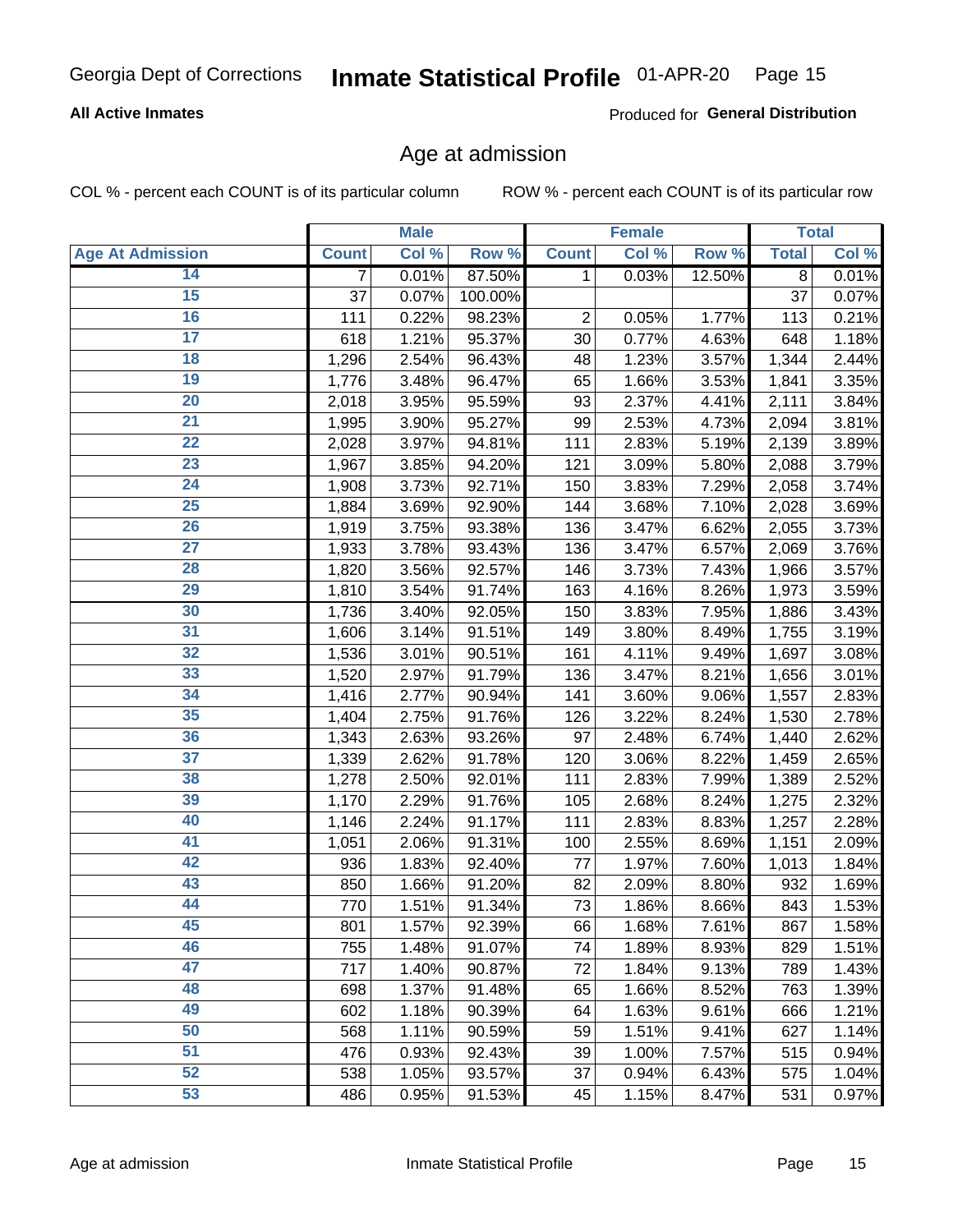## Age at admission

COL % - percent each COUNT is of its particular column

ROW % - percent each COUNT is of its particular row

| | Male | | | Female | | | Total | |
|---|---|---|---|---|---|---|---|---|
| Age At Admission | Count | Col % | Row % | Count | Col % | Row % | Total | Col % |
| 14 | 7 | 0.01% | 87.50% | 1 | 0.03% | 12.50% | 8 | 0.01% |
| 15 | 37 | 0.07% | 100.00% | | | | 37 | 0.07% |
| 16 | 111 | 0.22% | 98.23% | 2 | 0.05% | 1.77% | 113 | 0.21% |
| 17 | 618 | 1.21% | 95.37% | 30 | 0.77% | 4.63% | 648 | 1.18% |
| 18 | 1,296 | 2.54% | 96.43% | 48 | 1.23% | 3.57% | 1,344 | 2.44% |
| 19 | 1,776 | 3.48% | 96.47% | 65 | 1.66% | 3.53% | 1,841 | 3.35% |
| 20 | 2,018 | 3.95% | 95.59% | 93 | 2.37% | 4.41% | 2,111 | 3.84% |
| 21 | 1,995 | 3.90% | 95.27% | 99 | 2.53% | 4.73% | 2,094 | 3.81% |
| 22 | 2,028 | 3.97% | 94.81% | 111 | 2.83% | 5.19% | 2,139 | 3.89% |
| 23 | 1,967 | 3.85% | 94.20% | 121 | 3.09% | 5.80% | 2,088 | 3.79% |
| 24 | 1,908 | 3.73% | 92.71% | 150 | 3.83% | 7.29% | 2,058 | 3.74% |
| 25 | 1,884 | 3.69% | 92.90% | 144 | 3.68% | 7.10% | 2,028 | 3.69% |
| 26 | 1,919 | 3.75% | 93.38% | 136 | 3.47% | 6.62% | 2,055 | 3.73% |
| 27 | 1,933 | 3.78% | 93.43% | 136 | 3.47% | 6.57% | 2,069 | 3.76% |
| 28 | 1,820 | 3.56% | 92.57% | 146 | 3.73% | 7.43% | 1,966 | 3.57% |
| 29 | 1,810 | 3.54% | 91.74% | 163 | 4.16% | 8.26% | 1,973 | 3.59% |
| 30 | 1,736 | 3.40% | 92.05% | 150 | 3.83% | 7.95% | 1,886 | 3.43% |
| 31 | 1,606 | 3.14% | 91.51% | 149 | 3.80% | 8.49% | 1,755 | 3.19% |
| 32 | 1,536 | 3.01% | 90.51% | 161 | 4.11% | 9.49% | 1,697 | 3.08% |
| 33 | 1,520 | 2.97% | 91.79% | 136 | 3.47% | 8.21% | 1,656 | 3.01% |
| 34 | 1,416 | 2.77% | 90.94% | 141 | 3.60% | 9.06% | 1,557 | 2.83% |
| 35 | 1,404 | 2.75% | 91.76% | 126 | 3.22% | 8.24% | 1,530 | 2.78% |
| 36 | 1,343 | 2.63% | 93.26% | 97 | 2.48% | 6.74% | 1,440 | 2.62% |
| 37 | 1,339 | 2.62% | 91.78% | 120 | 3.06% | 8.22% | 1,459 | 2.65% |
| 38 | 1,278 | 2.50% | 92.01% | 111 | 2.83% | 7.99% | 1,389 | 2.52% |
| 39 | 1,170 | 2.29% | 91.76% | 105 | 2.68% | 8.24% | 1,275 | 2.32% |
| 40 | 1,146 | 2.24% | 91.17% | 111 | 2.83% | 8.83% | 1,257 | 2.28% |
| 41 | 1,051 | 2.06% | 91.31% | 100 | 2.55% | 8.69% | 1,151 | 2.09% |
| 42 | 936 | 1.83% | 92.40% | 77 | 1.97% | 7.60% | 1,013 | 1.84% |
| 43 | 850 | 1.66% | 91.20% | 82 | 2.09% | 8.80% | 932 | 1.69% |
| 44 | 770 | 1.51% | 91.34% | 73 | 1.86% | 8.66% | 843 | 1.53% |
| 45 | 801 | 1.57% | 92.39% | 66 | 1.68% | 7.61% | 867 | 1.58% |
| 46 | 755 | 1.48% | 91.07% | 74 | 1.89% | 8.93% | 829 | 1.51% |
| 47 | 717 | 1.40% | 90.87% | 72 | 1.84% | 9.13% | 789 | 1.43% |
| 48 | 698 | 1.37% | 91.48% | 65 | 1.66% | 8.52% | 763 | 1.39% |
| 49 | 602 | 1.18% | 90.39% | 64 | 1.63% | 9.61% | 666 | 1.21% |
| 50 | 568 | 1.11% | 90.59% | 59 | 1.51% | 9.41% | 627 | 1.14% |
| 51 | 476 | 0.93% | 92.43% | 39 | 1.00% | 7.57% | 515 | 0.94% |
| 52 | 538 | 1.05% | 93.57% | 37 | 0.94% | 6.43% | 575 | 1.04% |
| 53 | 486 | 0.95% | 91.53% | 45 | 1.15% | 8.47% | 531 | 0.97% |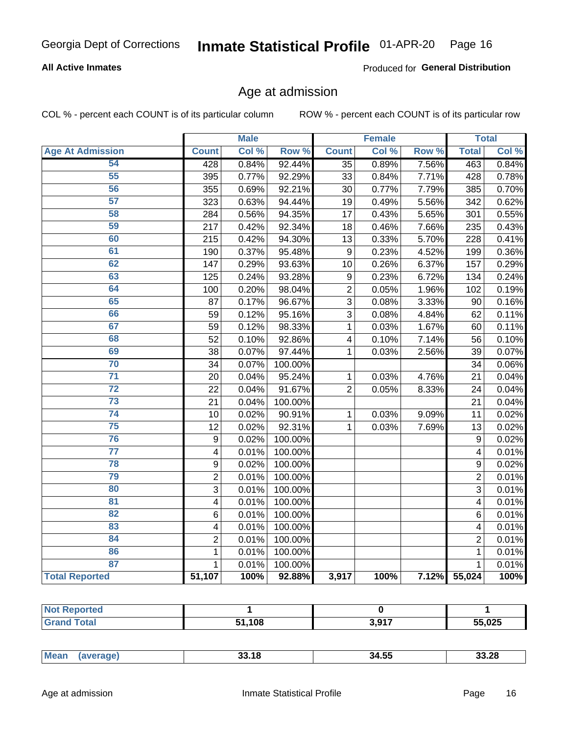Georgia Dept of Corrections **Inmate Statistical Profile** 01-APR-20

**All Active Inmates**

Produced for **General Distribution**

## Age at admission

COL % - percent each COUNT is of its particular column

ROW % - percent each COUNT is of its particular row

| | Male | | | Female | | | Total | |
|---|---|---|---|---|---|---|---|---|
| **Age At Admission** | **Count** | **Col %** | **Row %** | **Count** | **Col %** | **Row %** | **Total** | **Col %** |
| 54 | 428 | 0.84% | 92.44% | 35 | 0.89% | 7.56% | 463 | 0.84% |
| 55 | 395 | 0.77% | 92.29% | 33 | 0.84% | 7.71% | 428 | 0.78% |
| 56 | 355 | 0.69% | 92.21% | 30 | 0.77% | 7.79% | 385 | 0.70% |
| 57 | 323 | 0.63% | 94.44% | 19 | 0.49% | 5.56% | 342 | 0.62% |
| 58 | 284 | 0.56% | 94.35% | 17 | 0.43% | 5.65% | 301 | 0.55% |
| 59 | 217 | 0.42% | 92.34% | 18 | 0.46% | 7.66% | 235 | 0.43% |
| 60 | 215 | 0.42% | 94.30% | 13 | 0.33% | 5.70% | 228 | 0.41% |
| 61 | 190 | 0.37% | 95.48% | 9 | 0.23% | 4.52% | 199 | 0.36% |
| 62 | 147 | 0.29% | 93.63% | 10 | 0.26% | 6.37% | 157 | 0.29% |
| 63 | 125 | 0.24% | 93.28% | 9 | 0.23% | 6.72% | 134 | 0.24% |
| 64 | 100 | 0.20% | 98.04% | 2 | 0.05% | 1.96% | 102 | 0.19% |
| 65 | 87 | 0.17% | 96.67% | 3 | 0.08% | 3.33% | 90 | 0.16% |
| 66 | 59 | 0.12% | 95.16% | 3 | 0.08% | 4.84% | 62 | 0.11% |
| 67 | 59 | 0.12% | 98.33% | 1 | 0.03% | 1.67% | 60 | 0.11% |
| 68 | 52 | 0.10% | 92.86% | 4 | 0.10% | 7.14% | 56 | 0.10% |
| 69 | 38 | 0.07% | 97.44% | 1 | 0.03% | 2.56% | 39 | 0.07% |
| 70 | 34 | 0.07% | 100.00% | | | | 34 | 0.06% |
| 71 | 20 | 0.04% | 95.24% | 1 | 0.03% | 4.76% | 21 | 0.04% |
| 72 | 22 | 0.04% | 91.67% | 2 | 0.05% | 8.33% | 24 | 0.04% |
| 73 | 21 | 0.04% | 100.00% | | | | 21 | 0.04% |
| 74 | 10 | 0.02% | 90.91% | 1 | 0.03% | 9.09% | 11 | 0.02% |
| 75 | 12 | 0.02% | 92.31% | 1 | 0.03% | 7.69% | 13 | 0.02% |
| 76 | 9 | 0.02% | 100.00% | | | | 9 | 0.02% |
| 77 | 4 | 0.01% | 100.00% | | | | 4 | 0.01% |
| 78 | 9 | 0.02% | 100.00% | | | | 9 | 0.02% |
| 79 | 2 | 0.01% | 100.00% | | | | 2 | 0.01% |
| 80 | 3 | 0.01% | 100.00% | | | | 3 | 0.01% |
| 81 | 4 | 0.01% | 100.00% | | | | 4 | 0.01% |
| 82 | 6 | 0.01% | 100.00% | | | | 6 | 0.01% |
| 83 | 4 | 0.01% | 100.00% | | | | 4 | 0.01% |
| 84 | 2 | 0.01% | 100.00% | | | | 2 | 0.01% |
| 86 | 1 | 0.01% | 100.00% | | | | 1 | 0.01% |
| 87 | 1 | 0.01% | 100.00% | | | | 1 | 0.01% |
| **Total Reported** | **51,107** | **100%** | **92.88%** | **3,917** | **100%** | **7.12%** | **55,024** | **100%** |

| | Male | Female | Total |
|---|---|---|---|
| **Not Reported** | **1** | **0** | **1** |
| **Grand Total** | **51,108** | **3,917** | **55,025** |

| | Male | Female | Total |
|---|---|---|---|
| **Mean (average)** | **33.18** | **34.55** | **33.28** |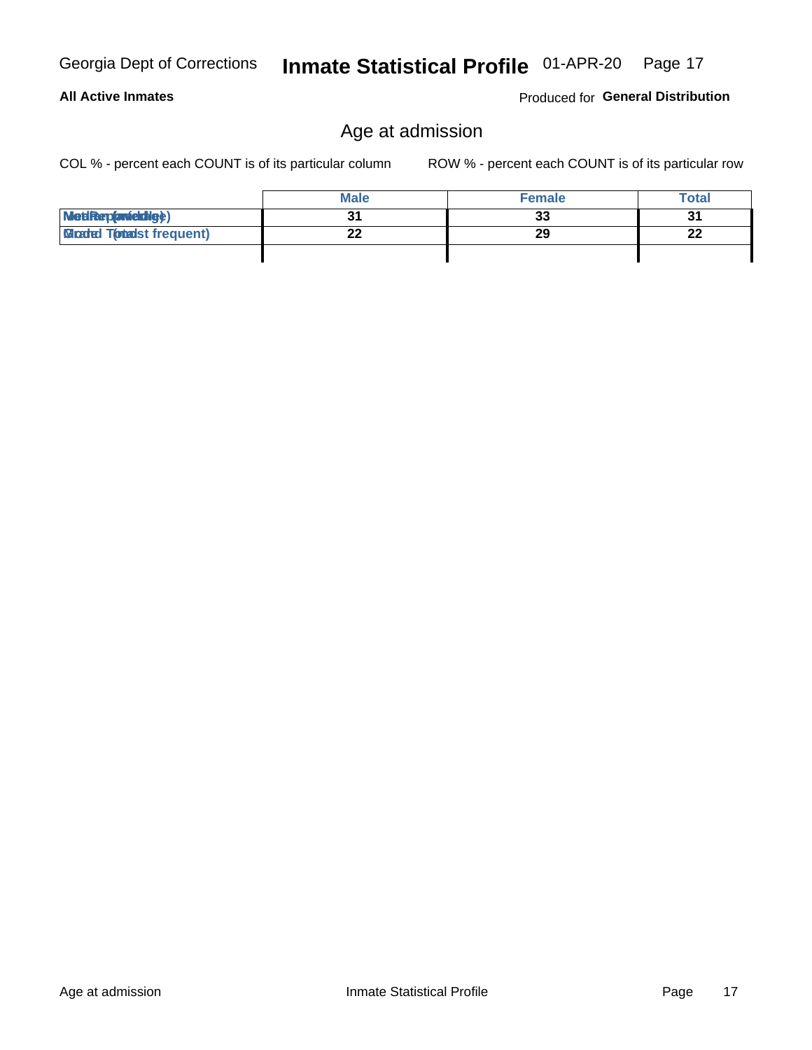# Inmate Statistical Profile

Georgia Dept of Corrections — 01-APR-20

**All Active Inmates**

Produced for **General Distribution**

## Age at admission

COL % - percent each COUNT is of its particular column

ROW % - percent each COUNT is of its particular row

| | Male | Female | Total |
|---|---|---|---|
| Median (middle) | 31 | 33 | 31 |
| Mode (most frequent) | 22 | 29 | 22 |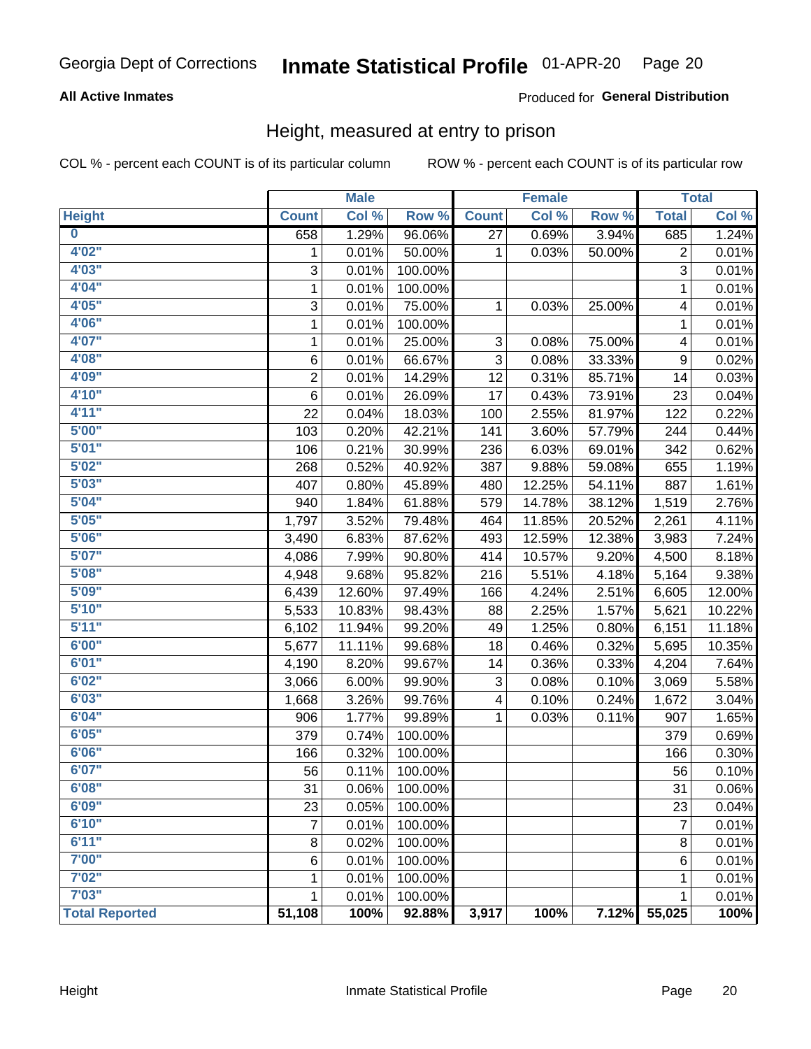Georgia Dept of Corrections **Inmate Statistical Profile** 01-APR-20

**All Active Inmates**

Produced for **General Distribution**

## Height, measured at entry to prison

COL % - percent each COUNT is of its particular column ROW % - percent each COUNT is of its particular row

| | Male | | | Female | | | Total | |
|---|---|---|---|---|---|---|---|---|
| Height | Count | Col % | Row % | Count | Col % | Row % | Total | Col % |
| 0 | 658 | 1.29% | 96.06% | 27 | 0.69% | 3.94% | 685 | 1.24% |
| 4'02" | 1 | 0.01% | 50.00% | 1 | 0.03% | 50.00% | 2 | 0.01% |
| 4'03" | 3 | 0.01% | 100.00% | | | | 3 | 0.01% |
| 4'04" | 1 | 0.01% | 100.00% | | | | 1 | 0.01% |
| 4'05" | 3 | 0.01% | 75.00% | 1 | 0.03% | 25.00% | 4 | 0.01% |
| 4'06" | 1 | 0.01% | 100.00% | | | | 1 | 0.01% |
| 4'07" | 1 | 0.01% | 25.00% | 3 | 0.08% | 75.00% | 4 | 0.01% |
| 4'08" | 6 | 0.01% | 66.67% | 3 | 0.08% | 33.33% | 9 | 0.02% |
| 4'09" | 2 | 0.01% | 14.29% | 12 | 0.31% | 85.71% | 14 | 0.03% |
| 4'10" | 6 | 0.01% | 26.09% | 17 | 0.43% | 73.91% | 23 | 0.04% |
| 4'11" | 22 | 0.04% | 18.03% | 100 | 2.55% | 81.97% | 122 | 0.22% |
| 5'00" | 103 | 0.20% | 42.21% | 141 | 3.60% | 57.79% | 244 | 0.44% |
| 5'01" | 106 | 0.21% | 30.99% | 236 | 6.03% | 69.01% | 342 | 0.62% |
| 5'02" | 268 | 0.52% | 40.92% | 387 | 9.88% | 59.08% | 655 | 1.19% |
| 5'03" | 407 | 0.80% | 45.89% | 480 | 12.25% | 54.11% | 887 | 1.61% |
| 5'04" | 940 | 1.84% | 61.88% | 579 | 14.78% | 38.12% | 1,519 | 2.76% |
| 5'05" | 1,797 | 3.52% | 79.48% | 464 | 11.85% | 20.52% | 2,261 | 4.11% |
| 5'06" | 3,490 | 6.83% | 87.62% | 493 | 12.59% | 12.38% | 3,983 | 7.24% |
| 5'07" | 4,086 | 7.99% | 90.80% | 414 | 10.57% | 9.20% | 4,500 | 8.18% |
| 5'08" | 4,948 | 9.68% | 95.82% | 216 | 5.51% | 4.18% | 5,164 | 9.38% |
| 5'09" | 6,439 | 12.60% | 97.49% | 166 | 4.24% | 2.51% | 6,605 | 12.00% |
| 5'10" | 5,533 | 10.83% | 98.43% | 88 | 2.25% | 1.57% | 5,621 | 10.22% |
| 5'11" | 6,102 | 11.94% | 99.20% | 49 | 1.25% | 0.80% | 6,151 | 11.18% |
| 6'00" | 5,677 | 11.11% | 99.68% | 18 | 0.46% | 0.32% | 5,695 | 10.35% |
| 6'01" | 4,190 | 8.20% | 99.67% | 14 | 0.36% | 0.33% | 4,204 | 7.64% |
| 6'02" | 3,066 | 6.00% | 99.90% | 3 | 0.08% | 0.10% | 3,069 | 5.58% |
| 6'03" | 1,668 | 3.26% | 99.76% | 4 | 0.10% | 0.24% | 1,672 | 3.04% |
| 6'04" | 906 | 1.77% | 99.89% | 1 | 0.03% | 0.11% | 907 | 1.65% |
| 6'05" | 379 | 0.74% | 100.00% | | | | 379 | 0.69% |
| 6'06" | 166 | 0.32% | 100.00% | | | | 166 | 0.30% |
| 6'07" | 56 | 0.11% | 100.00% | | | | 56 | 0.10% |
| 6'08" | 31 | 0.06% | 100.00% | | | | 31 | 0.06% |
| 6'09" | 23 | 0.05% | 100.00% | | | | 23 | 0.04% |
| 6'10" | 7 | 0.01% | 100.00% | | | | 7 | 0.01% |
| 6'11" | 8 | 0.02% | 100.00% | | | | 8 | 0.01% |
| 7'00" | 6 | 0.01% | 100.00% | | | | 6 | 0.01% |
| 7'02" | 1 | 0.01% | 100.00% | | | | 1 | 0.01% |
| 7'03" | 1 | 0.01% | 100.00% | | | | 1 | 0.01% |
| **Total Reported** | **51,108** | **100%** | **92.88%** | **3,917** | **100%** | **7.12%** | **55,025** | **100%** |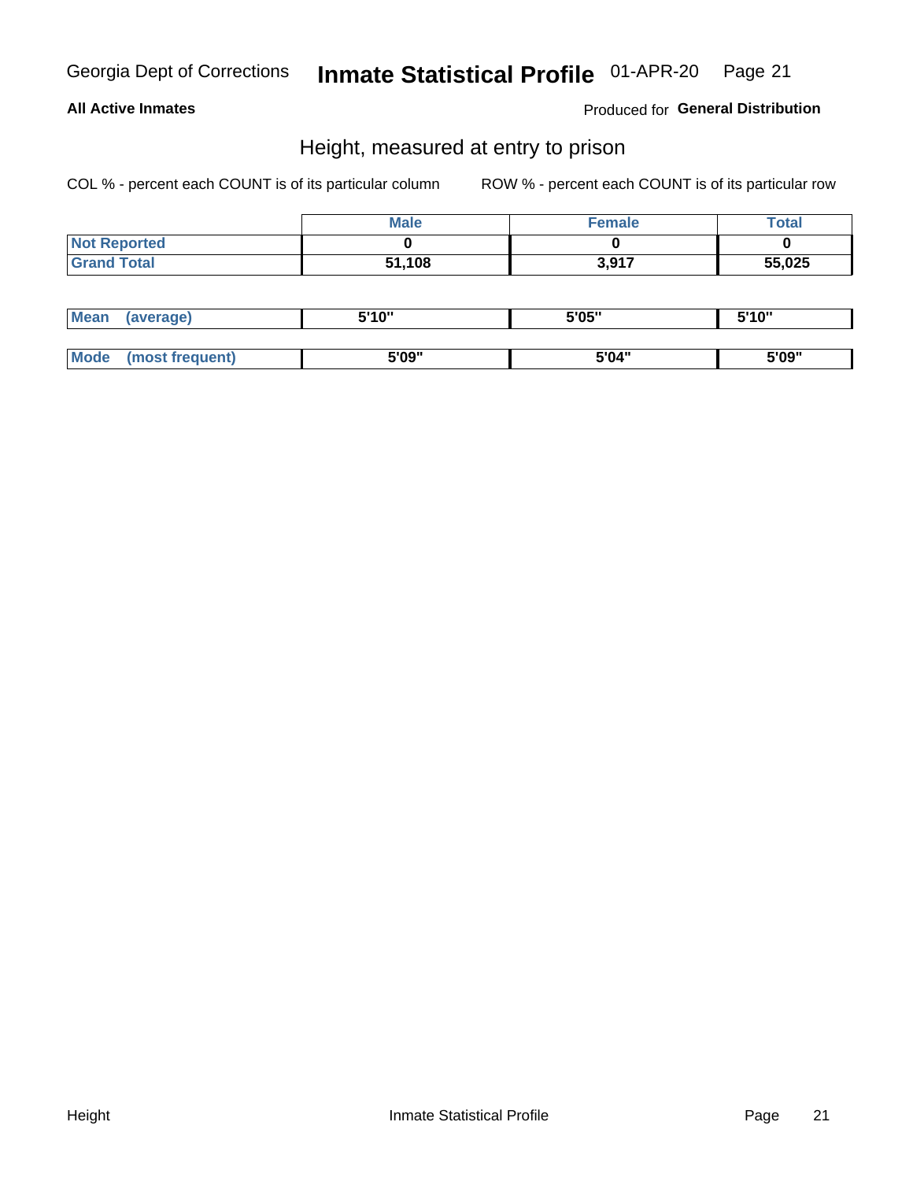Georgia Dept of Corrections **Inmate Statistical Profile** 01-APR-20

**All Active Inmates**

Produced for **General Distribution**

## Height, measured at entry to prison

COL % - percent each COUNT is of its particular column

ROW % - percent each COUNT is of its particular row

| | Male | Female | Total |
|---|---|---|---|
| Not Reported | 0 | 0 | 0 |
| Grand Total | 51,108 | 3,917 | 55,025 |

| | Male | Female | Total |
|---|---|---|---|
| Mean (average) | 5'10" | 5'05" | 5'10" |
| Mode (most frequent) | 5'09" | 5'04" | 5'09" |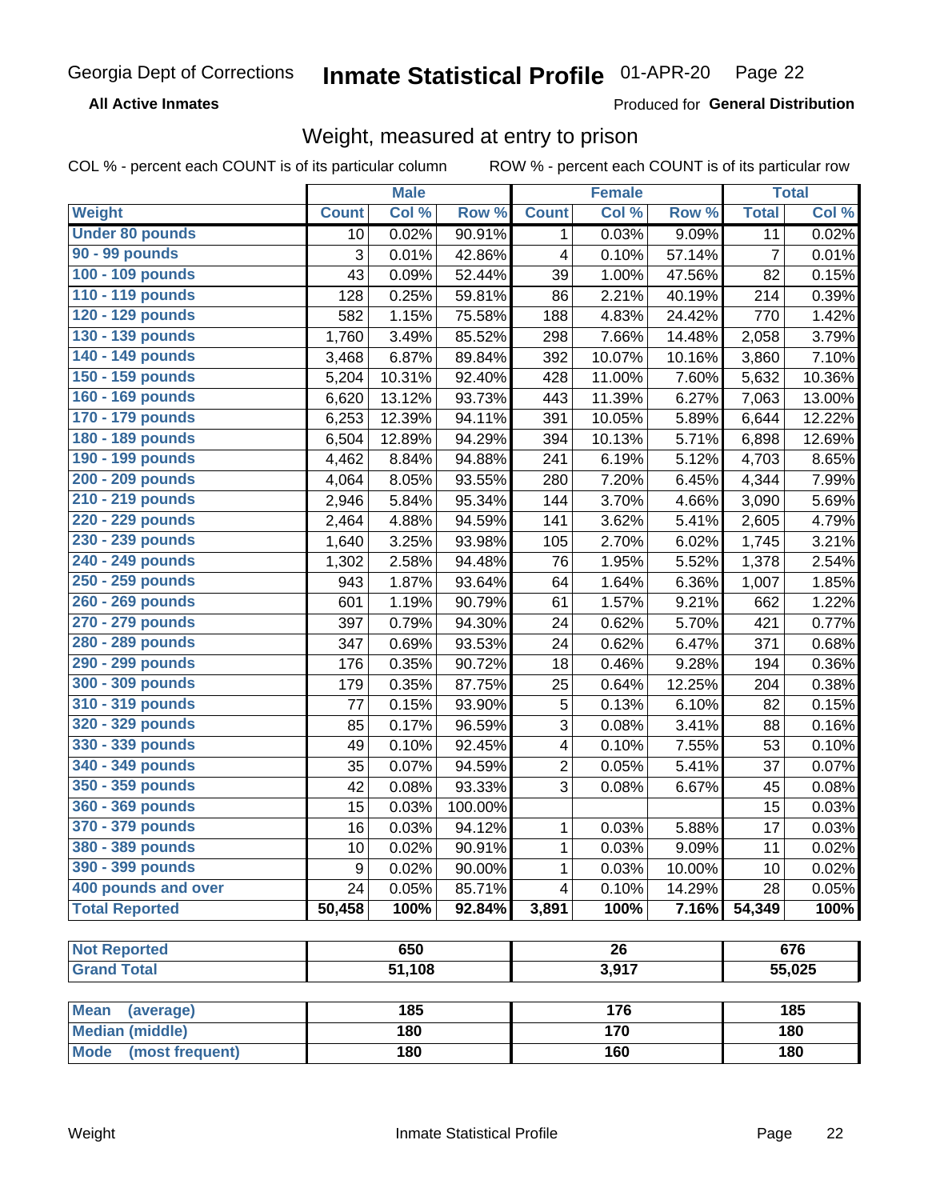Georgia Dept of Corrections **Inmate Statistical Profile** 01-APR-20

**All Active Inmates**

Produced for **General Distribution**

## Weight, measured at entry to prison

COL % - percent each COUNT is of its particular column    ROW % - percent each COUNT is of its particular row

| | Male | | | Female | | | Total | |
|---|---|---|---|---|---|---|---|---|
| **Weight** | **Count** | **Col %** | **Row %** | **Count** | **Col %** | **Row %** | **Total** | **Col %** |
| Under 80 pounds | 10 | 0.02% | 90.91% | 1 | 0.03% | 9.09% | 11 | 0.02% |
| 90 - 99 pounds | 3 | 0.01% | 42.86% | 4 | 0.10% | 57.14% | 7 | 0.01% |
| 100 - 109 pounds | 43 | 0.09% | 52.44% | 39 | 1.00% | 47.56% | 82 | 0.15% |
| 110 - 119 pounds | 128 | 0.25% | 59.81% | 86 | 2.21% | 40.19% | 214 | 0.39% |
| 120 - 129 pounds | 582 | 1.15% | 75.58% | 188 | 4.83% | 24.42% | 770 | 1.42% |
| 130 - 139 pounds | 1,760 | 3.49% | 85.52% | 298 | 7.66% | 14.48% | 2,058 | 3.79% |
| 140 - 149 pounds | 3,468 | 6.87% | 89.84% | 392 | 10.07% | 10.16% | 3,860 | 7.10% |
| 150 - 159 pounds | 5,204 | 10.31% | 92.40% | 428 | 11.00% | 7.60% | 5,632 | 10.36% |
| 160 - 169 pounds | 6,620 | 13.12% | 93.73% | 443 | 11.39% | 6.27% | 7,063 | 13.00% |
| 170 - 179 pounds | 6,253 | 12.39% | 94.11% | 391 | 10.05% | 5.89% | 6,644 | 12.22% |
| 180 - 189 pounds | 6,504 | 12.89% | 94.29% | 394 | 10.13% | 5.71% | 6,898 | 12.69% |
| 190 - 199 pounds | 4,462 | 8.84% | 94.88% | 241 | 6.19% | 5.12% | 4,703 | 8.65% |
| 200 - 209 pounds | 4,064 | 8.05% | 93.55% | 280 | 7.20% | 6.45% | 4,344 | 7.99% |
| 210 - 219 pounds | 2,946 | 5.84% | 95.34% | 144 | 3.70% | 4.66% | 3,090 | 5.69% |
| 220 - 229 pounds | 2,464 | 4.88% | 94.59% | 141 | 3.62% | 5.41% | 2,605 | 4.79% |
| 230 - 239 pounds | 1,640 | 3.25% | 93.98% | 105 | 2.70% | 6.02% | 1,745 | 3.21% |
| 240 - 249 pounds | 1,302 | 2.58% | 94.48% | 76 | 1.95% | 5.52% | 1,378 | 2.54% |
| 250 - 259 pounds | 943 | 1.87% | 93.64% | 64 | 1.64% | 6.36% | 1,007 | 1.85% |
| 260 - 269 pounds | 601 | 1.19% | 90.79% | 61 | 1.57% | 9.21% | 662 | 1.22% |
| 270 - 279 pounds | 397 | 0.79% | 94.30% | 24 | 0.62% | 5.70% | 421 | 0.77% |
| 280 - 289 pounds | 347 | 0.69% | 93.53% | 24 | 0.62% | 6.47% | 371 | 0.68% |
| 290 - 299 pounds | 176 | 0.35% | 90.72% | 18 | 0.46% | 9.28% | 194 | 0.36% |
| 300 - 309 pounds | 179 | 0.35% | 87.75% | 25 | 0.64% | 12.25% | 204 | 0.38% |
| 310 - 319 pounds | 77 | 0.15% | 93.90% | 5 | 0.13% | 6.10% | 82 | 0.15% |
| 320 - 329 pounds | 85 | 0.17% | 96.59% | 3 | 0.08% | 3.41% | 88 | 0.16% |
| 330 - 339 pounds | 49 | 0.10% | 92.45% | 4 | 0.10% | 7.55% | 53 | 0.10% |
| 340 - 349 pounds | 35 | 0.07% | 94.59% | 2 | 0.05% | 5.41% | 37 | 0.07% |
| 350 - 359 pounds | 42 | 0.08% | 93.33% | 3 | 0.08% | 6.67% | 45 | 0.08% |
| 360 - 369 pounds | 15 | 0.03% | 100.00% | | | | 15 | 0.03% |
| 370 - 379 pounds | 16 | 0.03% | 94.12% | 1 | 0.03% | 5.88% | 17 | 0.03% |
| 380 - 389 pounds | 10 | 0.02% | 90.91% | 1 | 0.03% | 9.09% | 11 | 0.02% |
| 390 - 399 pounds | 9 | 0.02% | 90.00% | 1 | 0.03% | 10.00% | 10 | 0.02% |
| 400 pounds and over | 24 | 0.05% | 85.71% | 4 | 0.10% | 14.29% | 28 | 0.05% |
| **Total Reported** | **50,458** | **100%** | **92.84%** | **3,891** | **100%** | **7.16%** | **54,349** | **100%** |

| | Male | Female | Total |
|---|---|---|---|
| Not Reported | 650 | 26 | 676 |
| Grand Total | 51,108 | 3,917 | 55,025 |

| | Male | Female | Total |
|---|---|---|---|
| Mean (average) | 185 | 176 | 185 |
| Median (middle) | 180 | 170 | 180 |
| Mode (most frequent) | 180 | 160 | 180 |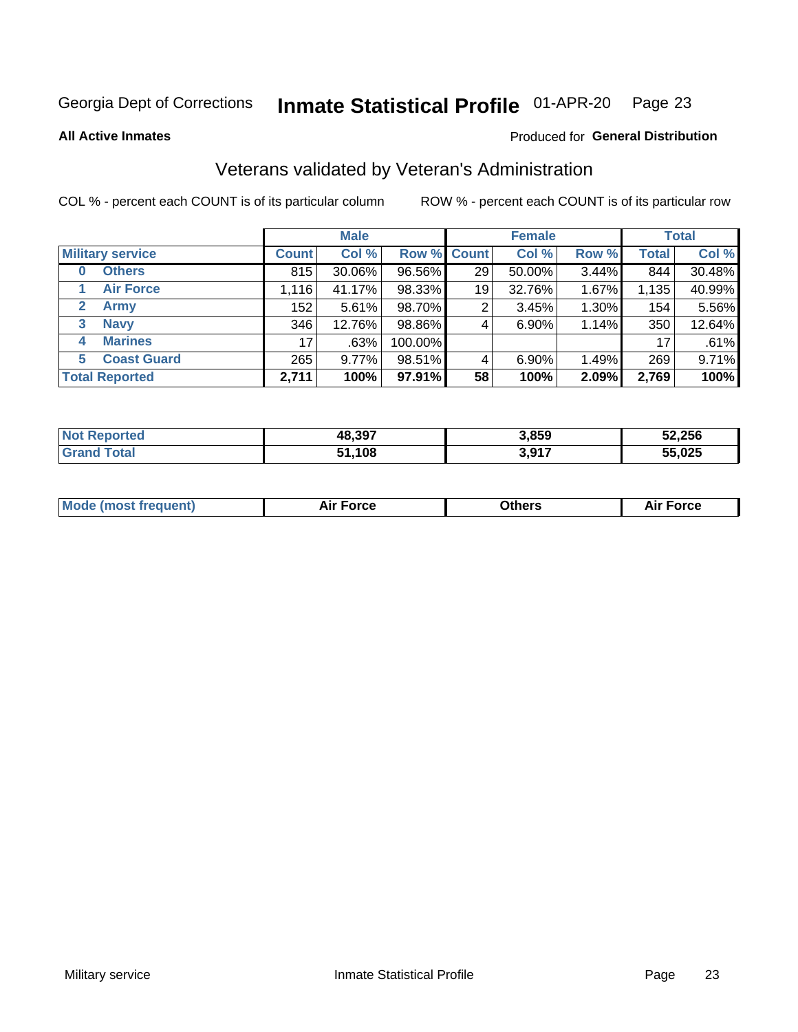Georgia Dept of Corrections **Inmate Statistical Profile** 01-APR-20

**All Active Inmates**

Produced for **General Distribution**

## Veterans validated by Veteran's Administration

COL % - percent each COUNT is of its particular column

ROW % - percent each COUNT is of its particular row

| | | Male | | | Female | | | Total | |
|---|---|---|---|---|---|---|---|---|---|
| **Military service** | | **Count** | **Col %** | **Row %** | **Count** | **Col %** | **Row %** | **Total** | **Col %** |
| 0 | Others | 815 | 30.06% | 96.56% | 29 | 50.00% | 3.44% | 844 | 30.48% |
| 1 | Air Force | 1,116 | 41.17% | 98.33% | 19 | 32.76% | 1.67% | 1,135 | 40.99% |
| 2 | Army | 152 | 5.61% | 98.70% | 2 | 3.45% | 1.30% | 154 | 5.56% |
| 3 | Navy | 346 | 12.76% | 98.86% | 4 | 6.90% | 1.14% | 350 | 12.64% |
| 4 | Marines | 17 | .63% | 100.00% | | | | 17 | .61% |
| 5 | Coast Guard | 265 | 9.77% | 98.51% | 4 | 6.90% | 1.49% | 269 | 9.71% |
| **Total Reported** | | **2,711** | **100%** | **97.91%** | **58** | **100%** | **2.09%** | **2,769** | **100%** |

| | Male | Female | Total |
|---|---|---|---|
| Not Reported | 48,397 | 3,859 | 52,256 |
| Grand Total | 51,108 | 3,917 | 55,025 |

| | Male | Female | Total |
|---|---|---|---|
| Mode (most frequent) | Air Force | Others | Air Force |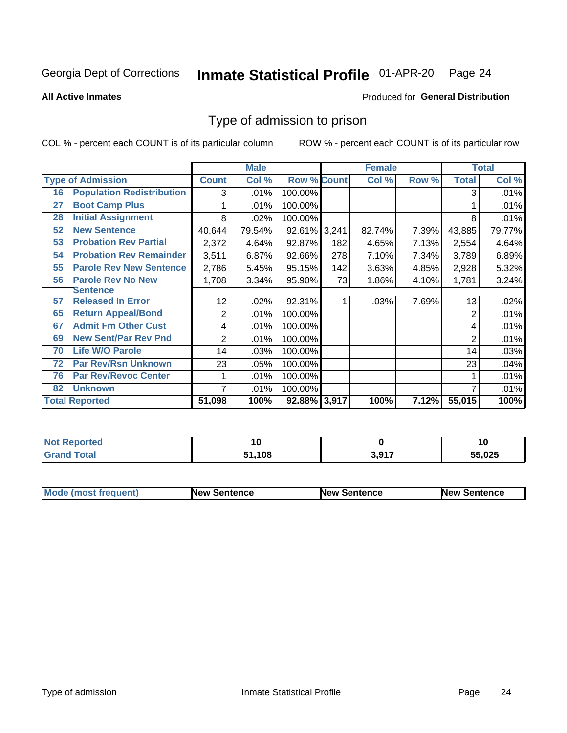Georgia Dept of Corrections **Inmate Statistical Profile** 01-APR-20

**All Active Inmates**

Produced for **General Distribution**

## Type of admission to prison

COL % - percent each COUNT is of its particular column    ROW % - percent each COUNT is of its particular row

| | | Male | | | Female | | | Total | |
|---|---|---|---|---|---|---|---|---|---|
| **Type of Admission** | | **Count** | **Col %** | **Row %** | **Count** | **Col %** | **Row %** | **Total** | **Col %** |
| 16 | Population Redistribution | 3 | .01% | 100.00% | | | | 3 | .01% |
| 27 | Boot Camp Plus | 1 | .01% | 100.00% | | | | 1 | .01% |
| 28 | Initial Assignment | 8 | .02% | 100.00% | | | | 8 | .01% |
| 52 | New Sentence | 40,644 | 79.54% | 92.61% | 3,241 | 82.74% | 7.39% | 43,885 | 79.77% |
| 53 | Probation Rev Partial | 2,372 | 4.64% | 92.87% | 182 | 4.65% | 7.13% | 2,554 | 4.64% |
| 54 | Probation Rev Remainder | 3,511 | 6.87% | 92.66% | 278 | 7.10% | 7.34% | 3,789 | 6.89% |
| 55 | Parole Rev New Sentence | 2,786 | 5.45% | 95.15% | 142 | 3.63% | 4.85% | 2,928 | 5.32% |
| 56 | Parole Rev No New Sentence | 1,708 | 3.34% | 95.90% | 73 | 1.86% | 4.10% | 1,781 | 3.24% |
| 57 | Released In Error | 12 | .02% | 92.31% | 1 | .03% | 7.69% | 13 | .02% |
| 65 | Return Appeal/Bond | 2 | .01% | 100.00% | | | | 2 | .01% |
| 67 | Admit Fm Other Cust | 4 | .01% | 100.00% | | | | 4 | .01% |
| 69 | New Sent/Par Rev Pnd | 2 | .01% | 100.00% | | | | 2 | .01% |
| 70 | Life W/O Parole | 14 | .03% | 100.00% | | | | 14 | .03% |
| 72 | Par Rev/Rsn Unknown | 23 | .05% | 100.00% | | | | 23 | .04% |
| 76 | Par Rev/Revoc Center | 1 | .01% | 100.00% | | | | 1 | .01% |
| 82 | Unknown | 7 | .01% | 100.00% | | | | 7 | .01% |
| **Total Reported** | | **51,098** | **100%** | **92.88%** | **3,917** | **100%** | **7.12%** | **55,015** | **100%** |

| | Male | Female | Total |
|---|---|---|---|
| **Not Reported** | **10** | **0** | **10** |
| **Grand Total** | **51,108** | **3,917** | **55,025** |

| | Male | Female | Total |
|---|---|---|---|
| **Mode (most frequent)** | **New Sentence** | **New Sentence** | **New Sentence** |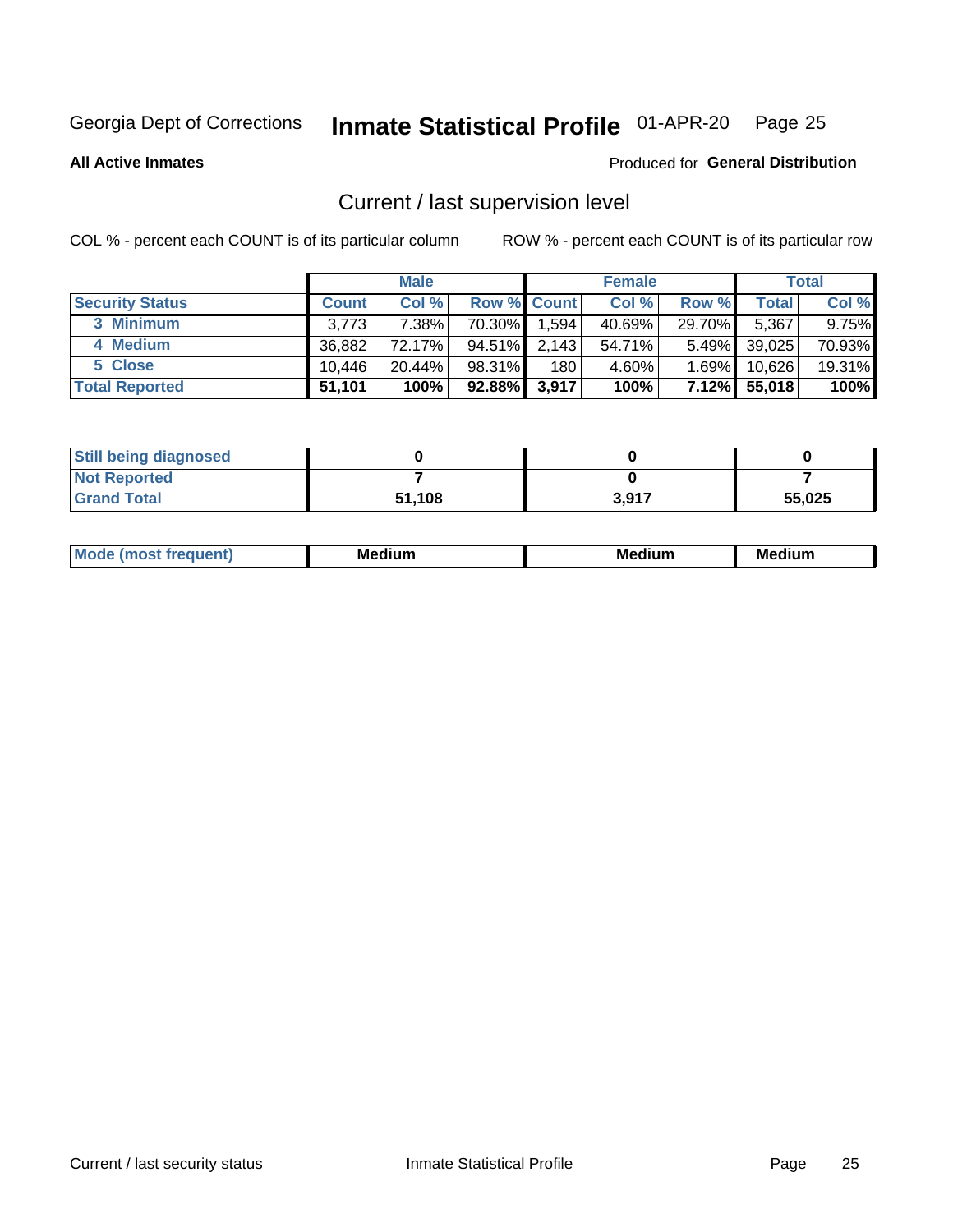Georgia Dept of Corrections **Inmate Statistical Profile** 01-APR-20

**All Active Inmates**

Produced for **General Distribution**

## Current / last supervision level

COL % - percent each COUNT is of its particular column

ROW % - percent each COUNT is of its particular row

| | Male | | | Female | | | Total | |
|---|---|---|---|---|---|---|---|---|
| **Security Status** | **Count** | **Col %** | **Row %** | **Count** | **Col %** | **Row %** | **Total** | **Col %** |
| 3 Minimum | 3,773 | 7.38% | 70.30% | 1,594 | 40.69% | 29.70% | 5,367 | 9.75% |
| 4 Medium | 36,882 | 72.17% | 94.51% | 2,143 | 54.71% | 5.49% | 39,025 | 70.93% |
| 5 Close | 10,446 | 20.44% | 98.31% | 180 | 4.60% | 1.69% | 10,626 | 19.31% |
| **Total Reported** | **51,101** | **100%** | **92.88%** | **3,917** | **100%** | **7.12%** | **55,018** | **100%** |

| | Male | Female | Total |
|---|---|---|---|
| **Still being diagnosed** | **0** | **0** | **0** |
| **Not Reported** | **7** | **0** | **7** |
| **Grand Total** | **51,108** | **3,917** | **55,025** |

| | Male | Female | Total |
|---|---|---|---|
| **Mode (most frequent)** | **Medium** | **Medium** | **Medium** |

Current / last security status

Inmate Statistical Profile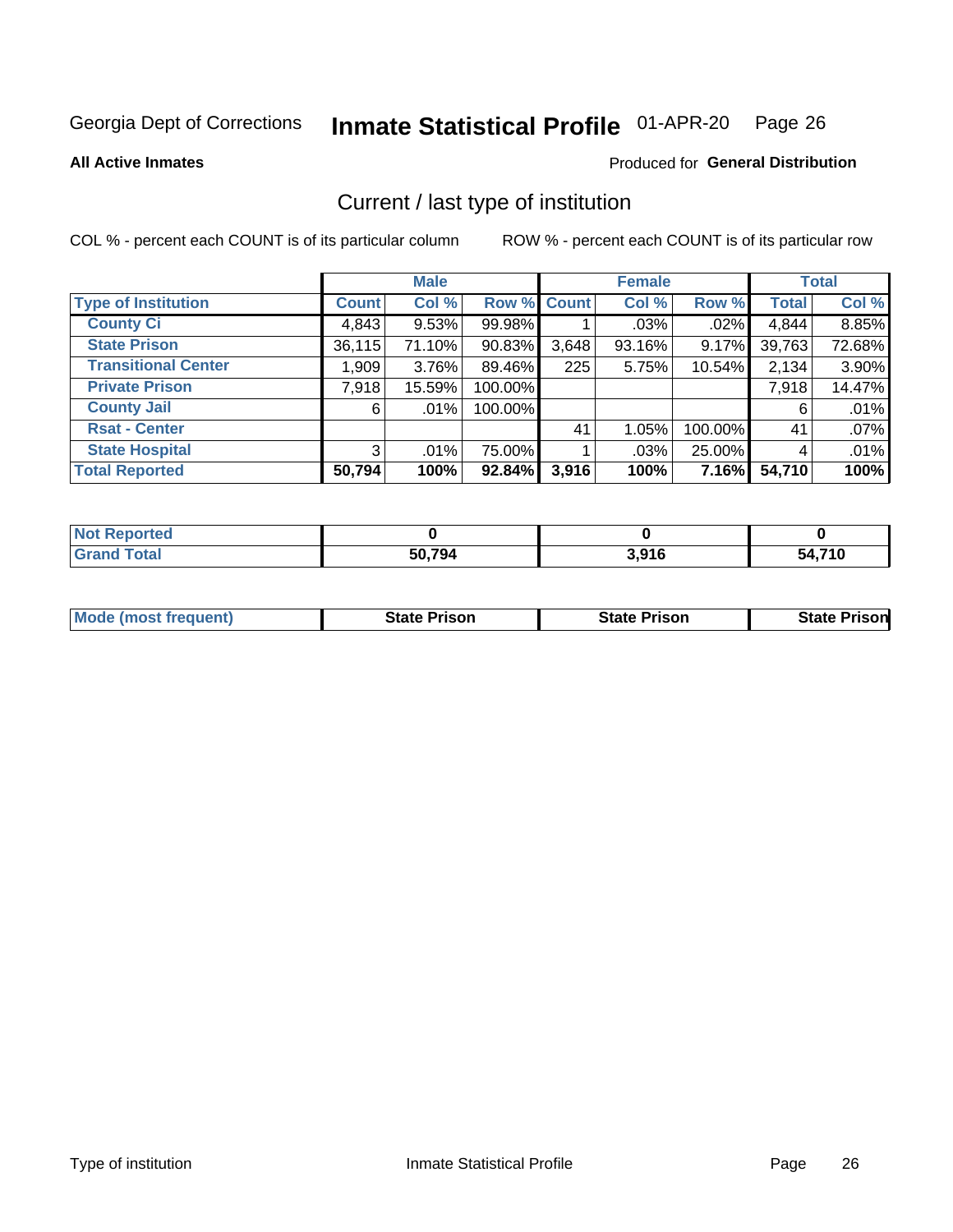Georgia Dept of Corrections **Inmate Statistical Profile** 01-APR-20

**All Active Inmates**

Produced for **General Distribution**

## Current / last type of institution

COL % - percent each COUNT is of its particular column

ROW % - percent each COUNT is of its particular row

| | Male | | | Female | | | Total | |
|---|---|---|---|---|---|---|---|---|
| **Type of Institution** | **Count** | **Col %** | **Row %** | **Count** | **Col %** | **Row %** | **Total** | **Col %** |
| **County Ci** | 4,843 | 9.53% | 99.98% | 1 | .03% | .02% | 4,844 | 8.85% |
| **State Prison** | 36,115 | 71.10% | 90.83% | 3,648 | 93.16% | 9.17% | 39,763 | 72.68% |
| **Transitional Center** | 1,909 | 3.76% | 89.46% | 225 | 5.75% | 10.54% | 2,134 | 3.90% |
| **Private Prison** | 7,918 | 15.59% | 100.00% | | | | 7,918 | 14.47% |
| **County Jail** | 6 | .01% | 100.00% | | | | 6 | .01% |
| **Rsat - Center** | | | | 41 | 1.05% | 100.00% | 41 | .07% |
| **State Hospital** | 3 | .01% | 75.00% | 1 | .03% | 25.00% | 4 | .01% |
| **Total Reported** | **50,794** | **100%** | **92.84%** | **3,916** | **100%** | **7.16%** | **54,710** | **100%** |

| | Male | Female | Total |
|---|---|---|---|
| **Not Reported** | **0** | **0** | **0** |
| **Grand Total** | **50,794** | **3,916** | **54,710** |

| | Male | Female | Total |
|---|---|---|---|
| **Mode (most frequent)** | **State Prison** | **State Prison** | **State Prison** |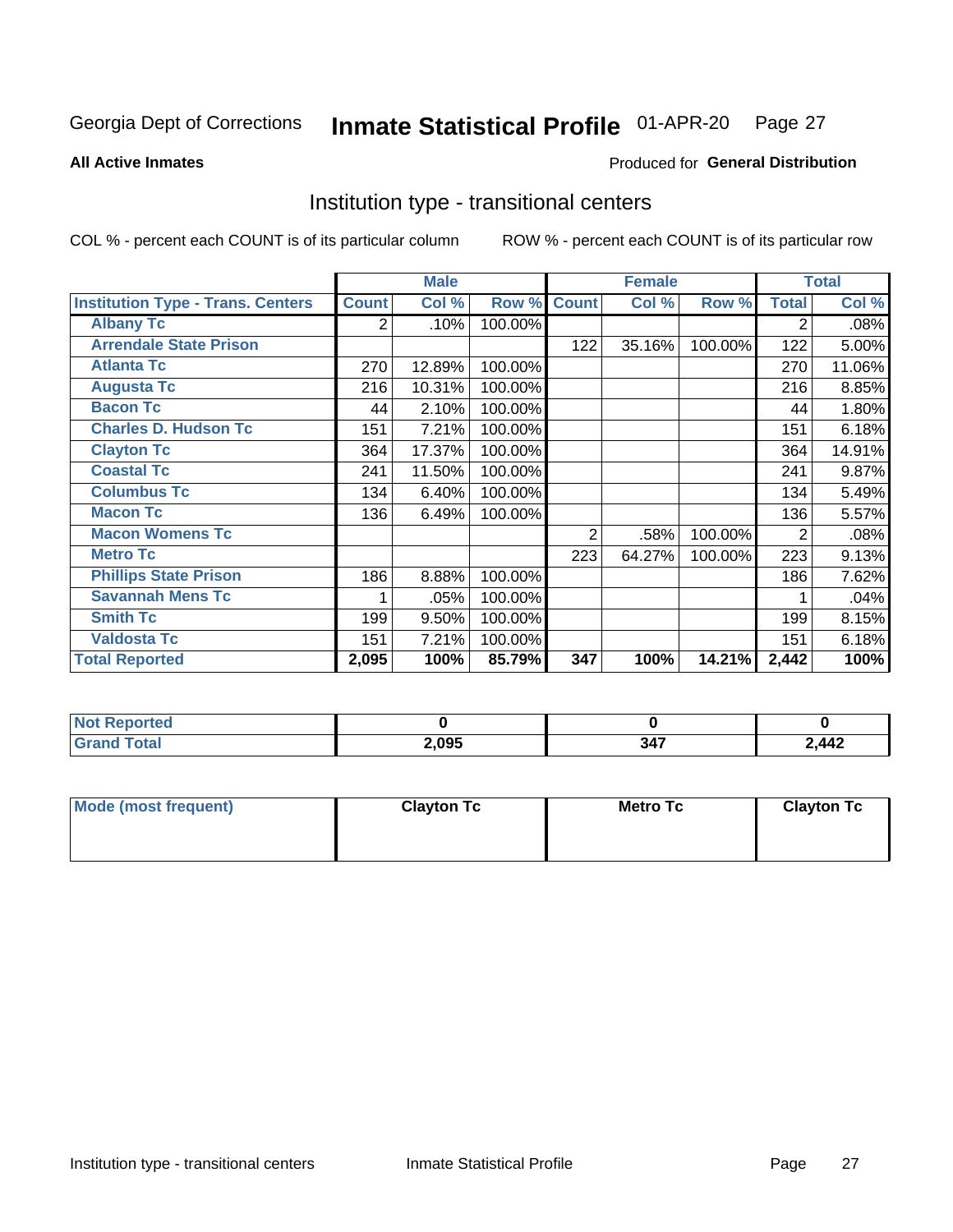Georgia Dept of Corrections **Inmate Statistical Profile** 01-APR-20

**All Active Inmates**

Produced for **General Distribution**

## Institution type - transitional centers

COL % - percent each COUNT is of its particular column

ROW % - percent each COUNT is of its particular row

| | Male | | | Female | | | Total | |
|---|---|---|---|---|---|---|---|---|
| **Institution Type - Trans. Centers** | **Count** | **Col %** | **Row %** | **Count** | **Col %** | **Row %** | **Total** | **Col %** |
| **Albany Tc** | 2 | .10% | 100.00% | | | | 2 | .08% |
| **Arrendale State Prison** | | | | 122 | 35.16% | 100.00% | 122 | 5.00% |
| **Atlanta Tc** | 270 | 12.89% | 100.00% | | | | 270 | 11.06% |
| **Augusta Tc** | 216 | 10.31% | 100.00% | | | | 216 | 8.85% |
| **Bacon Tc** | 44 | 2.10% | 100.00% | | | | 44 | 1.80% |
| **Charles D. Hudson Tc** | 151 | 7.21% | 100.00% | | | | 151 | 6.18% |
| **Clayton Tc** | 364 | 17.37% | 100.00% | | | | 364 | 14.91% |
| **Coastal Tc** | 241 | 11.50% | 100.00% | | | | 241 | 9.87% |
| **Columbus Tc** | 134 | 6.40% | 100.00% | | | | 134 | 5.49% |
| **Macon Tc** | 136 | 6.49% | 100.00% | | | | 136 | 5.57% |
| **Macon Womens Tc** | | | | 2 | .58% | 100.00% | 2 | .08% |
| **Metro Tc** | | | | 223 | 64.27% | 100.00% | 223 | 9.13% |
| **Phillips State Prison** | 186 | 8.88% | 100.00% | | | | 186 | 7.62% |
| **Savannah Mens Tc** | 1 | .05% | 100.00% | | | | 1 | .04% |
| **Smith Tc** | 199 | 9.50% | 100.00% | | | | 199 | 8.15% |
| **Valdosta Tc** | 151 | 7.21% | 100.00% | | | | 151 | 6.18% |
| **Total Reported** | **2,095** | **100%** | **85.79%** | **347** | **100%** | **14.21%** | **2,442** | **100%** |

| | Male | Female | Total |
|---|---|---|---|
| **Not Reported** | **0** | **0** | **0** |
| **Grand Total** | **2,095** | **347** | **2,442** |

| | Male | Female | Total |
|---|---|---|---|
| **Mode (most frequent)** | **Clayton Tc** | **Metro Tc** | **Clayton Tc** |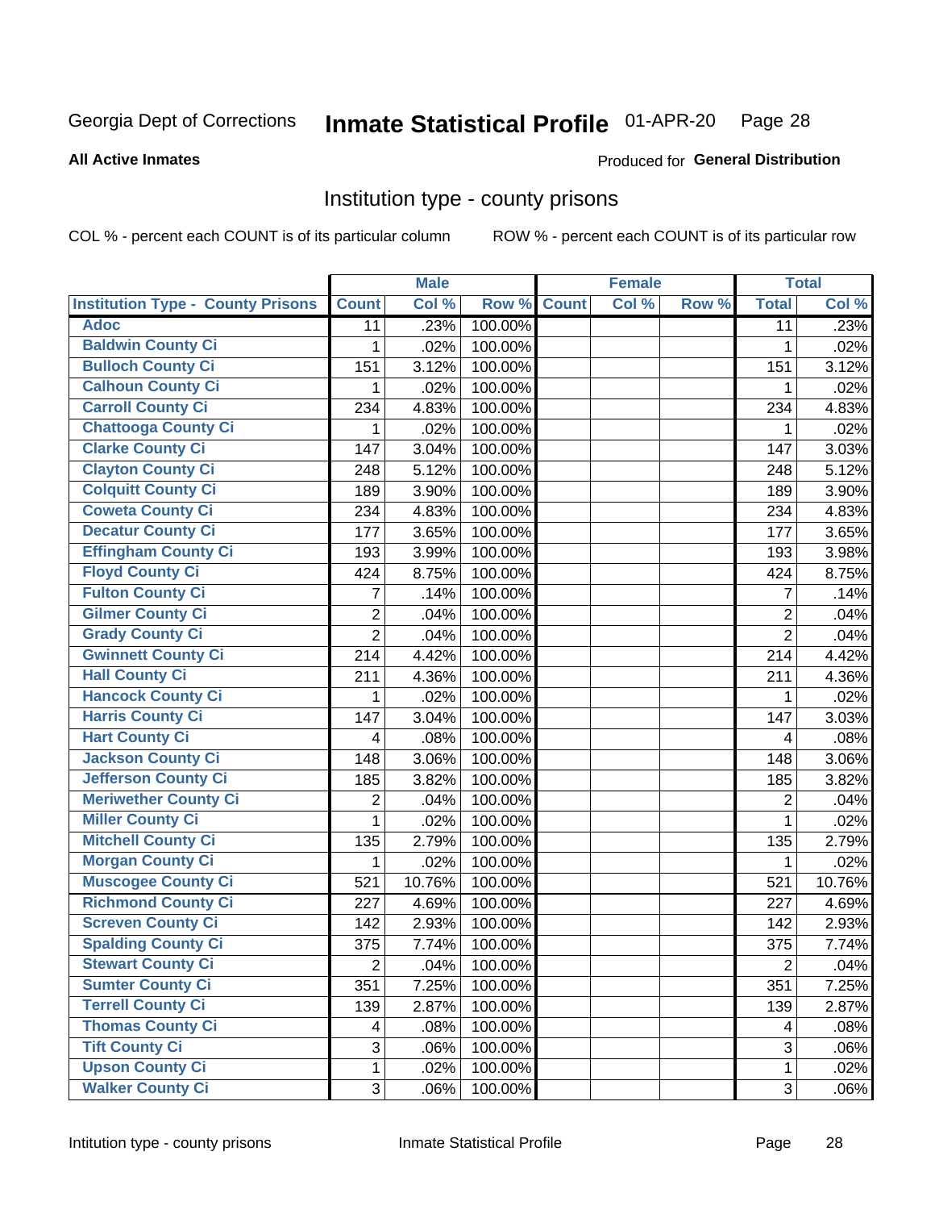Georgia Dept of Corrections **Inmate Statistical Profile** 01-APR-20

**All Active Inmates**

Produced for **General Distribution**

## Institution type - county prisons

COL % - percent each COUNT is of its particular column

ROW % - percent each COUNT is of its particular row

| | Male | | | Female | | | Total | |
|---|---|---|---|---|---|---|---|---|
| **Institution Type - County Prisons** | **Count** | **Col %** | **Row %** | **Count** | **Col %** | **Row %** | **Total** | **Col %** |
| Adoc | 11 | .23% | 100.00% | | | | 11 | .23% |
| Baldwin County Ci | 1 | .02% | 100.00% | | | | 1 | .02% |
| Bulloch County Ci | 151 | 3.12% | 100.00% | | | | 151 | 3.12% |
| Calhoun County Ci | 1 | .02% | 100.00% | | | | 1 | .02% |
| Carroll County Ci | 234 | 4.83% | 100.00% | | | | 234 | 4.83% |
| Chattooga County Ci | 1 | .02% | 100.00% | | | | 1 | .02% |
| Clarke County Ci | 147 | 3.04% | 100.00% | | | | 147 | 3.03% |
| Clayton County Ci | 248 | 5.12% | 100.00% | | | | 248 | 5.12% |
| Colquitt County Ci | 189 | 3.90% | 100.00% | | | | 189 | 3.90% |
| Coweta County Ci | 234 | 4.83% | 100.00% | | | | 234 | 4.83% |
| Decatur County Ci | 177 | 3.65% | 100.00% | | | | 177 | 3.65% |
| Effingham County Ci | 193 | 3.99% | 100.00% | | | | 193 | 3.98% |
| Floyd County Ci | 424 | 8.75% | 100.00% | | | | 424 | 8.75% |
| Fulton County Ci | 7 | .14% | 100.00% | | | | 7 | .14% |
| Gilmer County Ci | 2 | .04% | 100.00% | | | | 2 | .04% |
| Grady County Ci | 2 | .04% | 100.00% | | | | 2 | .04% |
| Gwinnett County Ci | 214 | 4.42% | 100.00% | | | | 214 | 4.42% |
| Hall County Ci | 211 | 4.36% | 100.00% | | | | 211 | 4.36% |
| Hancock County Ci | 1 | .02% | 100.00% | | | | 1 | .02% |
| Harris County Ci | 147 | 3.04% | 100.00% | | | | 147 | 3.03% |
| Hart County Ci | 4 | .08% | 100.00% | | | | 4 | .08% |
| Jackson County Ci | 148 | 3.06% | 100.00% | | | | 148 | 3.06% |
| Jefferson County Ci | 185 | 3.82% | 100.00% | | | | 185 | 3.82% |
| Meriwether County Ci | 2 | .04% | 100.00% | | | | 2 | .04% |
| Miller County Ci | 1 | .02% | 100.00% | | | | 1 | .02% |
| Mitchell County Ci | 135 | 2.79% | 100.00% | | | | 135 | 2.79% |
| Morgan County Ci | 1 | .02% | 100.00% | | | | 1 | .02% |
| Muscogee County Ci | 521 | 10.76% | 100.00% | | | | 521 | 10.76% |
| Richmond County Ci | 227 | 4.69% | 100.00% | | | | 227 | 4.69% |
| Screven County Ci | 142 | 2.93% | 100.00% | | | | 142 | 2.93% |
| Spalding County Ci | 375 | 7.74% | 100.00% | | | | 375 | 7.74% |
| Stewart County Ci | 2 | .04% | 100.00% | | | | 2 | .04% |
| Sumter County Ci | 351 | 7.25% | 100.00% | | | | 351 | 7.25% |
| Terrell County Ci | 139 | 2.87% | 100.00% | | | | 139 | 2.87% |
| Thomas County Ci | 4 | .08% | 100.00% | | | | 4 | .08% |
| Tift County Ci | 3 | .06% | 100.00% | | | | 3 | .06% |
| Upson County Ci | 1 | .02% | 100.00% | | | | 1 | .02% |
| Walker County Ci | 3 | .06% | 100.00% | | | | 3 | .06% |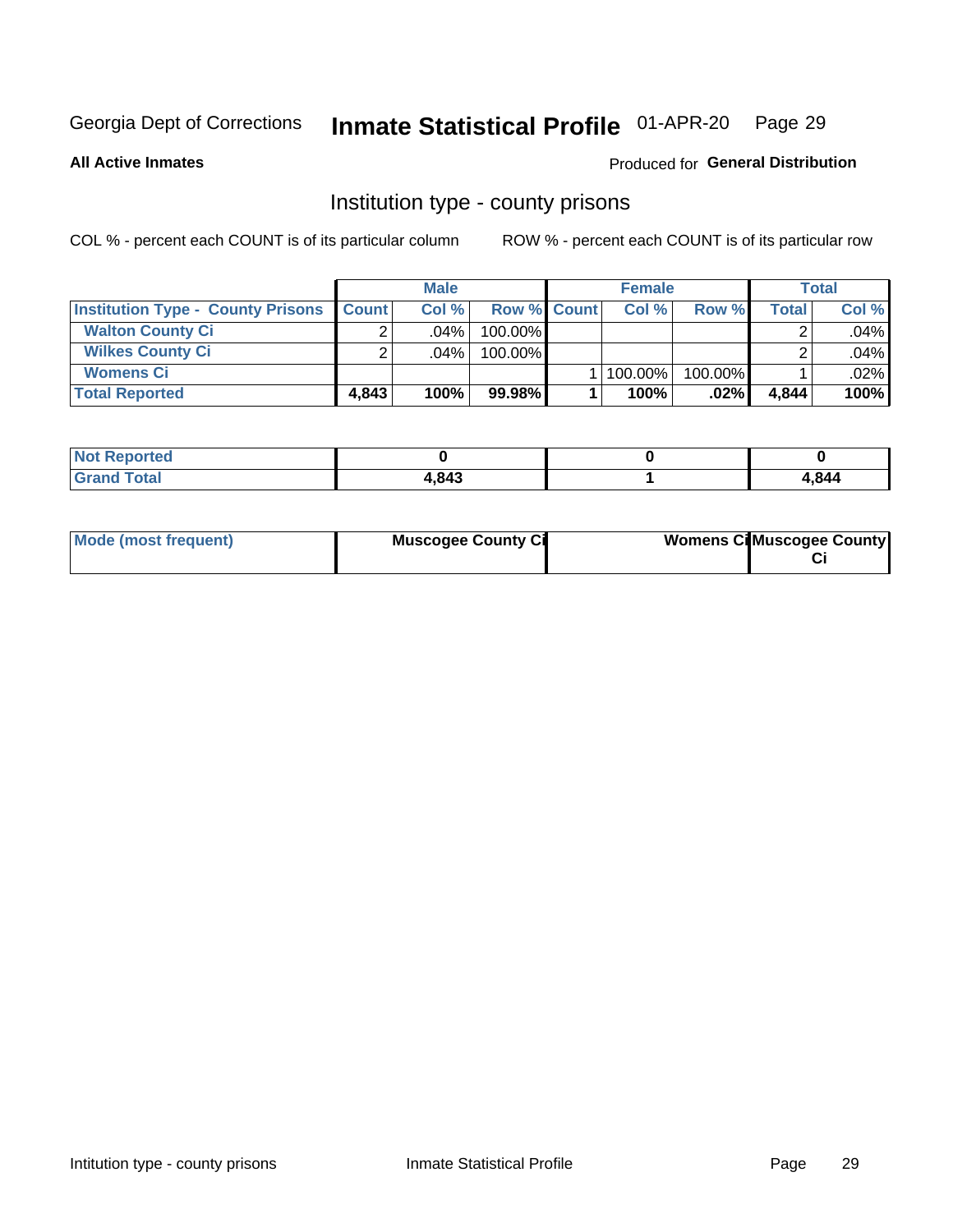Georgia Dept of Corrections **Inmate Statistical Profile** 01-APR-20

**All Active Inmates**

Produced for **General Distribution**

## Institution type - county prisons

COL % - percent each COUNT is of its particular column

ROW % - percent each COUNT is of its particular row

| | Male | | | Female | | | Total | |
|---|---|---|---|---|---|---|---|---|
| **Institution Type - County Prisons** | **Count** | **Col %** | **Row %** | **Count** | **Col %** | **Row %** | **Total** | **Col %** |
| **Walton County Ci** | 2 | .04% | 100.00% | | | | 2 | .04% |
| **Wilkes County Ci** | 2 | .04% | 100.00% | | | | 2 | .04% |
| **Womens Ci** | | | | 1 | 100.00% | 100.00% | 1 | .02% |
| **Total Reported** | **4,843** | **100%** | **99.98%** | **1** | **100%** | **.02%** | **4,844** | **100%** |

| | Male | Female | Total |
|---|---|---|---|
| **Not Reported** | **0** | **0** | **0** |
| **Grand Total** | **4,843** | **1** | **4,844** |

| | Male | Female | Total |
|---|---|---|---|
| **Mode (most frequent)** | **Muscogee County Ci** | **Womens Ci** | **Muscogee County Ci** |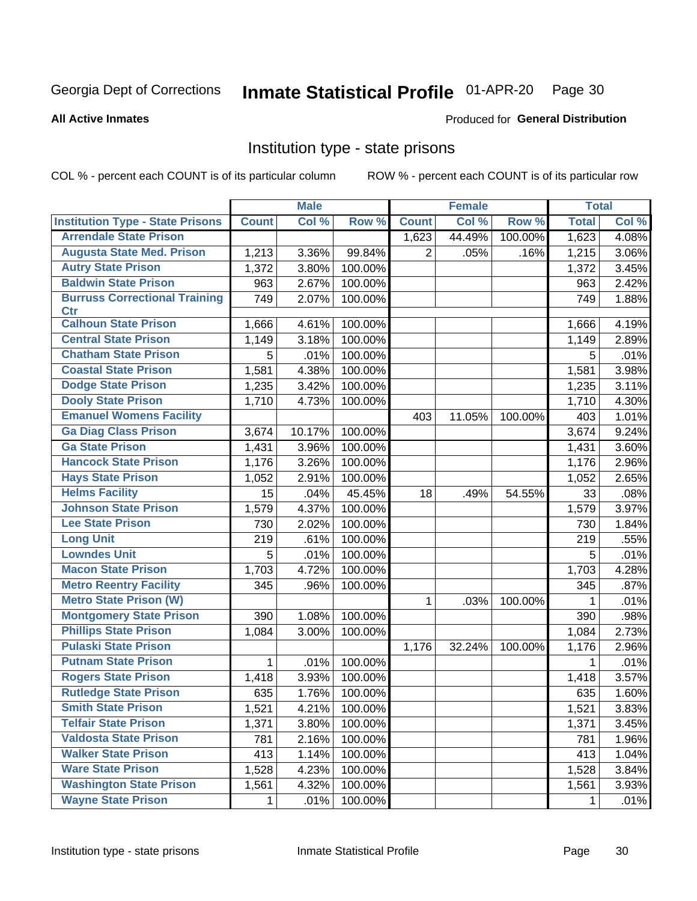Georgia Dept of Corrections **Inmate Statistical Profile** 01-APR-20 Page 30

**All Active Inmates**

Produced for **General Distribution**

## Institution type - state prisons

COL % - percent each COUNT is of its particular column ROW % - percent each COUNT is of its particular row

| | Male | | | Female | | | Total | |
|---|---|---|---|---|---|---|---|---|
| Institution Type - State Prisons | Count | Col % | Row % | Count | Col % | Row % | Total | Col % |
| Arrendale State Prison | | | | 1,623 | 44.49% | 100.00% | 1,623 | 4.08% |
| Augusta State Med. Prison | 1,213 | 3.36% | 99.84% | 2 | .05% | .16% | 1,215 | 3.06% |
| Autry State Prison | 1,372 | 3.80% | 100.00% | | | | 1,372 | 3.45% |
| Baldwin State Prison | 963 | 2.67% | 100.00% | | | | 963 | 2.42% |
| Burruss Correctional Training Ctr | 749 | 2.07% | 100.00% | | | | 749 | 1.88% |
| Calhoun State Prison | 1,666 | 4.61% | 100.00% | | | | 1,666 | 4.19% |
| Central State Prison | 1,149 | 3.18% | 100.00% | | | | 1,149 | 2.89% |
| Chatham State Prison | 5 | .01% | 100.00% | | | | 5 | .01% |
| Coastal State Prison | 1,581 | 4.38% | 100.00% | | | | 1,581 | 3.98% |
| Dodge State Prison | 1,235 | 3.42% | 100.00% | | | | 1,235 | 3.11% |
| Dooly State Prison | 1,710 | 4.73% | 100.00% | | | | 1,710 | 4.30% |
| Emanuel Womens Facility | | | | 403 | 11.05% | 100.00% | 403 | 1.01% |
| Ga Diag Class Prison | 3,674 | 10.17% | 100.00% | | | | 3,674 | 9.24% |
| Ga State Prison | 1,431 | 3.96% | 100.00% | | | | 1,431 | 3.60% |
| Hancock State Prison | 1,176 | 3.26% | 100.00% | | | | 1,176 | 2.96% |
| Hays State Prison | 1,052 | 2.91% | 100.00% | | | | 1,052 | 2.65% |
| Helms Facility | 15 | .04% | 45.45% | 18 | .49% | 54.55% | 33 | .08% |
| Johnson State Prison | 1,579 | 4.37% | 100.00% | | | | 1,579 | 3.97% |
| Lee State Prison | 730 | 2.02% | 100.00% | | | | 730 | 1.84% |
| Long Unit | 219 | .61% | 100.00% | | | | 219 | .55% |
| Lowndes Unit | 5 | .01% | 100.00% | | | | 5 | .01% |
| Macon State Prison | 1,703 | 4.72% | 100.00% | | | | 1,703 | 4.28% |
| Metro Reentry Facility | 345 | .96% | 100.00% | | | | 345 | .87% |
| Metro State Prison (W) | | | | 1 | .03% | 100.00% | 1 | .01% |
| Montgomery State Prison | 390 | 1.08% | 100.00% | | | | 390 | .98% |
| Phillips State Prison | 1,084 | 3.00% | 100.00% | | | | 1,084 | 2.73% |
| Pulaski State Prison | | | | 1,176 | 32.24% | 100.00% | 1,176 | 2.96% |
| Putnam State Prison | 1 | .01% | 100.00% | | | | 1 | .01% |
| Rogers State Prison | 1,418 | 3.93% | 100.00% | | | | 1,418 | 3.57% |
| Rutledge State Prison | 635 | 1.76% | 100.00% | | | | 635 | 1.60% |
| Smith State Prison | 1,521 | 4.21% | 100.00% | | | | 1,521 | 3.83% |
| Telfair State Prison | 1,371 | 3.80% | 100.00% | | | | 1,371 | 3.45% |
| Valdosta State Prison | 781 | 2.16% | 100.00% | | | | 781 | 1.96% |
| Walker State Prison | 413 | 1.14% | 100.00% | | | | 413 | 1.04% |
| Ware State Prison | 1,528 | 4.23% | 100.00% | | | | 1,528 | 3.84% |
| Washington State Prison | 1,561 | 4.32% | 100.00% | | | | 1,561 | 3.93% |
| Wayne State Prison | 1 | .01% | 100.00% | | | | 1 | .01% |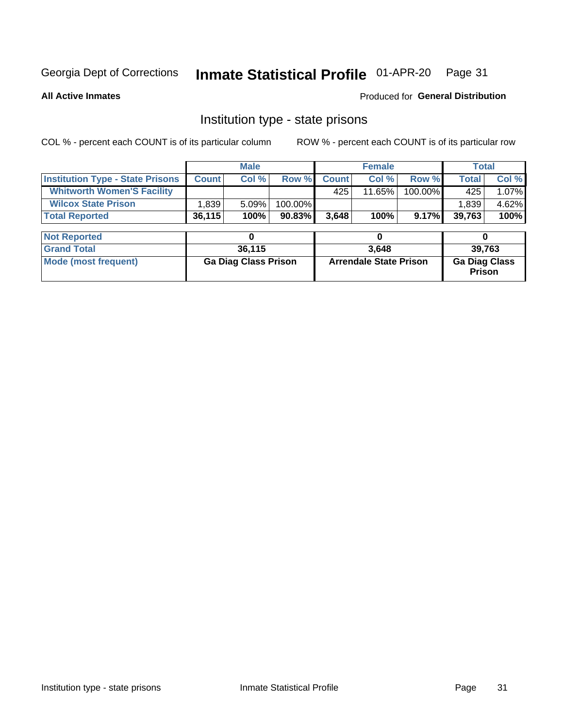Georgia Dept of Corrections **Inmate Statistical Profile** 01-APR-20

**All Active Inmates**

Produced for **General Distribution**

## Institution type - state prisons

COL % - percent each COUNT is of its particular column ROW % - percent each COUNT is of its particular row

| | Male | | | Female | | | Total | |
|---|---|---|---|---|---|---|---|---|
| **Institution Type - State Prisons** | **Count** | **Col %** | **Row %** | **Count** | **Col %** | **Row %** | **Total** | **Col %** |
| **Whitworth Women'S Facility** | | | | 425 | 11.65% | 100.00% | 425 | 1.07% |
| **Wilcox State Prison** | 1,839 | 5.09% | 100.00% | | | | 1,839 | 4.62% |
| **Total Reported** | **36,115** | **100%** | **90.83%** | **3,648** | **100%** | **9.17%** | **39,763** | **100%** |
| **Not Reported** | **0** | | | **0** | | | **0** | |
| **Grand Total** | **36,115** | | | **3,648** | | | **39,763** | |
| **Mode (most frequent)** | **Ga Diag Class Prison** | | | **Arrendale State Prison** | | | **Ga Diag Class Prison** | |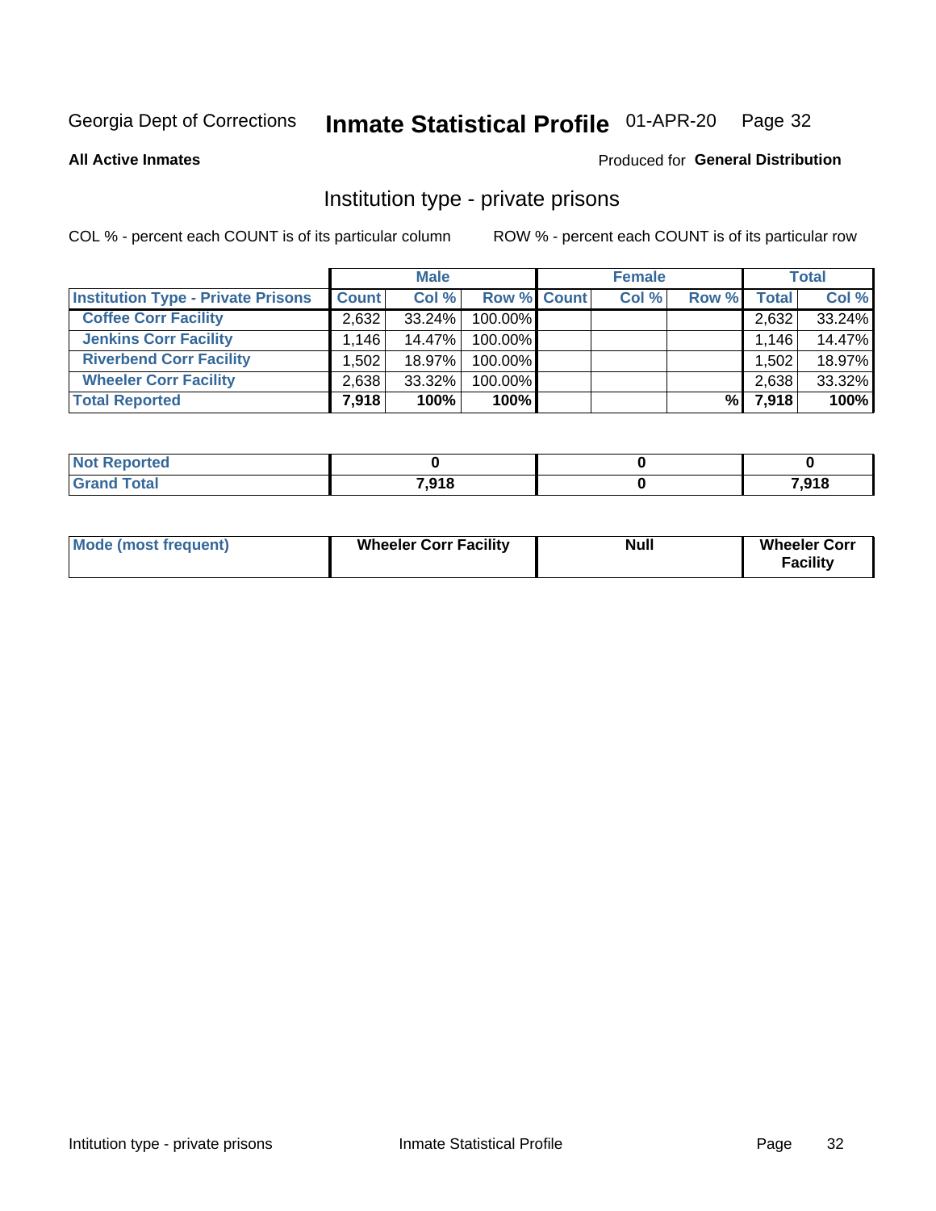Georgia Dept of Corrections **Inmate Statistical Profile** 01-APR-20

**All Active Inmates**

Produced for **General Distribution**

## Institution type - private prisons

COL % - percent each COUNT is of its particular column

ROW % - percent each COUNT is of its particular row

| | Male | | | Female | | | Total | |
|---|---|---|---|---|---|---|---|---|
| **Institution Type - Private Prisons** | **Count** | **Col %** | **Row %** | **Count** | **Col %** | **Row %** | **Total** | **Col %** |
| **Coffee Corr Facility** | 2,632 | 33.24% | 100.00% | | | | 2,632 | 33.24% |
| **Jenkins Corr Facility** | 1,146 | 14.47% | 100.00% | | | | 1,146 | 14.47% |
| **Riverbend Corr Facility** | 1,502 | 18.97% | 100.00% | | | | 1,502 | 18.97% |
| **Wheeler Corr Facility** | 2,638 | 33.32% | 100.00% | | | | 2,638 | 33.32% |
| **Total Reported** | **7,918** | **100%** | **100%** | | | **%** | **7,918** | **100%** |

| | Male | Female | Total |
|---|---|---|---|
| **Not Reported** | **0** | **0** | **0** |
| **Grand Total** | **7,918** | **0** | **7,918** |

| | Male | Female | Total |
|---|---|---|---|
| **Mode (most frequent)** | **Wheeler Corr Facility** | **Null** | **Wheeler Corr Facility** |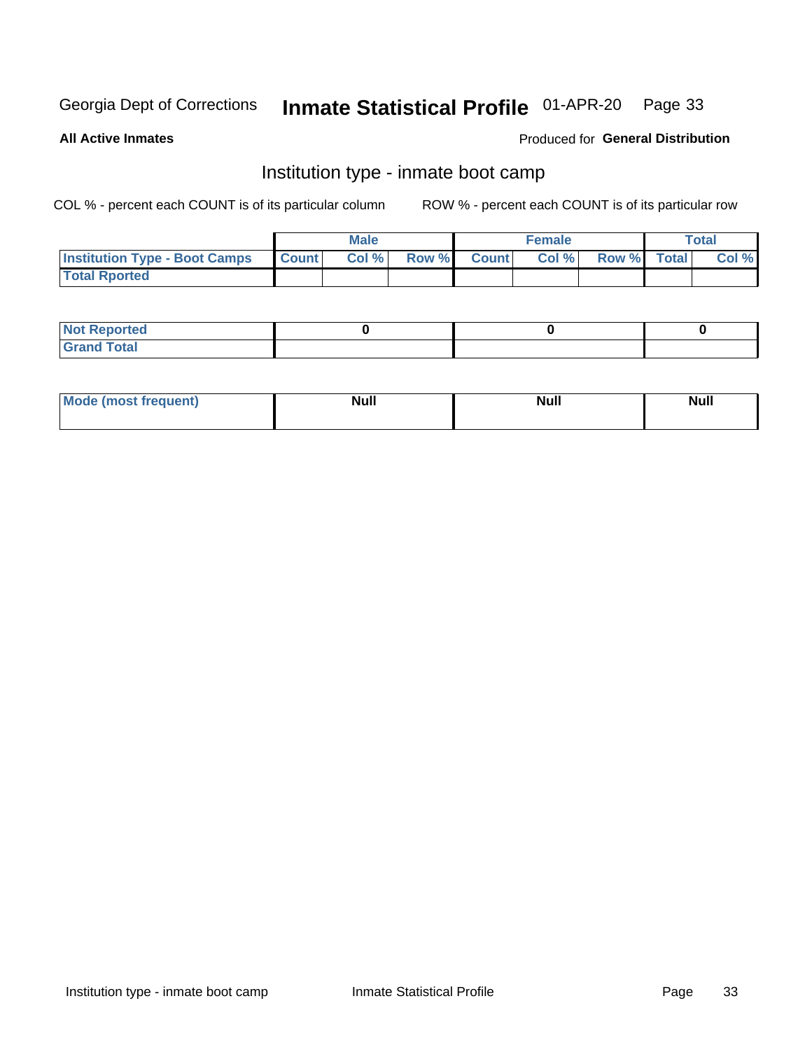Georgia Dept of Corrections **Inmate Statistical Profile** 01-APR-20

**All Active Inmates**

Produced for **General Distribution**

## Institution type - inmate boot camp

COL % - percent each COUNT is of its particular column ROW % - percent each COUNT is of its particular row

| | Male | | | Female | | | Total | |
|---|---|---|---|---|---|---|---|---|
| **Institution Type - Boot Camps** | **Count** | **Col %** | **Row %** | **Count** | **Col %** | **Row %** | **Total** | **Col %** |
| **Total Rported** | | | | | | | | |

| | Male | Female | Total |
|---|---|---|---|
| **Not Reported** | 0 | 0 | 0 |
| **Grand Total** | | | |

| | Male | Female | Total |
|---|---|---|---|
| **Mode (most frequent)** | **Null** | **Null** | **Null** |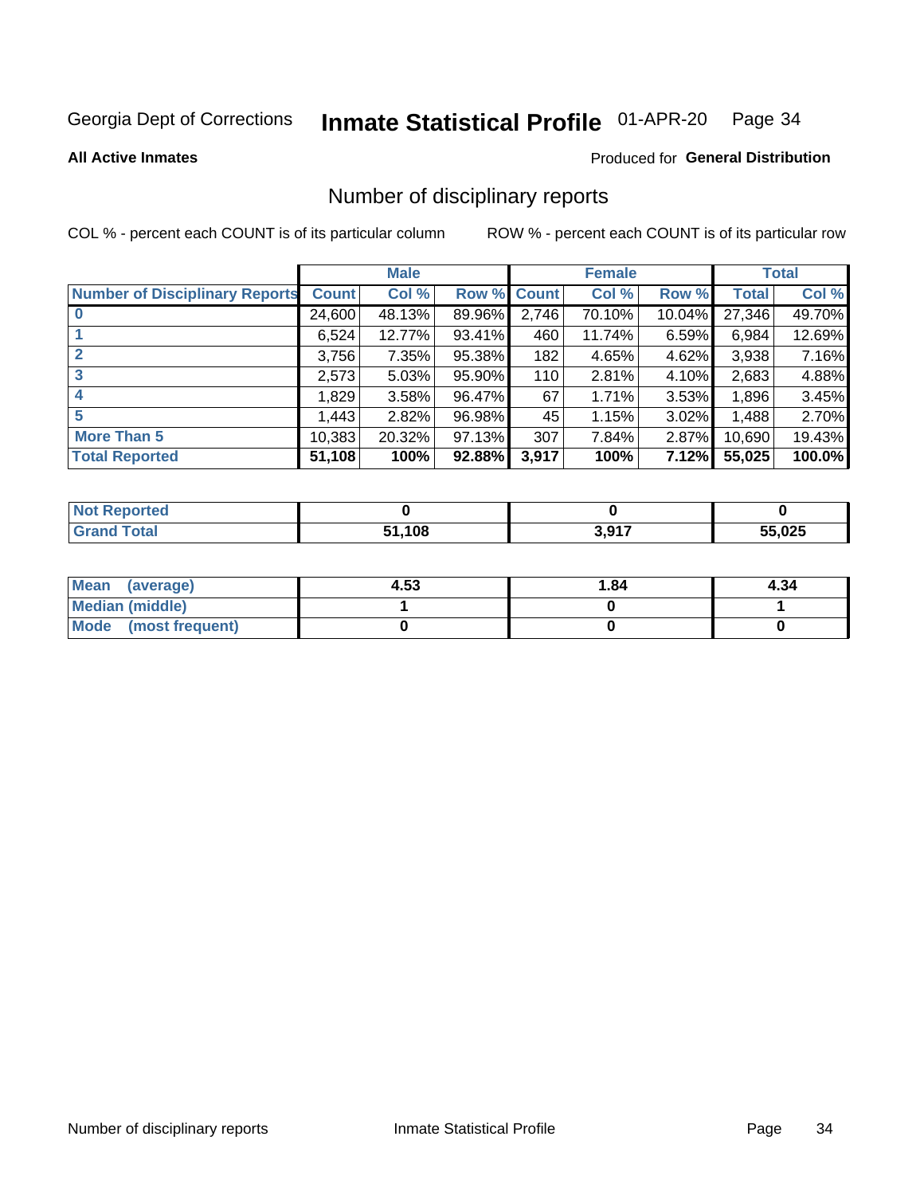Georgia Dept of Corrections **Inmate Statistical Profile** 01-APR-20

**All Active Inmates**

Produced for **General Distribution**

## Number of disciplinary reports

COL % - percent each COUNT is of its particular column

ROW % - percent each COUNT is of its particular row

| | Male | | | Female | | | Total | |
|---|---|---|---|---|---|---|---|---|
| **Number of Disciplinary Reports** | **Count** | **Col %** | **Row %** | **Count** | **Col %** | **Row %** | **Total** | **Col %** |
| **0** | 24,600 | 48.13% | 89.96% | 2,746 | 70.10% | 10.04% | 27,346 | 49.70% |
| **1** | 6,524 | 12.77% | 93.41% | 460 | 11.74% | 6.59% | 6,984 | 12.69% |
| **2** | 3,756 | 7.35% | 95.38% | 182 | 4.65% | 4.62% | 3,938 | 7.16% |
| **3** | 2,573 | 5.03% | 95.90% | 110 | 2.81% | 4.10% | 2,683 | 4.88% |
| **4** | 1,829 | 3.58% | 96.47% | 67 | 1.71% | 3.53% | 1,896 | 3.45% |
| **5** | 1,443 | 2.82% | 96.98% | 45 | 1.15% | 3.02% | 1,488 | 2.70% |
| **More Than 5** | 10,383 | 20.32% | 97.13% | 307 | 7.84% | 2.87% | 10,690 | 19.43% |
| **Total Reported** | **51,108** | **100%** | **92.88%** | **3,917** | **100%** | **7.12%** | **55,025** | **100.0%** |

| | Male | Female | Total |
|---|---|---|---|
| **Not Reported** | **0** | **0** | **0** |
| **Grand Total** | **51,108** | **3,917** | **55,025** |

| | Male | Female | Total |
|---|---|---|---|
| **Mean (average)** | **4.53** | **1.84** | **4.34** |
| **Median (middle)** | **1** | **0** | **1** |
| **Mode (most frequent)** | **0** | **0** | **0** |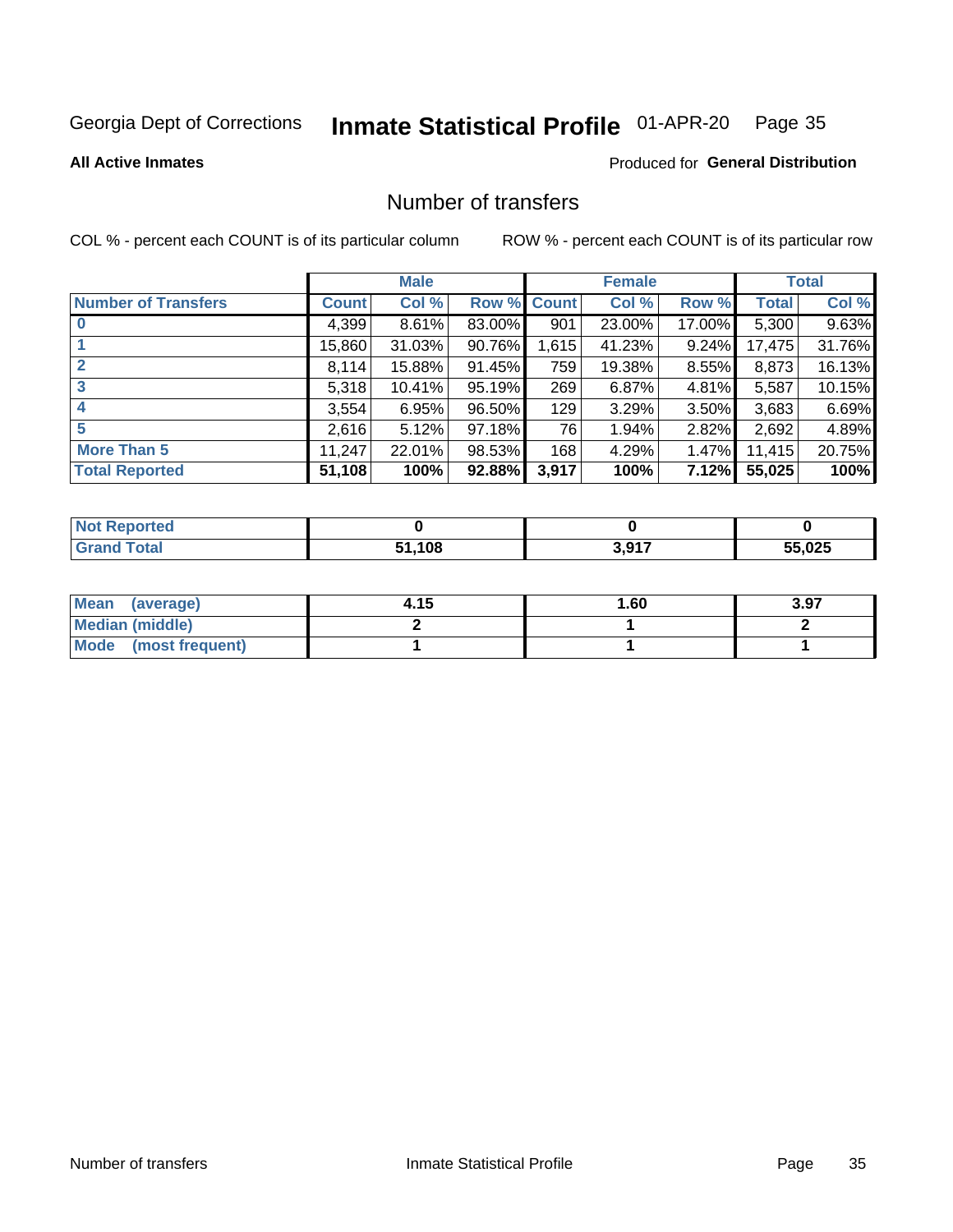Georgia Dept of Corrections **Inmate Statistical Profile** 01-APR-20

**All Active Inmates**

Produced for **General Distribution**

## Number of transfers

COL % - percent each COUNT is of its particular column

ROW % - percent each COUNT is of its particular row

| | Male | | | Female | | | Total | |
|---|---|---|---|---|---|---|---|---|
| **Number of Transfers** | **Count** | **Col %** | **Row %** | **Count** | **Col %** | **Row %** | **Total** | **Col %** |
| **0** | 4,399 | 8.61% | 83.00% | 901 | 23.00% | 17.00% | 5,300 | 9.63% |
| **1** | 15,860 | 31.03% | 90.76% | 1,615 | 41.23% | 9.24% | 17,475 | 31.76% |
| **2** | 8,114 | 15.88% | 91.45% | 759 | 19.38% | 8.55% | 8,873 | 16.13% |
| **3** | 5,318 | 10.41% | 95.19% | 269 | 6.87% | 4.81% | 5,587 | 10.15% |
| **4** | 3,554 | 6.95% | 96.50% | 129 | 3.29% | 3.50% | 3,683 | 6.69% |
| **5** | 2,616 | 5.12% | 97.18% | 76 | 1.94% | 2.82% | 2,692 | 4.89% |
| **More Than 5** | 11,247 | 22.01% | 98.53% | 168 | 4.29% | 1.47% | 11,415 | 20.75% |
| **Total Reported** | **51,108** | **100%** | **92.88%** | **3,917** | **100%** | **7.12%** | **55,025** | **100%** |

| | Male | Female | Total |
|---|---|---|---|
| **Not Reported** | **0** | **0** | **0** |
| **Grand Total** | **51,108** | **3,917** | **55,025** |

| | Male | Female | Total |
|---|---|---|---|
| **Mean (average)** | **4.15** | **1.60** | **3.97** |
| **Median (middle)** | **2** | **1** | **2** |
| **Mode (most frequent)** | **1** | **1** | **1** |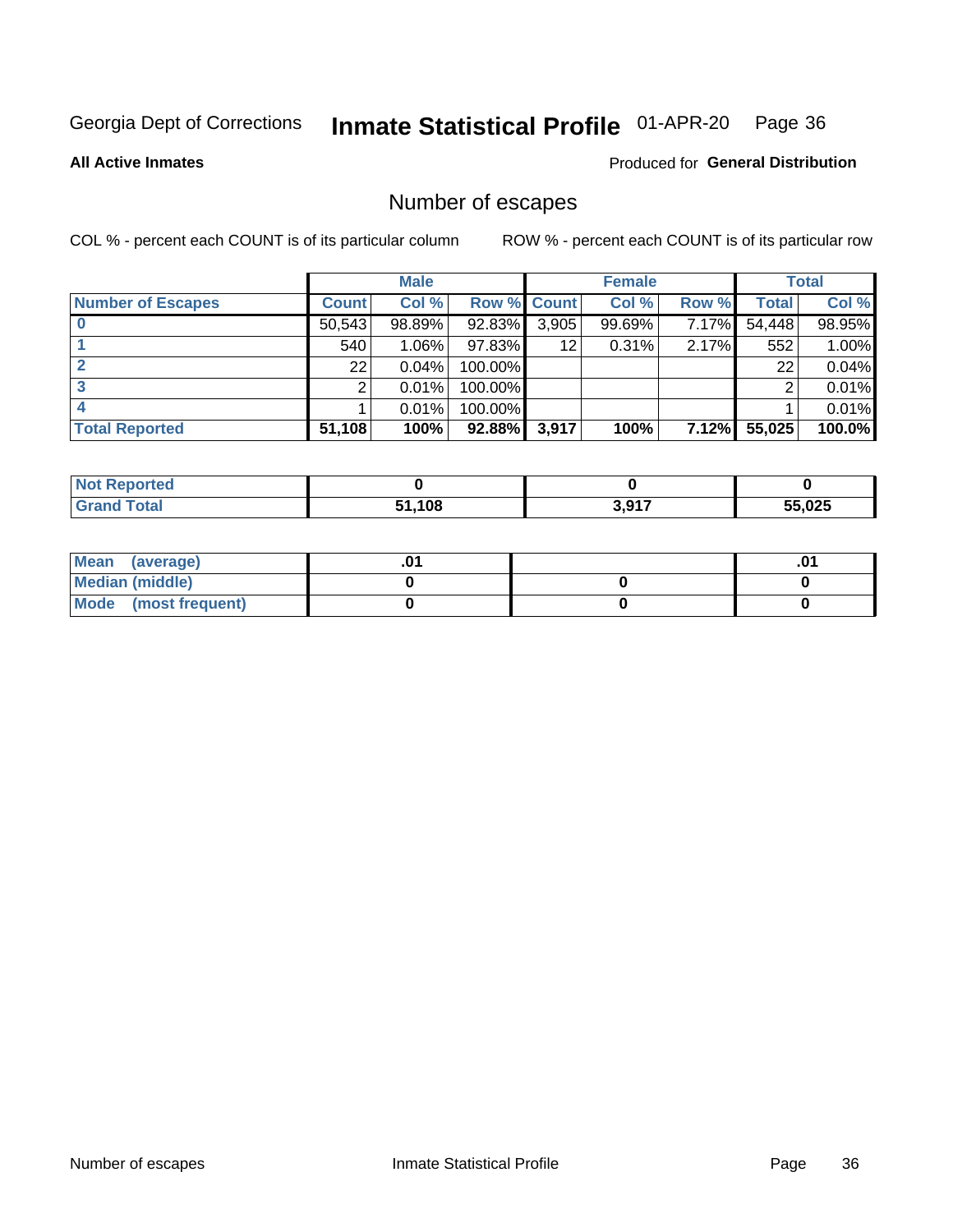Georgia Dept of Corrections **Inmate Statistical Profile** 01-APR-20

**All Active Inmates**

Produced for **General Distribution**

## Number of escapes

COL % - percent each COUNT is of its particular column

ROW % - percent each COUNT is of its particular row

| | Male | | | Female | | | Total | |
|---|---|---|---|---|---|---|---|---|
| **Number of Escapes** | **Count** | **Col %** | **Row %** | **Count** | **Col %** | **Row %** | **Total** | **Col %** |
| **0** | 50,543 | 98.89% | 92.83% | 3,905 | 99.69% | 7.17% | 54,448 | 98.95% |
| **1** | 540 | 1.06% | 97.83% | 12 | 0.31% | 2.17% | 552 | 1.00% |
| **2** | 22 | 0.04% | 100.00% | | | | 22 | 0.04% |
| **3** | 2 | 0.01% | 100.00% | | | | 2 | 0.01% |
| **4** | 1 | 0.01% | 100.00% | | | | 1 | 0.01% |
| **Total Reported** | **51,108** | **100%** | **92.88%** | **3,917** | **100%** | **7.12%** | **55,025** | **100.0%** |

| | Male | Female | Total |
|---|---|---|---|
| **Not Reported** | **0** | **0** | **0** |
| **Grand Total** | **51,108** | **3,917** | **55,025** |

| | Male | Female | Total |
|---|---|---|---|
| **Mean (average)** | **.01** | | **.01** |
| **Median (middle)** | **0** | **0** | **0** |
| **Mode (most frequent)** | **0** | **0** | **0** |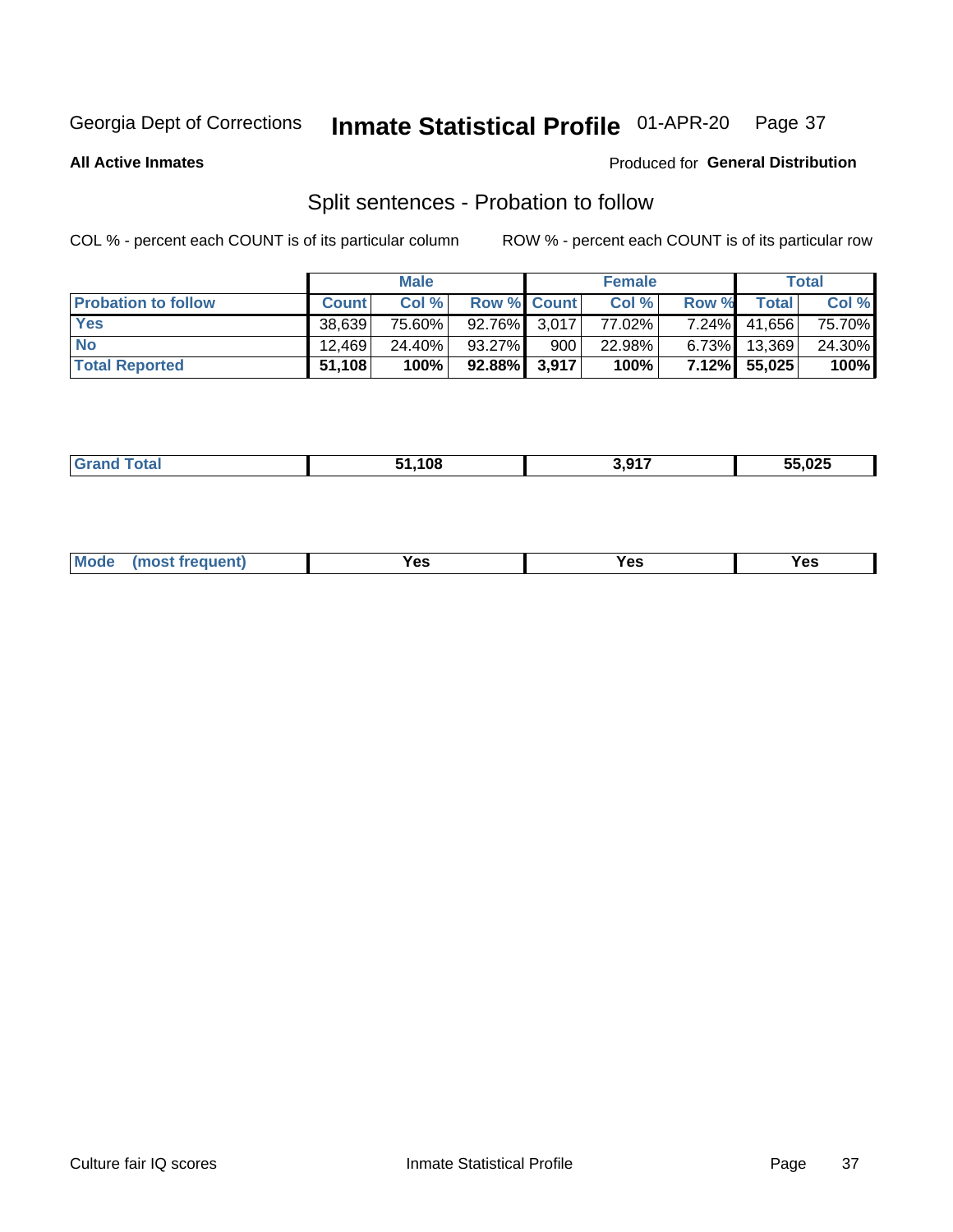Georgia Dept of Corrections **Inmate Statistical Profile** 01-APR-20

**All Active Inmates**

Produced for **General Distribution**

## Split sentences - Probation to follow

COL % - percent each COUNT is of its particular column

ROW % - percent each COUNT is of its particular row

| | Male | | | Female | | | Total | |
|---|---|---|---|---|---|---|---|---|
| **Probation to follow** | **Count** | **Col %** | **Row %** | **Count** | **Col %** | **Row %** | **Total** | **Col %** |
| **Yes** | 38,639 | 75.60% | 92.76% | 3,017 | 77.02% | 7.24% | 41,656 | 75.70% |
| **No** | 12,469 | 24.40% | 93.27% | 900 | 22.98% | 6.73% | 13,369 | 24.30% |
| **Total Reported** | **51,108** | **100%** | **92.88%** | **3,917** | **100%** | **7.12%** | **55,025** | **100%** |

| | | | |
|---|---|---|---|
| **Grand Total** | **51,108** | **3,917** | **55,025** |

| | | | |
|---|---|---|---|
| **Mode (most frequent)** | **Yes** | **Yes** | **Yes** |

Culture fair IQ scores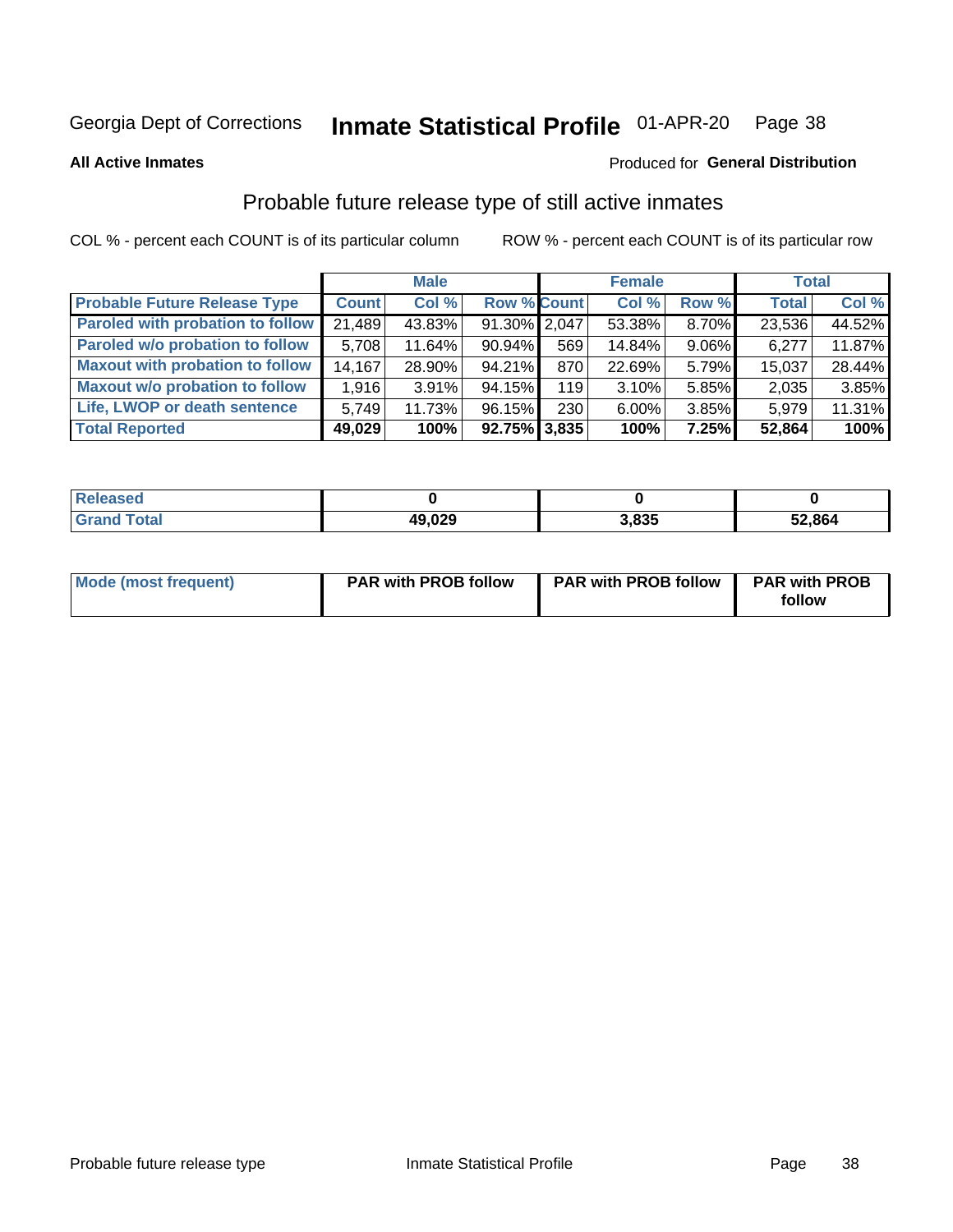Georgia Dept of Corrections **Inmate Statistical Profile** 01-APR-20

**All Active Inmates**

Produced for **General Distribution**

## Probable future release type of still active inmates

COL % - percent each COUNT is of its particular column ROW % - percent each COUNT is of its particular row

| | Male | | | Female | | | Total | |
|---|---|---|---|---|---|---|---|---|
| **Probable Future Release Type** | **Count** | **Col %** | **Row %** | **Count** | **Col %** | **Row %** | **Total** | **Col %** |
| **Paroled with probation to follow** | 21,489 | 43.83% | 91.30% | 2,047 | 53.38% | 8.70% | 23,536 | 44.52% |
| **Paroled w/o probation to follow** | 5,708 | 11.64% | 90.94% | 569 | 14.84% | 9.06% | 6,277 | 11.87% |
| **Maxout with probation to follow** | 14,167 | 28.90% | 94.21% | 870 | 22.69% | 5.79% | 15,037 | 28.44% |
| **Maxout w/o probation to follow** | 1,916 | 3.91% | 94.15% | 119 | 3.10% | 5.85% | 2,035 | 3.85% |
| **Life, LWOP or death sentence** | 5,749 | 11.73% | 96.15% | 230 | 6.00% | 3.85% | 5,979 | 11.31% |
| **Total Reported** | **49,029** | **100%** | **92.75%** | **3,835** | **100%** | **7.25%** | **52,864** | **100%** |

| | Male | Female | Total |
|---|---|---|---|
| **Released** | **0** | **0** | **0** |
| **Grand Total** | **49,029** | **3,835** | **52,864** |

| | Male | Female | Total |
|---|---|---|---|
| **Mode (most frequent)** | **PAR with PROB follow** | **PAR with PROB follow** | **PAR with PROB follow** |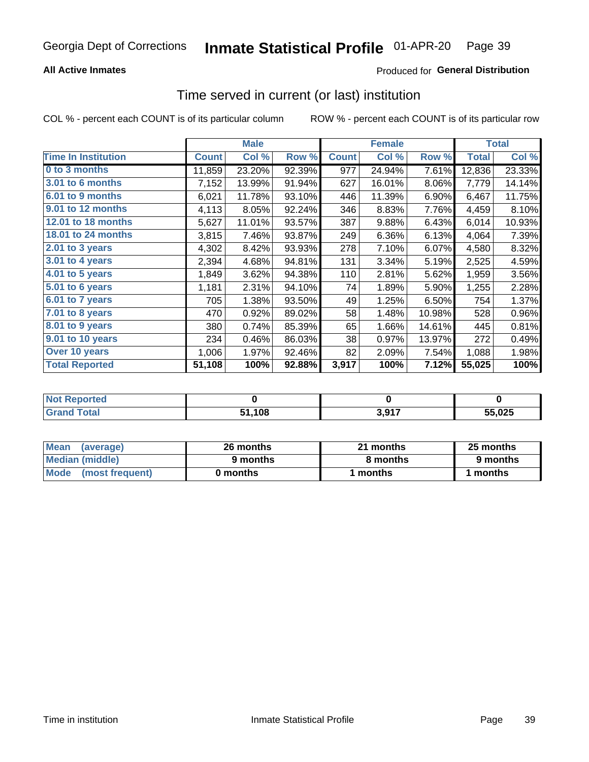Georgia Dept of Corrections **Inmate Statistical Profile** 01-APR-20

**All Active Inmates** Produced for **General Distribution**

## Time served in current (or last) institution

COL % - percent each COUNT is of its particular column ROW % - percent each COUNT is of its particular row

| | Male | | | Female | | | Total | |
|---|---|---|---|---|---|---|---|---|
| **Time In Institution** | **Count** | **Col %** | **Row %** | **Count** | **Col %** | **Row %** | **Total** | **Col %** |
| **0 to 3 months** | 11,859 | 23.20% | 92.39% | 977 | 24.94% | 7.61% | 12,836 | 23.33% |
| **3.01 to 6 months** | 7,152 | 13.99% | 91.94% | 627 | 16.01% | 8.06% | 7,779 | 14.14% |
| **6.01 to 9 months** | 6,021 | 11.78% | 93.10% | 446 | 11.39% | 6.90% | 6,467 | 11.75% |
| **9.01 to 12 months** | 4,113 | 8.05% | 92.24% | 346 | 8.83% | 7.76% | 4,459 | 8.10% |
| **12.01 to 18 months** | 5,627 | 11.01% | 93.57% | 387 | 9.88% | 6.43% | 6,014 | 10.93% |
| **18.01 to 24 months** | 3,815 | 7.46% | 93.87% | 249 | 6.36% | 6.13% | 4,064 | 7.39% |
| **2.01 to 3 years** | 4,302 | 8.42% | 93.93% | 278 | 7.10% | 6.07% | 4,580 | 8.32% |
| **3.01 to 4 years** | 2,394 | 4.68% | 94.81% | 131 | 3.34% | 5.19% | 2,525 | 4.59% |
| **4.01 to 5 years** | 1,849 | 3.62% | 94.38% | 110 | 2.81% | 5.62% | 1,959 | 3.56% |
| **5.01 to 6 years** | 1,181 | 2.31% | 94.10% | 74 | 1.89% | 5.90% | 1,255 | 2.28% |
| **6.01 to 7 years** | 705 | 1.38% | 93.50% | 49 | 1.25% | 6.50% | 754 | 1.37% |
| **7.01 to 8 years** | 470 | 0.92% | 89.02% | 58 | 1.48% | 10.98% | 528 | 0.96% |
| **8.01 to 9 years** | 380 | 0.74% | 85.39% | 65 | 1.66% | 14.61% | 445 | 0.81% |
| **9.01 to 10 years** | 234 | 0.46% | 86.03% | 38 | 0.97% | 13.97% | 272 | 0.49% |
| **Over 10 years** | 1,006 | 1.97% | 92.46% | 82 | 2.09% | 7.54% | 1,088 | 1.98% |
| **Total Reported** | **51,108** | **100%** | **92.88%** | **3,917** | **100%** | **7.12%** | **55,025** | **100%** |

| | Male | Female | Total |
|---|---|---|---|
| **Not Reported** | **0** | **0** | **0** |
| **Grand Total** | **51,108** | **3,917** | **55,025** |

| | Male | Female | Total |
|---|---|---|---|
| **Mean (average)** | **26 months** | **21 months** | **25 months** |
| **Median (middle)** | **9 months** | **8 months** | **9 months** |
| **Mode (most frequent)** | **0 months** | **1 months** | **1 months** |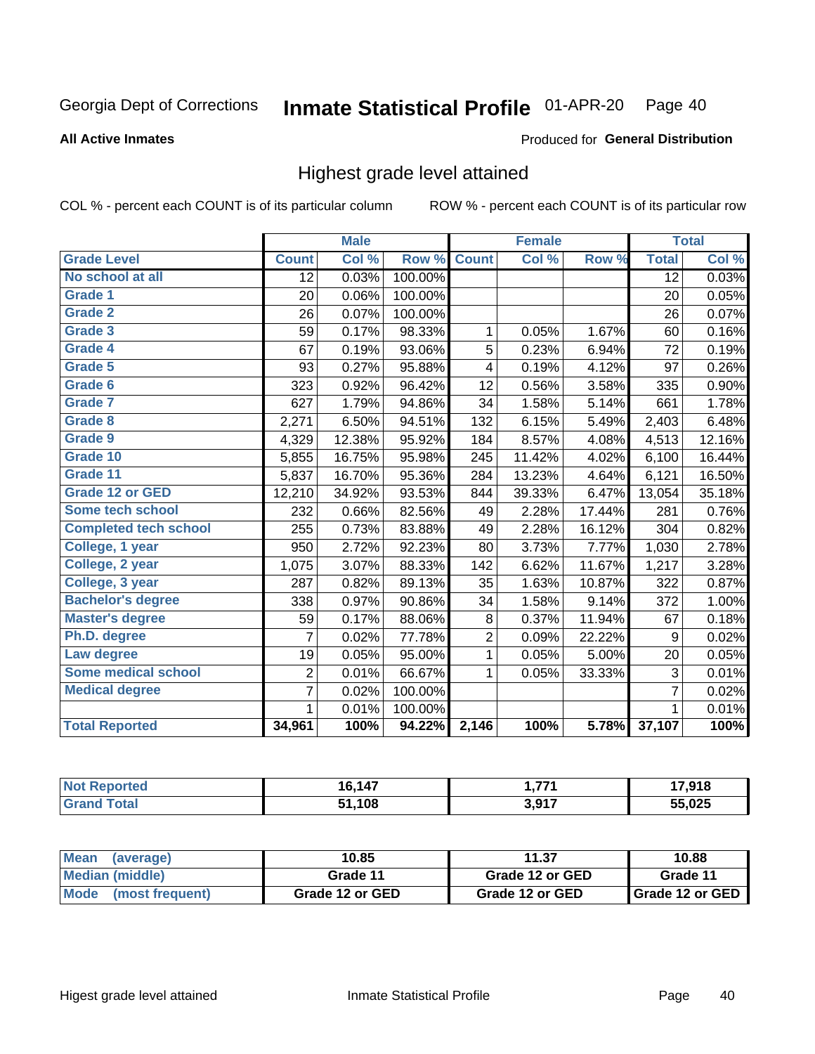Georgia Dept of Corrections **Inmate Statistical Profile** 01-APR-20

**All Active Inmates**

Produced for **General Distribution**

## Highest grade level attained

COL % - percent each COUNT is of its particular column ROW % - percent each COUNT is of its particular row

| | Male | | | Female | | | Total | |
|---|---|---|---|---|---|---|---|---|
| **Grade Level** | **Count** | **Col %** | **Row %** | **Count** | **Col %** | **Row %** | **Total** | **Col %** |
| **No school at all** | 12 | 0.03% | 100.00% | | | | 12 | 0.03% |
| **Grade 1** | 20 | 0.06% | 100.00% | | | | 20 | 0.05% |
| **Grade 2** | 26 | 0.07% | 100.00% | | | | 26 | 0.07% |
| **Grade 3** | 59 | 0.17% | 98.33% | 1 | 0.05% | 1.67% | 60 | 0.16% |
| **Grade 4** | 67 | 0.19% | 93.06% | 5 | 0.23% | 6.94% | 72 | 0.19% |
| **Grade 5** | 93 | 0.27% | 95.88% | 4 | 0.19% | 4.12% | 97 | 0.26% |
| **Grade 6** | 323 | 0.92% | 96.42% | 12 | 0.56% | 3.58% | 335 | 0.90% |
| **Grade 7** | 627 | 1.79% | 94.86% | 34 | 1.58% | 5.14% | 661 | 1.78% |
| **Grade 8** | 2,271 | 6.50% | 94.51% | 132 | 6.15% | 5.49% | 2,403 | 6.48% |
| **Grade 9** | 4,329 | 12.38% | 95.92% | 184 | 8.57% | 4.08% | 4,513 | 12.16% |
| **Grade 10** | 5,855 | 16.75% | 95.98% | 245 | 11.42% | 4.02% | 6,100 | 16.44% |
| **Grade 11** | 5,837 | 16.70% | 95.36% | 284 | 13.23% | 4.64% | 6,121 | 16.50% |
| **Grade 12 or GED** | 12,210 | 34.92% | 93.53% | 844 | 39.33% | 6.47% | 13,054 | 35.18% |
| **Some tech school** | 232 | 0.66% | 82.56% | 49 | 2.28% | 17.44% | 281 | 0.76% |
| **Completed tech school** | 255 | 0.73% | 83.88% | 49 | 2.28% | 16.12% | 304 | 0.82% |
| **College, 1 year** | 950 | 2.72% | 92.23% | 80 | 3.73% | 7.77% | 1,030 | 2.78% |
| **College, 2 year** | 1,075 | 3.07% | 88.33% | 142 | 6.62% | 11.67% | 1,217 | 3.28% |
| **College, 3 year** | 287 | 0.82% | 89.13% | 35 | 1.63% | 10.87% | 322 | 0.87% |
| **Bachelor's degree** | 338 | 0.97% | 90.86% | 34 | 1.58% | 9.14% | 372 | 1.00% |
| **Master's degree** | 59 | 0.17% | 88.06% | 8 | 0.37% | 11.94% | 67 | 0.18% |
| **Ph.D. degree** | 7 | 0.02% | 77.78% | 2 | 0.09% | 22.22% | 9 | 0.02% |
| **Law degree** | 19 | 0.05% | 95.00% | 1 | 0.05% | 5.00% | 20 | 0.05% |
| **Some medical school** | 2 | 0.01% | 66.67% | 1 | 0.05% | 33.33% | 3 | 0.01% |
| **Medical degree** | 7 | 0.02% | 100.00% | | | | 7 | 0.02% |
| | 1 | 0.01% | 100.00% | | | | 1 | 0.01% |
| **Total Reported** | **34,961** | **100%** | **94.22%** | **2,146** | **100%** | **5.78%** | **37,107** | **100%** |

| | Male | Female | Total |
|---|---|---|---|
| **Not Reported** | **16,147** | **1,771** | **17,918** |
| **Grand Total** | **51,108** | **3,917** | **55,025** |

| | Male | Female | Total |
|---|---|---|---|
| **Mean (average)** | **10.85** | **11.37** | **10.88** |
| **Median (middle)** | **Grade 11** | **Grade 12 or GED** | **Grade 11** |
| **Mode (most frequent)** | **Grade 12 or GED** | **Grade 12 or GED** | **Grade 12 or GED** |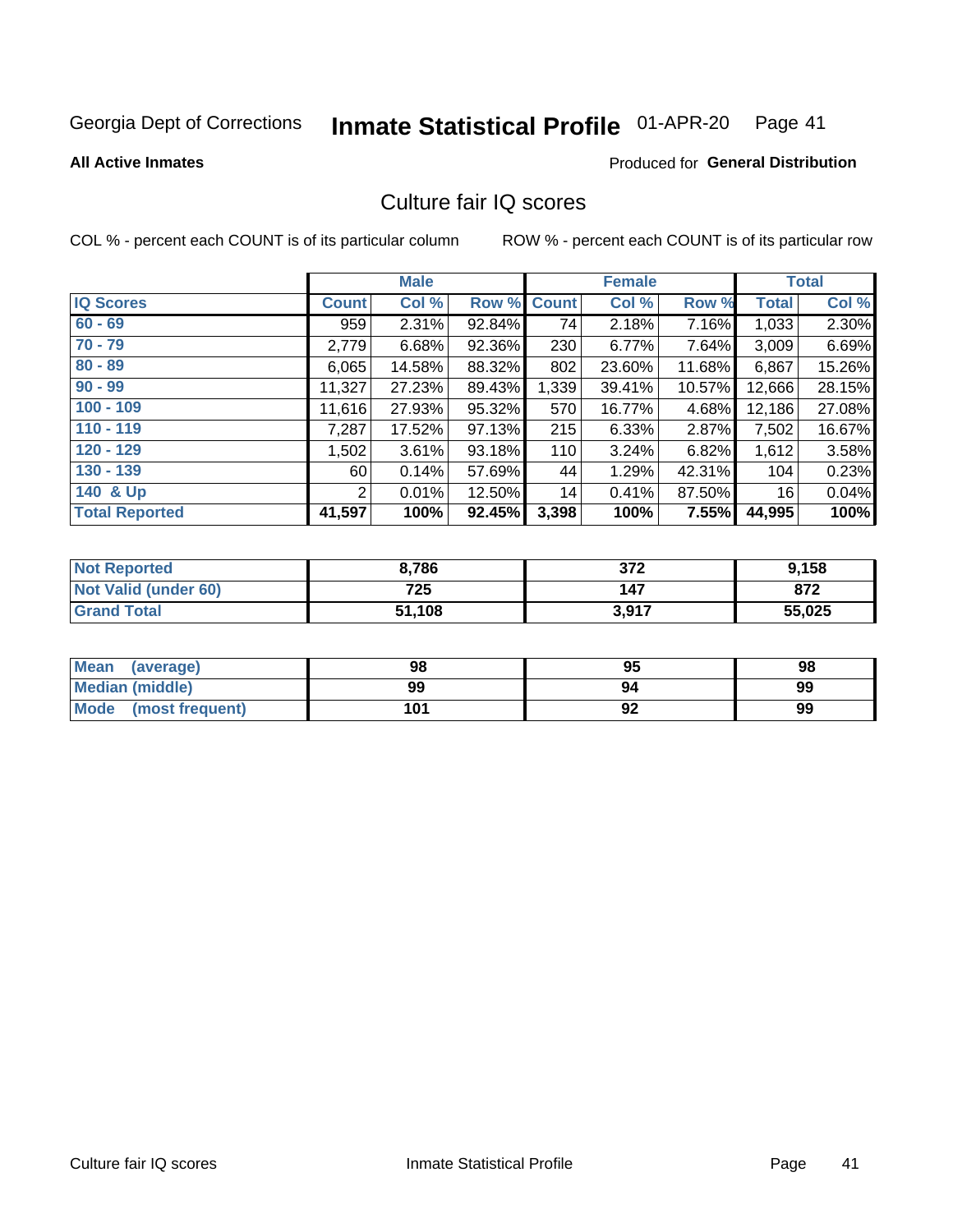Georgia Dept of Corrections **Inmate Statistical Profile** 01-APR-20 Page 41

**All Active Inmates**

Produced for **General Distribution**

## Culture fair IQ scores

COL % - percent each COUNT is of its particular column ROW % - percent each COUNT is of its particular row

| | Male | | | Female | | | Total | |
|---|---|---|---|---|---|---|---|---|
| **IQ Scores** | **Count** | **Col %** | **Row %** | **Count** | **Col %** | **Row %** | **Total** | **Col %** |
| 60 - 69 | 959 | 2.31% | 92.84% | 74 | 2.18% | 7.16% | 1,033 | 2.30% |
| 70 - 79 | 2,779 | 6.68% | 92.36% | 230 | 6.77% | 7.64% | 3,009 | 6.69% |
| 80 - 89 | 6,065 | 14.58% | 88.32% | 802 | 23.60% | 11.68% | 6,867 | 15.26% |
| 90 - 99 | 11,327 | 27.23% | 89.43% | 1,339 | 39.41% | 10.57% | 12,666 | 28.15% |
| 100 - 109 | 11,616 | 27.93% | 95.32% | 570 | 16.77% | 4.68% | 12,186 | 27.08% |
| 110 - 119 | 7,287 | 17.52% | 97.13% | 215 | 6.33% | 2.87% | 7,502 | 16.67% |
| 120 - 129 | 1,502 | 3.61% | 93.18% | 110 | 3.24% | 6.82% | 1,612 | 3.58% |
| 130 - 139 | 60 | 0.14% | 57.69% | 44 | 1.29% | 42.31% | 104 | 0.23% |
| 140 & Up | 2 | 0.01% | 12.50% | 14 | 0.41% | 87.50% | 16 | 0.04% |
| **Total Reported** | **41,597** | **100%** | **92.45%** | **3,398** | **100%** | **7.55%** | **44,995** | **100%** |

| | Male | Female | Total |
|---|---|---|---|
| Not Reported | 8,786 | 372 | 9,158 |
| Not Valid (under 60) | 725 | 147 | 872 |
| Grand Total | 51,108 | 3,917 | 55,025 |

| | Male | Female | Total |
|---|---|---|---|
| Mean (average) | 98 | 95 | 98 |
| Median (middle) | 99 | 94 | 99 |
| Mode (most frequent) | 101 | 92 | 99 |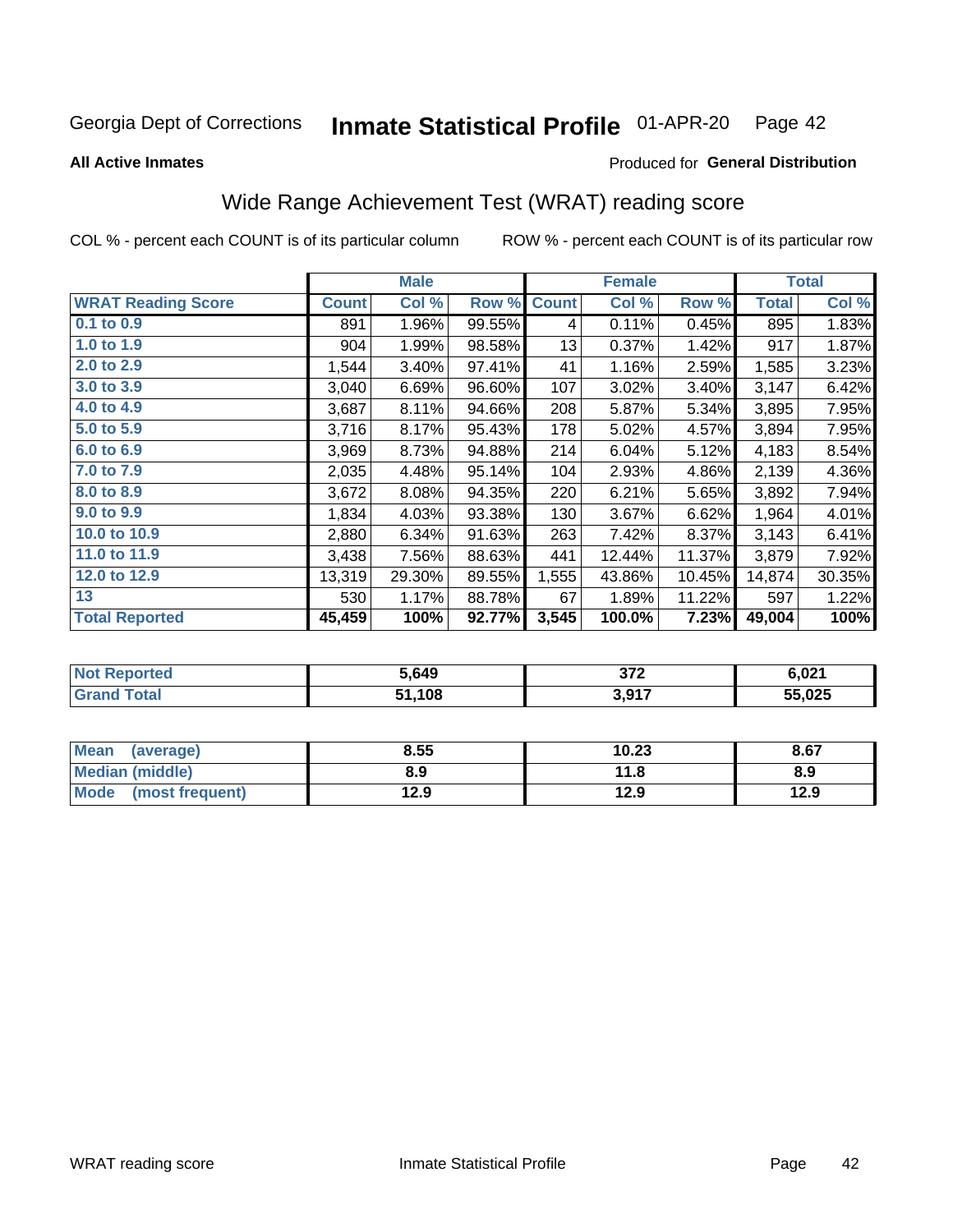Georgia Dept of Corrections **Inmate Statistical Profile** 01-APR-20

**All Active Inmates**

Produced for **General Distribution**

## Wide Range Achievement Test (WRAT) reading score

COL % - percent each COUNT is of its particular column

ROW % - percent each COUNT is of its particular row

| | Male | | | Female | | | Total | |
|---|---|---|---|---|---|---|---|---|
| **WRAT Reading Score** | **Count** | **Col %** | **Row %** | **Count** | **Col %** | **Row %** | **Total** | **Col %** |
| 0.1 to 0.9 | 891 | 1.96% | 99.55% | 4 | 0.11% | 0.45% | 895 | 1.83% |
| 1.0 to 1.9 | 904 | 1.99% | 98.58% | 13 | 0.37% | 1.42% | 917 | 1.87% |
| 2.0 to 2.9 | 1,544 | 3.40% | 97.41% | 41 | 1.16% | 2.59% | 1,585 | 3.23% |
| 3.0 to 3.9 | 3,040 | 6.69% | 96.60% | 107 | 3.02% | 3.40% | 3,147 | 6.42% |
| 4.0 to 4.9 | 3,687 | 8.11% | 94.66% | 208 | 5.87% | 5.34% | 3,895 | 7.95% |
| 5.0 to 5.9 | 3,716 | 8.17% | 95.43% | 178 | 5.02% | 4.57% | 3,894 | 7.95% |
| 6.0 to 6.9 | 3,969 | 8.73% | 94.88% | 214 | 6.04% | 5.12% | 4,183 | 8.54% |
| 7.0 to 7.9 | 2,035 | 4.48% | 95.14% | 104 | 2.93% | 4.86% | 2,139 | 4.36% |
| 8.0 to 8.9 | 3,672 | 8.08% | 94.35% | 220 | 6.21% | 5.65% | 3,892 | 7.94% |
| 9.0 to 9.9 | 1,834 | 4.03% | 93.38% | 130 | 3.67% | 6.62% | 1,964 | 4.01% |
| 10.0 to 10.9 | 2,880 | 6.34% | 91.63% | 263 | 7.42% | 8.37% | 3,143 | 6.41% |
| 11.0 to 11.9 | 3,438 | 7.56% | 88.63% | 441 | 12.44% | 11.37% | 3,879 | 7.92% |
| 12.0 to 12.9 | 13,319 | 29.30% | 89.55% | 1,555 | 43.86% | 10.45% | 14,874 | 30.35% |
| 13 | 530 | 1.17% | 88.78% | 67 | 1.89% | 11.22% | 597 | 1.22% |
| **Total Reported** | **45,459** | **100%** | **92.77%** | **3,545** | **100.0%** | **7.23%** | **49,004** | **100%** |

| | Male | Female | Total |
|---|---|---|---|
| Not Reported | 5,649 | 372 | 6,021 |
| Grand Total | 51,108 | 3,917 | 55,025 |

| | Male | Female | Total |
|---|---|---|---|
| Mean (average) | 8.55 | 10.23 | 8.67 |
| Median (middle) | 8.9 | 11.8 | 8.9 |
| Mode (most frequent) | 12.9 | 12.9 | 12.9 |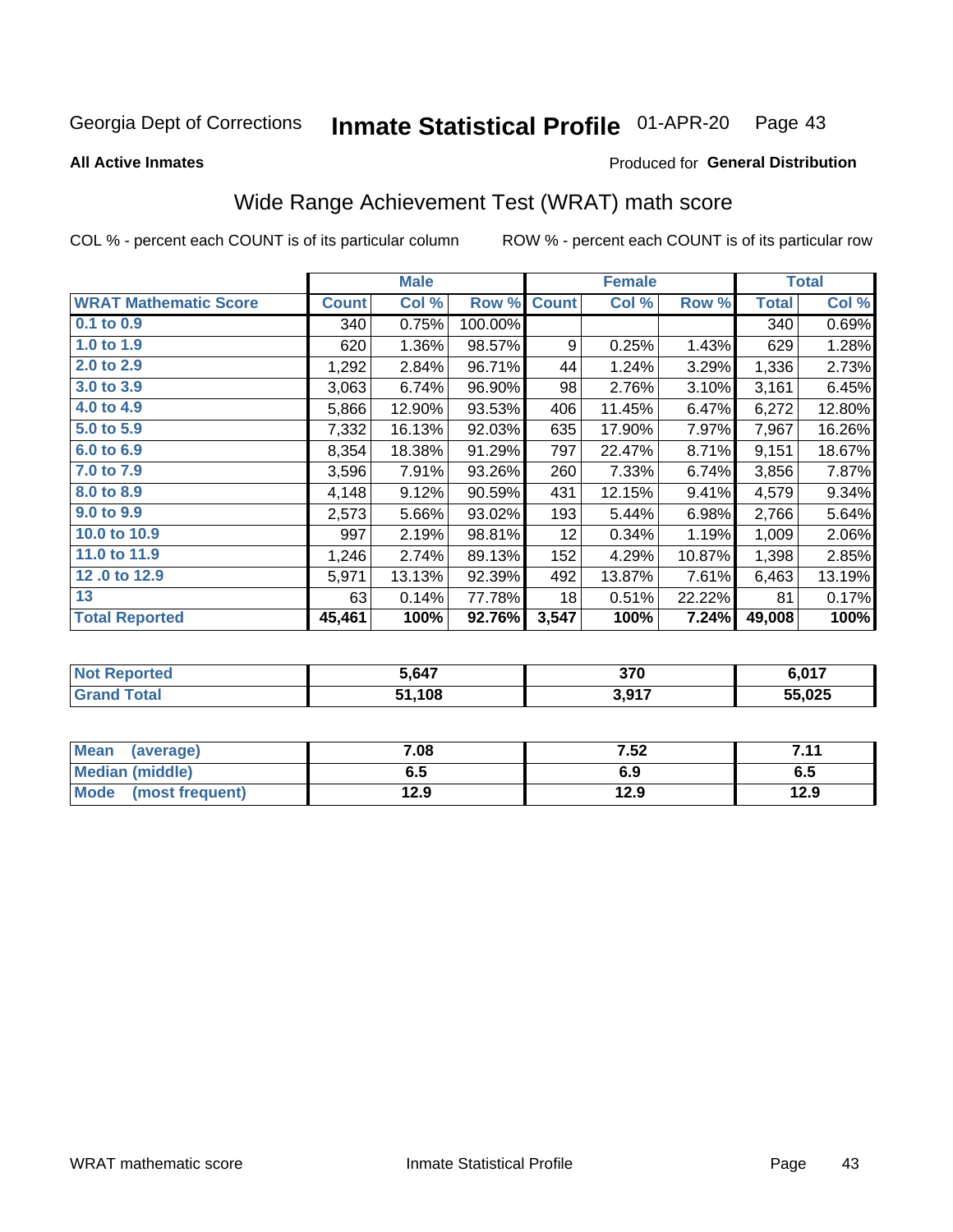Georgia Dept of Corrections **Inmate Statistical Profile** 01-APR-20

**All Active Inmates**

Produced for **General Distribution**

## Wide Range Achievement Test (WRAT) math score

COL % - percent each COUNT is of its particular column ROW % - percent each COUNT is of its particular row

| | Male | | | Female | | | Total | |
|---|---|---|---|---|---|---|---|---|
| **WRAT Mathematic Score** | **Count** | **Col %** | **Row %** | **Count** | **Col %** | **Row %** | **Total** | **Col %** |
| **0.1 to 0.9** | 340 | 0.75% | 100.00% | | | | 340 | 0.69% |
| **1.0 to 1.9** | 620 | 1.36% | 98.57% | 9 | 0.25% | 1.43% | 629 | 1.28% |
| **2.0 to 2.9** | 1,292 | 2.84% | 96.71% | 44 | 1.24% | 3.29% | 1,336 | 2.73% |
| **3.0 to 3.9** | 3,063 | 6.74% | 96.90% | 98 | 2.76% | 3.10% | 3,161 | 6.45% |
| **4.0 to 4.9** | 5,866 | 12.90% | 93.53% | 406 | 11.45% | 6.47% | 6,272 | 12.80% |
| **5.0 to 5.9** | 7,332 | 16.13% | 92.03% | 635 | 17.90% | 7.97% | 7,967 | 16.26% |
| **6.0 to 6.9** | 8,354 | 18.38% | 91.29% | 797 | 22.47% | 8.71% | 9,151 | 18.67% |
| **7.0 to 7.9** | 3,596 | 7.91% | 93.26% | 260 | 7.33% | 6.74% | 3,856 | 7.87% |
| **8.0 to 8.9** | 4,148 | 9.12% | 90.59% | 431 | 12.15% | 9.41% | 4,579 | 9.34% |
| **9.0 to 9.9** | 2,573 | 5.66% | 93.02% | 193 | 5.44% | 6.98% | 2,766 | 5.64% |
| **10.0 to 10.9** | 997 | 2.19% | 98.81% | 12 | 0.34% | 1.19% | 1,009 | 2.06% |
| **11.0 to 11.9** | 1,246 | 2.74% | 89.13% | 152 | 4.29% | 10.87% | 1,398 | 2.85% |
| **12 .0 to 12.9** | 5,971 | 13.13% | 92.39% | 492 | 13.87% | 7.61% | 6,463 | 13.19% |
| **13** | 63 | 0.14% | 77.78% | 18 | 0.51% | 22.22% | 81 | 0.17% |
| **Total Reported** | **45,461** | **100%** | **92.76%** | **3,547** | **100%** | **7.24%** | **49,008** | **100%** |

| | Male | Female | Total |
|---|---|---|---|
| **Not Reported** | **5,647** | **370** | **6,017** |
| **Grand Total** | **51,108** | **3,917** | **55,025** |

| | Male | Female | Total |
|---|---|---|---|
| **Mean (average)** | **7.08** | **7.52** | **7.11** |
| **Median (middle)** | **6.5** | **6.9** | **6.5** |
| **Mode (most frequent)** | **12.9** | **12.9** | **12.9** |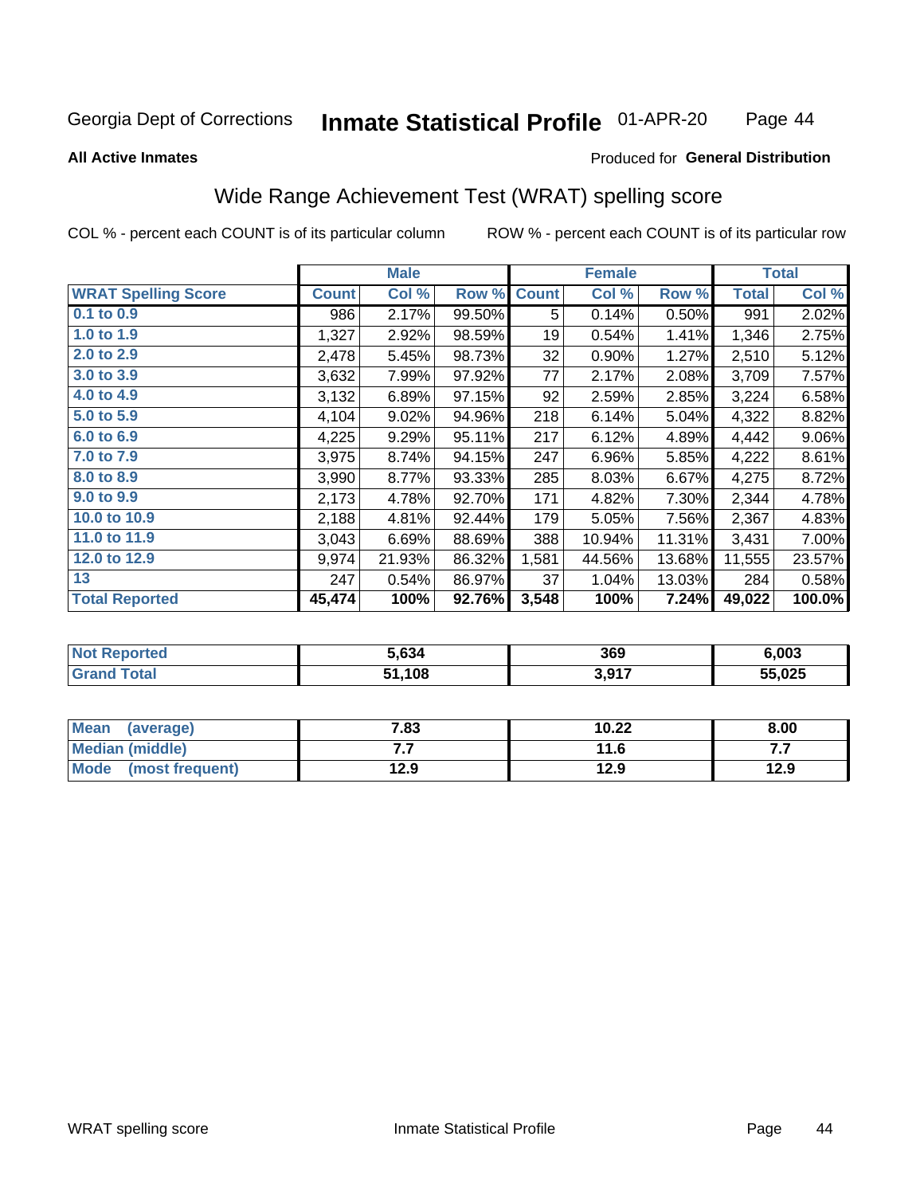Georgia Dept of Corrections **Inmate Statistical Profile** 01-APR-20

**All Active Inmates**

Produced for **General Distribution**

## Wide Range Achievement Test (WRAT) spelling score

COL % - percent each COUNT is of its particular column ROW % - percent each COUNT is of its particular row

| | Male | | | Female | | | Total | |
|---|---|---|---|---|---|---|---|---|
| **WRAT Spelling Score** | **Count** | **Col %** | **Row %** | **Count** | **Col %** | **Row %** | **Total** | **Col %** |
| **0.1 to 0.9** | 986 | 2.17% | 99.50% | 5 | 0.14% | 0.50% | 991 | 2.02% |
| **1.0 to 1.9** | 1,327 | 2.92% | 98.59% | 19 | 0.54% | 1.41% | 1,346 | 2.75% |
| **2.0 to 2.9** | 2,478 | 5.45% | 98.73% | 32 | 0.90% | 1.27% | 2,510 | 5.12% |
| **3.0 to 3.9** | 3,632 | 7.99% | 97.92% | 77 | 2.17% | 2.08% | 3,709 | 7.57% |
| **4.0 to 4.9** | 3,132 | 6.89% | 97.15% | 92 | 2.59% | 2.85% | 3,224 | 6.58% |
| **5.0 to 5.9** | 4,104 | 9.02% | 94.96% | 218 | 6.14% | 5.04% | 4,322 | 8.82% |
| **6.0 to 6.9** | 4,225 | 9.29% | 95.11% | 217 | 6.12% | 4.89% | 4,442 | 9.06% |
| **7.0 to 7.9** | 3,975 | 8.74% | 94.15% | 247 | 6.96% | 5.85% | 4,222 | 8.61% |
| **8.0 to 8.9** | 3,990 | 8.77% | 93.33% | 285 | 8.03% | 6.67% | 4,275 | 8.72% |
| **9.0 to 9.9** | 2,173 | 4.78% | 92.70% | 171 | 4.82% | 7.30% | 2,344 | 4.78% |
| **10.0 to 10.9** | 2,188 | 4.81% | 92.44% | 179 | 5.05% | 7.56% | 2,367 | 4.83% |
| **11.0 to 11.9** | 3,043 | 6.69% | 88.69% | 388 | 10.94% | 11.31% | 3,431 | 7.00% |
| **12.0 to 12.9** | 9,974 | 21.93% | 86.32% | 1,581 | 44.56% | 13.68% | 11,555 | 23.57% |
| **13** | 247 | 0.54% | 86.97% | 37 | 1.04% | 13.03% | 284 | 0.58% |
| **Total Reported** | **45,474** | **100%** | **92.76%** | **3,548** | **100%** | **7.24%** | **49,022** | **100.0%** |

| | Male | Female | Total |
|---|---|---|---|
| **Not Reported** | **5,634** | **369** | **6,003** |
| **Grand Total** | **51,108** | **3,917** | **55,025** |

| | Male | Female | Total |
|---|---|---|---|
| **Mean (average)** | **7.83** | **10.22** | **8.00** |
| **Median (middle)** | **7.7** | **11.6** | **7.7** |
| **Mode (most frequent)** | **12.9** | **12.9** | **12.9** |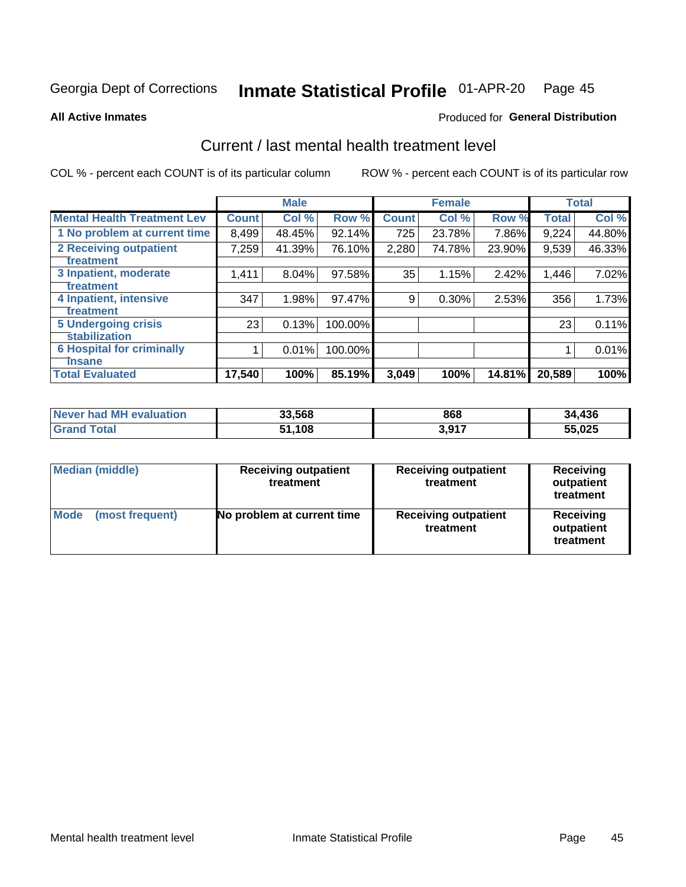Georgia Dept of Corrections **Inmate Statistical Profile** 01-APR-20

**All Active Inmates**

Produced for **General Distribution**

## Current / last mental health treatment level

COL % - percent each COUNT is of its particular column

ROW % - percent each COUNT is of its particular row

| | Male | | | Female | | | Total | |
|---|---|---|---|---|---|---|---|---|
| **Mental Health Treatment Lev** | **Count** | **Col %** | **Row %** | **Count** | **Col %** | **Row %** | **Total** | **Col %** |
| 1 No problem at current time | 8,499 | 48.45% | 92.14% | 725 | 23.78% | 7.86% | 9,224 | 44.80% |
| 2 Receiving outpatient treatment | 7,259 | 41.39% | 76.10% | 2,280 | 74.78% | 23.90% | 9,539 | 46.33% |
| 3 Inpatient, moderate treatment | 1,411 | 8.04% | 97.58% | 35 | 1.15% | 2.42% | 1,446 | 7.02% |
| 4 Inpatient, intensive treatment | 347 | 1.98% | 97.47% | 9 | 0.30% | 2.53% | 356 | 1.73% |
| 5 Undergoing crisis stabilization | 23 | 0.13% | 100.00% | | | | 23 | 0.11% |
| 6 Hospital for criminally insane | 1 | 0.01% | 100.00% | | | | 1 | 0.01% |
| **Total Evaluated** | **17,540** | **100%** | **85.19%** | **3,049** | **100%** | **14.81%** | **20,589** | **100%** |

| | Male | Female | Total |
|---|---|---|---|
| **Never had MH evaluation** | **33,568** | **868** | **34,436** |
| **Grand Total** | **51,108** | **3,917** | **55,025** |

| | Male | Female | Total |
|---|---|---|---|
| **Median (middle)** | **Receiving outpatient treatment** | **Receiving outpatient treatment** | **Receiving outpatient treatment** |
| **Mode (most frequent)** | **No problem at current time** | **Receiving outpatient treatment** | **Receiving outpatient treatment** |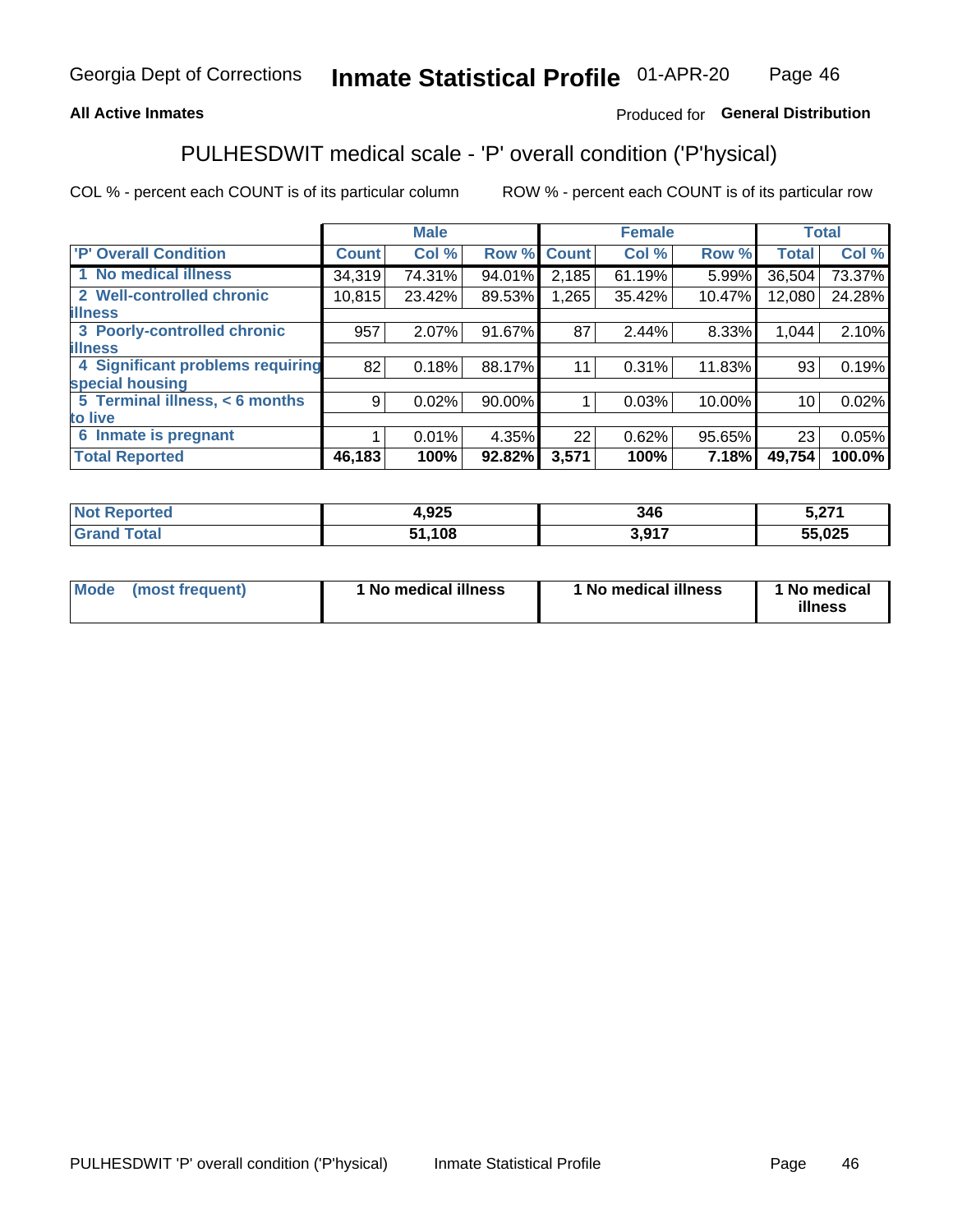Georgia Dept of Corrections **Inmate Statistical Profile** 01-APR-20

**All Active Inmates**

Produced for **General Distribution**

## PULHESDWIT medical scale - 'P' overall condition ('P'hysical)

COL % - percent each COUNT is of its particular column

ROW % - percent each COUNT is of its particular row

| | Male | | | Female | | | Total | |
|---|---|---|---|---|---|---|---|---|
| **'P' Overall Condition** | **Count** | **Col %** | **Row %** | **Count** | **Col %** | **Row %** | **Total** | **Col %** |
| 1 No medical illness | 34,319 | 74.31% | 94.01% | 2,185 | 61.19% | 5.99% | 36,504 | 73.37% |
| 2 Well-controlled chronic illness | 10,815 | 23.42% | 89.53% | 1,265 | 35.42% | 10.47% | 12,080 | 24.28% |
| 3 Poorly-controlled chronic illness | 957 | 2.07% | 91.67% | 87 | 2.44% | 8.33% | 1,044 | 2.10% |
| 4 Significant problems requiring special housing | 82 | 0.18% | 88.17% | 11 | 0.31% | 11.83% | 93 | 0.19% |
| 5 Terminal illness, < 6 months to live | 9 | 0.02% | 90.00% | 1 | 0.03% | 10.00% | 10 | 0.02% |
| 6 Inmate is pregnant | 1 | 0.01% | 4.35% | 22 | 0.62% | 95.65% | 23 | 0.05% |
| **Total Reported** | **46,183** | **100%** | **92.82%** | **3,571** | **100%** | **7.18%** | **49,754** | **100.0%** |

| | Male | Female | Total |
|---|---|---|---|
| Not Reported | 4,925 | 346 | 5,271 |
| Grand Total | 51,108 | 3,917 | 55,025 |

| | Male | Female | Total |
|---|---|---|---|
| Mode (most frequent) | 1 No medical illness | 1 No medical illness | 1 No medical illness |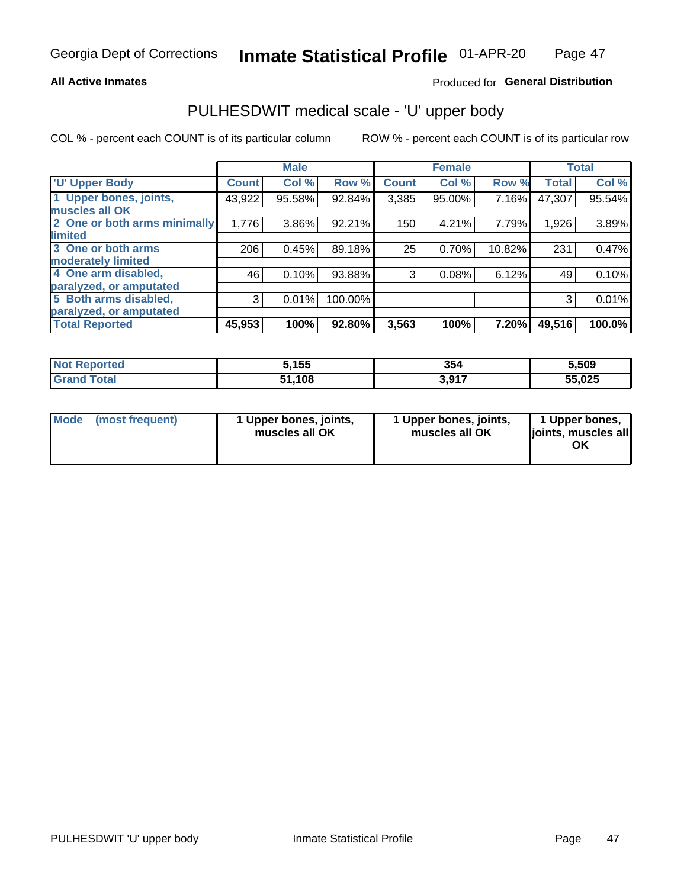Georgia Dept of Corrections **Inmate Statistical Profile** 01-APR-20

**All Active Inmates** Produced for **General Distribution**

## PULHESDWIT medical scale - 'U' upper body

COL % - percent each COUNT is of its particular column ROW % - percent each COUNT is of its particular row

| | Male | | | Female | | | Total | |
|---|---|---|---|---|---|---|---|---|
| 'U' Upper Body | Count | Col % | Row % | Count | Col % | Row % | Total | Col % |
| 1 Upper bones, joints, muscles all OK | 43,922 | 95.58% | 92.84% | 3,385 | 95.00% | 7.16% | 47,307 | 95.54% |
| 2 One or both arms minimally limited | 1,776 | 3.86% | 92.21% | 150 | 4.21% | 7.79% | 1,926 | 3.89% |
| 3 One or both arms moderately limited | 206 | 0.45% | 89.18% | 25 | 0.70% | 10.82% | 231 | 0.47% |
| 4 One arm disabled, paralyzed, or amputated | 46 | 0.10% | 93.88% | 3 | 0.08% | 6.12% | 49 | 0.10% |
| 5 Both arms disabled, paralyzed, or amputated | 3 | 0.01% | 100.00% | | | | 3 | 0.01% |
| **Total Reported** | **45,953** | **100%** | **92.80%** | **3,563** | **100%** | **7.20%** | **49,516** | **100.0%** |

| | Male | Female | Total |
|---|---|---|---|
| Not Reported | 5,155 | 354 | 5,509 |
| Grand Total | 51,108 | 3,917 | 55,025 |

| | Male | Female | Total |
|---|---|---|---|
| Mode (most frequent) | 1 Upper bones, joints, muscles all OK | 1 Upper bones, joints, muscles all OK | 1 Upper bones, joints, muscles all OK |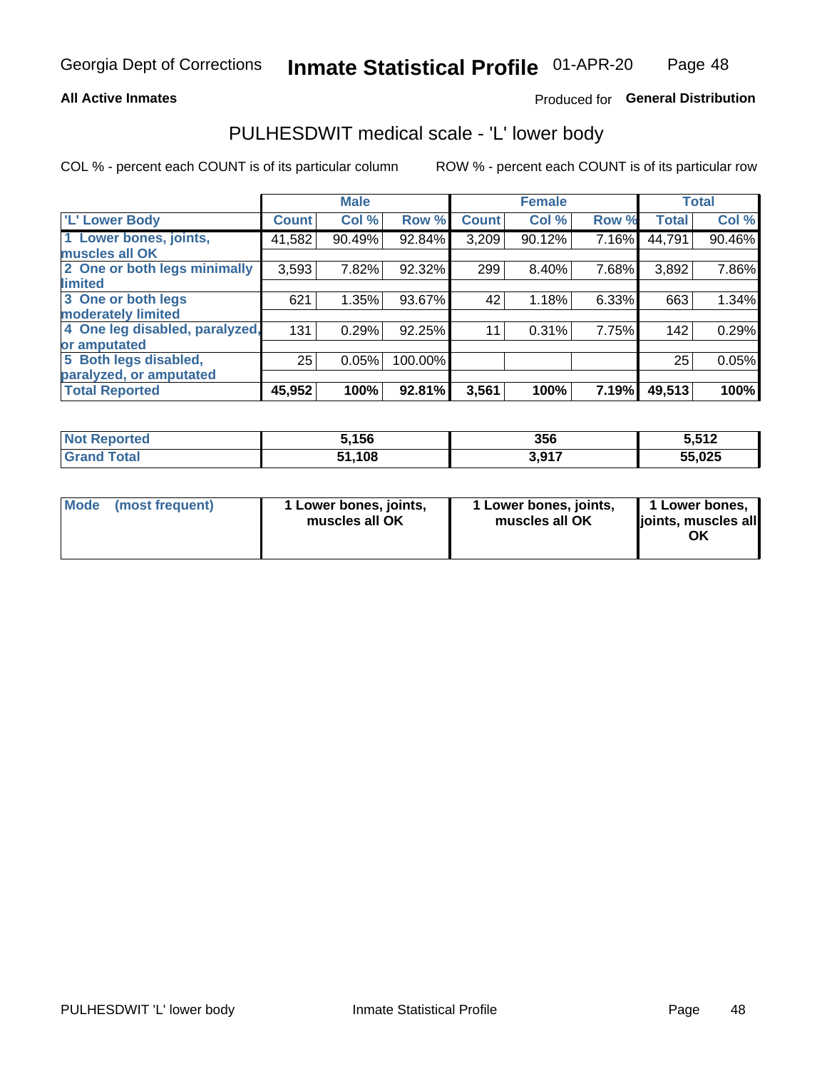Georgia Dept of Corrections **Inmate Statistical Profile** 01-APR-20

**All Active Inmates**

Produced for **General Distribution**

## PULHESDWIT medical scale - 'L' lower body

COL % - percent each COUNT is of its particular column

ROW % - percent each COUNT is of its particular row

| | Male | | | Female | | | Total | |
|---|---|---|---|---|---|---|---|---|
| 'L' Lower Body | Count | Col % | Row % | Count | Col % | Row % | Total | Col % |
| 1 Lower bones, joints, muscles all OK | 41,582 | 90.49% | 92.84% | 3,209 | 90.12% | 7.16% | 44,791 | 90.46% |
| 2 One or both legs minimally limited | 3,593 | 7.82% | 92.32% | 299 | 8.40% | 7.68% | 3,892 | 7.86% |
| 3 One or both legs moderately limited | 621 | 1.35% | 93.67% | 42 | 1.18% | 6.33% | 663 | 1.34% |
| 4 One leg disabled, paralyzed, or amputated | 131 | 0.29% | 92.25% | 11 | 0.31% | 7.75% | 142 | 0.29% |
| 5 Both legs disabled, paralyzed, or amputated | 25 | 0.05% | 100.00% | | | | 25 | 0.05% |
| **Total Reported** | **45,952** | **100%** | **92.81%** | **3,561** | **100%** | **7.19%** | **49,513** | **100%** |

| | Male | Female | Total |
|---|---|---|---|
| **Not Reported** | **5,156** | **356** | **5,512** |
| **Grand Total** | **51,108** | **3,917** | **55,025** |

| | Male | Female | Total |
|---|---|---|---|
| **Mode (most frequent)** | **1 Lower bones, joints, muscles all OK** | **1 Lower bones, joints, muscles all OK** | **1 Lower bones, joints, muscles all OK** |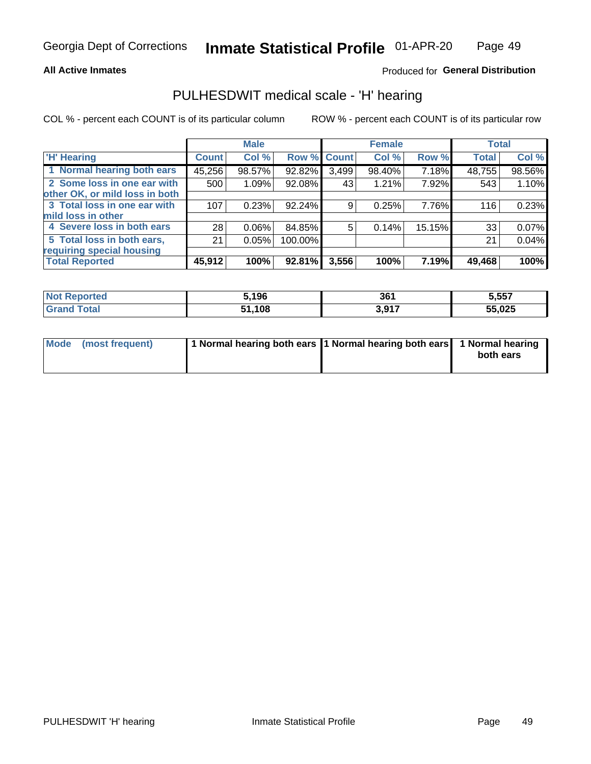Georgia Dept of Corrections **Inmate Statistical Profile** 01-APR-20

**All Active Inmates**

Produced for **General Distribution**

## PULHESDWIT medical scale - 'H' hearing

COL % - percent each COUNT is of its particular column ROW % - percent each COUNT is of its particular row

| | Male | | | Female | | | Total | |
|---|---|---|---|---|---|---|---|---|
| 'H' Hearing | Count | Col % | Row % | Count | Col % | Row % | Total | Col % |
| 1 Normal hearing both ears | 45,256 | 98.57% | 92.82% | 3,499 | 98.40% | 7.18% | 48,755 | 98.56% |
| 2 Some loss in one ear with other OK, or mild loss in both | 500 | 1.09% | 92.08% | 43 | 1.21% | 7.92% | 543 | 1.10% |
| 3 Total loss in one ear with mild loss in other | 107 | 0.23% | 92.24% | 9 | 0.25% | 7.76% | 116 | 0.23% |
| 4 Severe loss in both ears | 28 | 0.06% | 84.85% | 5 | 0.14% | 15.15% | 33 | 0.07% |
| 5 Total loss in both ears, requiring special housing | 21 | 0.05% | 100.00% | | | | 21 | 0.04% |
| **Total Reported** | **45,912** | **100%** | **92.81%** | **3,556** | **100%** | **7.19%** | **49,468** | **100%** |

| | Male | Female | Total |
|---|---|---|---|
| Not Reported | 5,196 | 361 | 5,557 |
| Grand Total | 51,108 | 3,917 | 55,025 |

| | Male | Female | Total |
|---|---|---|---|
| Mode (most frequent) | 1 Normal hearing both ears | 1 Normal hearing both ears | 1 Normal hearing both ears |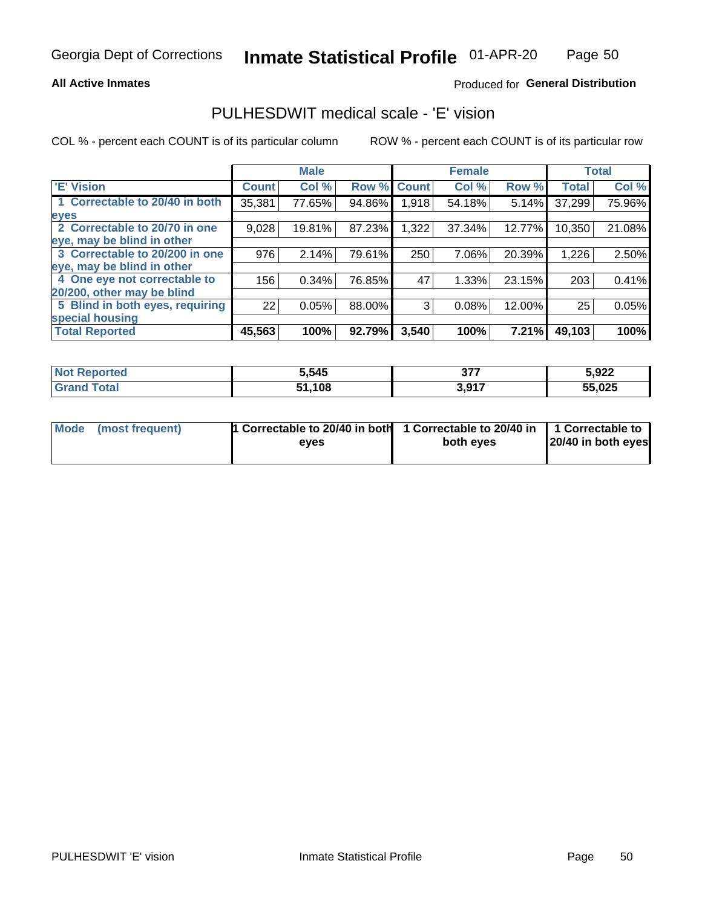Georgia Dept of Corrections **Inmate Statistical Profile** 01-APR-20

**All Active Inmates**

Produced for **General Distribution**

## PULHESDWIT medical scale - 'E' vision

COL % - percent each COUNT is of its particular column

ROW % - percent each COUNT is of its particular row

| | Male | | | Female | | | Total | |
|---|---|---|---|---|---|---|---|---|
| 'E' Vision | Count | Col % | Row % | Count | Col % | Row % | Total | Col % |
| 1 Correctable to 20/40 in both eyes | 35,381 | 77.65% | 94.86% | 1,918 | 54.18% | 5.14% | 37,299 | 75.96% |
| 2 Correctable to 20/70 in one eye, may be blind in other | 9,028 | 19.81% | 87.23% | 1,322 | 37.34% | 12.77% | 10,350 | 21.08% |
| 3 Correctable to 20/200 in one eye, may be blind in other | 976 | 2.14% | 79.61% | 250 | 7.06% | 20.39% | 1,226 | 2.50% |
| 4 One eye not correctable to 20/200, other may be blind | 156 | 0.34% | 76.85% | 47 | 1.33% | 23.15% | 203 | 0.41% |
| 5 Blind in both eyes, requiring special housing | 22 | 0.05% | 88.00% | 3 | 0.08% | 12.00% | 25 | 0.05% |
| **Total Reported** | **45,563** | **100%** | **92.79%** | **3,540** | **100%** | **7.21%** | **49,103** | **100%** |

| | Male | Female | Total |
|---|---|---|---|
| **Not Reported** | **5,545** | **377** | **5,922** |
| **Grand Total** | **51,108** | **3,917** | **55,025** |

| | Male | Female | Total |
|---|---|---|---|
| **Mode (most frequent)** | **1 Correctable to 20/40 in both eyes** | **1 Correctable to 20/40 in both eyes** | **1 Correctable to 20/40 in both eyes** |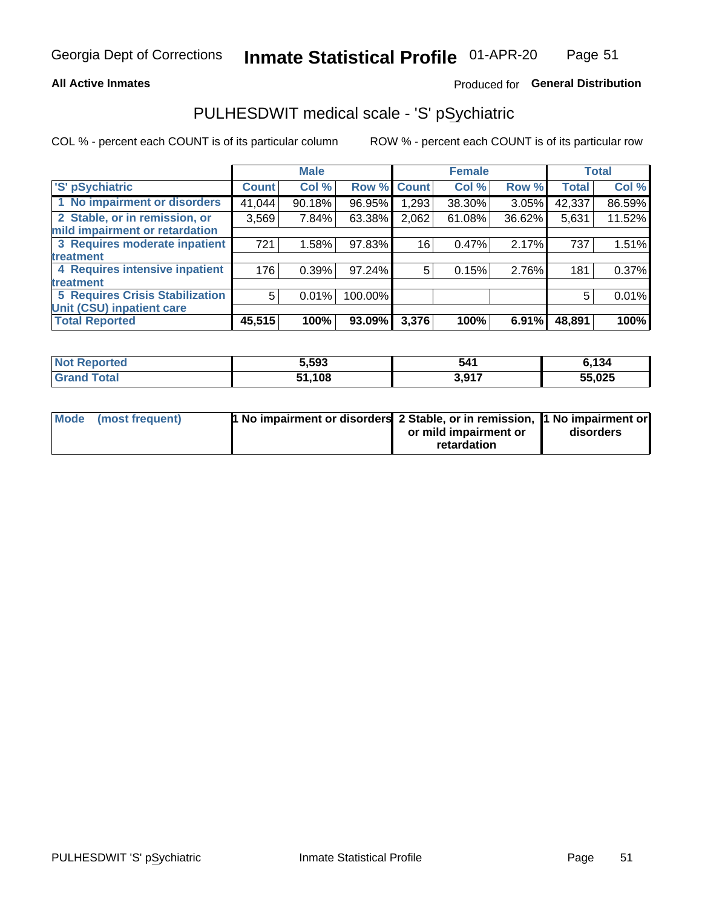Georgia Dept of Corrections **Inmate Statistical Profile** 01-APR-20

**All Active Inmates**

Produced for **General Distribution**

## PULHESDWIT medical scale - 'S' pSychiatric

COL % - percent each COUNT is of its particular column

ROW % - percent each COUNT is of its particular row

| | Male | | | Female | | | Total | |
|---|---|---|---|---|---|---|---|---|
| 'S' pSychiatric | Count | Col % | Row % | Count | Col % | Row % | Total | Col % |
| 1 No impairment or disorders | 41,044 | 90.18% | 96.95% | 1,293 | 38.30% | 3.05% | 42,337 | 86.59% |
| 2 Stable, or in remission, or mild impairment or retardation | 3,569 | 7.84% | 63.38% | 2,062 | 61.08% | 36.62% | 5,631 | 11.52% |
| 3 Requires moderate inpatient treatment | 721 | 1.58% | 97.83% | 16 | 0.47% | 2.17% | 737 | 1.51% |
| 4 Requires intensive inpatient treatment | 176 | 0.39% | 97.24% | 5 | 0.15% | 2.76% | 181 | 0.37% |
| 5 Requires Crisis Stabilization Unit (CSU) inpatient care | 5 | 0.01% | 100.00% | | | | 5 | 0.01% |
| **Total Reported** | **45,515** | **100%** | **93.09%** | **3,376** | **100%** | **6.91%** | **48,891** | **100%** |

| | Male | Female | Total |
|---|---|---|---|
| Not Reported | 5,593 | 541 | 6,134 |
| Grand Total | 51,108 | 3,917 | 55,025 |

| | Male | Female | Total |
|---|---|---|---|
| Mode (most frequent) | 1 No impairment or disorders | 2 Stable, or in remission, or mild impairment or retardation | 1 No impairment or disorders |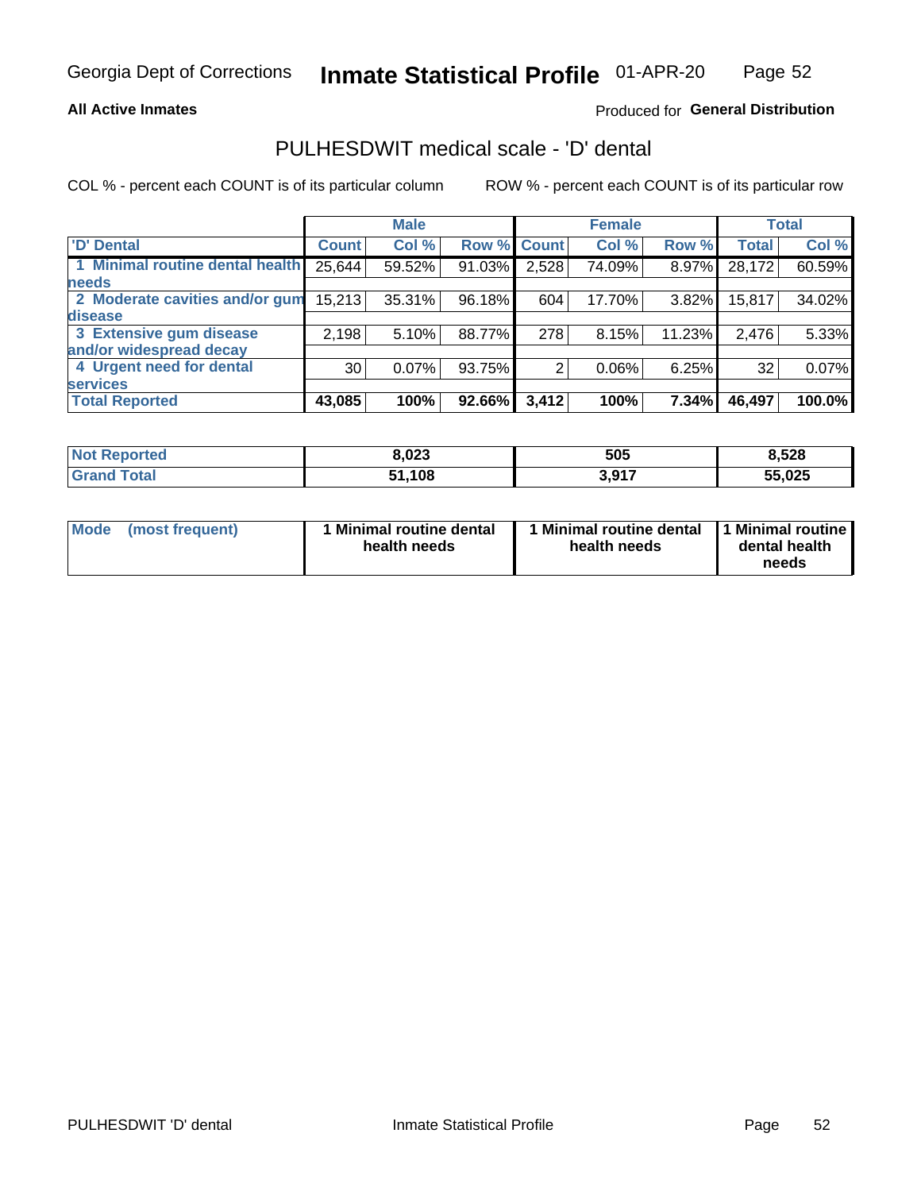**All Active Inmates**

Produced for **General Distribution**

## PULHESDWIT medical scale - 'D' dental

COL % - percent each COUNT is of its particular column

ROW % - percent each COUNT is of its particular row

| | Male | | | Female | | | Total | |
|---|---|---|---|---|---|---|---|---|
| 'D' Dental | Count | Col % | Row % | Count | Col % | Row % | Total | Col % |
| 1 Minimal routine dental health needs | 25,644 | 59.52% | 91.03% | 2,528 | 74.09% | 8.97% | 28,172 | 60.59% |
| 2 Moderate cavities and/or gum disease | 15,213 | 35.31% | 96.18% | 604 | 17.70% | 3.82% | 15,817 | 34.02% |
| 3 Extensive gum disease and/or widespread decay | 2,198 | 5.10% | 88.77% | 278 | 8.15% | 11.23% | 2,476 | 5.33% |
| 4 Urgent need for dental services | 30 | 0.07% | 93.75% | 2 | 0.06% | 6.25% | 32 | 0.07% |
| **Total Reported** | **43,085** | **100%** | **92.66%** | **3,412** | **100%** | **7.34%** | **46,497** | **100.0%** |

| | Male | Female | Total |
|---|---|---|---|
| Not Reported | 8,023 | 505 | 8,528 |
| Grand Total | 51,108 | 3,917 | 55,025 |

| | Male | Female | Total |
|---|---|---|---|
| Mode (most frequent) | 1 Minimal routine dental health needs | 1 Minimal routine dental health needs | 1 Minimal routine dental health needs |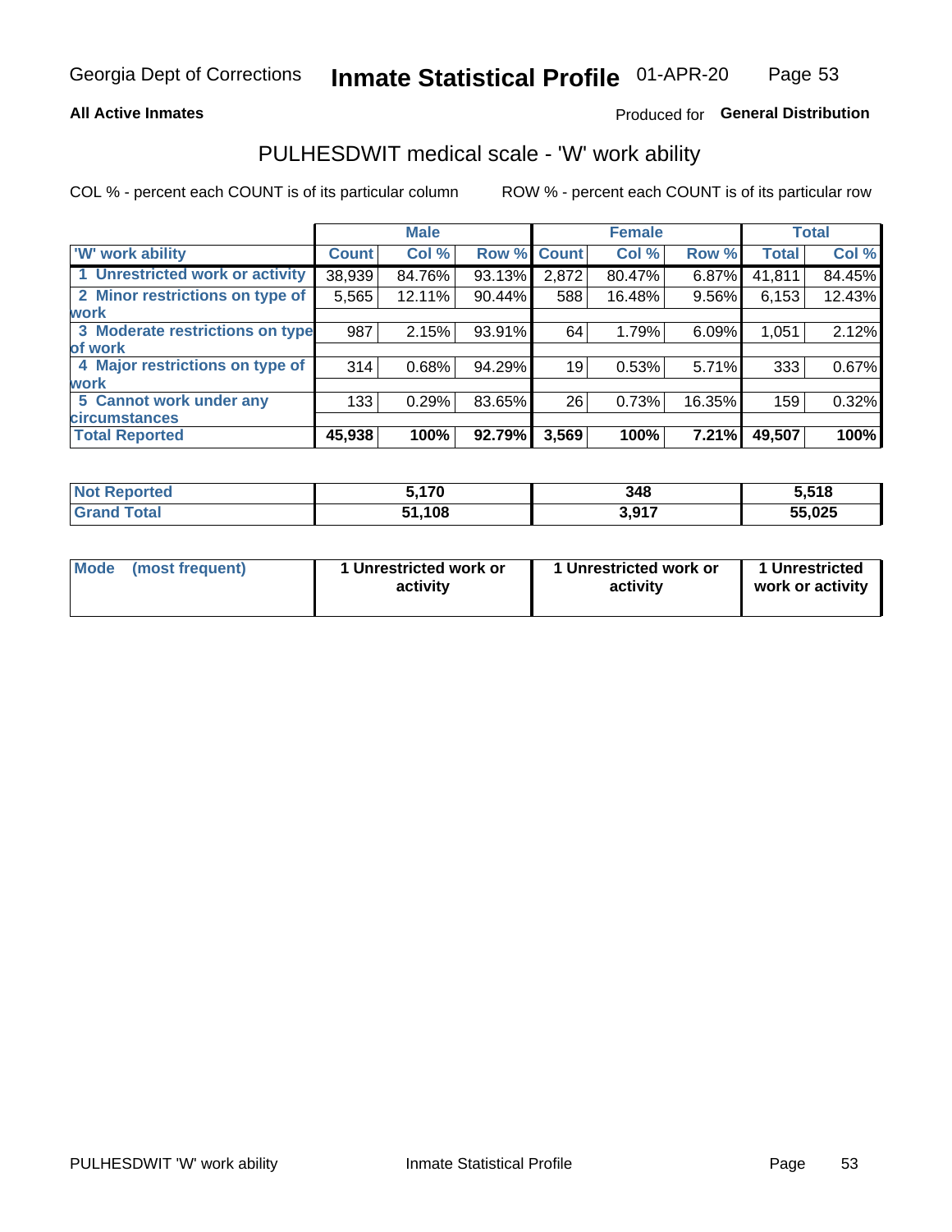Georgia Dept of Corrections **Inmate Statistical Profile** 01-APR-20

**All Active Inmates**

Produced for **General Distribution**

## PULHESDWIT medical scale - 'W' work ability

COL % - percent each COUNT is of its particular column ROW % - percent each COUNT is of its particular row

| | Male | | | Female | | | Total | |
|---|---|---|---|---|---|---|---|---|
| **'W' work ability** | **Count** | **Col %** | **Row %** | **Count** | **Col %** | **Row %** | **Total** | **Col %** |
| 1 Unrestricted work or activity | 38,939 | 84.76% | 93.13% | 2,872 | 80.47% | 6.87% | 41,811 | 84.45% |
| 2 Minor restrictions on type of work | 5,565 | 12.11% | 90.44% | 588 | 16.48% | 9.56% | 6,153 | 12.43% |
| 3 Moderate restrictions on type of work | 987 | 2.15% | 93.91% | 64 | 1.79% | 6.09% | 1,051 | 2.12% |
| 4 Major restrictions on type of work | 314 | 0.68% | 94.29% | 19 | 0.53% | 5.71% | 333 | 0.67% |
| 5 Cannot work under any circumstances | 133 | 0.29% | 83.65% | 26 | 0.73% | 16.35% | 159 | 0.32% |
| **Total Reported** | **45,938** | **100%** | **92.79%** | **3,569** | **100%** | **7.21%** | **49,507** | **100%** |

| | Male | Female | Total |
|---|---|---|---|
| **Not Reported** | **5,170** | **348** | **5,518** |
| **Grand Total** | **51,108** | **3,917** | **55,025** |

| | Male | Female | Total |
|---|---|---|---|
| **Mode (most frequent)** | **1 Unrestricted work or activity** | **1 Unrestricted work or activity** | **1 Unrestricted work or activity** |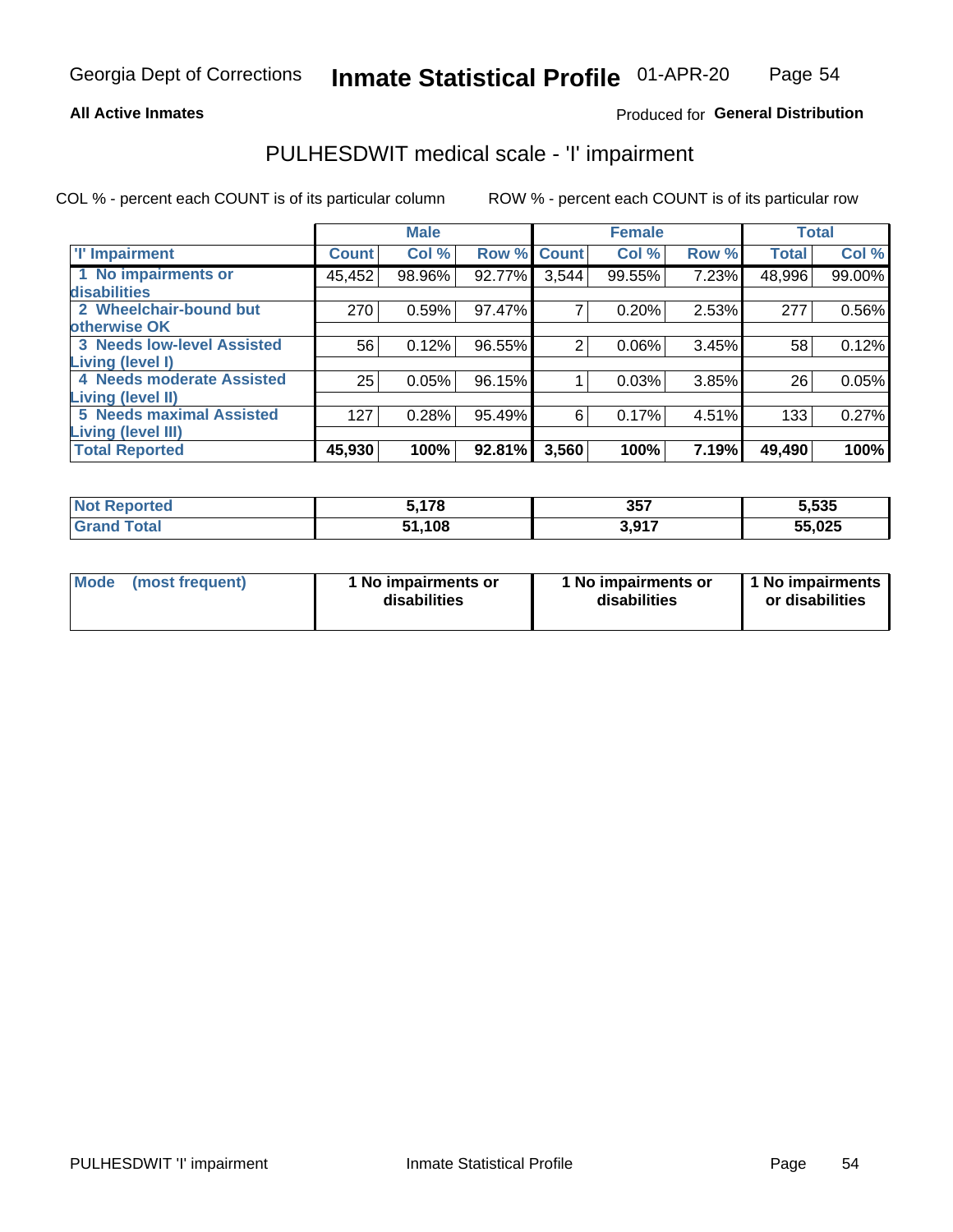Georgia Dept of Corrections **Inmate Statistical Profile** 01-APR-20

**All Active Inmates**

Produced for **General Distribution**

## PULHESDWIT medical scale - 'I' impairment

COL % - percent each COUNT is of its particular column ROW % - percent each COUNT is of its particular row

| | Male | | | Female | | | Total | |
|---|---|---|---|---|---|---|---|---|
| 'I' Impairment | Count | Col % | Row % | Count | Col % | Row % | Total | Col % |
| 1 No impairments or disabilities | 45,452 | 98.96% | 92.77% | 3,544 | 99.55% | 7.23% | 48,996 | 99.00% |
| 2 Wheelchair-bound but otherwise OK | 270 | 0.59% | 97.47% | 7 | 0.20% | 2.53% | 277 | 0.56% |
| 3 Needs low-level Assisted Living (level I) | 56 | 0.12% | 96.55% | 2 | 0.06% | 3.45% | 58 | 0.12% |
| 4 Needs moderate Assisted Living (level II) | 25 | 0.05% | 96.15% | 1 | 0.03% | 3.85% | 26 | 0.05% |
| 5 Needs maximal Assisted Living (level III) | 127 | 0.28% | 95.49% | 6 | 0.17% | 4.51% | 133 | 0.27% |
| **Total Reported** | **45,930** | **100%** | **92.81%** | **3,560** | **100%** | **7.19%** | **49,490** | **100%** |

| | Male | Female | Total |
|---|---|---|---|
| Not Reported | 5,178 | 357 | 5,535 |
| Grand Total | 51,108 | 3,917 | 55,025 |

| | Male | Female | Total |
|---|---|---|---|
| Mode (most frequent) | 1 No impairments or disabilities | 1 No impairments or disabilities | 1 No impairments or disabilities |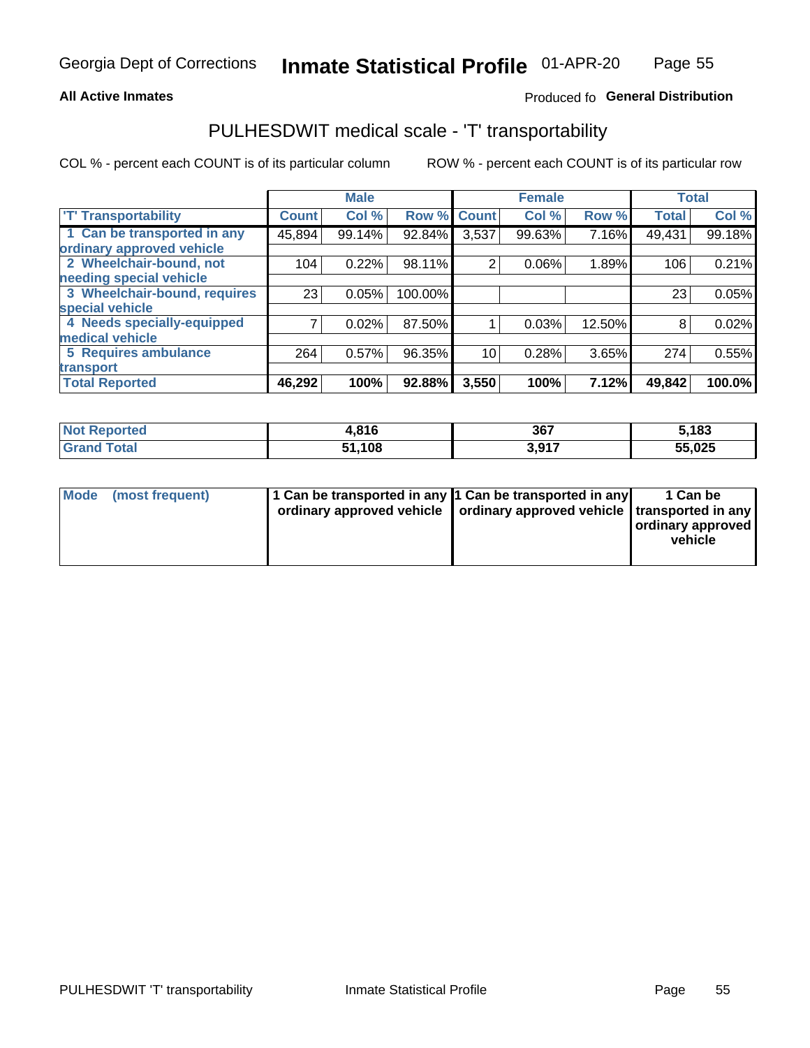**All Active Inmates**

Produced fo **General Distribution**

## PULHESDWIT medical scale - 'T' transportability

COL % - percent each COUNT is of its particular column

ROW % - percent each COUNT is of its particular row

| | Male | | | Female | | | Total | |
|---|---|---|---|---|---|---|---|---|
| 'T' Transportability | Count | Col % | Row % | Count | Col % | Row % | Total | Col % |
| 1 Can be transported in any ordinary approved vehicle | 45,894 | 99.14% | 92.84% | 3,537 | 99.63% | 7.16% | 49,431 | 99.18% |
| 2 Wheelchair-bound, not needing special vehicle | 104 | 0.22% | 98.11% | 2 | 0.06% | 1.89% | 106 | 0.21% |
| 3 Wheelchair-bound, requires special vehicle | 23 | 0.05% | 100.00% | | | | 23 | 0.05% |
| 4 Needs specially-equipped medical vehicle | 7 | 0.02% | 87.50% | 1 | 0.03% | 12.50% | 8 | 0.02% |
| 5 Requires ambulance transport | 264 | 0.57% | 96.35% | 10 | 0.28% | 3.65% | 274 | 0.55% |
| **Total Reported** | **46,292** | **100%** | **92.88%** | **3,550** | **100%** | **7.12%** | **49,842** | **100.0%** |

| | Male | Female | Total |
|---|---|---|---|
| **Not Reported** | **4,816** | **367** | **5,183** |
| **Grand Total** | **51,108** | **3,917** | **55,025** |

| | Male | Female | Total |
|---|---|---|---|
| **Mode (most frequent)** | **1 Can be transported in any ordinary approved vehicle** | **1 Can be transported in any ordinary approved vehicle** | **1 Can be transported in any ordinary approved vehicle** |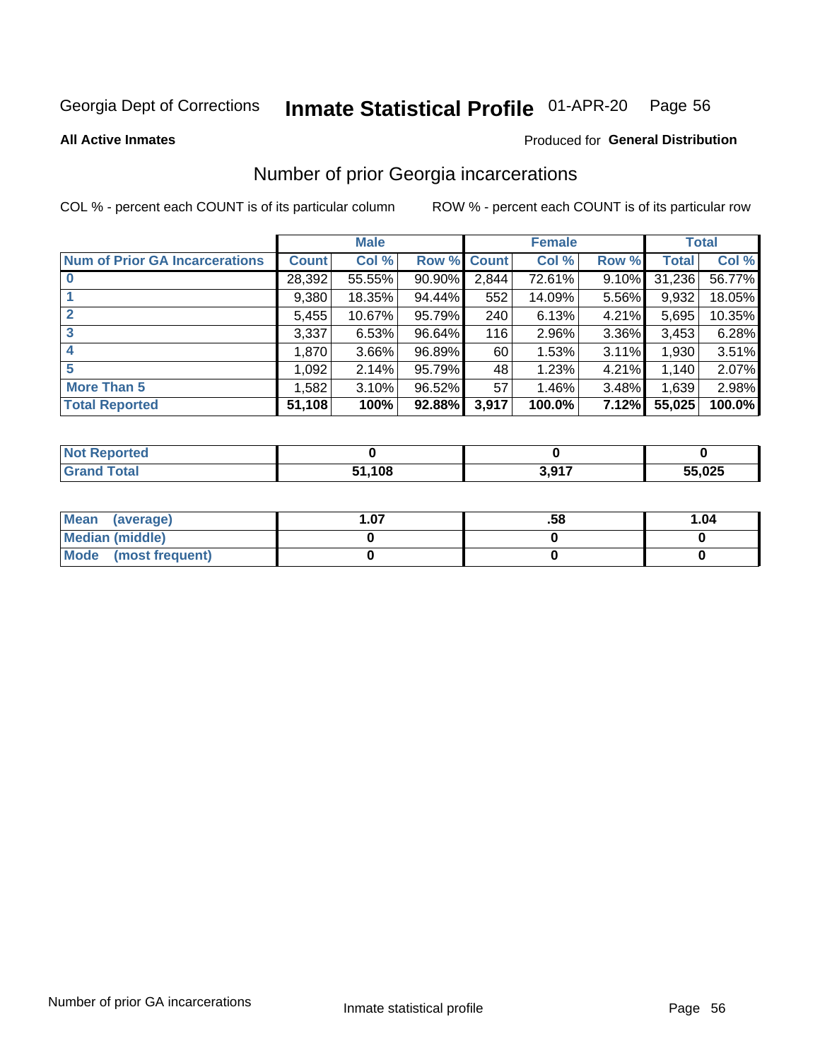Georgia Dept of Corrections **Inmate Statistical Profile** 01-APR-20

**All Active Inmates**

Produced for **General Distribution**

## Number of prior Georgia incarcerations

COL % - percent each COUNT is of its particular column

ROW % - percent each COUNT is of its particular row

| | Male | | | Female | | | Total | |
|---|---|---|---|---|---|---|---|---|
| **Num of Prior GA Incarcerations** | **Count** | **Col %** | **Row %** | **Count** | **Col %** | **Row %** | **Total** | **Col %** |
| **0** | 28,392 | 55.55% | 90.90% | 2,844 | 72.61% | 9.10% | 31,236 | 56.77% |
| **1** | 9,380 | 18.35% | 94.44% | 552 | 14.09% | 5.56% | 9,932 | 18.05% |
| **2** | 5,455 | 10.67% | 95.79% | 240 | 6.13% | 4.21% | 5,695 | 10.35% |
| **3** | 3,337 | 6.53% | 96.64% | 116 | 2.96% | 3.36% | 3,453 | 6.28% |
| **4** | 1,870 | 3.66% | 96.89% | 60 | 1.53% | 3.11% | 1,930 | 3.51% |
| **5** | 1,092 | 2.14% | 95.79% | 48 | 1.23% | 4.21% | 1,140 | 2.07% |
| **More Than 5** | 1,582 | 3.10% | 96.52% | 57 | 1.46% | 3.48% | 1,639 | 2.98% |
| **Total Reported** | **51,108** | **100%** | **92.88%** | **3,917** | **100.0%** | **7.12%** | **55,025** | **100.0%** |

| | Male | Female | Total |
|---|---|---|---|
| **Not Reported** | **0** | **0** | **0** |
| **Grand Total** | **51,108** | **3,917** | **55,025** |

| | Male | Female | Total |
|---|---|---|---|
| **Mean (average)** | **1.07** | **.58** | **1.04** |
| **Median (middle)** | **0** | **0** | **0** |
| **Mode (most frequent)** | **0** | **0** | **0** |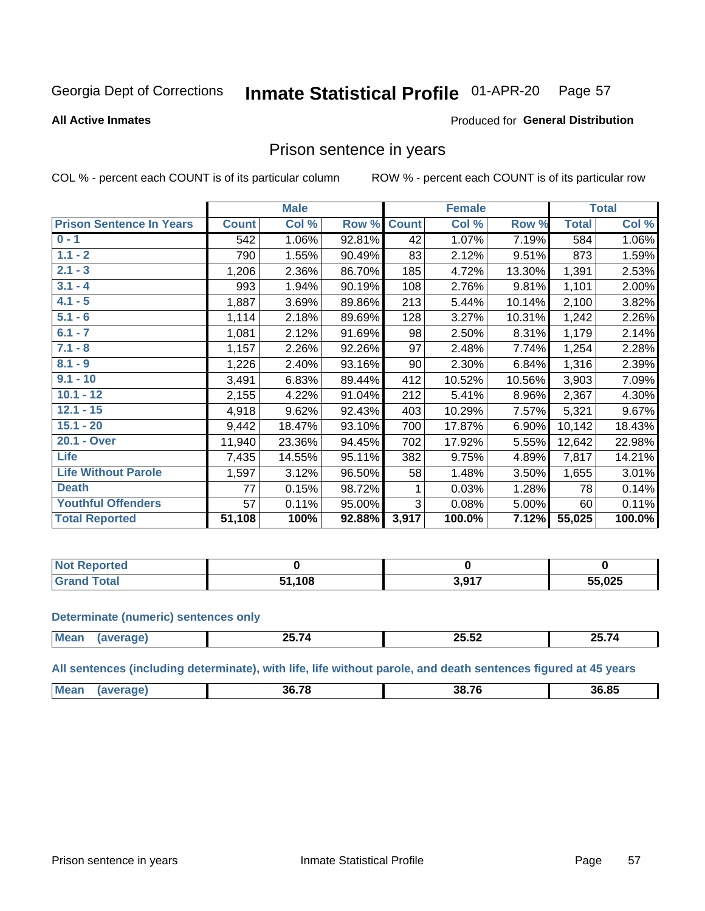Georgia Dept of Corrections **Inmate Statistical Profile** 01-APR-20

**All Active Inmates**

Produced for **General Distribution**

## Prison sentence in years

COL % - percent each COUNT is of its particular column

ROW % - percent each COUNT is of its particular row

| | Male | | | Female | | | Total | |
|---|---|---|---|---|---|---|---|---|
| **Prison Sentence In Years** | **Count** | **Col %** | **Row %** | **Count** | **Col %** | **Row %** | **Total** | **Col %** |
| **0 - 1** | 542 | 1.06% | 92.81% | 42 | 1.07% | 7.19% | 584 | 1.06% |
| **1.1 - 2** | 790 | 1.55% | 90.49% | 83 | 2.12% | 9.51% | 873 | 1.59% |
| **2.1 - 3** | 1,206 | 2.36% | 86.70% | 185 | 4.72% | 13.30% | 1,391 | 2.53% |
| **3.1 - 4** | 993 | 1.94% | 90.19% | 108 | 2.76% | 9.81% | 1,101 | 2.00% |
| **4.1 - 5** | 1,887 | 3.69% | 89.86% | 213 | 5.44% | 10.14% | 2,100 | 3.82% |
| **5.1 - 6** | 1,114 | 2.18% | 89.69% | 128 | 3.27% | 10.31% | 1,242 | 2.26% |
| **6.1 - 7** | 1,081 | 2.12% | 91.69% | 98 | 2.50% | 8.31% | 1,179 | 2.14% |
| **7.1 - 8** | 1,157 | 2.26% | 92.26% | 97 | 2.48% | 7.74% | 1,254 | 2.28% |
| **8.1 - 9** | 1,226 | 2.40% | 93.16% | 90 | 2.30% | 6.84% | 1,316 | 2.39% |
| **9.1 - 10** | 3,491 | 6.83% | 89.44% | 412 | 10.52% | 10.56% | 3,903 | 7.09% |
| **10.1 - 12** | 2,155 | 4.22% | 91.04% | 212 | 5.41% | 8.96% | 2,367 | 4.30% |
| **12.1 - 15** | 4,918 | 9.62% | 92.43% | 403 | 10.29% | 7.57% | 5,321 | 9.67% |
| **15.1 - 20** | 9,442 | 18.47% | 93.10% | 700 | 17.87% | 6.90% | 10,142 | 18.43% |
| **20.1 - Over** | 11,940 | 23.36% | 94.45% | 702 | 17.92% | 5.55% | 12,642 | 22.98% |
| **Life** | 7,435 | 14.55% | 95.11% | 382 | 9.75% | 4.89% | 7,817 | 14.21% |
| **Life Without Parole** | 1,597 | 3.12% | 96.50% | 58 | 1.48% | 3.50% | 1,655 | 3.01% |
| **Death** | 77 | 0.15% | 98.72% | 1 | 0.03% | 1.28% | 78 | 0.14% |
| **Youthful Offenders** | 57 | 0.11% | 95.00% | 3 | 0.08% | 5.00% | 60 | 0.11% |
| **Total Reported** | **51,108** | **100%** | **92.88%** | **3,917** | **100.0%** | **7.12%** | **55,025** | **100.0%** |

| | Male | Female | Total |
|---|---|---|---|
| **Not Reported** | **0** | **0** | **0** |
| **Grand Total** | **51,108** | **3,917** | **55,025** |

**Determinate (numeric) sentences only**

| | Male | Female | Total |
|---|---|---|---|
| **Mean (average)** | **25.74** | **25.52** | **25.74** |

**All sentences (including determinate), with life, life without parole, and death sentences figured at 45 years**

| | Male | Female | Total |
|---|---|---|---|
| **Mean (average)** | **36.78** | **38.76** | **36.85** |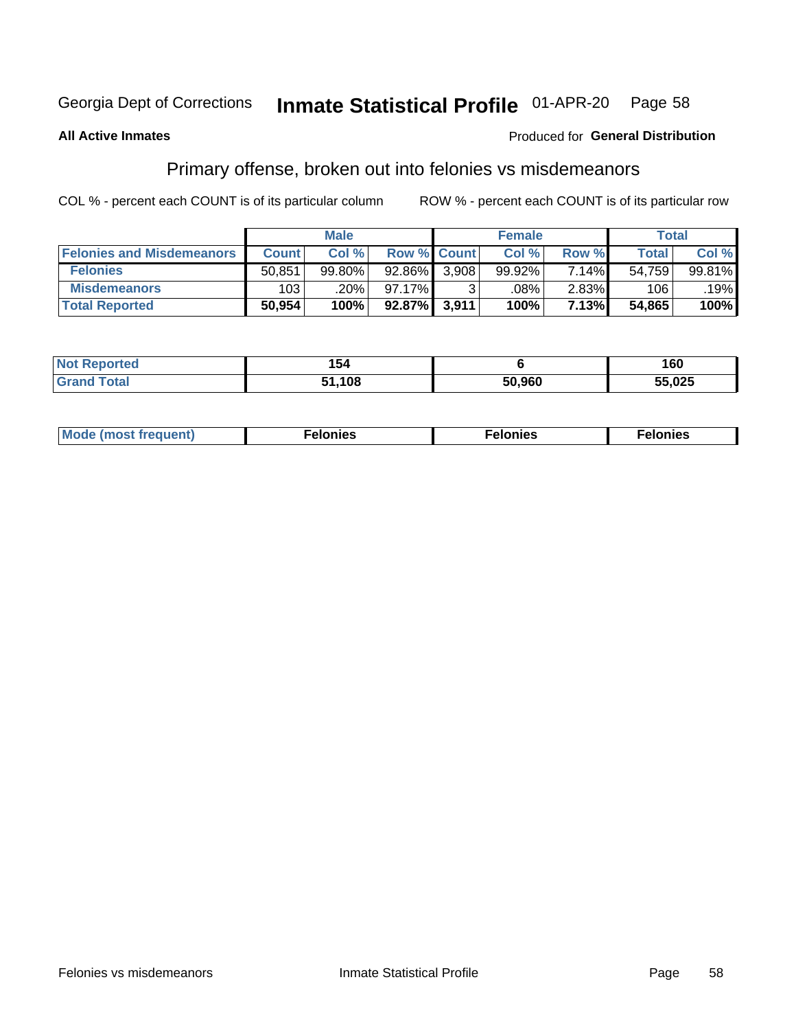Georgia Dept of Corrections **Inmate Statistical Profile** 01-APR-20

**All Active Inmates**

Produced for **General Distribution**

## Primary offense, broken out into felonies vs misdemeanors

COL % - percent each COUNT is of its particular column

ROW % - percent each COUNT is of its particular row

| | Male | | | Female | | | Total | |
|---|---|---|---|---|---|---|---|---|
| **Felonies and Misdemeanors** | **Count** | **Col %** | **Row %** | **Count** | **Col %** | **Row %** | **Total** | **Col %** |
| **Felonies** | 50,851 | 99.80% | 92.86% | 3,908 | 99.92% | 7.14% | 54,759 | 99.81% |
| **Misdemeanors** | 103 | .20% | 97.17% | 3 | .08% | 2.83% | 106 | .19% |
| **Total Reported** | **50,954** | **100%** | **92.87%** | **3,911** | **100%** | **7.13%** | **54,865** | **100%** |

| | Male | Female | Total |
|---|---|---|---|
| **Not Reported** | **154** | **6** | **160** |
| **Grand Total** | **51,108** | **50,960** | **55,025** |

| | Male | Female | Total |
|---|---|---|---|
| **Mode (most frequent)** | **Felonies** | **Felonies** | **Felonies** |

Felonies vs misdemeanors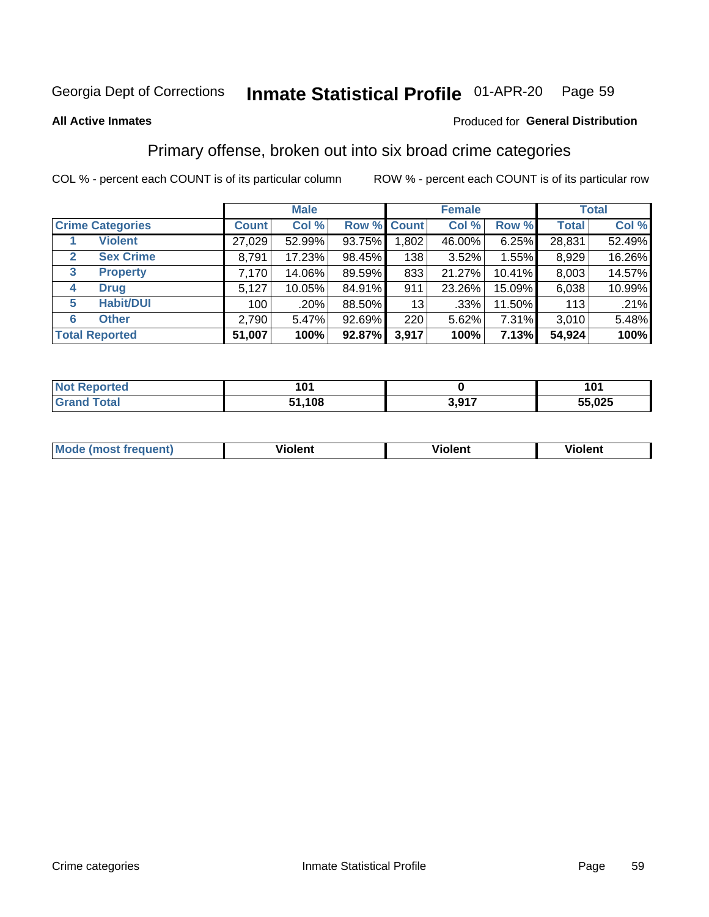Georgia Dept of Corrections **Inmate Statistical Profile** 01-APR-20

**All Active Inmates**

Produced for **General Distribution**

## Primary offense, broken out into six broad crime categories

COL % - percent each COUNT is of its particular column    ROW % - percent each COUNT is of its particular row

| | | Male | | | Female | | | Total | |
|---|---|---|---|---|---|---|---|---|---|
| **Crime Categories** | | **Count** | **Col %** | **Row %** | **Count** | **Col %** | **Row %** | **Total** | **Col %** |
| 1 | **Violent** | 27,029 | 52.99% | 93.75% | 1,802 | 46.00% | 6.25% | 28,831 | 52.49% |
| 2 | **Sex Crime** | 8,791 | 17.23% | 98.45% | 138 | 3.52% | 1.55% | 8,929 | 16.26% |
| 3 | **Property** | 7,170 | 14.06% | 89.59% | 833 | 21.27% | 10.41% | 8,003 | 14.57% |
| 4 | **Drug** | 5,127 | 10.05% | 84.91% | 911 | 23.26% | 15.09% | 6,038 | 10.99% |
| 5 | **Habit/DUI** | 100 | .20% | 88.50% | 13 | .33% | 11.50% | 113 | .21% |
| 6 | **Other** | 2,790 | 5.47% | 92.69% | 220 | 5.62% | 7.31% | 3,010 | 5.48% |
| **Total Reported** | | **51,007** | **100%** | **92.87%** | **3,917** | **100%** | **7.13%** | **54,924** | **100%** |

| | Male | Female | Total |
|---|---|---|---|
| **Not Reported** | **101** | **0** | **101** |
| **Grand Total** | **51,108** | **3,917** | **55,025** |

| | Male | Female | Total |
|---|---|---|---|
| **Mode (most frequent)** | **Violent** | **Violent** | **Violent** |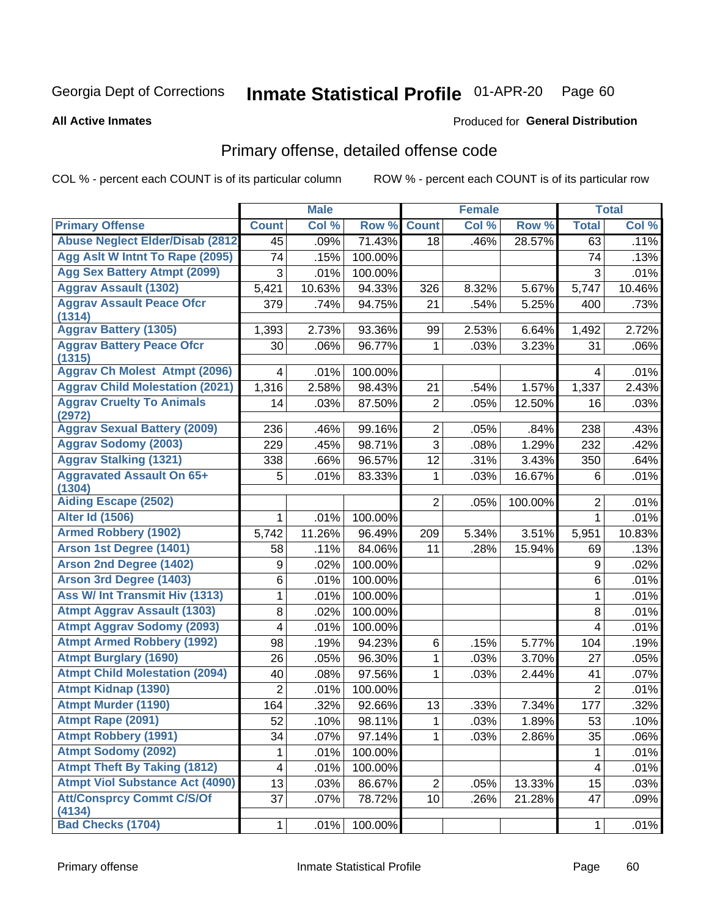Georgia Dept of Corrections **Inmate Statistical Profile** 01-APR-20

**All Active Inmates** Produced for **General Distribution**

## Primary offense, detailed offense code

COL % - percent each COUNT is of its particular column ROW % - percent each COUNT is of its particular row

| | Male | | | Female | | | Total | |
|---|---|---|---|---|---|---|---|---|
| Primary Offense | Count | Col % | Row % | Count | Col % | Row % | Total | Col % |
| Abuse Neglect Elder/Disab (2812 | 45 | .09% | 71.43% | 18 | .46% | 28.57% | 63 | .11% |
| Agg Aslt W Intnt To Rape (2095) | 74 | .15% | 100.00% | | | | 74 | .13% |
| Agg Sex Battery Atmpt (2099) | 3 | .01% | 100.00% | | | | 3 | .01% |
| Aggrav Assault (1302) | 5,421 | 10.63% | 94.33% | 326 | 8.32% | 5.67% | 5,747 | 10.46% |
| Aggrav Assault Peace Ofcr (1314) | 379 | .74% | 94.75% | 21 | .54% | 5.25% | 400 | .73% |
| Aggrav Battery (1305) | 1,393 | 2.73% | 93.36% | 99 | 2.53% | 6.64% | 1,492 | 2.72% |
| Aggrav Battery Peace Ofcr (1315) | 30 | .06% | 96.77% | 1 | .03% | 3.23% | 31 | .06% |
| Aggrav Ch Molest Atmpt (2096) | 4 | .01% | 100.00% | | | | 4 | .01% |
| Aggrav Child Molestation (2021) | 1,316 | 2.58% | 98.43% | 21 | .54% | 1.57% | 1,337 | 2.43% |
| Aggrav Cruelty To Animals (2972) | 14 | .03% | 87.50% | 2 | .05% | 12.50% | 16 | .03% |
| Aggrav Sexual Battery (2009) | 236 | .46% | 99.16% | 2 | .05% | .84% | 238 | .43% |
| Aggrav Sodomy (2003) | 229 | .45% | 98.71% | 3 | .08% | 1.29% | 232 | .42% |
| Aggrav Stalking (1321) | 338 | .66% | 96.57% | 12 | .31% | 3.43% | 350 | .64% |
| Aggravated Assault On 65+ (1304) | 5 | .01% | 83.33% | 1 | .03% | 16.67% | 6 | .01% |
| Aiding Escape (2502) | | | | 2 | .05% | 100.00% | 2 | .01% |
| Alter Id (1506) | 1 | .01% | 100.00% | | | | 1 | .01% |
| Armed Robbery (1902) | 5,742 | 11.26% | 96.49% | 209 | 5.34% | 3.51% | 5,951 | 10.83% |
| Arson 1st Degree (1401) | 58 | .11% | 84.06% | 11 | .28% | 15.94% | 69 | .13% |
| Arson 2nd Degree (1402) | 9 | .02% | 100.00% | | | | 9 | .02% |
| Arson 3rd Degree (1403) | 6 | .01% | 100.00% | | | | 6 | .01% |
| Ass W/ Int Transmit Hiv (1313) | 1 | .01% | 100.00% | | | | 1 | .01% |
| Atmpt Aggrav Assault (1303) | 8 | .02% | 100.00% | | | | 8 | .01% |
| Atmpt Aggrav Sodomy (2093) | 4 | .01% | 100.00% | | | | 4 | .01% |
| Atmpt Armed Robbery (1992) | 98 | .19% | 94.23% | 6 | .15% | 5.77% | 104 | .19% |
| Atmpt Burglary (1690) | 26 | .05% | 96.30% | 1 | .03% | 3.70% | 27 | .05% |
| Atmpt Child Molestation (2094) | 40 | .08% | 97.56% | 1 | .03% | 2.44% | 41 | .07% |
| Atmpt Kidnap (1390) | 2 | .01% | 100.00% | | | | 2 | .01% |
| Atmpt Murder (1190) | 164 | .32% | 92.66% | 13 | .33% | 7.34% | 177 | .32% |
| Atmpt Rape (2091) | 52 | .10% | 98.11% | 1 | .03% | 1.89% | 53 | .10% |
| Atmpt Robbery (1991) | 34 | .07% | 97.14% | 1 | .03% | 2.86% | 35 | .06% |
| Atmpt Sodomy (2092) | 1 | .01% | 100.00% | | | | 1 | .01% |
| Atmpt Theft By Taking (1812) | 4 | .01% | 100.00% | | | | 4 | .01% |
| Atmpt Viol Substance Act (4090) | 13 | .03% | 86.67% | 2 | .05% | 13.33% | 15 | .03% |
| Att/Consprcy Commt C/S/Of (4134) | 37 | .07% | 78.72% | 10 | .26% | 21.28% | 47 | .09% |
| Bad Checks (1704) | 1 | .01% | 100.00% | | | | 1 | .01% |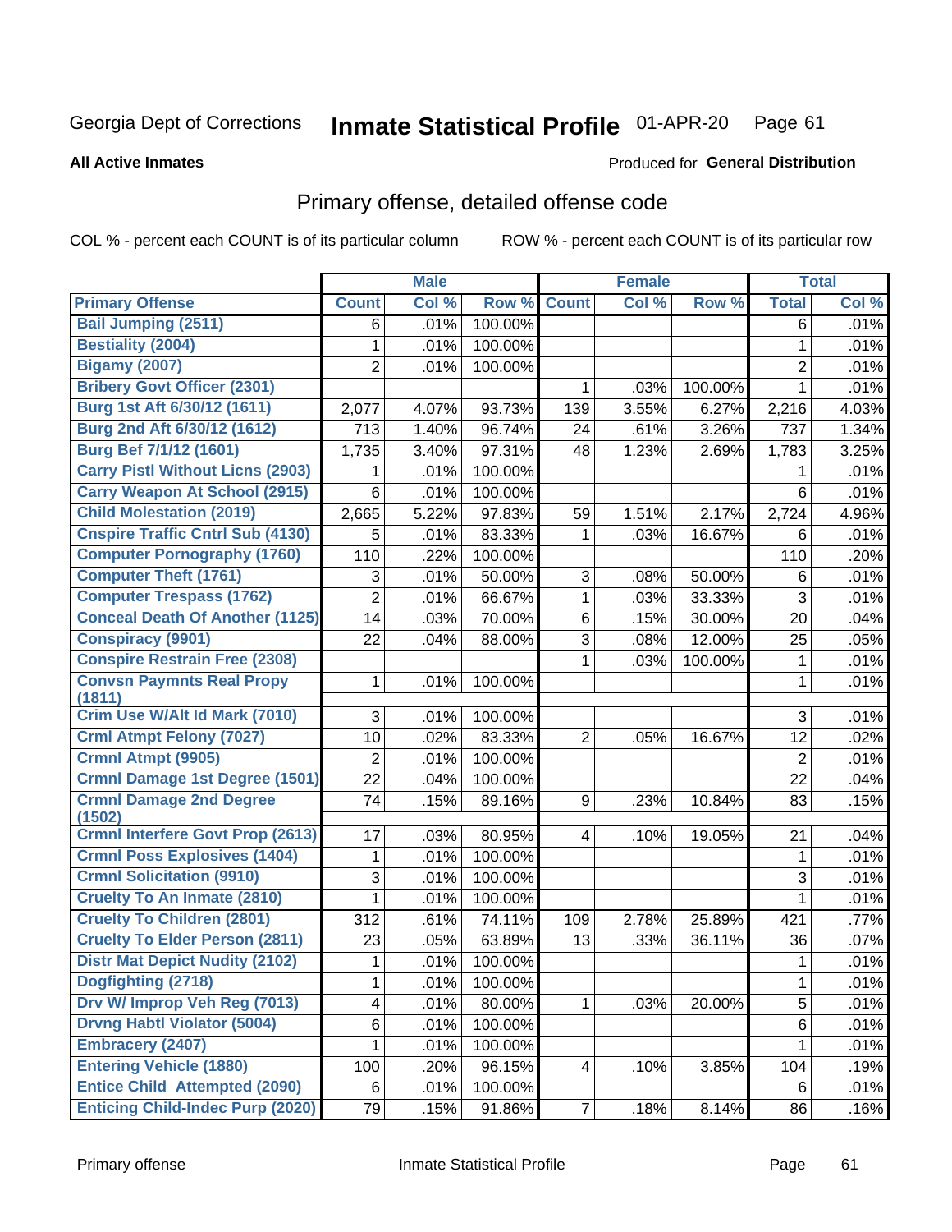Georgia Dept of Corrections **Inmate Statistical Profile** 01-APR-20 Page 61

**All Active Inmates** Produced for **General Distribution**

## Primary offense, detailed offense code

COL % - percent each COUNT is of its particular column ROW % - percent each COUNT is of its particular row

| | Male | | | Female | | | Total | |
|---|---|---|---|---|---|---|---|---|
| **Primary Offense** | **Count** | **Col %** | **Row %** | **Count** | **Col %** | **Row %** | **Total** | **Col %** |
| Bail Jumping (2511) | 6 | .01% | 100.00% | | | | 6 | .01% |
| Bestiality (2004) | 1 | .01% | 100.00% | | | | 1 | .01% |
| Bigamy (2007) | 2 | .01% | 100.00% | | | | 2 | .01% |
| Bribery Govt Officer (2301) | | | | 1 | .03% | 100.00% | 1 | .01% |
| Burg 1st Aft 6/30/12 (1611) | 2,077 | 4.07% | 93.73% | 139 | 3.55% | 6.27% | 2,216 | 4.03% |
| Burg 2nd Aft 6/30/12 (1612) | 713 | 1.40% | 96.74% | 24 | .61% | 3.26% | 737 | 1.34% |
| Burg Bef 7/1/12 (1601) | 1,735 | 3.40% | 97.31% | 48 | 1.23% | 2.69% | 1,783 | 3.25% |
| Carry Pistl Without Licns (2903) | 1 | .01% | 100.00% | | | | 1 | .01% |
| Carry Weapon At School (2915) | 6 | .01% | 100.00% | | | | 6 | .01% |
| Child Molestation (2019) | 2,665 | 5.22% | 97.83% | 59 | 1.51% | 2.17% | 2,724 | 4.96% |
| Cnspire Traffic Cntrl Sub (4130) | 5 | .01% | 83.33% | 1 | .03% | 16.67% | 6 | .01% |
| Computer Pornography (1760) | 110 | .22% | 100.00% | | | | 110 | .20% |
| Computer Theft (1761) | 3 | .01% | 50.00% | 3 | .08% | 50.00% | 6 | .01% |
| Computer Trespass (1762) | 2 | .01% | 66.67% | 1 | .03% | 33.33% | 3 | .01% |
| Conceal Death Of Another (1125) | 14 | .03% | 70.00% | 6 | .15% | 30.00% | 20 | .04% |
| Conspiracy (9901) | 22 | .04% | 88.00% | 3 | .08% | 12.00% | 25 | .05% |
| Conspire Restrain Free (2308) | | | | 1 | .03% | 100.00% | 1 | .01% |
| Convsn Paymnts Real Propy (1811) | 1 | .01% | 100.00% | | | | 1 | .01% |
| Crim Use W/Alt Id Mark (7010) | 3 | .01% | 100.00% | | | | 3 | .01% |
| Crml Atmpt Felony (7027) | 10 | .02% | 83.33% | 2 | .05% | 16.67% | 12 | .02% |
| Crmnl Atmpt (9905) | 2 | .01% | 100.00% | | | | 2 | .01% |
| Crmnl Damage 1st Degree (1501) | 22 | .04% | 100.00% | | | | 22 | .04% |
| Crmnl Damage 2nd Degree (1502) | 74 | .15% | 89.16% | 9 | .23% | 10.84% | 83 | .15% |
| Crmnl Interfere Govt Prop (2613) | 17 | .03% | 80.95% | 4 | .10% | 19.05% | 21 | .04% |
| Crmnl Poss Explosives (1404) | 1 | .01% | 100.00% | | | | 1 | .01% |
| Crmnl Solicitation (9910) | 3 | .01% | 100.00% | | | | 3 | .01% |
| Cruelty To An Inmate (2810) | 1 | .01% | 100.00% | | | | 1 | .01% |
| Cruelty To Children (2801) | 312 | .61% | 74.11% | 109 | 2.78% | 25.89% | 421 | .77% |
| Cruelty To Elder Person (2811) | 23 | .05% | 63.89% | 13 | .33% | 36.11% | 36 | .07% |
| Distr Mat Depict Nudity (2102) | 1 | .01% | 100.00% | | | | 1 | .01% |
| Dogfighting (2718) | 1 | .01% | 100.00% | | | | 1 | .01% |
| Drv W/ Improp Veh Reg (7013) | 4 | .01% | 80.00% | 1 | .03% | 20.00% | 5 | .01% |
| Drvng Habtl Violator (5004) | 6 | .01% | 100.00% | | | | 6 | .01% |
| Embracery (2407) | 1 | .01% | 100.00% | | | | 1 | .01% |
| Entering Vehicle (1880) | 100 | .20% | 96.15% | 4 | .10% | 3.85% | 104 | .19% |
| Entice Child Attempted (2090) | 6 | .01% | 100.00% | | | | 6 | .01% |
| Enticing Child-Indec Purp (2020) | 79 | .15% | 91.86% | 7 | .18% | 8.14% | 86 | .16% |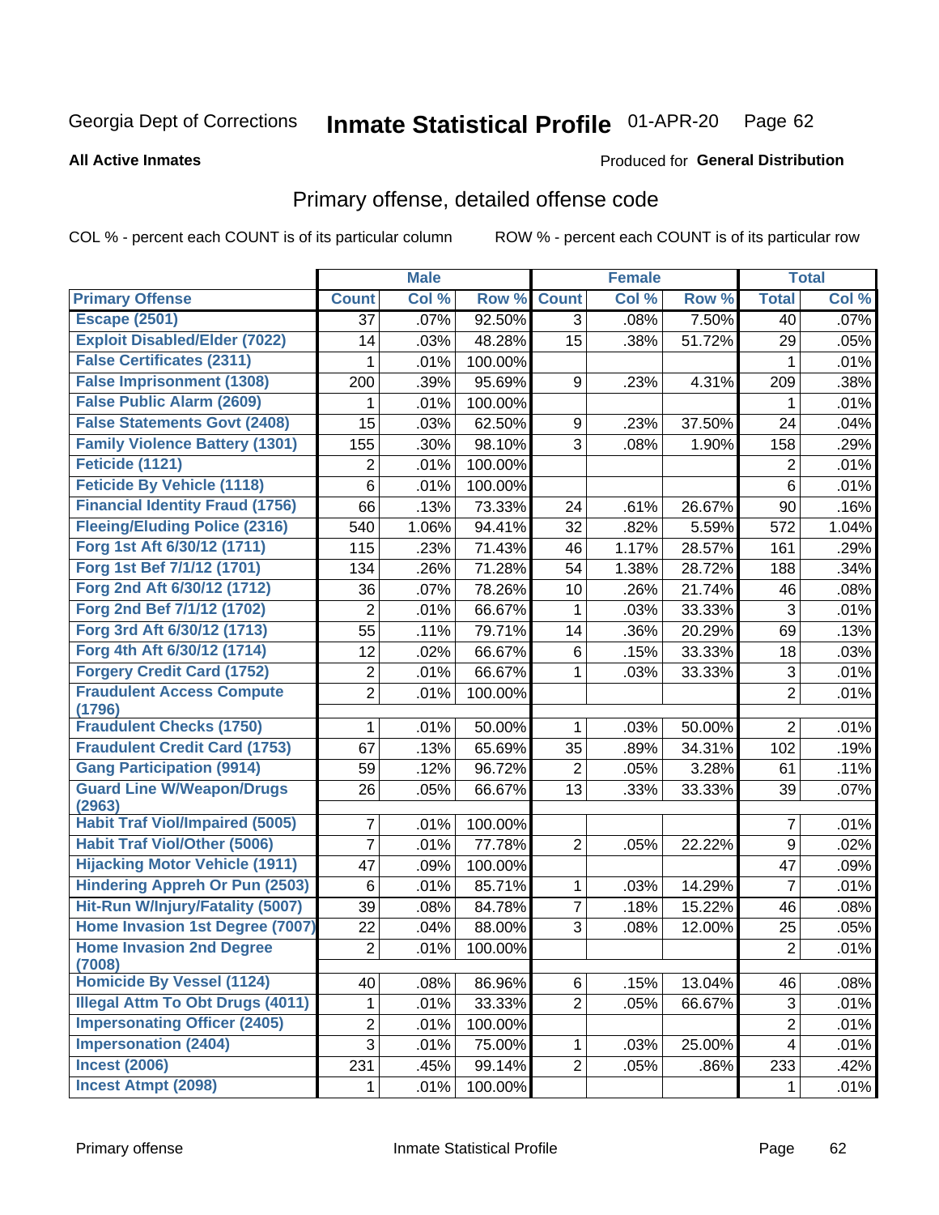Georgia Dept of Corrections **Inmate Statistical Profile** 01-APR-20

**All Active Inmates** Produced for **General Distribution**

## Primary offense, detailed offense code

COL % - percent each COUNT is of its particular column ROW % - percent each COUNT is of its particular row

| | Male | | | Female | | | Total | |
|---|---|---|---|---|---|---|---|---|
| **Primary Offense** | **Count** | **Col %** | **Row %** | **Count** | **Col %** | **Row %** | **Total** | **Col %** |
| Escape (2501) | 37 | .07% | 92.50% | 3 | .08% | 7.50% | 40 | .07% |
| Exploit Disabled/Elder (7022) | 14 | .03% | 48.28% | 15 | .38% | 51.72% | 29 | .05% |
| False Certificates (2311) | 1 | .01% | 100.00% | | | | 1 | .01% |
| False Imprisonment (1308) | 200 | .39% | 95.69% | 9 | .23% | 4.31% | 209 | .38% |
| False Public Alarm (2609) | 1 | .01% | 100.00% | | | | 1 | .01% |
| False Statements Govt (2408) | 15 | .03% | 62.50% | 9 | .23% | 37.50% | 24 | .04% |
| Family Violence Battery (1301) | 155 | .30% | 98.10% | 3 | .08% | 1.90% | 158 | .29% |
| Feticide (1121) | 2 | .01% | 100.00% | | | | 2 | .01% |
| Feticide By Vehicle (1118) | 6 | .01% | 100.00% | | | | 6 | .01% |
| Financial Identity Fraud (1756) | 66 | .13% | 73.33% | 24 | .61% | 26.67% | 90 | .16% |
| Fleeing/Eluding Police (2316) | 540 | 1.06% | 94.41% | 32 | .82% | 5.59% | 572 | 1.04% |
| Forg 1st Aft 6/30/12 (1711) | 115 | .23% | 71.43% | 46 | 1.17% | 28.57% | 161 | .29% |
| Forg 1st Bef 7/1/12 (1701) | 134 | .26% | 71.28% | 54 | 1.38% | 28.72% | 188 | .34% |
| Forg 2nd Aft 6/30/12 (1712) | 36 | .07% | 78.26% | 10 | .26% | 21.74% | 46 | .08% |
| Forg 2nd Bef 7/1/12 (1702) | 2 | .01% | 66.67% | 1 | .03% | 33.33% | 3 | .01% |
| Forg 3rd Aft 6/30/12 (1713) | 55 | .11% | 79.71% | 14 | .36% | 20.29% | 69 | .13% |
| Forg 4th Aft 6/30/12 (1714) | 12 | .02% | 66.67% | 6 | .15% | 33.33% | 18 | .03% |
| Forgery Credit Card (1752) | 2 | .01% | 66.67% | 1 | .03% | 33.33% | 3 | .01% |
| Fraudulent Access Compute (1796) | 2 | .01% | 100.00% | | | | 2 | .01% |
| Fraudulent Checks (1750) | 1 | .01% | 50.00% | 1 | .03% | 50.00% | 2 | .01% |
| Fraudulent Credit Card (1753) | 67 | .13% | 65.69% | 35 | .89% | 34.31% | 102 | .19% |
| Gang Participation (9914) | 59 | .12% | 96.72% | 2 | .05% | 3.28% | 61 | .11% |
| Guard Line W/Weapon/Drugs (2963) | 26 | .05% | 66.67% | 13 | .33% | 33.33% | 39 | .07% |
| Habit Traf Viol/Impaired (5005) | 7 | .01% | 100.00% | | | | 7 | .01% |
| Habit Traf Viol/Other (5006) | 7 | .01% | 77.78% | 2 | .05% | 22.22% | 9 | .02% |
| Hijacking Motor Vehicle (1911) | 47 | .09% | 100.00% | | | | 47 | .09% |
| Hindering Appreh Or Pun (2503) | 6 | .01% | 85.71% | 1 | .03% | 14.29% | 7 | .01% |
| Hit-Run W/Injury/Fatality (5007) | 39 | .08% | 84.78% | 7 | .18% | 15.22% | 46 | .08% |
| Home Invasion 1st Degree (7007) | 22 | .04% | 88.00% | 3 | .08% | 12.00% | 25 | .05% |
| Home Invasion 2nd Degree (7008) | 2 | .01% | 100.00% | | | | 2 | .01% |
| Homicide By Vessel (1124) | 40 | .08% | 86.96% | 6 | .15% | 13.04% | 46 | .08% |
| Illegal Attm To Obt Drugs (4011) | 1 | .01% | 33.33% | 2 | .05% | 66.67% | 3 | .01% |
| Impersonating Officer (2405) | 2 | .01% | 100.00% | | | | 2 | .01% |
| Impersonation (2404) | 3 | .01% | 75.00% | 1 | .03% | 25.00% | 4 | .01% |
| Incest (2006) | 231 | .45% | 99.14% | 2 | .05% | .86% | 233 | .42% |
| Incest Atmpt (2098) | 1 | .01% | 100.00% | | | | 1 | .01% |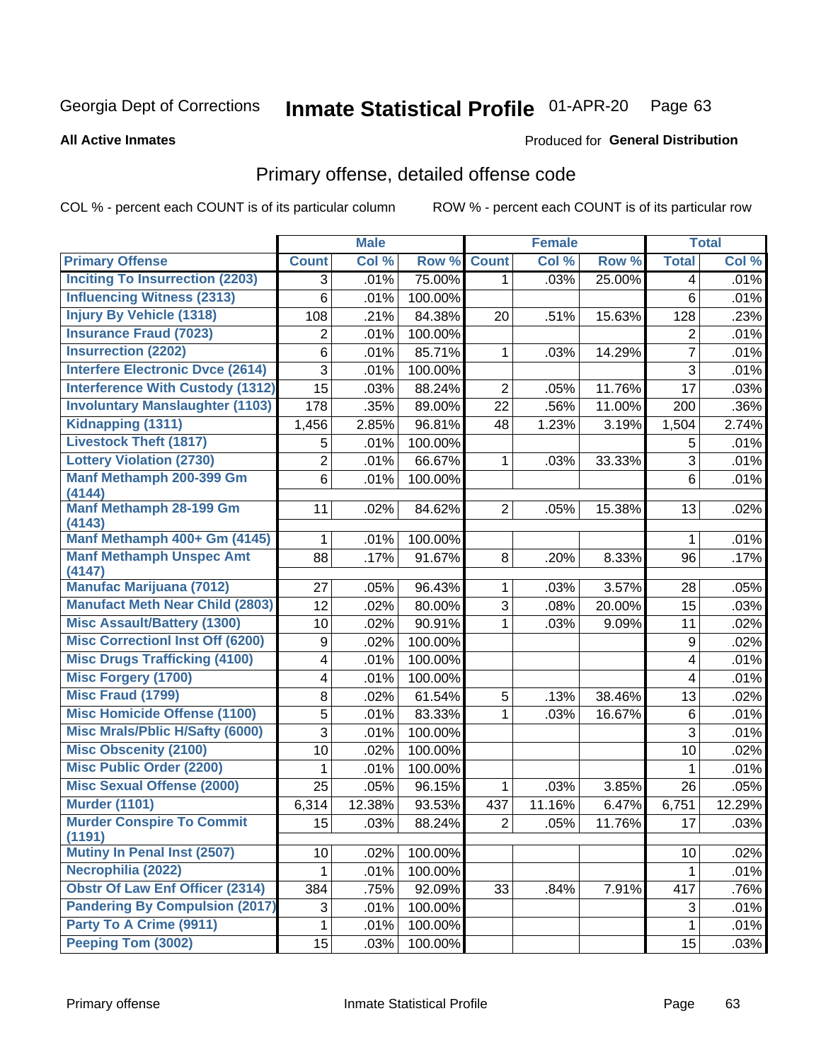Georgia Dept of Corrections **Inmate Statistical Profile** 01-APR-20 Page 63

**All Active Inmates**

Produced for **General Distribution**

## Primary offense, detailed offense code

COL % - percent each COUNT is of its particular column

ROW % - percent each COUNT is of its particular row

| | Male | | | Female | | | Total | |
|---|---|---|---|---|---|---|---|---|
| Primary Offense | Count | Col % | Row % | Count | Col % | Row % | Total | Col % |
| Inciting To Insurrection (2203) | 3 | .01% | 75.00% | 1 | .03% | 25.00% | 4 | .01% |
| Influencing Witness (2313) | 6 | .01% | 100.00% | | | | 6 | .01% |
| Injury By Vehicle (1318) | 108 | .21% | 84.38% | 20 | .51% | 15.63% | 128 | .23% |
| Insurance Fraud (7023) | 2 | .01% | 100.00% | | | | 2 | .01% |
| Insurrection (2202) | 6 | .01% | 85.71% | 1 | .03% | 14.29% | 7 | .01% |
| Interfere Electronic Dvce (2614) | 3 | .01% | 100.00% | | | | 3 | .01% |
| Interference With Custody (1312) | 15 | .03% | 88.24% | 2 | .05% | 11.76% | 17 | .03% |
| Involuntary Manslaughter (1103) | 178 | .35% | 89.00% | 22 | .56% | 11.00% | 200 | .36% |
| Kidnapping (1311) | 1,456 | 2.85% | 96.81% | 48 | 1.23% | 3.19% | 1,504 | 2.74% |
| Livestock Theft (1817) | 5 | .01% | 100.00% | | | | 5 | .01% |
| Lottery Violation (2730) | 2 | .01% | 66.67% | 1 | .03% | 33.33% | 3 | .01% |
| Manf Methamph 200-399 Gm (4144) | 6 | .01% | 100.00% | | | | 6 | .01% |
| Manf Methamph 28-199 Gm (4143) | 11 | .02% | 84.62% | 2 | .05% | 15.38% | 13 | .02% |
| Manf Methamph 400+ Gm (4145) | 1 | .01% | 100.00% | | | | 1 | .01% |
| Manf Methamph Unspec Amt (4147) | 88 | .17% | 91.67% | 8 | .20% | 8.33% | 96 | .17% |
| Manufac Marijuana (7012) | 27 | .05% | 96.43% | 1 | .03% | 3.57% | 28 | .05% |
| Manufact Meth Near Child (2803) | 12 | .02% | 80.00% | 3 | .08% | 20.00% | 15 | .03% |
| Misc Assault/Battery (1300) | 10 | .02% | 90.91% | 1 | .03% | 9.09% | 11 | .02% |
| Misc Correctionl Inst Off (6200) | 9 | .02% | 100.00% | | | | 9 | .02% |
| Misc Drugs Trafficking (4100) | 4 | .01% | 100.00% | | | | 4 | .01% |
| Misc Forgery (1700) | 4 | .01% | 100.00% | | | | 4 | .01% |
| Misc Fraud (1799) | 8 | .02% | 61.54% | 5 | .13% | 38.46% | 13 | .02% |
| Misc Homicide Offense (1100) | 5 | .01% | 83.33% | 1 | .03% | 16.67% | 6 | .01% |
| Misc Mrals/Pblic H/Safty (6000) | 3 | .01% | 100.00% | | | | 3 | .01% |
| Misc Obscenity (2100) | 10 | .02% | 100.00% | | | | 10 | .02% |
| Misc Public Order (2200) | 1 | .01% | 100.00% | | | | 1 | .01% |
| Misc Sexual Offense (2000) | 25 | .05% | 96.15% | 1 | .03% | 3.85% | 26 | .05% |
| Murder (1101) | 6,314 | 12.38% | 93.53% | 437 | 11.16% | 6.47% | 6,751 | 12.29% |
| Murder Conspire To Commit (1191) | 15 | .03% | 88.24% | 2 | .05% | 11.76% | 17 | .03% |
| Mutiny In Penal Inst (2507) | 10 | .02% | 100.00% | | | | 10 | .02% |
| Necrophilia (2022) | 1 | .01% | 100.00% | | | | 1 | .01% |
| Obstr Of Law Enf Officer (2314) | 384 | .75% | 92.09% | 33 | .84% | 7.91% | 417 | .76% |
| Pandering By Compulsion (2017) | 3 | .01% | 100.00% | | | | 3 | .01% |
| Party To A Crime (9911) | 1 | .01% | 100.00% | | | | 1 | .01% |
| Peeping Tom (3002) | 15 | .03% | 100.00% | | | | 15 | .03% |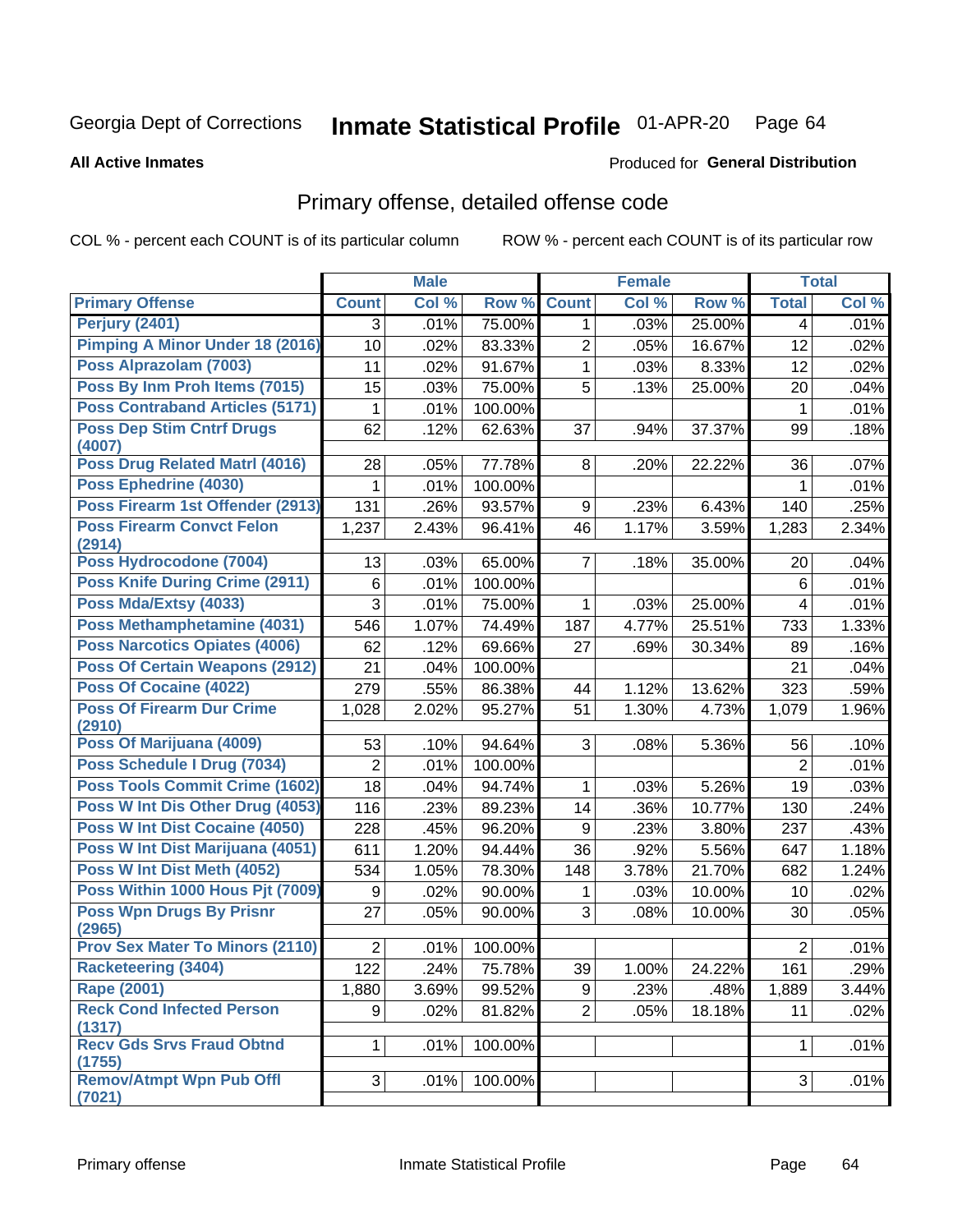Georgia Dept of Corrections **Inmate Statistical Profile** 01-APR-20

**All Active Inmates** Produced for **General Distribution**

## Primary offense, detailed offense code

COL % - percent each COUNT is of its particular column ROW % - percent each COUNT is of its particular row

| | Male | | | Female | | | Total | |
|---|---|---|---|---|---|---|---|---|
| Primary Offense | Count | Col % | Row % | Count | Col % | Row % | Total | Col % |
| Perjury (2401) | 3 | .01% | 75.00% | 1 | .03% | 25.00% | 4 | .01% |
| Pimping A Minor Under 18 (2016) | 10 | .02% | 83.33% | 2 | .05% | 16.67% | 12 | .02% |
| Poss Alprazolam (7003) | 11 | .02% | 91.67% | 1 | .03% | 8.33% | 12 | .02% |
| Poss By Inm Proh Items (7015) | 15 | .03% | 75.00% | 5 | .13% | 25.00% | 20 | .04% |
| Poss Contraband Articles (5171) | 1 | .01% | 100.00% | | | | 1 | .01% |
| Poss Dep Stim Cntrf Drugs (4007) | 62 | .12% | 62.63% | 37 | .94% | 37.37% | 99 | .18% |
| Poss Drug Related Matrl (4016) | 28 | .05% | 77.78% | 8 | .20% | 22.22% | 36 | .07% |
| Poss Ephedrine (4030) | 1 | .01% | 100.00% | | | | 1 | .01% |
| Poss Firearm 1st Offender (2913) | 131 | .26% | 93.57% | 9 | .23% | 6.43% | 140 | .25% |
| Poss Firearm Convct Felon (2914) | 1,237 | 2.43% | 96.41% | 46 | 1.17% | 3.59% | 1,283 | 2.34% |
| Poss Hydrocodone (7004) | 13 | .03% | 65.00% | 7 | .18% | 35.00% | 20 | .04% |
| Poss Knife During Crime (2911) | 6 | .01% | 100.00% | | | | 6 | .01% |
| Poss Mda/Extsy (4033) | 3 | .01% | 75.00% | 1 | .03% | 25.00% | 4 | .01% |
| Poss Methamphetamine (4031) | 546 | 1.07% | 74.49% | 187 | 4.77% | 25.51% | 733 | 1.33% |
| Poss Narcotics Opiates (4006) | 62 | .12% | 69.66% | 27 | .69% | 30.34% | 89 | .16% |
| Poss Of Certain Weapons (2912) | 21 | .04% | 100.00% | | | | 21 | .04% |
| Poss Of Cocaine (4022) | 279 | .55% | 86.38% | 44 | 1.12% | 13.62% | 323 | .59% |
| Poss Of Firearm Dur Crime (2910) | 1,028 | 2.02% | 95.27% | 51 | 1.30% | 4.73% | 1,079 | 1.96% |
| Poss Of Marijuana (4009) | 53 | .10% | 94.64% | 3 | .08% | 5.36% | 56 | .10% |
| Poss Schedule I Drug (7034) | 2 | .01% | 100.00% | | | | 2 | .01% |
| Poss Tools Commit Crime (1602) | 18 | .04% | 94.74% | 1 | .03% | 5.26% | 19 | .03% |
| Poss W Int Dis Other Drug (4053) | 116 | .23% | 89.23% | 14 | .36% | 10.77% | 130 | .24% |
| Poss W Int Dist Cocaine (4050) | 228 | .45% | 96.20% | 9 | .23% | 3.80% | 237 | .43% |
| Poss W Int Dist Marijuana (4051) | 611 | 1.20% | 94.44% | 36 | .92% | 5.56% | 647 | 1.18% |
| Poss W Int Dist Meth (4052) | 534 | 1.05% | 78.30% | 148 | 3.78% | 21.70% | 682 | 1.24% |
| Poss Within 1000 Hous Pjt (7009) | 9 | .02% | 90.00% | 1 | .03% | 10.00% | 10 | .02% |
| Poss Wpn Drugs By Prisnr (2965) | 27 | .05% | 90.00% | 3 | .08% | 10.00% | 30 | .05% |
| Prov Sex Mater To Minors (2110) | 2 | .01% | 100.00% | | | | 2 | .01% |
| Racketeering (3404) | 122 | .24% | 75.78% | 39 | 1.00% | 24.22% | 161 | .29% |
| Rape (2001) | 1,880 | 3.69% | 99.52% | 9 | .23% | .48% | 1,889 | 3.44% |
| Reck Cond Infected Person (1317) | 9 | .02% | 81.82% | 2 | .05% | 18.18% | 11 | .02% |
| Recv Gds Srvs Fraud Obtnd (1755) | 1 | .01% | 100.00% | | | | 1 | .01% |
| Remov/Atmpt Wpn Pub Offl (7021) | 3 | .01% | 100.00% | | | | 3 | .01% |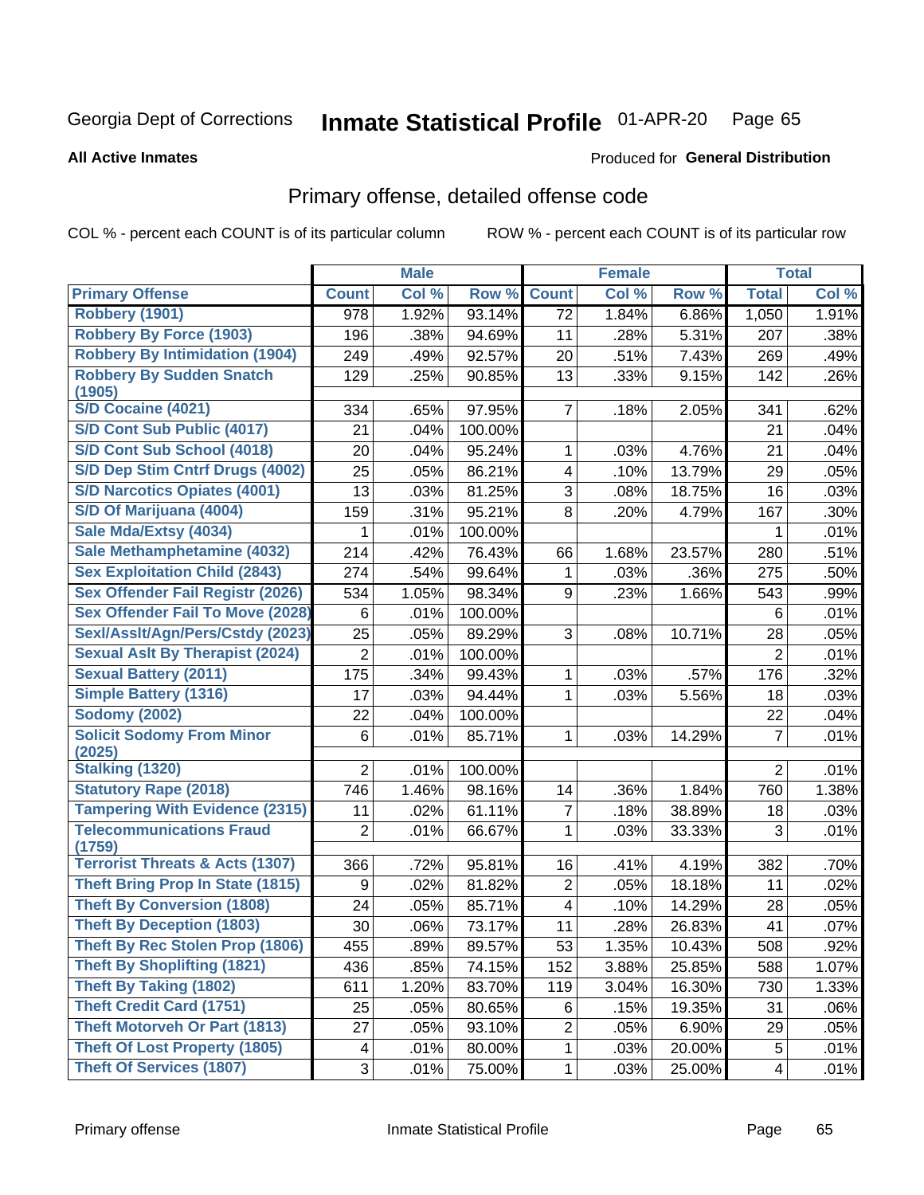Georgia Dept of Corrections **Inmate Statistical Profile** 01-APR-20 Page 65

**All Active Inmates**

Produced for **General Distribution**

## Primary offense, detailed offense code

COL % - percent each COUNT is of its particular column    ROW % - percent each COUNT is of its particular row

| | Male | | | Female | | | Total | |
|---|---|---|---|---|---|---|---|---|
| **Primary Offense** | **Count** | **Col %** | **Row %** | **Count** | **Col %** | **Row %** | **Total** | **Col %** |
| Robbery (1901) | 978 | 1.92% | 93.14% | 72 | 1.84% | 6.86% | 1,050 | 1.91% |
| Robbery By Force (1903) | 196 | .38% | 94.69% | 11 | .28% | 5.31% | 207 | .38% |
| Robbery By Intimidation (1904) | 249 | .49% | 92.57% | 20 | .51% | 7.43% | 269 | .49% |
| Robbery By Sudden Snatch (1905) | 129 | .25% | 90.85% | 13 | .33% | 9.15% | 142 | .26% |
| S/D Cocaine (4021) | 334 | .65% | 97.95% | 7 | .18% | 2.05% | 341 | .62% |
| S/D Cont Sub Public (4017) | 21 | .04% | 100.00% | | | | 21 | .04% |
| S/D Cont Sub School (4018) | 20 | .04% | 95.24% | 1 | .03% | 4.76% | 21 | .04% |
| S/D Dep Stim Cntrf Drugs (4002) | 25 | .05% | 86.21% | 4 | .10% | 13.79% | 29 | .05% |
| S/D Narcotics Opiates (4001) | 13 | .03% | 81.25% | 3 | .08% | 18.75% | 16 | .03% |
| S/D Of Marijuana (4004) | 159 | .31% | 95.21% | 8 | .20% | 4.79% | 167 | .30% |
| Sale Mda/Extsy (4034) | 1 | .01% | 100.00% | | | | 1 | .01% |
| Sale Methamphetamine (4032) | 214 | .42% | 76.43% | 66 | 1.68% | 23.57% | 280 | .51% |
| Sex Exploitation Child (2843) | 274 | .54% | 99.64% | 1 | .03% | .36% | 275 | .50% |
| Sex Offender Fail Registr (2026) | 534 | 1.05% | 98.34% | 9 | .23% | 1.66% | 543 | .99% |
| Sex Offender Fail To Move (2028) | 6 | .01% | 100.00% | | | | 6 | .01% |
| Sexl/Asslt/Agn/Pers/Cstdy (2023) | 25 | .05% | 89.29% | 3 | .08% | 10.71% | 28 | .05% |
| Sexual Aslt By Therapist (2024) | 2 | .01% | 100.00% | | | | 2 | .01% |
| Sexual Battery (2011) | 175 | .34% | 99.43% | 1 | .03% | .57% | 176 | .32% |
| Simple Battery (1316) | 17 | .03% | 94.44% | 1 | .03% | 5.56% | 18 | .03% |
| Sodomy (2002) | 22 | .04% | 100.00% | | | | 22 | .04% |
| Solicit Sodomy From Minor (2025) | 6 | .01% | 85.71% | 1 | .03% | 14.29% | 7 | .01% |
| Stalking (1320) | 2 | .01% | 100.00% | | | | 2 | .01% |
| Statutory Rape (2018) | 746 | 1.46% | 98.16% | 14 | .36% | 1.84% | 760 | 1.38% |
| Tampering With Evidence (2315) | 11 | .02% | 61.11% | 7 | .18% | 38.89% | 18 | .03% |
| Telecommunications Fraud (1759) | 2 | .01% | 66.67% | 1 | .03% | 33.33% | 3 | .01% |
| Terrorist Threats & Acts (1307) | 366 | .72% | 95.81% | 16 | .41% | 4.19% | 382 | .70% |
| Theft Bring Prop In State (1815) | 9 | .02% | 81.82% | 2 | .05% | 18.18% | 11 | .02% |
| Theft By Conversion (1808) | 24 | .05% | 85.71% | 4 | .10% | 14.29% | 28 | .05% |
| Theft By Deception (1803) | 30 | .06% | 73.17% | 11 | .28% | 26.83% | 41 | .07% |
| Theft By Rec Stolen Prop (1806) | 455 | .89% | 89.57% | 53 | 1.35% | 10.43% | 508 | .92% |
| Theft By Shoplifting (1821) | 436 | .85% | 74.15% | 152 | 3.88% | 25.85% | 588 | 1.07% |
| Theft By Taking (1802) | 611 | 1.20% | 83.70% | 119 | 3.04% | 16.30% | 730 | 1.33% |
| Theft Credit Card (1751) | 25 | .05% | 80.65% | 6 | .15% | 19.35% | 31 | .06% |
| Theft Motorveh Or Part (1813) | 27 | .05% | 93.10% | 2 | .05% | 6.90% | 29 | .05% |
| Theft Of Lost Property (1805) | 4 | .01% | 80.00% | 1 | .03% | 20.00% | 5 | .01% |
| Theft Of Services (1807) | 3 | .01% | 75.00% | 1 | .03% | 25.00% | 4 | .01% |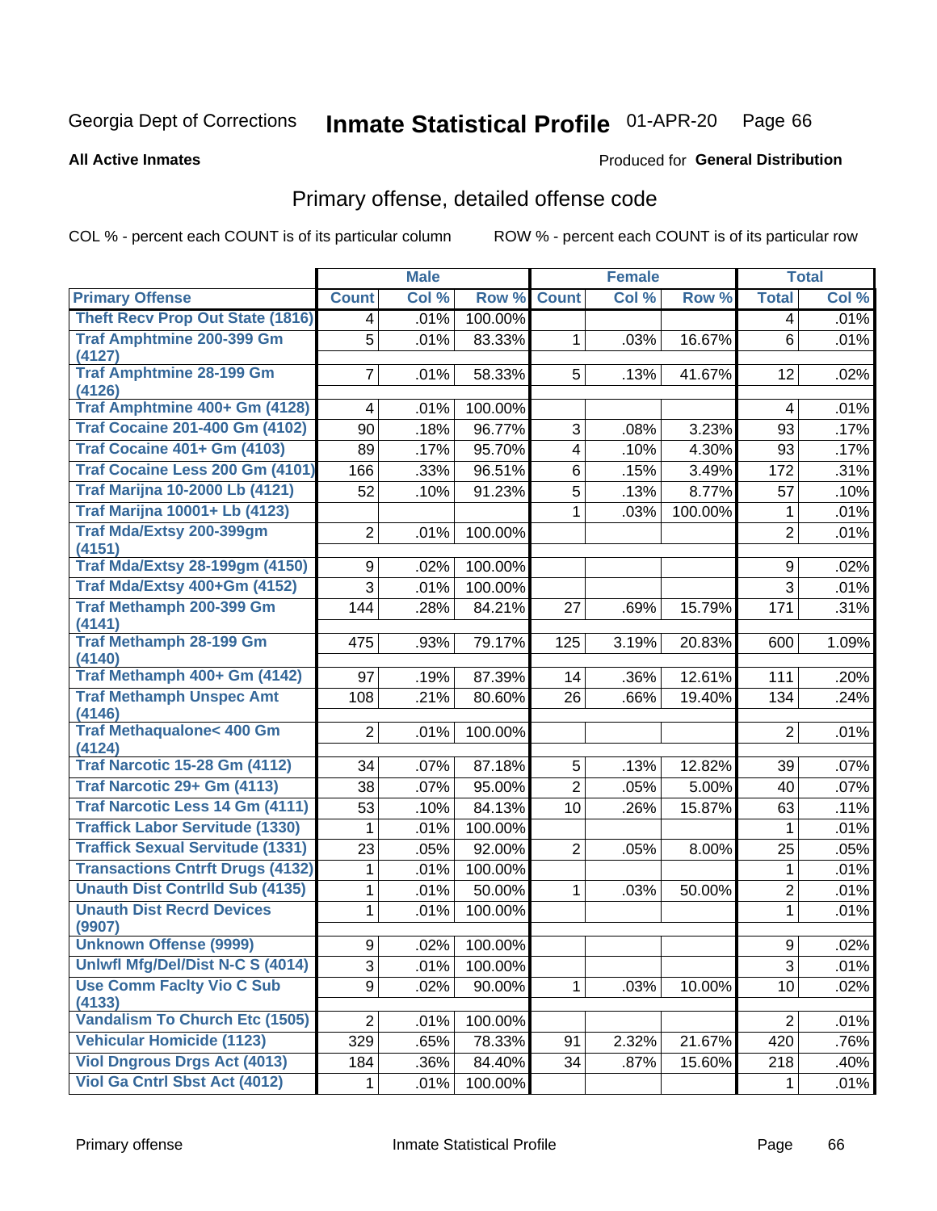Georgia Dept of Corrections **Inmate Statistical Profile** 01-APR-20

**All Active Inmates**

Produced for **General Distribution**

## Primary offense, detailed offense code

COL % - percent each COUNT is of its particular column

ROW % - percent each COUNT is of its particular row

| | Male | | | Female | | | Total | |
|---|---|---|---|---|---|---|---|---|
| **Primary Offense** | **Count** | **Col %** | **Row %** | **Count** | **Col %** | **Row %** | **Total** | **Col %** |
| Theft Recv Prop Out State (1816) | 4 | .01% | 100.00% | | | | 4 | .01% |
| Traf Amphtmine 200-399 Gm (4127) | 5 | .01% | 83.33% | 1 | .03% | 16.67% | 6 | .01% |
| Traf Amphtmine 28-199 Gm (4126) | 7 | .01% | 58.33% | 5 | .13% | 41.67% | 12 | .02% |
| Traf Amphtmine 400+ Gm (4128) | 4 | .01% | 100.00% | | | | 4 | .01% |
| Traf Cocaine 201-400 Gm (4102) | 90 | .18% | 96.77% | 3 | .08% | 3.23% | 93 | .17% |
| Traf Cocaine 401+ Gm (4103) | 89 | .17% | 95.70% | 4 | .10% | 4.30% | 93 | .17% |
| Traf Cocaine Less 200 Gm (4101) | 166 | .33% | 96.51% | 6 | .15% | 3.49% | 172 | .31% |
| Traf Marijna 10-2000 Lb (4121) | 52 | .10% | 91.23% | 5 | .13% | 8.77% | 57 | .10% |
| Traf Marijna 10001+ Lb (4123) | | | | 1 | .03% | 100.00% | 1 | .01% |
| Traf Mda/Extsy 200-399gm (4151) | 2 | .01% | 100.00% | | | | 2 | .01% |
| Traf Mda/Extsy 28-199gm (4150) | 9 | .02% | 100.00% | | | | 9 | .02% |
| Traf Mda/Extsy 400+Gm (4152) | 3 | .01% | 100.00% | | | | 3 | .01% |
| Traf Methamph 200-399 Gm (4141) | 144 | .28% | 84.21% | 27 | .69% | 15.79% | 171 | .31% |
| Traf Methamph 28-199 Gm (4140) | 475 | .93% | 79.17% | 125 | 3.19% | 20.83% | 600 | 1.09% |
| Traf Methamph 400+ Gm (4142) | 97 | .19% | 87.39% | 14 | .36% | 12.61% | 111 | .20% |
| Traf Methamph Unspec Amt (4146) | 108 | .21% | 80.60% | 26 | .66% | 19.40% | 134 | .24% |
| Traf Methaqualone< 400 Gm (4124) | 2 | .01% | 100.00% | | | | 2 | .01% |
| Traf Narcotic 15-28 Gm (4112) | 34 | .07% | 87.18% | 5 | .13% | 12.82% | 39 | .07% |
| Traf Narcotic 29+ Gm (4113) | 38 | .07% | 95.00% | 2 | .05% | 5.00% | 40 | .07% |
| Traf Narcotic Less 14 Gm (4111) | 53 | .10% | 84.13% | 10 | .26% | 15.87% | 63 | .11% |
| Traffick Labor Servitude (1330) | 1 | .01% | 100.00% | | | | 1 | .01% |
| Traffick Sexual Servitude (1331) | 23 | .05% | 92.00% | 2 | .05% | 8.00% | 25 | .05% |
| Transactions Cntrft Drugs (4132) | 1 | .01% | 100.00% | | | | 1 | .01% |
| Unauth Dist Contrlld Sub (4135) | 1 | .01% | 50.00% | 1 | .03% | 50.00% | 2 | .01% |
| Unauth Dist Recrd Devices (9907) | 1 | .01% | 100.00% | | | | 1 | .01% |
| Unknown Offense (9999) | 9 | .02% | 100.00% | | | | 9 | .02% |
| Unlwfl Mfg/Del/Dist N-C S (4014) | 3 | .01% | 100.00% | | | | 3 | .01% |
| Use Comm Faclty Vio C Sub (4133) | 9 | .02% | 90.00% | 1 | .03% | 10.00% | 10 | .02% |
| Vandalism To Church Etc (1505) | 2 | .01% | 100.00% | | | | 2 | .01% |
| Vehicular Homicide (1123) | 329 | .65% | 78.33% | 91 | 2.32% | 21.67% | 420 | .76% |
| Viol Dngrous Drgs Act (4013) | 184 | .36% | 84.40% | 34 | .87% | 15.60% | 218 | .40% |
| Viol Ga Cntrl Sbst Act (4012) | 1 | .01% | 100.00% | | | | 1 | .01% |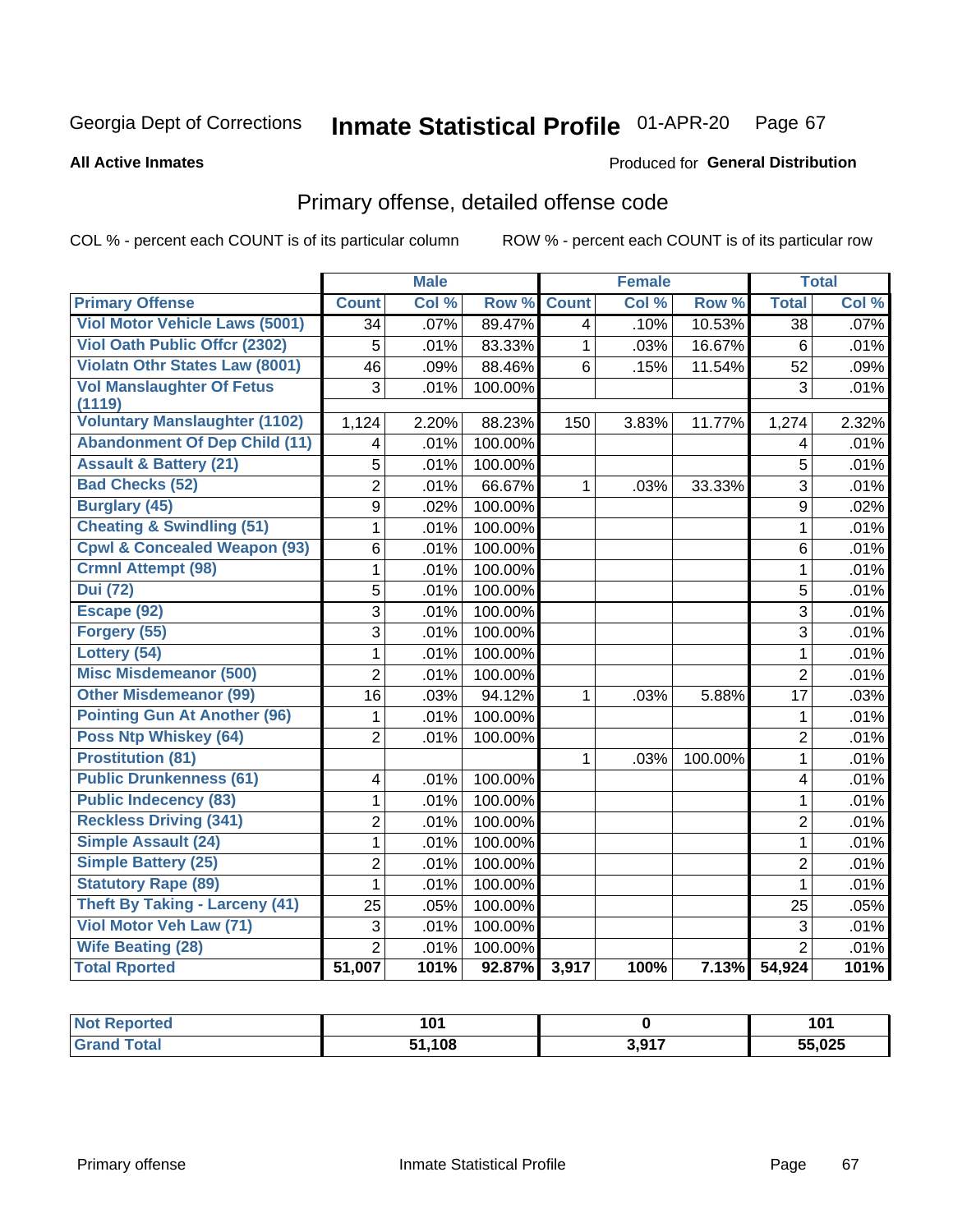Georgia Dept of Corrections **Inmate Statistical Profile** 01-APR-20

**All Active Inmates**

Produced for **General Distribution**

## Primary offense, detailed offense code

COL % - percent each COUNT is of its particular column    ROW % - percent each COUNT is of its particular row

| | Male | | | Female | | | Total | |
|---|---|---|---|---|---|---|---|---|
| **Primary Offense** | **Count** | **Col %** | **Row %** | **Count** | **Col %** | **Row %** | **Total** | **Col %** |
| Viol Motor Vehicle Laws (5001) | 34 | .07% | 89.47% | 4 | .10% | 10.53% | 38 | .07% |
| Viol Oath Public Offcr (2302) | 5 | .01% | 83.33% | 1 | .03% | 16.67% | 6 | .01% |
| Violatn Othr States Law (8001) | 46 | .09% | 88.46% | 6 | .15% | 11.54% | 52 | .09% |
| Vol Manslaughter Of Fetus (1119) | 3 | .01% | 100.00% | | | | 3 | .01% |
| Voluntary Manslaughter (1102) | 1,124 | 2.20% | 88.23% | 150 | 3.83% | 11.77% | 1,274 | 2.32% |
| Abandonment Of Dep Child (11) | 4 | .01% | 100.00% | | | | 4 | .01% |
| Assault & Battery (21) | 5 | .01% | 100.00% | | | | 5 | .01% |
| Bad Checks (52) | 2 | .01% | 66.67% | 1 | .03% | 33.33% | 3 | .01% |
| Burglary (45) | 9 | .02% | 100.00% | | | | 9 | .02% |
| Cheating & Swindling (51) | 1 | .01% | 100.00% | | | | 1 | .01% |
| Cpwl & Concealed Weapon (93) | 6 | .01% | 100.00% | | | | 6 | .01% |
| Crmnl Attempt (98) | 1 | .01% | 100.00% | | | | 1 | .01% |
| Dui (72) | 5 | .01% | 100.00% | | | | 5 | .01% |
| Escape (92) | 3 | .01% | 100.00% | | | | 3 | .01% |
| Forgery (55) | 3 | .01% | 100.00% | | | | 3 | .01% |
| Lottery (54) | 1 | .01% | 100.00% | | | | 1 | .01% |
| Misc Misdemeanor (500) | 2 | .01% | 100.00% | | | | 2 | .01% |
| Other Misdemeanor (99) | 16 | .03% | 94.12% | 1 | .03% | 5.88% | 17 | .03% |
| Pointing Gun At Another (96) | 1 | .01% | 100.00% | | | | 1 | .01% |
| Poss Ntp Whiskey (64) | 2 | .01% | 100.00% | | | | 2 | .01% |
| Prostitution (81) | | | | 1 | .03% | 100.00% | 1 | .01% |
| Public Drunkenness (61) | 4 | .01% | 100.00% | | | | 4 | .01% |
| Public Indecency (83) | 1 | .01% | 100.00% | | | | 1 | .01% |
| Reckless Driving (341) | 2 | .01% | 100.00% | | | | 2 | .01% |
| Simple Assault (24) | 1 | .01% | 100.00% | | | | 1 | .01% |
| Simple Battery (25) | 2 | .01% | 100.00% | | | | 2 | .01% |
| Statutory Rape (89) | 1 | .01% | 100.00% | | | | 1 | .01% |
| Theft By Taking - Larceny (41) | 25 | .05% | 100.00% | | | | 25 | .05% |
| Viol Motor Veh Law (71) | 3 | .01% | 100.00% | | | | 3 | .01% |
| Wife Beating (28) | 2 | .01% | 100.00% | | | | 2 | .01% |
| **Total Rported** | **51,007** | **101%** | **92.87%** | **3,917** | **100%** | **7.13%** | **54,924** | **101%** |

| | Male | Female | Total |
|---|---|---|---|
| **Not Reported** | **101** | **0** | **101** |
| **Grand Total** | **51,108** | **3,917** | **55,025** |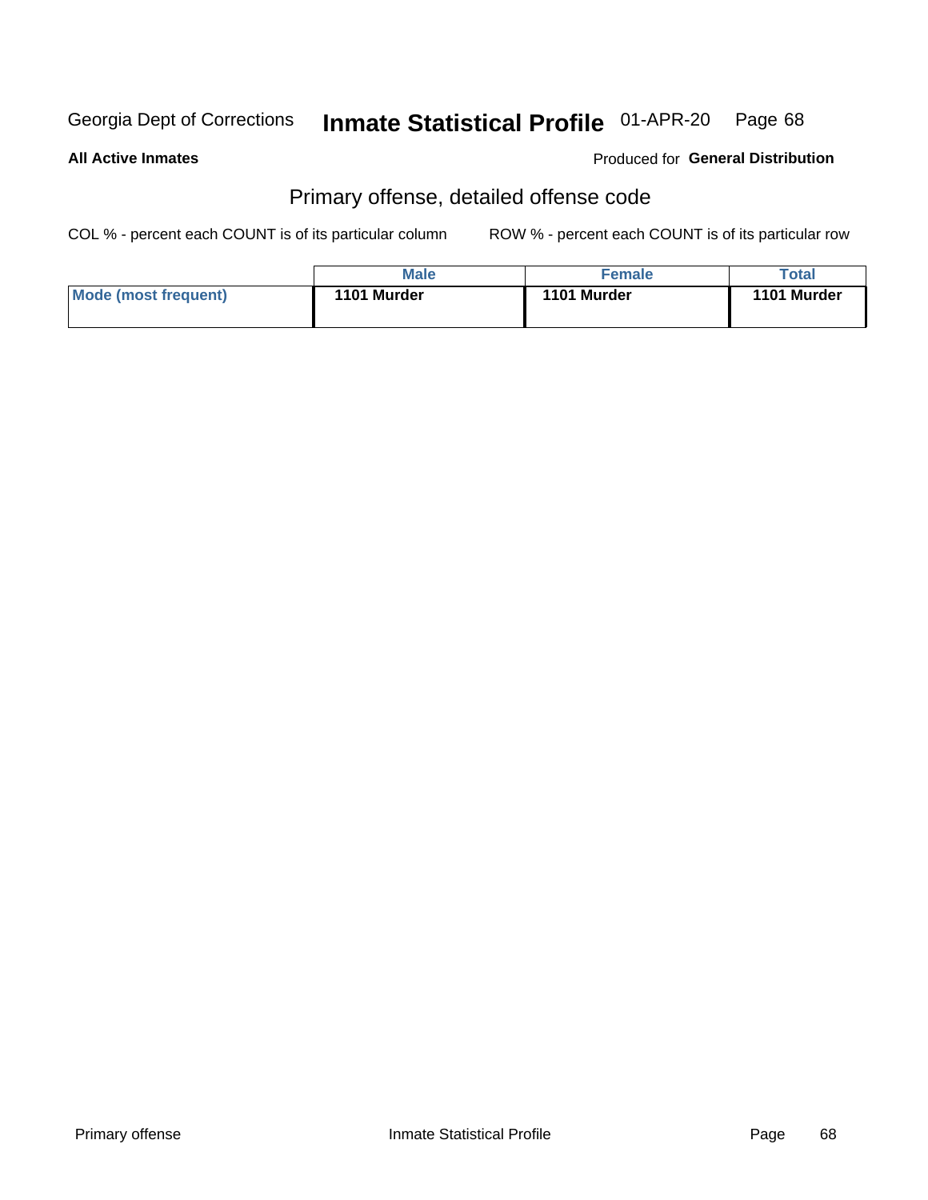Georgia Dept of Corrections **Inmate Statistical Profile** 01-APR-20

**All Active Inmates**

Produced for **General Distribution**

## Primary offense, detailed offense code

COL % - percent each COUNT is of its particular column

ROW % - percent each COUNT is of its particular row

| | Male | Female | Total |
|---|---|---|---|
| Mode (most frequent) | 1101 Murder | 1101 Murder | 1101 Murder |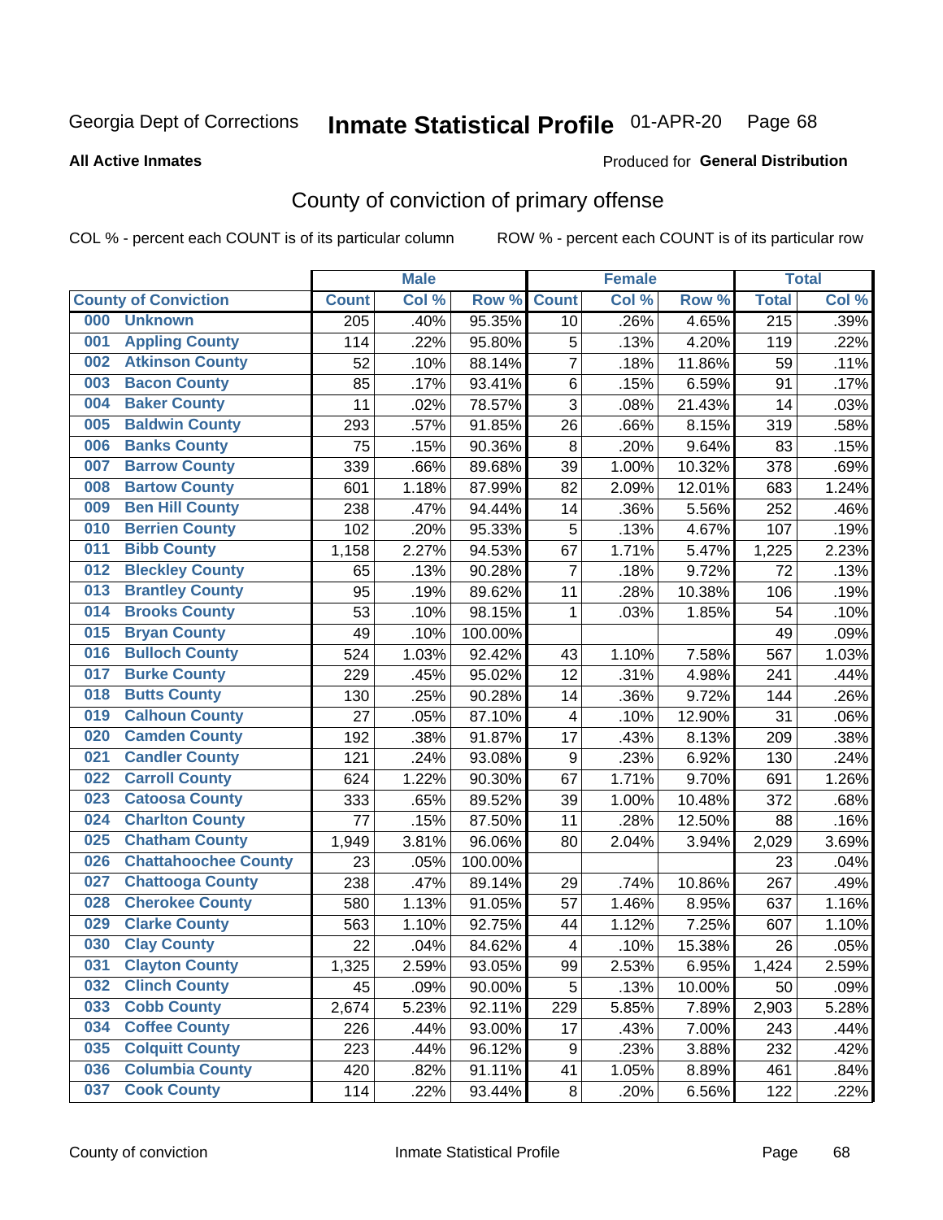Georgia Dept of Corrections **Inmate Statistical Profile** 01-APR-20 Page 68

**All Active Inmates**

Produced for **General Distribution**

## County of conviction of primary offense

COL % - percent each COUNT is of its particular column ROW % - percent each COUNT is of its particular row

| County of Conviction | | Male | | | Female | | | Total | |
|---|---|---|---|---|---|---|---|---|---|
| | | Count | Col % | Row % | Count | Col % | Row % | Total | Col % |
| 000 | Unknown | 205 | .40% | 95.35% | 10 | .26% | 4.65% | 215 | .39% |
| 001 | Appling County | 114 | .22% | 95.80% | 5 | .13% | 4.20% | 119 | .22% |
| 002 | Atkinson County | 52 | .10% | 88.14% | 7 | .18% | 11.86% | 59 | .11% |
| 003 | Bacon County | 85 | .17% | 93.41% | 6 | .15% | 6.59% | 91 | .17% |
| 004 | Baker County | 11 | .02% | 78.57% | 3 | .08% | 21.43% | 14 | .03% |
| 005 | Baldwin County | 293 | .57% | 91.85% | 26 | .66% | 8.15% | 319 | .58% |
| 006 | Banks County | 75 | .15% | 90.36% | 8 | .20% | 9.64% | 83 | .15% |
| 007 | Barrow County | 339 | .66% | 89.68% | 39 | 1.00% | 10.32% | 378 | .69% |
| 008 | Bartow County | 601 | 1.18% | 87.99% | 82 | 2.09% | 12.01% | 683 | 1.24% |
| 009 | Ben Hill County | 238 | .47% | 94.44% | 14 | .36% | 5.56% | 252 | .46% |
| 010 | Berrien County | 102 | .20% | 95.33% | 5 | .13% | 4.67% | 107 | .19% |
| 011 | Bibb County | 1,158 | 2.27% | 94.53% | 67 | 1.71% | 5.47% | 1,225 | 2.23% |
| 012 | Bleckley County | 65 | .13% | 90.28% | 7 | .18% | 9.72% | 72 | .13% |
| 013 | Brantley County | 95 | .19% | 89.62% | 11 | .28% | 10.38% | 106 | .19% |
| 014 | Brooks County | 53 | .10% | 98.15% | 1 | .03% | 1.85% | 54 | .10% |
| 015 | Bryan County | 49 | .10% | 100.00% | | | | 49 | .09% |
| 016 | Bulloch County | 524 | 1.03% | 92.42% | 43 | 1.10% | 7.58% | 567 | 1.03% |
| 017 | Burke County | 229 | .45% | 95.02% | 12 | .31% | 4.98% | 241 | .44% |
| 018 | Butts County | 130 | .25% | 90.28% | 14 | .36% | 9.72% | 144 | .26% |
| 019 | Calhoun County | 27 | .05% | 87.10% | 4 | .10% | 12.90% | 31 | .06% |
| 020 | Camden County | 192 | .38% | 91.87% | 17 | .43% | 8.13% | 209 | .38% |
| 021 | Candler County | 121 | .24% | 93.08% | 9 | .23% | 6.92% | 130 | .24% |
| 022 | Carroll County | 624 | 1.22% | 90.30% | 67 | 1.71% | 9.70% | 691 | 1.26% |
| 023 | Catoosa County | 333 | .65% | 89.52% | 39 | 1.00% | 10.48% | 372 | .68% |
| 024 | Charlton County | 77 | .15% | 87.50% | 11 | .28% | 12.50% | 88 | .16% |
| 025 | Chatham County | 1,949 | 3.81% | 96.06% | 80 | 2.04% | 3.94% | 2,029 | 3.69% |
| 026 | Chattahoochee County | 23 | .05% | 100.00% | | | | 23 | .04% |
| 027 | Chattooga County | 238 | .47% | 89.14% | 29 | .74% | 10.86% | 267 | .49% |
| 028 | Cherokee County | 580 | 1.13% | 91.05% | 57 | 1.46% | 8.95% | 637 | 1.16% |
| 029 | Clarke County | 563 | 1.10% | 92.75% | 44 | 1.12% | 7.25% | 607 | 1.10% |
| 030 | Clay County | 22 | .04% | 84.62% | 4 | .10% | 15.38% | 26 | .05% |
| 031 | Clayton County | 1,325 | 2.59% | 93.05% | 99 | 2.53% | 6.95% | 1,424 | 2.59% |
| 032 | Clinch County | 45 | .09% | 90.00% | 5 | .13% | 10.00% | 50 | .09% |
| 033 | Cobb County | 2,674 | 5.23% | 92.11% | 229 | 5.85% | 7.89% | 2,903 | 5.28% |
| 034 | Coffee County | 226 | .44% | 93.00% | 17 | .43% | 7.00% | 243 | .44% |
| 035 | Colquitt County | 223 | .44% | 96.12% | 9 | .23% | 3.88% | 232 | .42% |
| 036 | Columbia County | 420 | .82% | 91.11% | 41 | 1.05% | 8.89% | 461 | .84% |
| 037 | Cook County | 114 | .22% | 93.44% | 8 | .20% | 6.56% | 122 | .22% |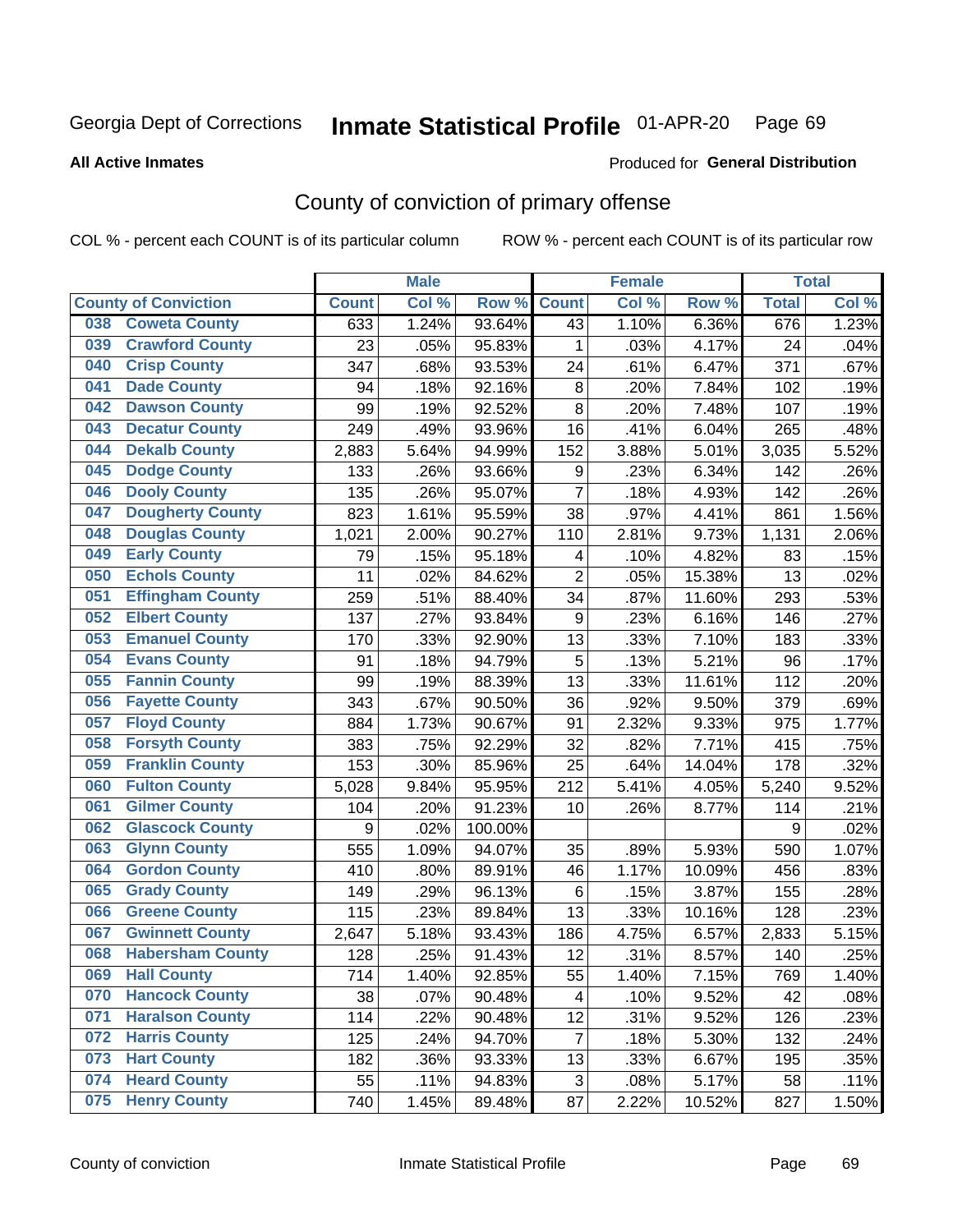Georgia Dept of Corrections **Inmate Statistical Profile** 01-APR-20

**All Active Inmates**

Produced for **General Distribution**

## County of conviction of primary offense

COL % - percent each COUNT is of its particular column ROW % - percent each COUNT is of its particular row

| County of Conviction | Male | | | Female | | | Total | |
|---|---|---|---|---|---|---|---|---|
| | Count | Col % | Row % | Count | Col % | Row % | Total | Col % |
| 038 Coweta County | 633 | 1.24% | 93.64% | 43 | 1.10% | 6.36% | 676 | 1.23% |
| 039 Crawford County | 23 | .05% | 95.83% | 1 | .03% | 4.17% | 24 | .04% |
| 040 Crisp County | 347 | .68% | 93.53% | 24 | .61% | 6.47% | 371 | .67% |
| 041 Dade County | 94 | .18% | 92.16% | 8 | .20% | 7.84% | 102 | .19% |
| 042 Dawson County | 99 | .19% | 92.52% | 8 | .20% | 7.48% | 107 | .19% |
| 043 Decatur County | 249 | .49% | 93.96% | 16 | .41% | 6.04% | 265 | .48% |
| 044 Dekalb County | 2,883 | 5.64% | 94.99% | 152 | 3.88% | 5.01% | 3,035 | 5.52% |
| 045 Dodge County | 133 | .26% | 93.66% | 9 | .23% | 6.34% | 142 | .26% |
| 046 Dooly County | 135 | .26% | 95.07% | 7 | .18% | 4.93% | 142 | .26% |
| 047 Dougherty County | 823 | 1.61% | 95.59% | 38 | .97% | 4.41% | 861 | 1.56% |
| 048 Douglas County | 1,021 | 2.00% | 90.27% | 110 | 2.81% | 9.73% | 1,131 | 2.06% |
| 049 Early County | 79 | .15% | 95.18% | 4 | .10% | 4.82% | 83 | .15% |
| 050 Echols County | 11 | .02% | 84.62% | 2 | .05% | 15.38% | 13 | .02% |
| 051 Effingham County | 259 | .51% | 88.40% | 34 | .87% | 11.60% | 293 | .53% |
| 052 Elbert County | 137 | .27% | 93.84% | 9 | .23% | 6.16% | 146 | .27% |
| 053 Emanuel County | 170 | .33% | 92.90% | 13 | .33% | 7.10% | 183 | .33% |
| 054 Evans County | 91 | .18% | 94.79% | 5 | .13% | 5.21% | 96 | .17% |
| 055 Fannin County | 99 | .19% | 88.39% | 13 | .33% | 11.61% | 112 | .20% |
| 056 Fayette County | 343 | .67% | 90.50% | 36 | .92% | 9.50% | 379 | .69% |
| 057 Floyd County | 884 | 1.73% | 90.67% | 91 | 2.32% | 9.33% | 975 | 1.77% |
| 058 Forsyth County | 383 | .75% | 92.29% | 32 | .82% | 7.71% | 415 | .75% |
| 059 Franklin County | 153 | .30% | 85.96% | 25 | .64% | 14.04% | 178 | .32% |
| 060 Fulton County | 5,028 | 9.84% | 95.95% | 212 | 5.41% | 4.05% | 5,240 | 9.52% |
| 061 Gilmer County | 104 | .20% | 91.23% | 10 | .26% | 8.77% | 114 | .21% |
| 062 Glascock County | 9 | .02% | 100.00% | | | | 9 | .02% |
| 063 Glynn County | 555 | 1.09% | 94.07% | 35 | .89% | 5.93% | 590 | 1.07% |
| 064 Gordon County | 410 | .80% | 89.91% | 46 | 1.17% | 10.09% | 456 | .83% |
| 065 Grady County | 149 | .29% | 96.13% | 6 | .15% | 3.87% | 155 | .28% |
| 066 Greene County | 115 | .23% | 89.84% | 13 | .33% | 10.16% | 128 | .23% |
| 067 Gwinnett County | 2,647 | 5.18% | 93.43% | 186 | 4.75% | 6.57% | 2,833 | 5.15% |
| 068 Habersham County | 128 | .25% | 91.43% | 12 | .31% | 8.57% | 140 | .25% |
| 069 Hall County | 714 | 1.40% | 92.85% | 55 | 1.40% | 7.15% | 769 | 1.40% |
| 070 Hancock County | 38 | .07% | 90.48% | 4 | .10% | 9.52% | 42 | .08% |
| 071 Haralson County | 114 | .22% | 90.48% | 12 | .31% | 9.52% | 126 | .23% |
| 072 Harris County | 125 | .24% | 94.70% | 7 | .18% | 5.30% | 132 | .24% |
| 073 Hart County | 182 | .36% | 93.33% | 13 | .33% | 6.67% | 195 | .35% |
| 074 Heard County | 55 | .11% | 94.83% | 3 | .08% | 5.17% | 58 | .11% |
| 075 Henry County | 740 | 1.45% | 89.48% | 87 | 2.22% | 10.52% | 827 | 1.50% |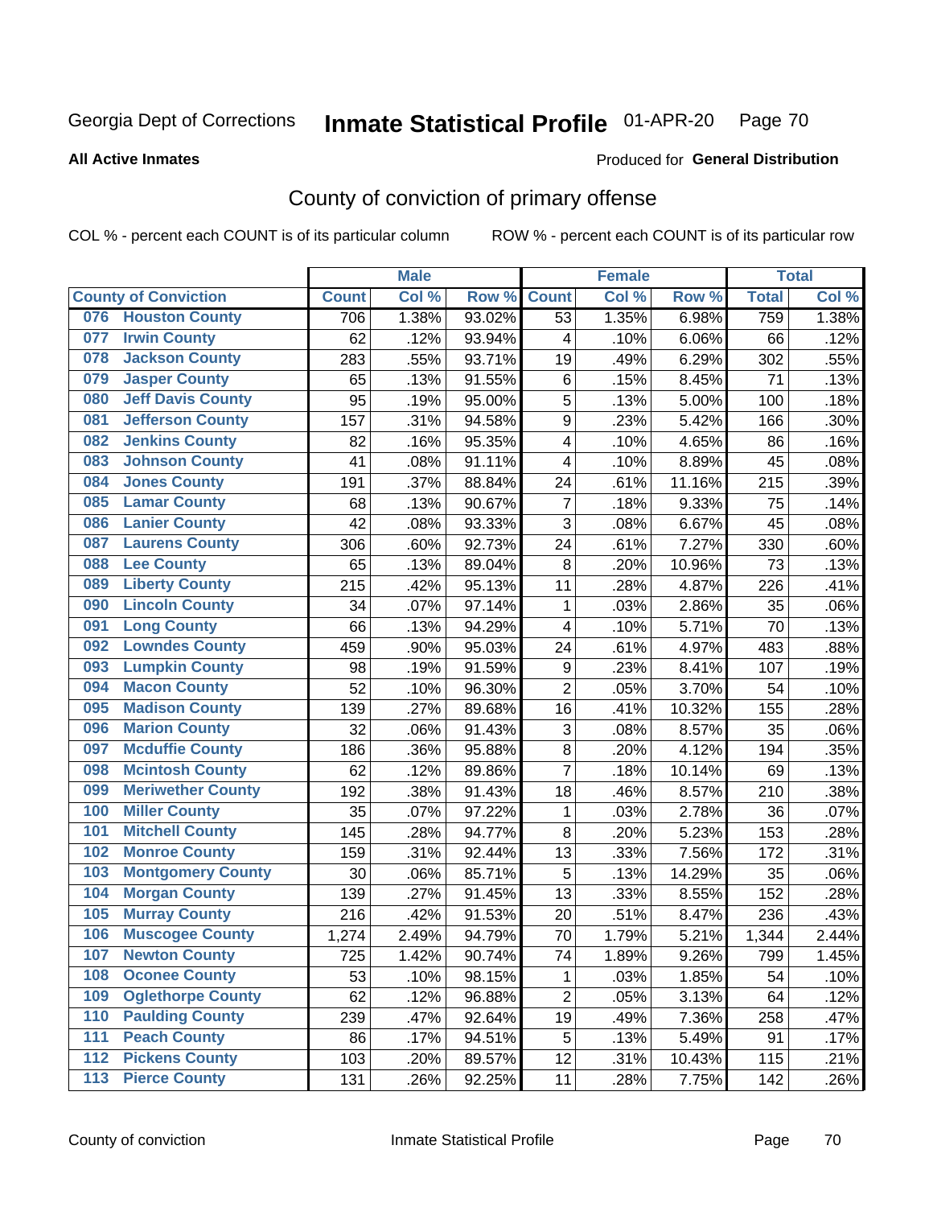Georgia Dept of Corrections **Inmate Statistical Profile** 01-APR-20

**All Active Inmates**

Produced for **General Distribution**

## County of conviction of primary offense

COL % - percent each COUNT is of its particular column ROW % - percent each COUNT is of its particular row

| County of Conviction | Male | | | Female | | | Total | |
|---|---|---|---|---|---|---|---|---|
| | Count | Col % | Row % | Count | Col % | Row % | Total | Col % |
| 076 Houston County | 706 | 1.38% | 93.02% | 53 | 1.35% | 6.98% | 759 | 1.38% |
| 077 Irwin County | 62 | .12% | 93.94% | 4 | .10% | 6.06% | 66 | .12% |
| 078 Jackson County | 283 | .55% | 93.71% | 19 | .49% | 6.29% | 302 | .55% |
| 079 Jasper County | 65 | .13% | 91.55% | 6 | .15% | 8.45% | 71 | .13% |
| 080 Jeff Davis County | 95 | .19% | 95.00% | 5 | .13% | 5.00% | 100 | .18% |
| 081 Jefferson County | 157 | .31% | 94.58% | 9 | .23% | 5.42% | 166 | .30% |
| 082 Jenkins County | 82 | .16% | 95.35% | 4 | .10% | 4.65% | 86 | .16% |
| 083 Johnson County | 41 | .08% | 91.11% | 4 | .10% | 8.89% | 45 | .08% |
| 084 Jones County | 191 | .37% | 88.84% | 24 | .61% | 11.16% | 215 | .39% |
| 085 Lamar County | 68 | .13% | 90.67% | 7 | .18% | 9.33% | 75 | .14% |
| 086 Lanier County | 42 | .08% | 93.33% | 3 | .08% | 6.67% | 45 | .08% |
| 087 Laurens County | 306 | .60% | 92.73% | 24 | .61% | 7.27% | 330 | .60% |
| 088 Lee County | 65 | .13% | 89.04% | 8 | .20% | 10.96% | 73 | .13% |
| 089 Liberty County | 215 | .42% | 95.13% | 11 | .28% | 4.87% | 226 | .41% |
| 090 Lincoln County | 34 | .07% | 97.14% | 1 | .03% | 2.86% | 35 | .06% |
| 091 Long County | 66 | .13% | 94.29% | 4 | .10% | 5.71% | 70 | .13% |
| 092 Lowndes County | 459 | .90% | 95.03% | 24 | .61% | 4.97% | 483 | .88% |
| 093 Lumpkin County | 98 | .19% | 91.59% | 9 | .23% | 8.41% | 107 | .19% |
| 094 Macon County | 52 | .10% | 96.30% | 2 | .05% | 3.70% | 54 | .10% |
| 095 Madison County | 139 | .27% | 89.68% | 16 | .41% | 10.32% | 155 | .28% |
| 096 Marion County | 32 | .06% | 91.43% | 3 | .08% | 8.57% | 35 | .06% |
| 097 Mcduffie County | 186 | .36% | 95.88% | 8 | .20% | 4.12% | 194 | .35% |
| 098 Mcintosh County | 62 | .12% | 89.86% | 7 | .18% | 10.14% | 69 | .13% |
| 099 Meriwether County | 192 | .38% | 91.43% | 18 | .46% | 8.57% | 210 | .38% |
| 100 Miller County | 35 | .07% | 97.22% | 1 | .03% | 2.78% | 36 | .07% |
| 101 Mitchell County | 145 | .28% | 94.77% | 8 | .20% | 5.23% | 153 | .28% |
| 102 Monroe County | 159 | .31% | 92.44% | 13 | .33% | 7.56% | 172 | .31% |
| 103 Montgomery County | 30 | .06% | 85.71% | 5 | .13% | 14.29% | 35 | .06% |
| 104 Morgan County | 139 | .27% | 91.45% | 13 | .33% | 8.55% | 152 | .28% |
| 105 Murray County | 216 | .42% | 91.53% | 20 | .51% | 8.47% | 236 | .43% |
| 106 Muscogee County | 1,274 | 2.49% | 94.79% | 70 | 1.79% | 5.21% | 1,344 | 2.44% |
| 107 Newton County | 725 | 1.42% | 90.74% | 74 | 1.89% | 9.26% | 799 | 1.45% |
| 108 Oconee County | 53 | .10% | 98.15% | 1 | .03% | 1.85% | 54 | .10% |
| 109 Oglethorpe County | 62 | .12% | 96.88% | 2 | .05% | 3.13% | 64 | .12% |
| 110 Paulding County | 239 | .47% | 92.64% | 19 | .49% | 7.36% | 258 | .47% |
| 111 Peach County | 86 | .17% | 94.51% | 5 | .13% | 5.49% | 91 | .17% |
| 112 Pickens County | 103 | .20% | 89.57% | 12 | .31% | 10.43% | 115 | .21% |
| 113 Pierce County | 131 | .26% | 92.25% | 11 | .28% | 7.75% | 142 | .26% |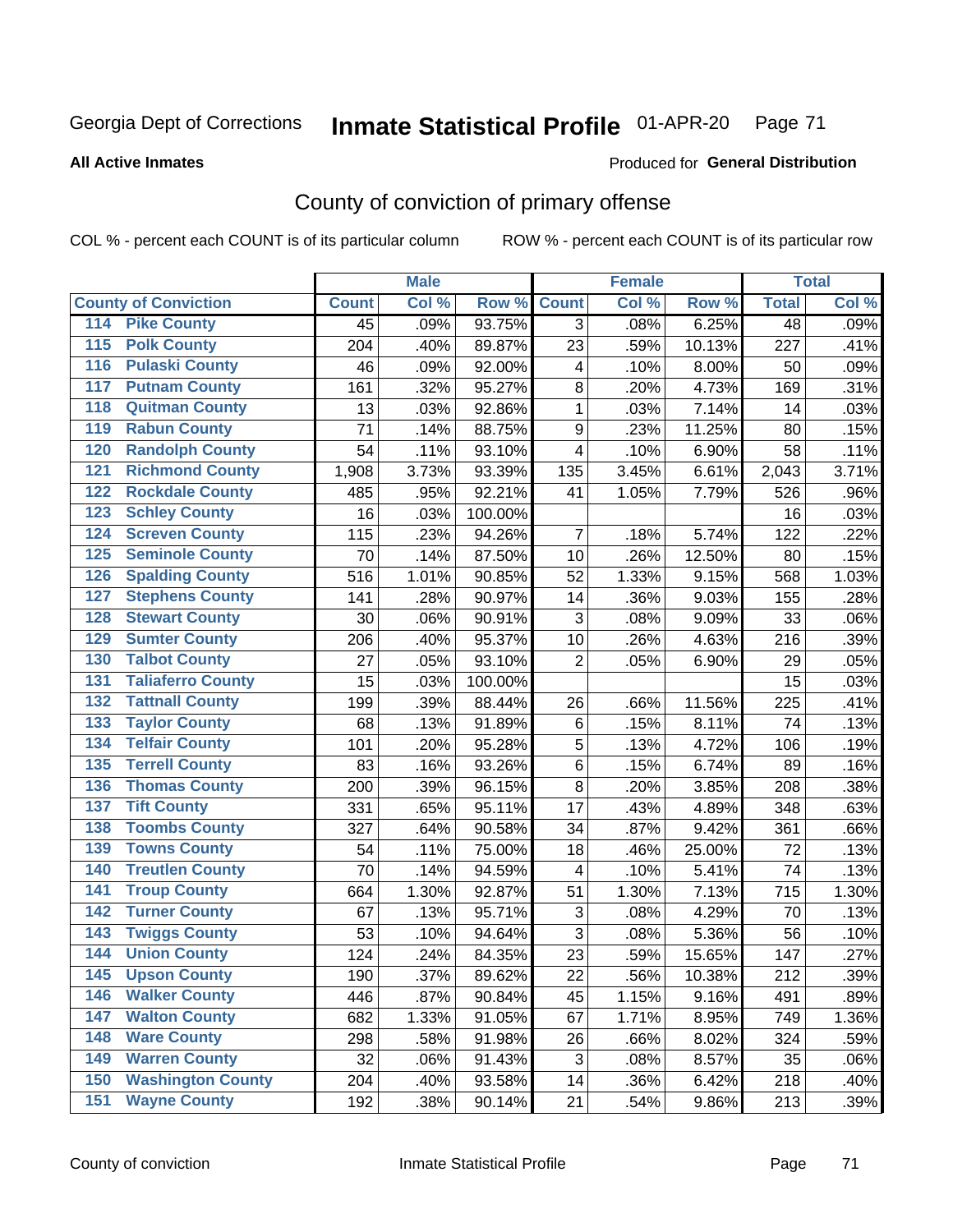Georgia Dept of Corrections **Inmate Statistical Profile** 01-APR-20

**All Active Inmates**

Produced for **General Distribution**

## County of conviction of primary offense

COL % - percent each COUNT is of its particular column ROW % - percent each COUNT is of its particular row

| County of Conviction | Male | | | Female | | | Total | |
|---|---|---|---|---|---|---|---|---|
| | Count | Col % | Row % | Count | Col % | Row % | Total | Col % |
| 114 Pike County | 45 | .09% | 93.75% | 3 | .08% | 6.25% | 48 | .09% |
| 115 Polk County | 204 | .40% | 89.87% | 23 | .59% | 10.13% | 227 | .41% |
| 116 Pulaski County | 46 | .09% | 92.00% | 4 | .10% | 8.00% | 50 | .09% |
| 117 Putnam County | 161 | .32% | 95.27% | 8 | .20% | 4.73% | 169 | .31% |
| 118 Quitman County | 13 | .03% | 92.86% | 1 | .03% | 7.14% | 14 | .03% |
| 119 Rabun County | 71 | .14% | 88.75% | 9 | .23% | 11.25% | 80 | .15% |
| 120 Randolph County | 54 | .11% | 93.10% | 4 | .10% | 6.90% | 58 | .11% |
| 121 Richmond County | 1,908 | 3.73% | 93.39% | 135 | 3.45% | 6.61% | 2,043 | 3.71% |
| 122 Rockdale County | 485 | .95% | 92.21% | 41 | 1.05% | 7.79% | 526 | .96% |
| 123 Schley County | 16 | .03% | 100.00% | | | | 16 | .03% |
| 124 Screven County | 115 | .23% | 94.26% | 7 | .18% | 5.74% | 122 | .22% |
| 125 Seminole County | 70 | .14% | 87.50% | 10 | .26% | 12.50% | 80 | .15% |
| 126 Spalding County | 516 | 1.01% | 90.85% | 52 | 1.33% | 9.15% | 568 | 1.03% |
| 127 Stephens County | 141 | .28% | 90.97% | 14 | .36% | 9.03% | 155 | .28% |
| 128 Stewart County | 30 | .06% | 90.91% | 3 | .08% | 9.09% | 33 | .06% |
| 129 Sumter County | 206 | .40% | 95.37% | 10 | .26% | 4.63% | 216 | .39% |
| 130 Talbot County | 27 | .05% | 93.10% | 2 | .05% | 6.90% | 29 | .05% |
| 131 Taliaferro County | 15 | .03% | 100.00% | | | | 15 | .03% |
| 132 Tattnall County | 199 | .39% | 88.44% | 26 | .66% | 11.56% | 225 | .41% |
| 133 Taylor County | 68 | .13% | 91.89% | 6 | .15% | 8.11% | 74 | .13% |
| 134 Telfair County | 101 | .20% | 95.28% | 5 | .13% | 4.72% | 106 | .19% |
| 135 Terrell County | 83 | .16% | 93.26% | 6 | .15% | 6.74% | 89 | .16% |
| 136 Thomas County | 200 | .39% | 96.15% | 8 | .20% | 3.85% | 208 | .38% |
| 137 Tift County | 331 | .65% | 95.11% | 17 | .43% | 4.89% | 348 | .63% |
| 138 Toombs County | 327 | .64% | 90.58% | 34 | .87% | 9.42% | 361 | .66% |
| 139 Towns County | 54 | .11% | 75.00% | 18 | .46% | 25.00% | 72 | .13% |
| 140 Treutlen County | 70 | .14% | 94.59% | 4 | .10% | 5.41% | 74 | .13% |
| 141 Troup County | 664 | 1.30% | 92.87% | 51 | 1.30% | 7.13% | 715 | 1.30% |
| 142 Turner County | 67 | .13% | 95.71% | 3 | .08% | 4.29% | 70 | .13% |
| 143 Twiggs County | 53 | .10% | 94.64% | 3 | .08% | 5.36% | 56 | .10% |
| 144 Union County | 124 | .24% | 84.35% | 23 | .59% | 15.65% | 147 | .27% |
| 145 Upson County | 190 | .37% | 89.62% | 22 | .56% | 10.38% | 212 | .39% |
| 146 Walker County | 446 | .87% | 90.84% | 45 | 1.15% | 9.16% | 491 | .89% |
| 147 Walton County | 682 | 1.33% | 91.05% | 67 | 1.71% | 8.95% | 749 | 1.36% |
| 148 Ware County | 298 | .58% | 91.98% | 26 | .66% | 8.02% | 324 | .59% |
| 149 Warren County | 32 | .06% | 91.43% | 3 | .08% | 8.57% | 35 | .06% |
| 150 Washington County | 204 | .40% | 93.58% | 14 | .36% | 6.42% | 218 | .40% |
| 151 Wayne County | 192 | .38% | 90.14% | 21 | .54% | 9.86% | 213 | .39% |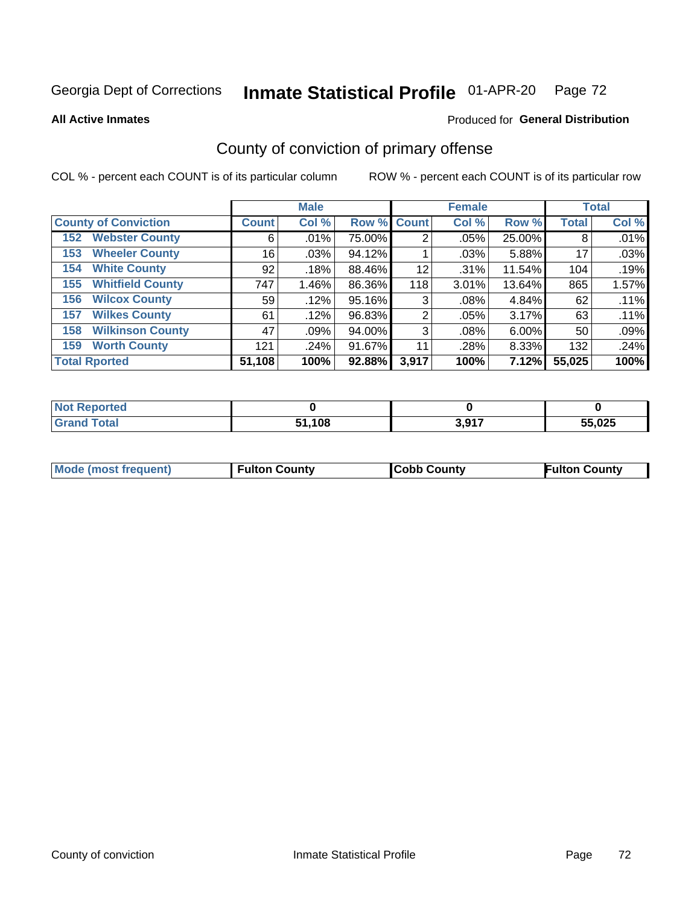Georgia Dept of Corrections **Inmate Statistical Profile** 01-APR-20

**All Active Inmates**

Produced for **General Distribution**

## County of conviction of primary offense

COL % - percent each COUNT is of its particular column

ROW % - percent each COUNT is of its particular row

| | Male | | | Female | | | Total | |
|---|---|---|---|---|---|---|---|---|
| **County of Conviction** | **Count** | **Col %** | **Row %** | **Count** | **Col %** | **Row %** | **Total** | **Col %** |
| 152 Webster County | 6 | .01% | 75.00% | 2 | .05% | 25.00% | 8 | .01% |
| 153 Wheeler County | 16 | .03% | 94.12% | 1 | .03% | 5.88% | 17 | .03% |
| 154 White County | 92 | .18% | 88.46% | 12 | .31% | 11.54% | 104 | .19% |
| 155 Whitfield County | 747 | 1.46% | 86.36% | 118 | 3.01% | 13.64% | 865 | 1.57% |
| 156 Wilcox County | 59 | .12% | 95.16% | 3 | .08% | 4.84% | 62 | .11% |
| 157 Wilkes County | 61 | .12% | 96.83% | 2 | .05% | 3.17% | 63 | .11% |
| 158 Wilkinson County | 47 | .09% | 94.00% | 3 | .08% | 6.00% | 50 | .09% |
| 159 Worth County | 121 | .24% | 91.67% | 11 | .28% | 8.33% | 132 | .24% |
| **Total Rported** | **51,108** | **100%** | **92.88%** | **3,917** | **100%** | **7.12%** | **55,025** | **100%** |

| | Male | Female | Total |
|---|---|---|---|
| **Not Reported** | **0** | **0** | **0** |
| **Grand Total** | **51,108** | **3,917** | **55,025** |

| | Male | Female | Total |
|---|---|---|---|
| **Mode (most frequent)** | **Fulton County** | **Cobb County** | **Fulton County** |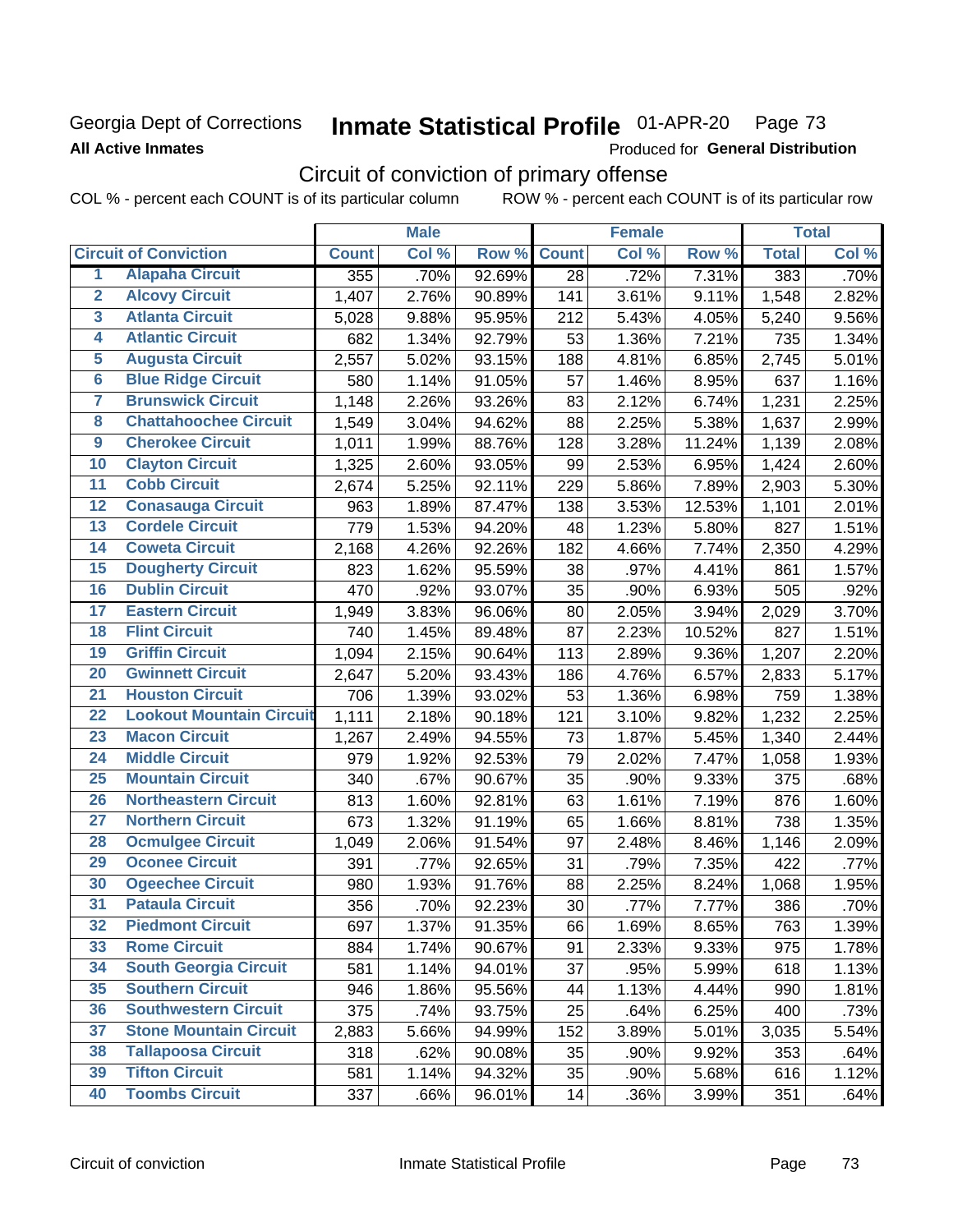Georgia Dept of Corrections **Inmate Statistical Profile** 01-APR-20

**All Active Inmates**

Produced for **General Distribution**

## Circuit of conviction of primary offense

COL % - percent each COUNT is of its particular column ROW % - percent each COUNT is of its particular row

| | | Male | | | Female | | | Total | |
|---|---|---|---|---|---|---|---|---|---|
| **Circuit of Conviction** | | **Count** | **Col %** | **Row %** | **Count** | **Col %** | **Row %** | **Total** | **Col %** |
| 1 | Alapaha Circuit | 355 | .70% | 92.69% | 28 | .72% | 7.31% | 383 | .70% |
| 2 | Alcovy Circuit | 1,407 | 2.76% | 90.89% | 141 | 3.61% | 9.11% | 1,548 | 2.82% |
| 3 | Atlanta Circuit | 5,028 | 9.88% | 95.95% | 212 | 5.43% | 4.05% | 5,240 | 9.56% |
| 4 | Atlantic Circuit | 682 | 1.34% | 92.79% | 53 | 1.36% | 7.21% | 735 | 1.34% |
| 5 | Augusta Circuit | 2,557 | 5.02% | 93.15% | 188 | 4.81% | 6.85% | 2,745 | 5.01% |
| 6 | Blue Ridge Circuit | 580 | 1.14% | 91.05% | 57 | 1.46% | 8.95% | 637 | 1.16% |
| 7 | Brunswick Circuit | 1,148 | 2.26% | 93.26% | 83 | 2.12% | 6.74% | 1,231 | 2.25% |
| 8 | Chattahoochee Circuit | 1,549 | 3.04% | 94.62% | 88 | 2.25% | 5.38% | 1,637 | 2.99% |
| 9 | Cherokee Circuit | 1,011 | 1.99% | 88.76% | 128 | 3.28% | 11.24% | 1,139 | 2.08% |
| 10 | Clayton Circuit | 1,325 | 2.60% | 93.05% | 99 | 2.53% | 6.95% | 1,424 | 2.60% |
| 11 | Cobb Circuit | 2,674 | 5.25% | 92.11% | 229 | 5.86% | 7.89% | 2,903 | 5.30% |
| 12 | Conasauga Circuit | 963 | 1.89% | 87.47% | 138 | 3.53% | 12.53% | 1,101 | 2.01% |
| 13 | Cordele Circuit | 779 | 1.53% | 94.20% | 48 | 1.23% | 5.80% | 827 | 1.51% |
| 14 | Coweta Circuit | 2,168 | 4.26% | 92.26% | 182 | 4.66% | 7.74% | 2,350 | 4.29% |
| 15 | Dougherty Circuit | 823 | 1.62% | 95.59% | 38 | .97% | 4.41% | 861 | 1.57% |
| 16 | Dublin Circuit | 470 | .92% | 93.07% | 35 | .90% | 6.93% | 505 | .92% |
| 17 | Eastern Circuit | 1,949 | 3.83% | 96.06% | 80 | 2.05% | 3.94% | 2,029 | 3.70% |
| 18 | Flint Circuit | 740 | 1.45% | 89.48% | 87 | 2.23% | 10.52% | 827 | 1.51% |
| 19 | Griffin Circuit | 1,094 | 2.15% | 90.64% | 113 | 2.89% | 9.36% | 1,207 | 2.20% |
| 20 | Gwinnett Circuit | 2,647 | 5.20% | 93.43% | 186 | 4.76% | 6.57% | 2,833 | 5.17% |
| 21 | Houston Circuit | 706 | 1.39% | 93.02% | 53 | 1.36% | 6.98% | 759 | 1.38% |
| 22 | Lookout Mountain Circuit | 1,111 | 2.18% | 90.18% | 121 | 3.10% | 9.82% | 1,232 | 2.25% |
| 23 | Macon Circuit | 1,267 | 2.49% | 94.55% | 73 | 1.87% | 5.45% | 1,340 | 2.44% |
| 24 | Middle Circuit | 979 | 1.92% | 92.53% | 79 | 2.02% | 7.47% | 1,058 | 1.93% |
| 25 | Mountain Circuit | 340 | .67% | 90.67% | 35 | .90% | 9.33% | 375 | .68% |
| 26 | Northeastern Circuit | 813 | 1.60% | 92.81% | 63 | 1.61% | 7.19% | 876 | 1.60% |
| 27 | Northern Circuit | 673 | 1.32% | 91.19% | 65 | 1.66% | 8.81% | 738 | 1.35% |
| 28 | Ocmulgee Circuit | 1,049 | 2.06% | 91.54% | 97 | 2.48% | 8.46% | 1,146 | 2.09% |
| 29 | Oconee Circuit | 391 | .77% | 92.65% | 31 | .79% | 7.35% | 422 | .77% |
| 30 | Ogeechee Circuit | 980 | 1.93% | 91.76% | 88 | 2.25% | 8.24% | 1,068 | 1.95% |
| 31 | Pataula Circuit | 356 | .70% | 92.23% | 30 | .77% | 7.77% | 386 | .70% |
| 32 | Piedmont Circuit | 697 | 1.37% | 91.35% | 66 | 1.69% | 8.65% | 763 | 1.39% |
| 33 | Rome Circuit | 884 | 1.74% | 90.67% | 91 | 2.33% | 9.33% | 975 | 1.78% |
| 34 | South Georgia Circuit | 581 | 1.14% | 94.01% | 37 | .95% | 5.99% | 618 | 1.13% |
| 35 | Southern Circuit | 946 | 1.86% | 95.56% | 44 | 1.13% | 4.44% | 990 | 1.81% |
| 36 | Southwestern Circuit | 375 | .74% | 93.75% | 25 | .64% | 6.25% | 400 | .73% |
| 37 | Stone Mountain Circuit | 2,883 | 5.66% | 94.99% | 152 | 3.89% | 5.01% | 3,035 | 5.54% |
| 38 | Tallapoosa Circuit | 318 | .62% | 90.08% | 35 | .90% | 9.92% | 353 | .64% |
| 39 | Tifton Circuit | 581 | 1.14% | 94.32% | 35 | .90% | 5.68% | 616 | 1.12% |
| 40 | Toombs Circuit | 337 | .66% | 96.01% | 14 | .36% | 3.99% | 351 | .64% |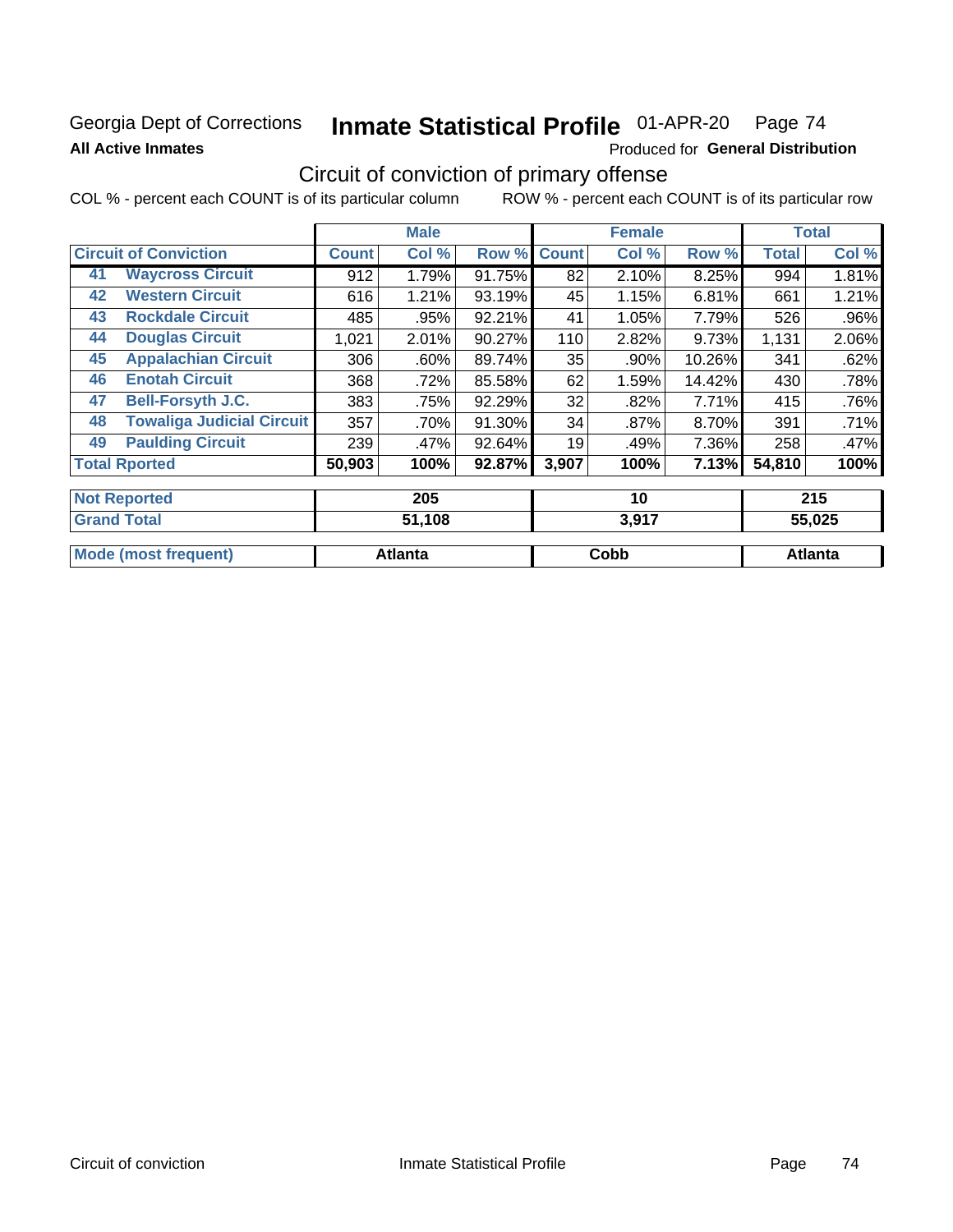Georgia Dept of Corrections **Inmate Statistical Profile** 01-APR-20

**All Active Inmates**

Produced for **General Distribution**

## Circuit of conviction of primary offense

COL % - percent each COUNT is of its particular column ROW % - percent each COUNT is of its particular row

| Circuit of Conviction | | Male | | | Female | | | Total | |
|---|---|---|---|---|---|---|---|---|---|
| | | Count | Col % | Row % | Count | Col % | Row % | Total | Col % |
| 41 | Waycross Circuit | 912 | 1.79% | 91.75% | 82 | 2.10% | 8.25% | 994 | 1.81% |
| 42 | Western Circuit | 616 | 1.21% | 93.19% | 45 | 1.15% | 6.81% | 661 | 1.21% |
| 43 | Rockdale Circuit | 485 | .95% | 92.21% | 41 | 1.05% | 7.79% | 526 | .96% |
| 44 | Douglas Circuit | 1,021 | 2.01% | 90.27% | 110 | 2.82% | 9.73% | 1,131 | 2.06% |
| 45 | Appalachian Circuit | 306 | .60% | 89.74% | 35 | .90% | 10.26% | 341 | .62% |
| 46 | Enotah Circuit | 368 | .72% | 85.58% | 62 | 1.59% | 14.42% | 430 | .78% |
| 47 | Bell-Forsyth J.C. | 383 | .75% | 92.29% | 32 | .82% | 7.71% | 415 | .76% |
| 48 | Towaliga Judicial Circuit | 357 | .70% | 91.30% | 34 | .87% | 8.70% | 391 | .71% |
| 49 | Paulding Circuit | 239 | .47% | 92.64% | 19 | .49% | 7.36% | 258 | .47% |
| Total Rported | | 50,903 | 100% | 92.87% | 3,907 | 100% | 7.13% | 54,810 | 100% |

| | Male | Female | Total |
|---|---|---|---|
| Not Reported | 205 | 10 | 215 |
| Grand Total | 51,108 | 3,917 | 55,025 |

| | Male | Female | Total |
|---|---|---|---|
| Mode (most frequent) | Atlanta | Cobb | Atlanta |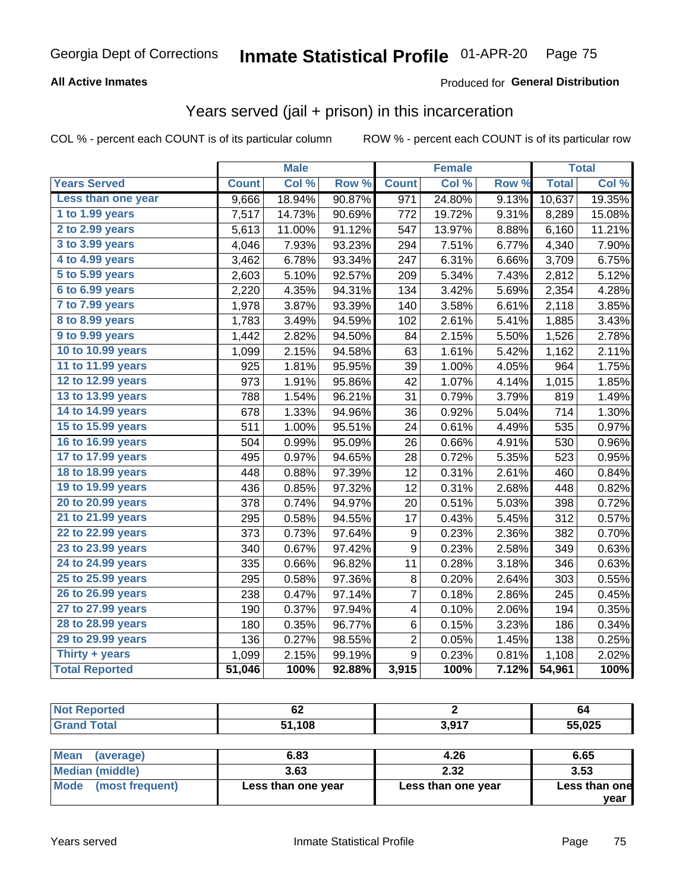Georgia Dept of Corrections **Inmate Statistical Profile** 01-APR-20

**All Active Inmates**

Produced for **General Distribution**

## Years served (jail + prison) in this incarceration

COL % - percent each COUNT is of its particular column

ROW % - percent each COUNT is of its particular row

| | Male | | | Female | | | Total | |
|---|---|---|---|---|---|---|---|---|
| **Years Served** | **Count** | **Col %** | **Row %** | **Count** | **Col %** | **Row %** | **Total** | **Col %** |
| Less than one year | 9,666 | 18.94% | 90.87% | 971 | 24.80% | 9.13% | 10,637 | 19.35% |
| 1 to 1.99 years | 7,517 | 14.73% | 90.69% | 772 | 19.72% | 9.31% | 8,289 | 15.08% |
| 2 to 2.99 years | 5,613 | 11.00% | 91.12% | 547 | 13.97% | 8.88% | 6,160 | 11.21% |
| 3 to 3.99 years | 4,046 | 7.93% | 93.23% | 294 | 7.51% | 6.77% | 4,340 | 7.90% |
| 4 to 4.99 years | 3,462 | 6.78% | 93.34% | 247 | 6.31% | 6.66% | 3,709 | 6.75% |
| 5 to 5.99 years | 2,603 | 5.10% | 92.57% | 209 | 5.34% | 7.43% | 2,812 | 5.12% |
| 6 to 6.99 years | 2,220 | 4.35% | 94.31% | 134 | 3.42% | 5.69% | 2,354 | 4.28% |
| 7 to 7.99 years | 1,978 | 3.87% | 93.39% | 140 | 3.58% | 6.61% | 2,118 | 3.85% |
| 8 to 8.99 years | 1,783 | 3.49% | 94.59% | 102 | 2.61% | 5.41% | 1,885 | 3.43% |
| 9 to 9.99 years | 1,442 | 2.82% | 94.50% | 84 | 2.15% | 5.50% | 1,526 | 2.78% |
| 10 to 10.99 years | 1,099 | 2.15% | 94.58% | 63 | 1.61% | 5.42% | 1,162 | 2.11% |
| 11 to 11.99 years | 925 | 1.81% | 95.95% | 39 | 1.00% | 4.05% | 964 | 1.75% |
| 12 to 12.99 years | 973 | 1.91% | 95.86% | 42 | 1.07% | 4.14% | 1,015 | 1.85% |
| 13 to 13.99 years | 788 | 1.54% | 96.21% | 31 | 0.79% | 3.79% | 819 | 1.49% |
| 14 to 14.99 years | 678 | 1.33% | 94.96% | 36 | 0.92% | 5.04% | 714 | 1.30% |
| 15 to 15.99 years | 511 | 1.00% | 95.51% | 24 | 0.61% | 4.49% | 535 | 0.97% |
| 16 to 16.99 years | 504 | 0.99% | 95.09% | 26 | 0.66% | 4.91% | 530 | 0.96% |
| 17 to 17.99 years | 495 | 0.97% | 94.65% | 28 | 0.72% | 5.35% | 523 | 0.95% |
| 18 to 18.99 years | 448 | 0.88% | 97.39% | 12 | 0.31% | 2.61% | 460 | 0.84% |
| 19 to 19.99 years | 436 | 0.85% | 97.32% | 12 | 0.31% | 2.68% | 448 | 0.82% |
| 20 to 20.99 years | 378 | 0.74% | 94.97% | 20 | 0.51% | 5.03% | 398 | 0.72% |
| 21 to 21.99 years | 295 | 0.58% | 94.55% | 17 | 0.43% | 5.45% | 312 | 0.57% |
| 22 to 22.99 years | 373 | 0.73% | 97.64% | 9 | 0.23% | 2.36% | 382 | 0.70% |
| 23 to 23.99 years | 340 | 0.67% | 97.42% | 9 | 0.23% | 2.58% | 349 | 0.63% |
| 24 to 24.99 years | 335 | 0.66% | 96.82% | 11 | 0.28% | 3.18% | 346 | 0.63% |
| 25 to 25.99 years | 295 | 0.58% | 97.36% | 8 | 0.20% | 2.64% | 303 | 0.55% |
| 26 to 26.99 years | 238 | 0.47% | 97.14% | 7 | 0.18% | 2.86% | 245 | 0.45% |
| 27 to 27.99 years | 190 | 0.37% | 97.94% | 4 | 0.10% | 2.06% | 194 | 0.35% |
| 28 to 28.99 years | 180 | 0.35% | 96.77% | 6 | 0.15% | 3.23% | 186 | 0.34% |
| 29 to 29.99 years | 136 | 0.27% | 98.55% | 2 | 0.05% | 1.45% | 138 | 0.25% |
| Thirty + years | 1,099 | 2.15% | 99.19% | 9 | 0.23% | 0.81% | 1,108 | 2.02% |
| **Total Reported** | **51,046** | **100%** | **92.88%** | **3,915** | **100%** | **7.12%** | **54,961** | **100%** |

| | Male | Female | Total |
|---|---|---|---|
| Not Reported | **62** | **2** | **64** |
| Grand Total | **51,108** | **3,917** | **55,025** |

| | Male | Female | Total |
|---|---|---|---|
| Mean (average) | **6.83** | **4.26** | **6.65** |
| Median (middle) | **3.63** | **2.32** | **3.53** |
| Mode (most frequent) | **Less than one year** | **Less than one year** | **Less than one year** |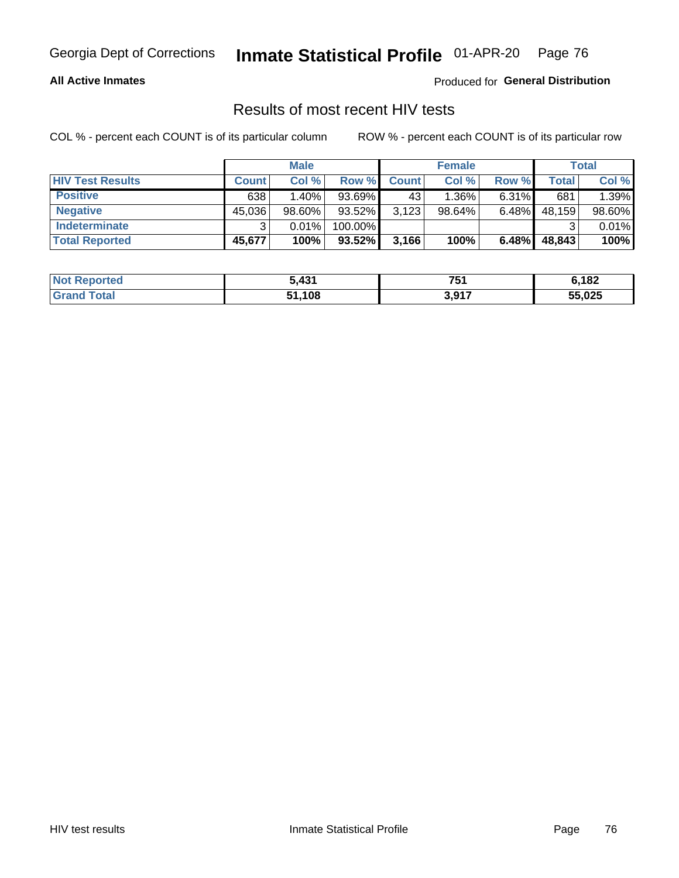Georgia Dept of Corrections **Inmate Statistical Profile** 01-APR-20

**All Active Inmates**

Produced for **General Distribution**

## Results of most recent HIV tests

COL % - percent each COUNT is of its particular column ROW % - percent each COUNT is of its particular row

| | Male | | | Female | | | Total | |
|---|---|---|---|---|---|---|---|---|
| **HIV Test Results** | **Count** | **Col %** | **Row %** | **Count** | **Col %** | **Row %** | **Total** | **Col %** |
| **Positive** | 638 | 1.40% | 93.69% | 43 | 1.36% | 6.31% | 681 | 1.39% |
| **Negative** | 45,036 | 98.60% | 93.52% | 3,123 | 98.64% | 6.48% | 48,159 | 98.60% |
| **Indeterminate** | 3 | 0.01% | 100.00% | | | | 3 | 0.01% |
| **Total Reported** | **45,677** | **100%** | **93.52%** | **3,166** | **100%** | **6.48%** | **48,843** | **100%** |

| | Male | Female | Total |
|---|---|---|---|
| **Not Reported** | **5,431** | **751** | **6,182** |
| **Grand Total** | **51,108** | **3,917** | **55,025** |

HIV test results Inmate Statistical Profile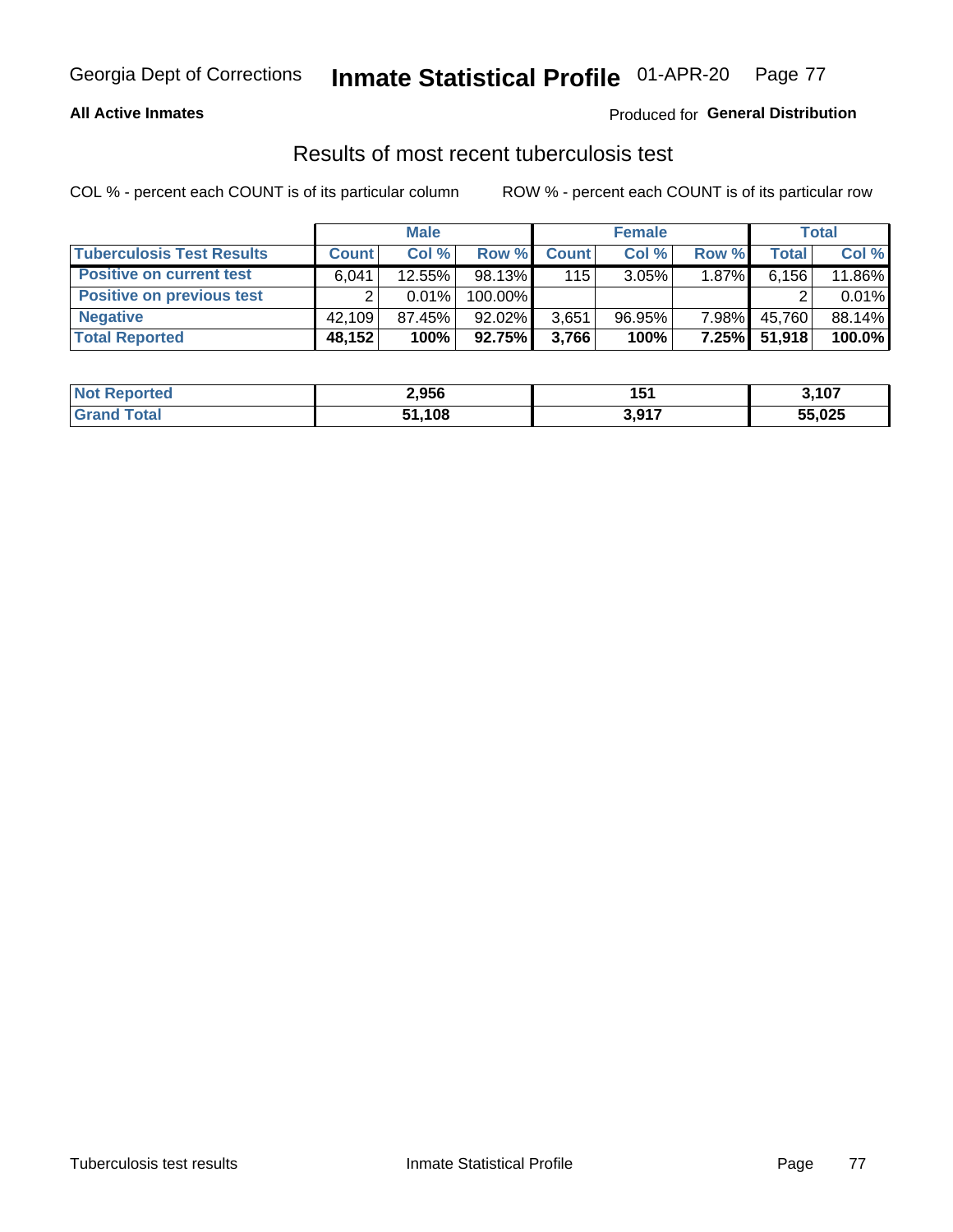**All Active Inmates**

Produced for **General Distribution**

## Results of most recent tuberculosis test

COL % - percent each COUNT is of its particular column

ROW % - percent each COUNT is of its particular row

| | Male | | | Female | | | Total | |
|---|---|---|---|---|---|---|---|---|
| **Tuberculosis Test Results** | **Count** | **Col %** | **Row %** | **Count** | **Col %** | **Row %** | **Total** | **Col %** |
| **Positive on current test** | 6,041 | 12.55% | 98.13% | 115 | 3.05% | 1.87% | 6,156 | 11.86% |
| **Positive on previous test** | 2 | 0.01% | 100.00% | | | | 2 | 0.01% |
| **Negative** | 42,109 | 87.45% | 92.02% | 3,651 | 96.95% | 7.98% | 45,760 | 88.14% |
| **Total Reported** | **48,152** | **100%** | **92.75%** | **3,766** | **100%** | **7.25%** | **51,918** | **100.0%** |

| | Male | Female | Total |
|---|---|---|---|
| **Not Reported** | **2,956** | **151** | **3,107** |
| **Grand Total** | **51,108** | **3,917** | **55,025** |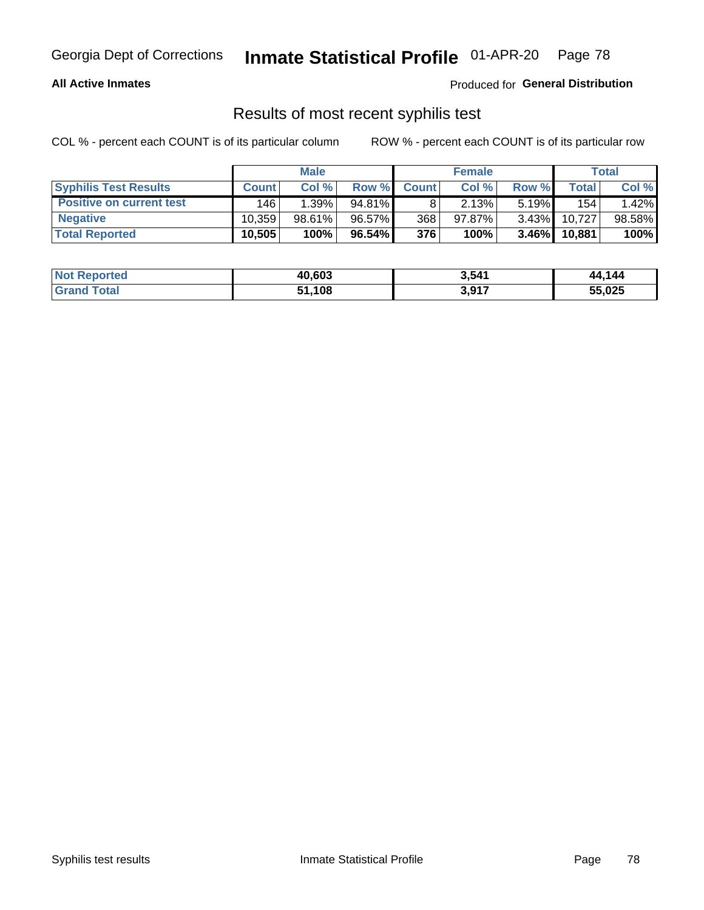Georgia Dept of Corrections **Inmate Statistical Profile** 01-APR-20

**All Active Inmates**

Produced for **General Distribution**

## Results of most recent syphilis test

COL % - percent each COUNT is of its particular column

ROW % - percent each COUNT is of its particular row

| | Male | | | Female | | | Total | |
|---|---|---|---|---|---|---|---|---|
| **Syphilis Test Results** | **Count** | **Col %** | **Row %** | **Count** | **Col %** | **Row %** | **Total** | **Col %** |
| **Positive on current test** | 146 | 1.39% | 94.81% | 8 | 2.13% | 5.19% | 154 | 1.42% |
| **Negative** | 10,359 | 98.61% | 96.57% | 368 | 97.87% | 3.43% | 10,727 | 98.58% |
| **Total Reported** | **10,505** | **100%** | **96.54%** | **376** | **100%** | **3.46%** | **10,881** | **100%** |

| | Male | Female | Total |
|---|---|---|---|
| **Not Reported** | **40,603** | **3,541** | **44,144** |
| **Grand Total** | **51,108** | **3,917** | **55,025** |

Syphilis test results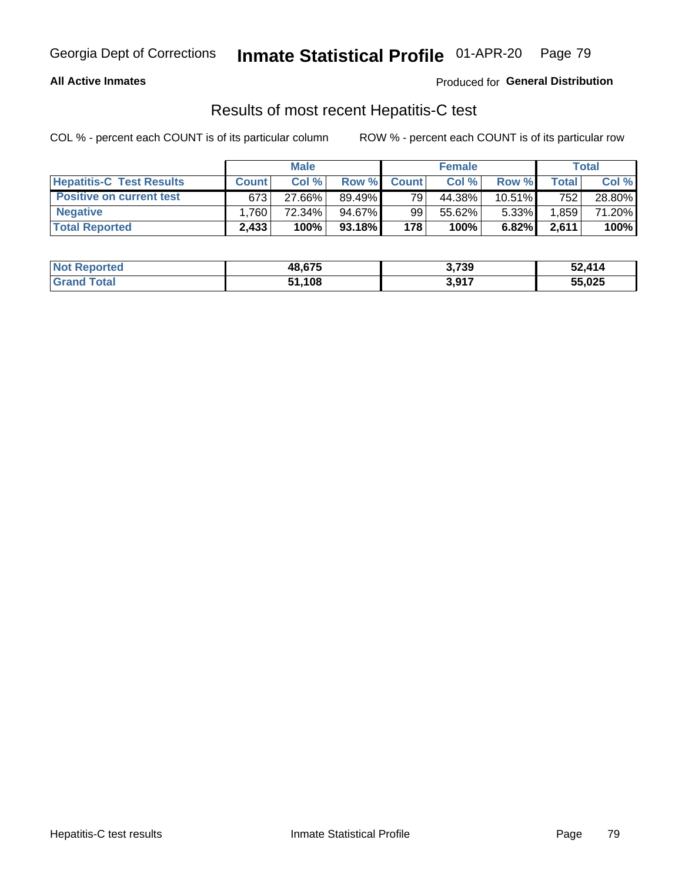**All Active Inmates**

Produced for **General Distribution**

## Results of most recent Hepatitis-C test

COL % - percent each COUNT is of its particular column

ROW % - percent each COUNT is of its particular row

| | Male | | | Female | | | Total | |
|---|---|---|---|---|---|---|---|---|
| **Hepatitis-C Test Results** | **Count** | **Col %** | **Row %** | **Count** | **Col %** | **Row %** | **Total** | **Col %** |
| **Positive on current test** | 673 | 27.66% | 89.49% | 79 | 44.38% | 10.51% | 752 | 28.80% |
| **Negative** | 1,760 | 72.34% | 94.67% | 99 | 55.62% | 5.33% | 1,859 | 71.20% |
| **Total Reported** | **2,433** | **100%** | **93.18%** | **178** | **100%** | **6.82%** | **2,611** | **100%** |

| | | | |
|---|---|---|---|
| **Not Reported** | **48,675** | **3,739** | **52,414** |
| **Grand Total** | **51,108** | **3,917** | **55,025** |